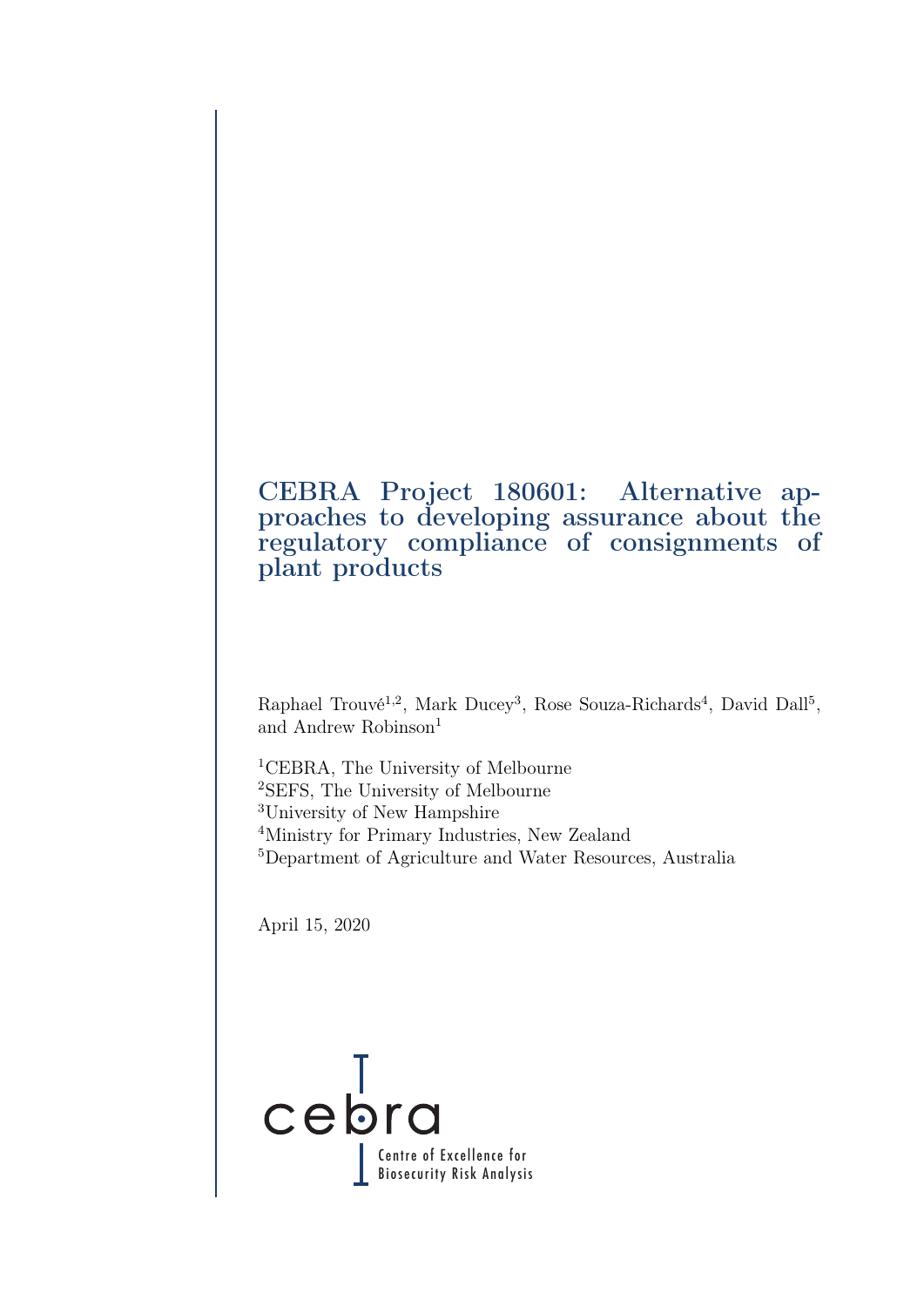# CEBRA Project 180601: Alternative approaches to developing assurance about the regulatory compliance of consignments of plant products

Raphael Trouvé[1,2], Mark Ducey[3], Rose Souza-Richards[4], David Dall[5], and Andrew Robinson[1]

[1]CEBRA, The University of Melbourne
[2]SEFS, The University of Melbourne
[3]University of New Hampshire
[4]Ministry for Primary Industries, New Zealand
[5]Department of Agriculture and Water Resources, Australia

April 15, 2020

cebra

Centre of Excellence for Biosecurity Risk Analysis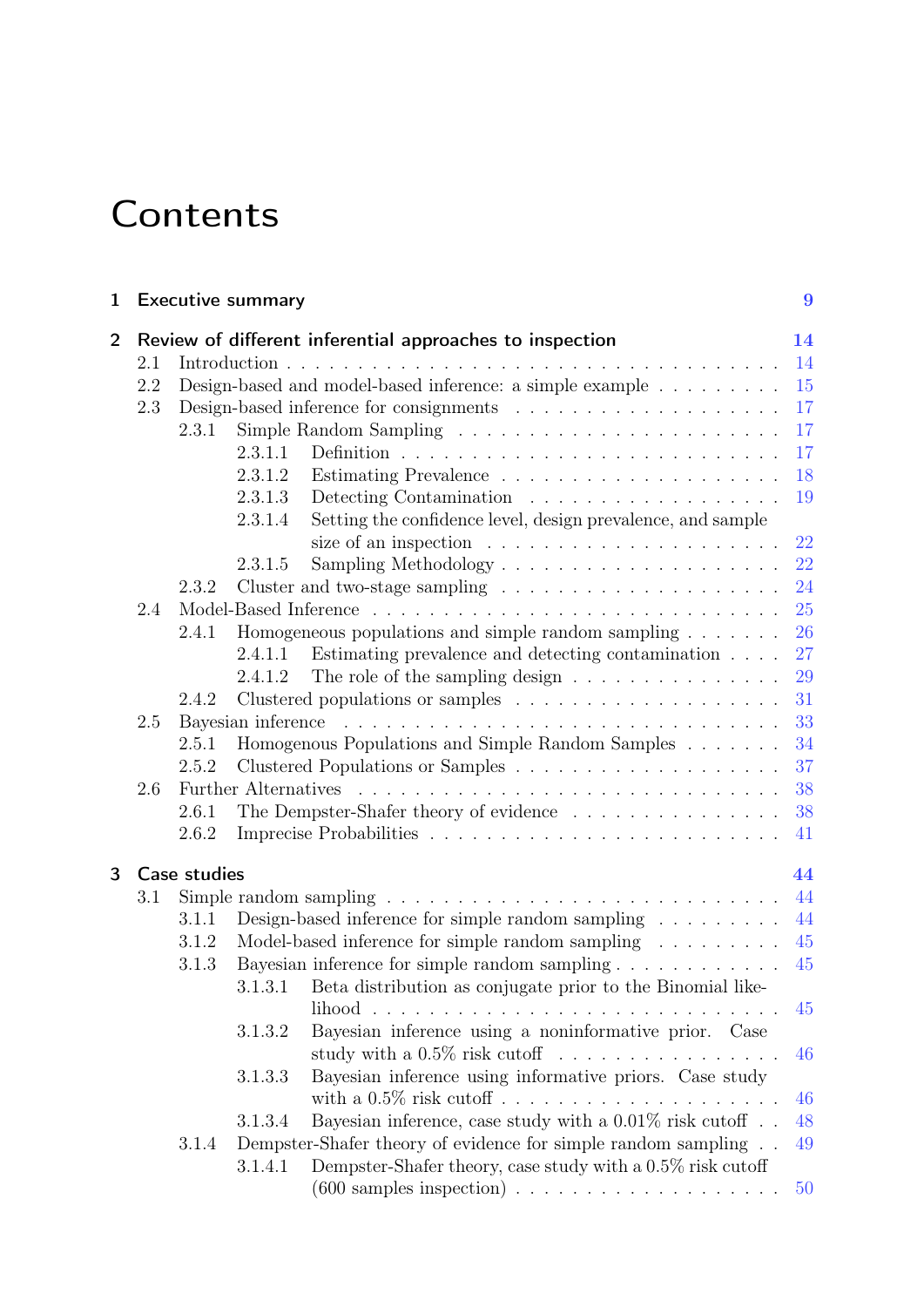# Contents

**1 Executive summary** 9

**2 Review of different inferential approaches to inspection** 14

- 2.1 Introduction . . . 14
- 2.2 Design-based and model-based inference: a simple example . . . 15
- 2.3 Design-based inference for consignments . . . 17
  - 2.3.1 Simple Random Sampling . . . 17
    - 2.3.1.1 Definition . . . 17
    - 2.3.1.2 Estimating Prevalence . . . 18
    - 2.3.1.3 Detecting Contamination . . . 19
    - 2.3.1.4 Setting the confidence level, design prevalence, and sample size of an inspection . . . 22
    - 2.3.1.5 Sampling Methodology . . . 22
  - 2.3.2 Cluster and two-stage sampling . . . 24
- 2.4 Model-Based Inference . . . 25
  - 2.4.1 Homogeneous populations and simple random sampling . . . 26
    - 2.4.1.1 Estimating prevalence and detecting contamination . . . 27
    - 2.4.1.2 The role of the sampling design . . . 29
  - 2.4.2 Clustered populations or samples . . . 31
- 2.5 Bayesian inference . . . 33
  - 2.5.1 Homogenous Populations and Simple Random Samples . . . 34
  - 2.5.2 Clustered Populations or Samples . . . 37
- 2.6 Further Alternatives . . . 38
  - 2.6.1 The Dempster-Shafer theory of evidence . . . 38
  - 2.6.2 Imprecise Probabilities . . . 41

**3 Case studies** 44

- 3.1 Simple random sampling . . . 44
  - 3.1.1 Design-based inference for simple random sampling . . . 44
  - 3.1.2 Model-based inference for simple random sampling . . . 45
  - 3.1.3 Bayesian inference for simple random sampling . . . 45
    - 3.1.3.1 Beta distribution as conjugate prior to the Binomial likelihood . . . 45
    - 3.1.3.2 Bayesian inference using a noninformative prior. Case study with a 0.5% risk cutoff . . . 46
    - 3.1.3.3 Bayesian inference using informative priors. Case study with a 0.5% risk cutoff . . . 46
    - 3.1.3.4 Bayesian inference, case study with a 0.01% risk cutoff . . . 48
  - 3.1.4 Dempster-Shafer theory of evidence for simple random sampling . . . 49
    - 3.1.4.1 Dempster-Shafer theory, case study with a 0.5% risk cutoff (600 samples inspection) . . . 50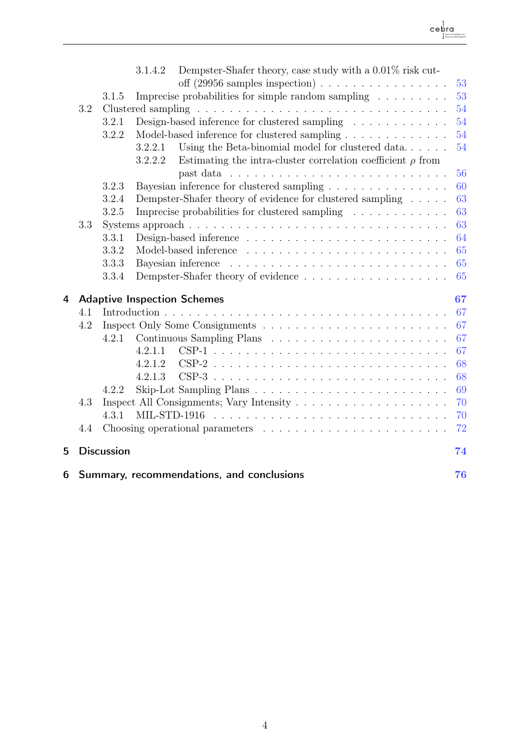- 3.1.4.2 Dempster-Shafer theory, case study with a 0.01% risk cut-off (29956 samples inspection) . . . 53
- 3.1.5 Imprecise probabilities for simple random sampling . . . 53
- 3.2 Clustered sampling . . . 54
  - 3.2.1 Design-based inference for clustered sampling . . . 54
  - 3.2.2 Model-based inference for clustered sampling . . . 54
    - 3.2.2.1 Using the Beta-binomial model for clustered data. . . . 54
    - 3.2.2.2 Estimating the intra-cluster correlation coefficient $\rho$ from past data . . . 56
  - 3.2.3 Bayesian inference for clustered sampling . . . 60
  - 3.2.4 Dempster-Shafer theory of evidence for clustered sampling . . . 63
  - 3.2.5 Imprecise probabilities for clustered sampling . . . 63
- 3.3 Systems approach . . . 63
  - 3.3.1 Design-based inference . . . 64
  - 3.3.2 Model-based inference . . . 65
  - 3.3.3 Bayesian inference . . . 65
  - 3.3.4 Dempster-Shafer theory of evidence . . . 65

**4 Adaptive Inspection Schemes** **67**

- 4.1 Introduction . . . 67
- 4.2 Inspect Only Some Consignments . . . 67
  - 4.2.1 Continuous Sampling Plans . . . 67
    - 4.2.1.1 CSP-1 . . . 67
    - 4.2.1.2 CSP-2 . . . 68
    - 4.2.1.3 CSP-3 . . . 68
  - 4.2.2 Skip-Lot Sampling Plans . . . 69
- 4.3 Inspect All Consignments; Vary Intensity . . . 70
  - 4.3.1 MIL-STD-1916 . . . 70
- 4.4 Choosing operational parameters . . . 72

**5 Discussion** **74**

**6 Summary, recommendations, and conclusions** **76**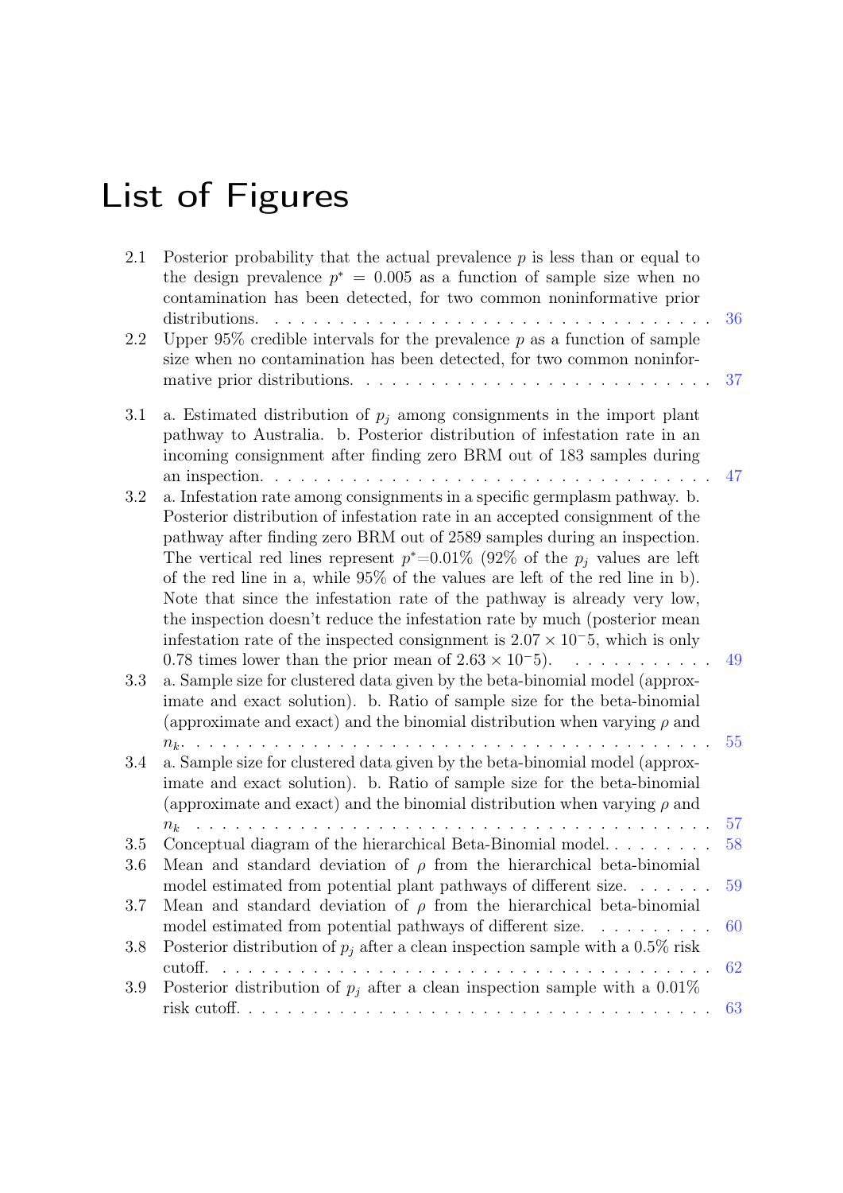# List of Figures

2.1 Posterior probability that the actual prevalence $p$ is less than or equal to the design prevalence $p^* = 0.005$ as a function of sample size when no contamination has been detected, for two common noninformative prior distributions. . . . . 36

2.2 Upper 95% credible intervals for the prevalence $p$ as a function of sample size when no contamination has been detected, for two common noninformative prior distributions. . . . . 37

3.1 a. Estimated distribution of $p_j$ among consignments in the import plant pathway to Australia. b. Posterior distribution of infestation rate in an incoming consignment after finding zero BRM out of 183 samples during an inspection. . . . . 47

3.2 a. Infestation rate among consignments in a specific germplasm pathway. b. Posterior distribution of infestation rate in an accepted consignment of the pathway after finding zero BRM out of 2589 samples during an inspection. The vertical red lines represent $p^*$=0.01% (92% of the $p_j$ values are left of the red line in a, while 95% of the values are left of the red line in b). Note that since the infestation rate of the pathway is already very low, the inspection doesn't reduce the infestation rate by much (posterior mean infestation rate of the inspected consignment is $2.07 \times 10^-5$, which is only 0.78 times lower than the prior mean of $2.63 \times 10^-5$). . . . . 49

3.3 a. Sample size for clustered data given by the beta-binomial model (approximate and exact solution). b. Ratio of sample size for the beta-binomial (approximate and exact) and the binomial distribution when varying $\rho$ and $n_k$. . . . . 55

3.4 a. Sample size for clustered data given by the beta-binomial model (approximate and exact solution). b. Ratio of sample size for the beta-binomial (approximate and exact) and the binomial distribution when varying $\rho$ and $n_k$ . . . . 57

3.5 Conceptual diagram of the hierarchical Beta-Binomial model. . . . . 58

3.6 Mean and standard deviation of $\rho$ from the hierarchical beta-binomial model estimated from potential plant pathways of different size. . . . . 59

3.7 Mean and standard deviation of $\rho$ from the hierarchical beta-binomial model estimated from potential pathways of different size. . . . . 60

3.8 Posterior distribution of $p_j$ after a clean inspection sample with a 0.5% risk cutoff. . . . . 62

3.9 Posterior distribution of $p_j$ after a clean inspection sample with a 0.01% risk cutoff. . . . . 63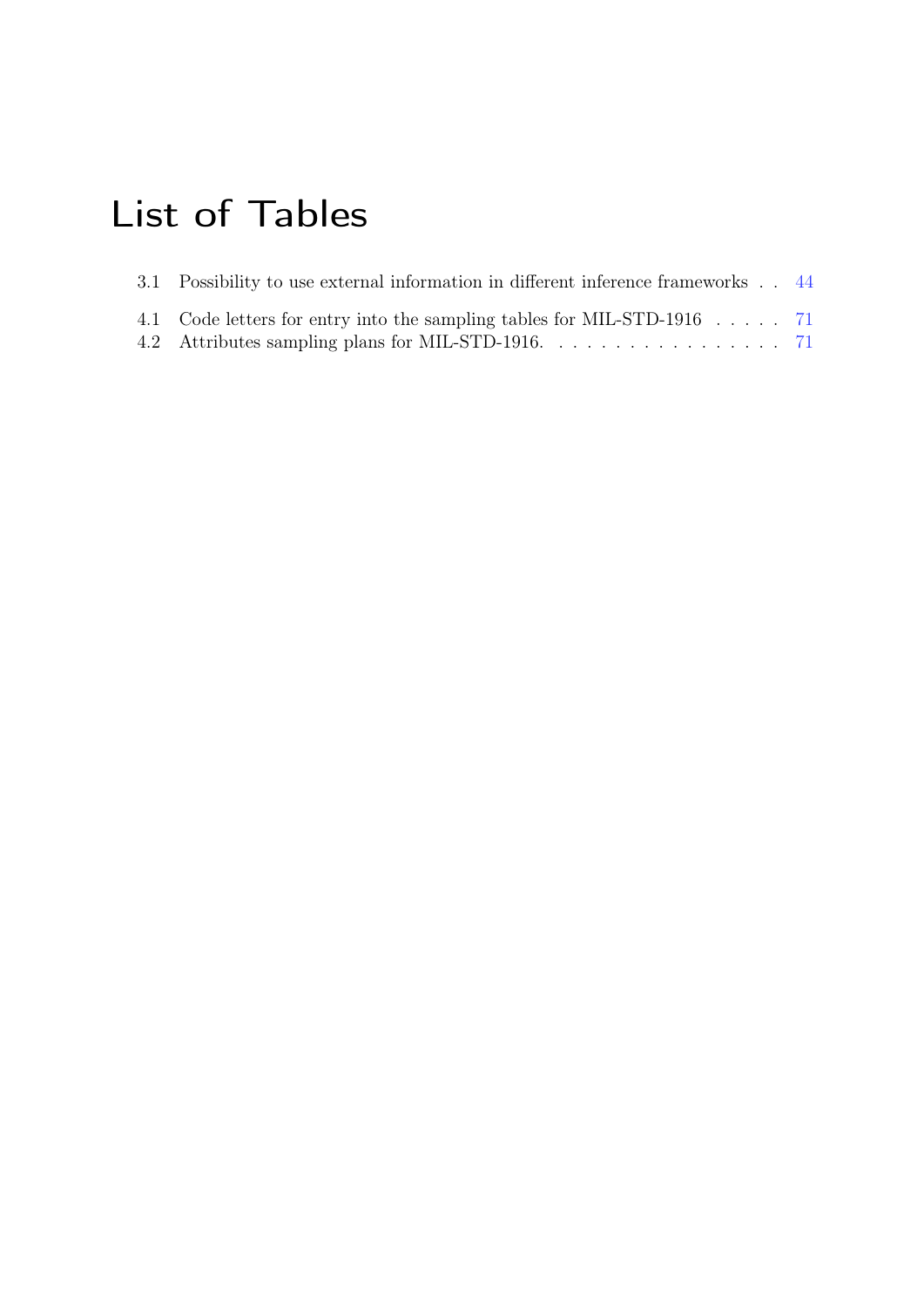# List of Tables

3.1 Possibility to use external information in different inference frameworks . . 44

4.1 Code letters for entry into the sampling tables for MIL-STD-1916 . . . . . 71
4.2 Attributes sampling plans for MIL-STD-1916. . . . . . . . . . . . . . . . . 71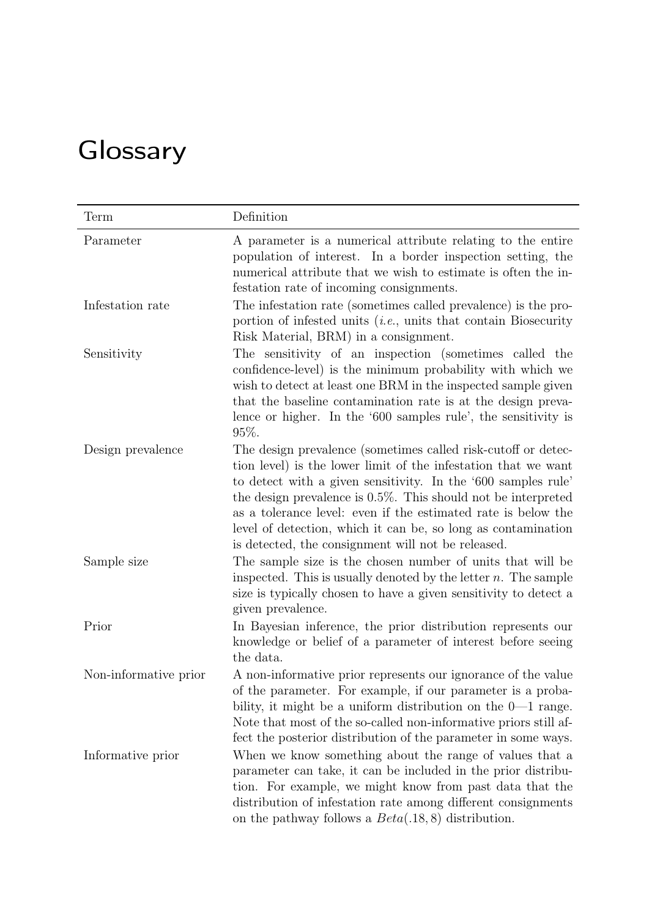# Glossary

| Term | Definition |
|---|---|
| Parameter | A parameter is a numerical attribute relating to the entire population of interest. In a border inspection setting, the numerical attribute that we wish to estimate is often the infestation rate of incoming consignments. |
| Infestation rate | The infestation rate (sometimes called prevalence) is the proportion of infested units (*i.e.*, units that contain Biosecurity Risk Material, BRM) in a consignment. |
| Sensitivity | The sensitivity of an inspection (sometimes called the confidence-level) is the minimum probability with which we wish to detect at least one BRM in the inspected sample given that the baseline contamination rate is at the design prevalence or higher. In the '600 samples rule', the sensitivity is 95%. |
| Design prevalence | The design prevalence (sometimes called risk-cutoff or detection level) is the lower limit of the infestation that we want to detect with a given sensitivity. In the '600 samples rule' the design prevalence is 0.5%. This should not be interpreted as a tolerance level: even if the estimated rate is below the level of detection, which it can be, so long as contamination is detected, the consignment will not be released. |
| Sample size | The sample size is the chosen number of units that will be inspected. This is usually denoted by the letter $n$. The sample size is typically chosen to have a given sensitivity to detect a given prevalence. |
| Prior | In Bayesian inference, the prior distribution represents our knowledge or belief of a parameter of interest before seeing the data. |
| Non-informative prior | A non-informative prior represents our ignorance of the value of the parameter. For example, if our parameter is a probability, it might be a uniform distribution on the 0—1 range. Note that most of the so-called non-informative priors still affect the posterior distribution of the parameter in some ways. |
| Informative prior | When we know something about the range of values that a parameter can take, it can be included in the prior distribution. For example, we might know from past data that the distribution of infestation rate among different consignments on the pathway follows a $Beta(.18, 8)$ distribution. |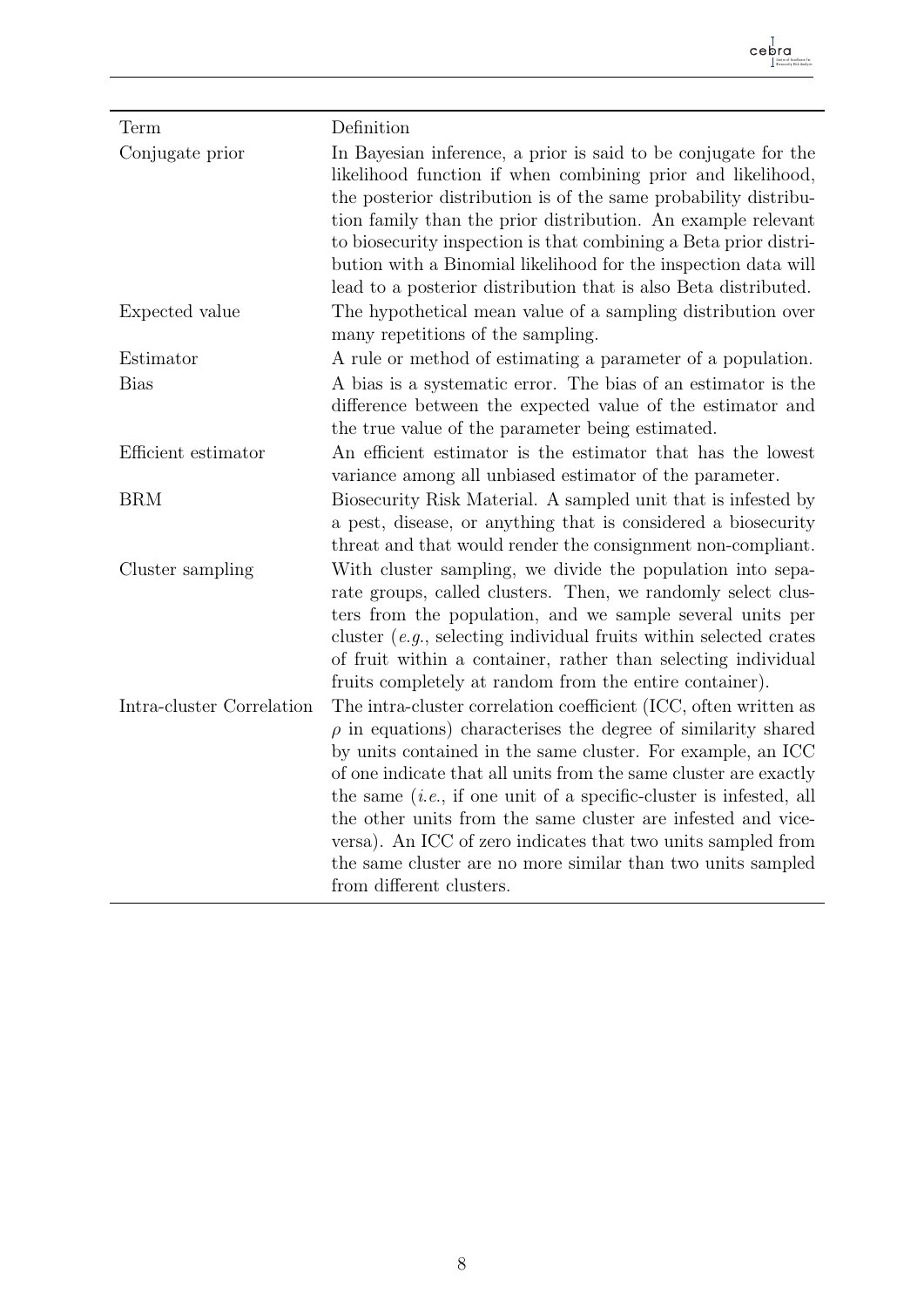| Term | Definition |
| --- | --- |
| Conjugate prior | In Bayesian inference, a prior is said to be conjugate for the likelihood function if when combining prior and likelihood, the posterior distribution is of the same probability distribution family than the prior distribution. An example relevant to biosecurity inspection is that combining a Beta prior distribution with a Binomial likelihood for the inspection data will lead to a posterior distribution that is also Beta distributed. |
| Expected value | The hypothetical mean value of a sampling distribution over many repetitions of the sampling. |
| Estimator | A rule or method of estimating a parameter of a population. |
| Bias | A bias is a systematic error. The bias of an estimator is the difference between the expected value of the estimator and the true value of the parameter being estimated. |
| Efficient estimator | An efficient estimator is the estimator that has the lowest variance among all unbiased estimator of the parameter. |
| BRM | Biosecurity Risk Material. A sampled unit that is infested by a pest, disease, or anything that is considered a biosecurity threat and that would render the consignment non-compliant. |
| Cluster sampling | With cluster sampling, we divide the population into separate groups, called clusters. Then, we randomly select clusters from the population, and we sample several units per cluster (*e.g.*, selecting individual fruits within selected crates of fruit within a container, rather than selecting individual fruits completely at random from the entire container). |
| Intra-cluster Correlation | The intra-cluster correlation coefficient (ICC, often written as $\rho$ in equations) characterises the degree of similarity shared by units contained in the same cluster. For example, an ICC of one indicate that all units from the same cluster are exactly the same (*i.e.*, if one unit of a specific-cluster is infested, all the other units from the same cluster are infested and vice-versa). An ICC of zero indicates that two units sampled from the same cluster are no more similar than two units sampled from different clusters. |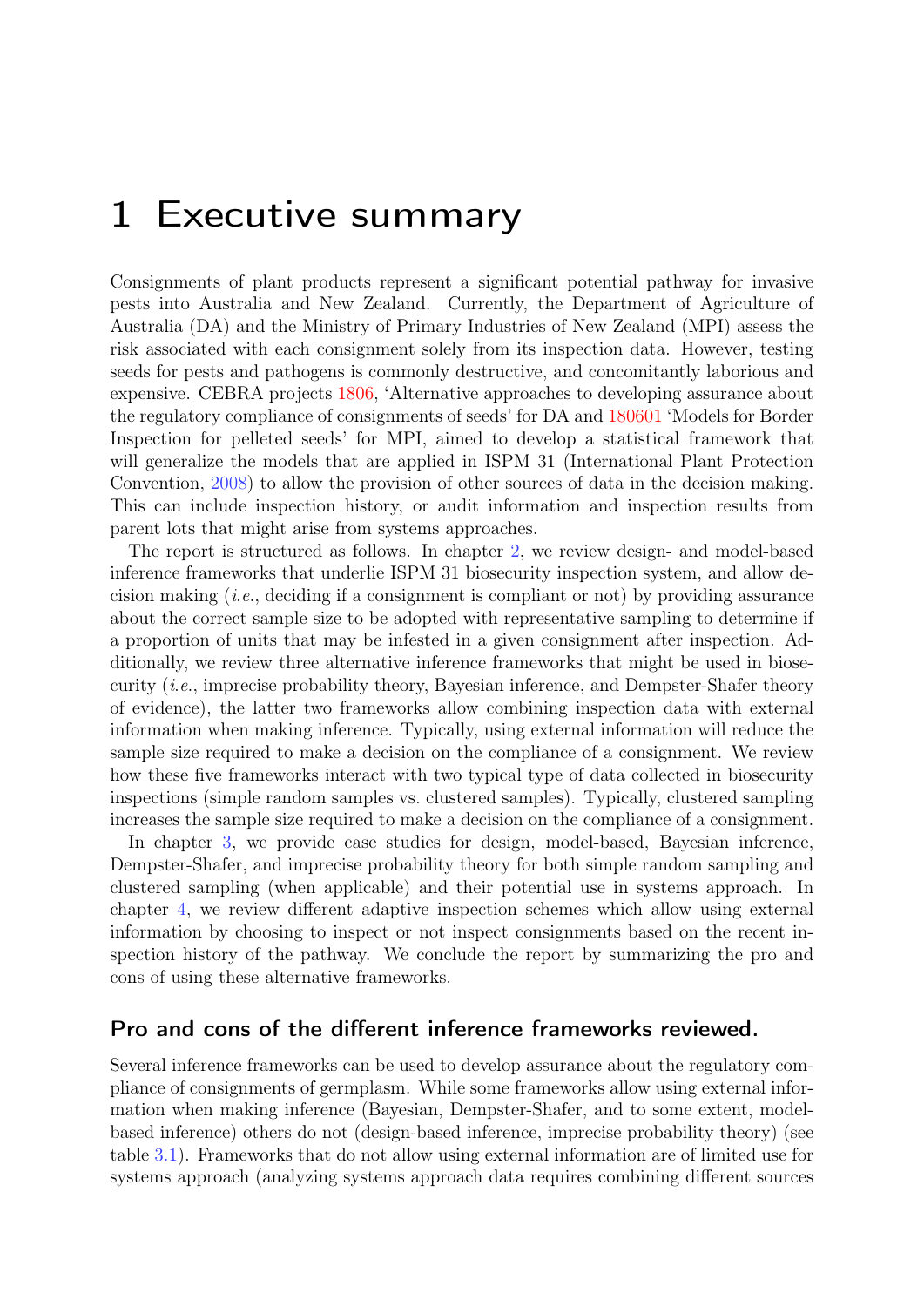# 1 Executive summary

Consignments of plant products represent a significant potential pathway for invasive pests into Australia and New Zealand. Currently, the Department of Agriculture of Australia (DA) and the Ministry of Primary Industries of New Zealand (MPI) assess the risk associated with each consignment solely from its inspection data. However, testing seeds for pests and pathogens is commonly destructive, and concomitantly laborious and expensive. CEBRA projects 1806, 'Alternative approaches to developing assurance about the regulatory compliance of consignments of seeds' for DA and 180601 'Models for Border Inspection for pelleted seeds' for MPI, aimed to develop a statistical framework that will generalize the models that are applied in ISPM 31 (International Plant Protection Convention, 2008) to allow the provision of other sources of data in the decision making. This can include inspection history, or audit information and inspection results from parent lots that might arise from systems approaches.

The report is structured as follows. In chapter 2, we review design- and model-based inference frameworks that underlie ISPM 31 biosecurity inspection system, and allow decision making (*i.e.*, deciding if a consignment is compliant or not) by providing assurance about the correct sample size to be adopted with representative sampling to determine if a proportion of units that may be infested in a given consignment after inspection. Additionally, we review three alternative inference frameworks that might be used in biosecurity (*i.e.*, imprecise probability theory, Bayesian inference, and Dempster-Shafer theory of evidence), the latter two frameworks allow combining inspection data with external information when making inference. Typically, using external information will reduce the sample size required to make a decision on the compliance of a consignment. We review how these five frameworks interact with two typical type of data collected in biosecurity inspections (simple random samples vs. clustered samples). Typically, clustered sampling increases the sample size required to make a decision on the compliance of a consignment.

In chapter 3, we provide case studies for design, model-based, Bayesian inference, Dempster-Shafer, and imprecise probability theory for both simple random sampling and clustered sampling (when applicable) and their potential use in systems approach. In chapter 4, we review different adaptive inspection schemes which allow using external information by choosing to inspect or not inspect consignments based on the recent inspection history of the pathway. We conclude the report by summarizing the pro and cons of using these alternative frameworks.

### Pro and cons of the different inference frameworks reviewed.

Several inference frameworks can be used to develop assurance about the regulatory compliance of consignments of germplasm. While some frameworks allow using external information when making inference (Bayesian, Dempster-Shafer, and to some extent, model-based inference) others do not (design-based inference, imprecise probability theory) (see table 3.1). Frameworks that do not allow using external information are of limited use for systems approach (analyzing systems approach data requires combining different sources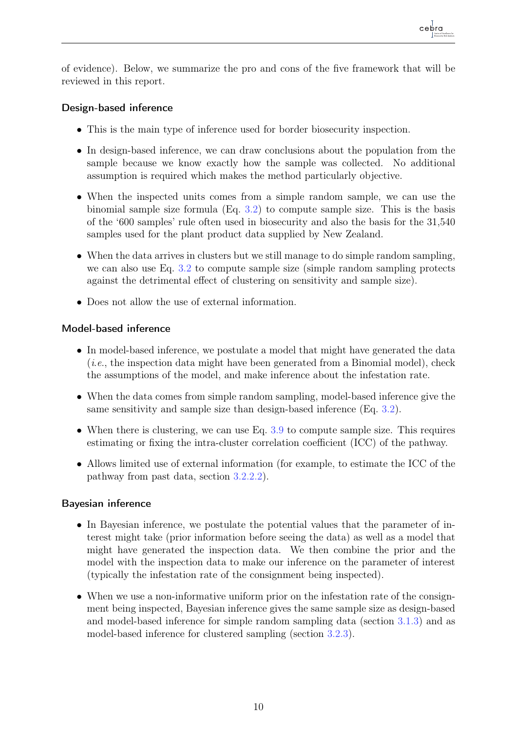of evidence). Below, we summarize the pro and cons of the five framework that will be reviewed in this report.

### Design-based inference

- This is the main type of inference used for border biosecurity inspection.
- In design-based inference, we can draw conclusions about the population from the sample because we know exactly how the sample was collected. No additional assumption is required which makes the method particularly objective.
- When the inspected units comes from a simple random sample, we can use the binomial sample size formula (Eq. 3.2) to compute sample size. This is the basis of the '600 samples' rule often used in biosecurity and also the basis for the 31,540 samples used for the plant product data supplied by New Zealand.
- When the data arrives in clusters but we still manage to do simple random sampling, we can also use Eq. 3.2 to compute sample size (simple random sampling protects against the detrimental effect of clustering on sensitivity and sample size).
- Does not allow the use of external information.

### Model-based inference

- In model-based inference, we postulate a model that might have generated the data (*i.e.*, the inspection data might have been generated from a Binomial model), check the assumptions of the model, and make inference about the infestation rate.
- When the data comes from simple random sampling, model-based inference give the same sensitivity and sample size than design-based inference (Eq. 3.2).
- When there is clustering, we can use Eq. 3.9 to compute sample size. This requires estimating or fixing the intra-cluster correlation coefficient (ICC) of the pathway.
- Allows limited use of external information (for example, to estimate the ICC of the pathway from past data, section 3.2.2.2).

### Bayesian inference

- In Bayesian inference, we postulate the potential values that the parameter of interest might take (prior information before seeing the data) as well as a model that might have generated the inspection data. We then combine the prior and the model with the inspection data to make our inference on the parameter of interest (typically the infestation rate of the consignment being inspected).
- When we use a non-informative uniform prior on the infestation rate of the consignment being inspected, Bayesian inference gives the same sample size as design-based and model-based inference for simple random sampling data (section 3.1.3) and as model-based inference for clustered sampling (section 3.2.3).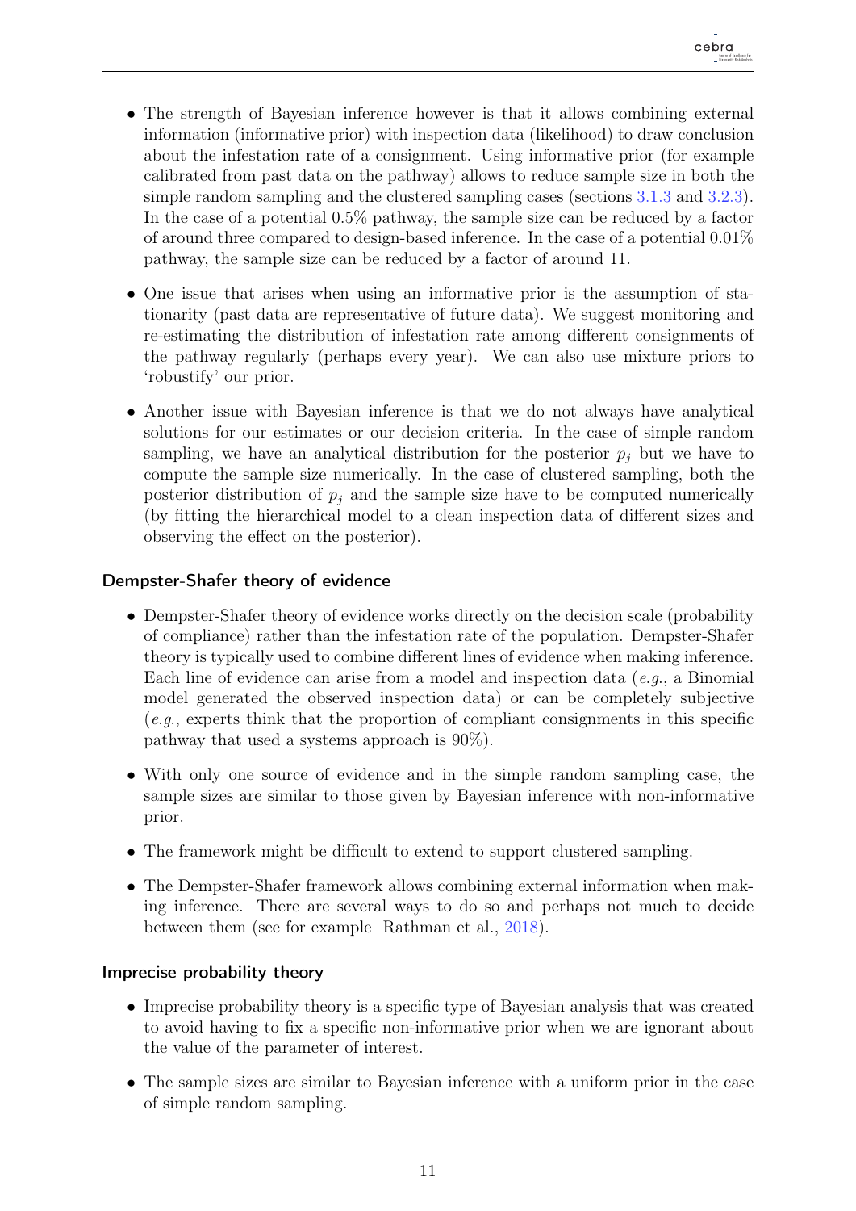- The strength of Bayesian inference however is that it allows combining external information (informative prior) with inspection data (likelihood) to draw conclusion about the infestation rate of a consignment. Using informative prior (for example calibrated from past data on the pathway) allows to reduce sample size in both the simple random sampling and the clustered sampling cases (sections 3.1.3 and 3.2.3). In the case of a potential 0.5% pathway, the sample size can be reduced by a factor of around three compared to design-based inference. In the case of a potential 0.01% pathway, the sample size can be reduced by a factor of around 11.

- One issue that arises when using an informative prior is the assumption of stationarity (past data are representative of future data). We suggest monitoring and re-estimating the distribution of infestation rate among different consignments of the pathway regularly (perhaps every year). We can also use mixture priors to 'robustify' our prior.

- Another issue with Bayesian inference is that we do not always have analytical solutions for our estimates or our decision criteria. In the case of simple random sampling, we have an analytical distribution for the posterior $p_j$ but we have to compute the sample size numerically. In the case of clustered sampling, both the posterior distribution of $p_j$ and the sample size have to be computed numerically (by fitting the hierarchical model to a clean inspection data of different sizes and observing the effect on the posterior).

### Dempster-Shafer theory of evidence

- Dempster-Shafer theory of evidence works directly on the decision scale (probability of compliance) rather than the infestation rate of the population. Dempster-Shafer theory is typically used to combine different lines of evidence when making inference. Each line of evidence can arise from a model and inspection data (*e.g.*, a Binomial model generated the observed inspection data) or can be completely subjective (*e.g.*, experts think that the proportion of compliant consignments in this specific pathway that used a systems approach is 90%).

- With only one source of evidence and in the simple random sampling case, the sample sizes are similar to those given by Bayesian inference with non-informative prior.

- The framework might be difficult to extend to support clustered sampling.

- The Dempster-Shafer framework allows combining external information when making inference. There are several ways to do so and perhaps not much to decide between them (see for example Rathman et al., 2018).

### Imprecise probability theory

- Imprecise probability theory is a specific type of Bayesian analysis that was created to avoid having to fix a specific non-informative prior when we are ignorant about the value of the parameter of interest.

- The sample sizes are similar to Bayesian inference with a uniform prior in the case of simple random sampling.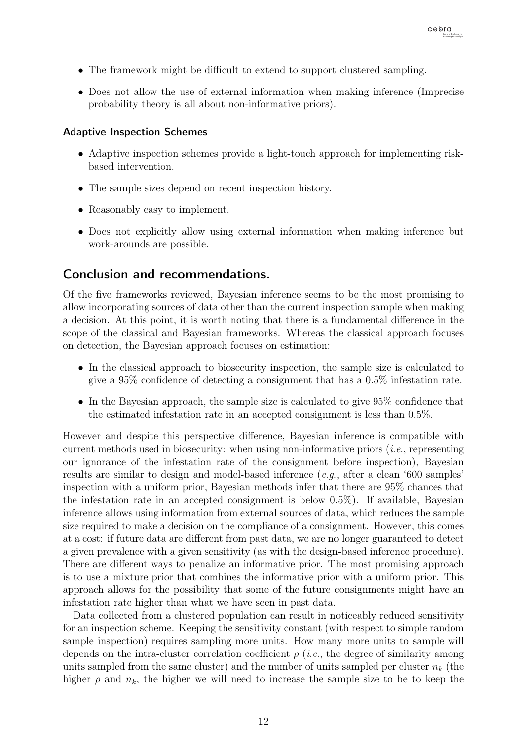- The framework might be difficult to extend to support clustered sampling.
- Does not allow the use of external information when making inference (Imprecise probability theory is all about non-informative priors).

### Adaptive Inspection Schemes

- Adaptive inspection schemes provide a light-touch approach for implementing risk-based intervention.
- The sample sizes depend on recent inspection history.
- Reasonably easy to implement.
- Does not explicitly allow using external information when making inference but work-arounds are possible.

## Conclusion and recommendations.

Of the five frameworks reviewed, Bayesian inference seems to be the most promising to allow incorporating sources of data other than the current inspection sample when making a decision. At this point, it is worth noting that there is a fundamental difference in the scope of the classical and Bayesian frameworks. Whereas the classical approach focuses on detection, the Bayesian approach focuses on estimation:

- In the classical approach to biosecurity inspection, the sample size is calculated to give a 95% confidence of detecting a consignment that has a 0.5% infestation rate.
- In the Bayesian approach, the sample size is calculated to give 95% confidence that the estimated infestation rate in an accepted consignment is less than 0.5%.

However and despite this perspective difference, Bayesian inference is compatible with current methods used in biosecurity: when using non-informative priors (*i.e.*, representing our ignorance of the infestation rate of the consignment before inspection), Bayesian results are similar to design and model-based inference (*e.g.*, after a clean '600 samples' inspection with a uniform prior, Bayesian methods infer that there are 95% chances that the infestation rate in an accepted consignment is below 0.5%). If available, Bayesian inference allows using information from external sources of data, which reduces the sample size required to make a decision on the compliance of a consignment. However, this comes at a cost: if future data are different from past data, we are no longer guaranteed to detect a given prevalence with a given sensitivity (as with the design-based inference procedure). There are different ways to penalize an informative prior. The most promising approach is to use a mixture prior that combines the informative prior with a uniform prior. This approach allows for the possibility that some of the future consignments might have an infestation rate higher than what we have seen in past data.

Data collected from a clustered population can result in noticeably reduced sensitivity for an inspection scheme. Keeping the sensitivity constant (with respect to simple random sample inspection) requires sampling more units. How many more units to sample will depends on the intra-cluster correlation coefficient $\rho$ (*i.e.*, the degree of similarity among units sampled from the same cluster) and the number of units sampled per cluster $n_k$ (the higher $\rho$ and $n_k$, the higher we will need to increase the sample size to be to keep the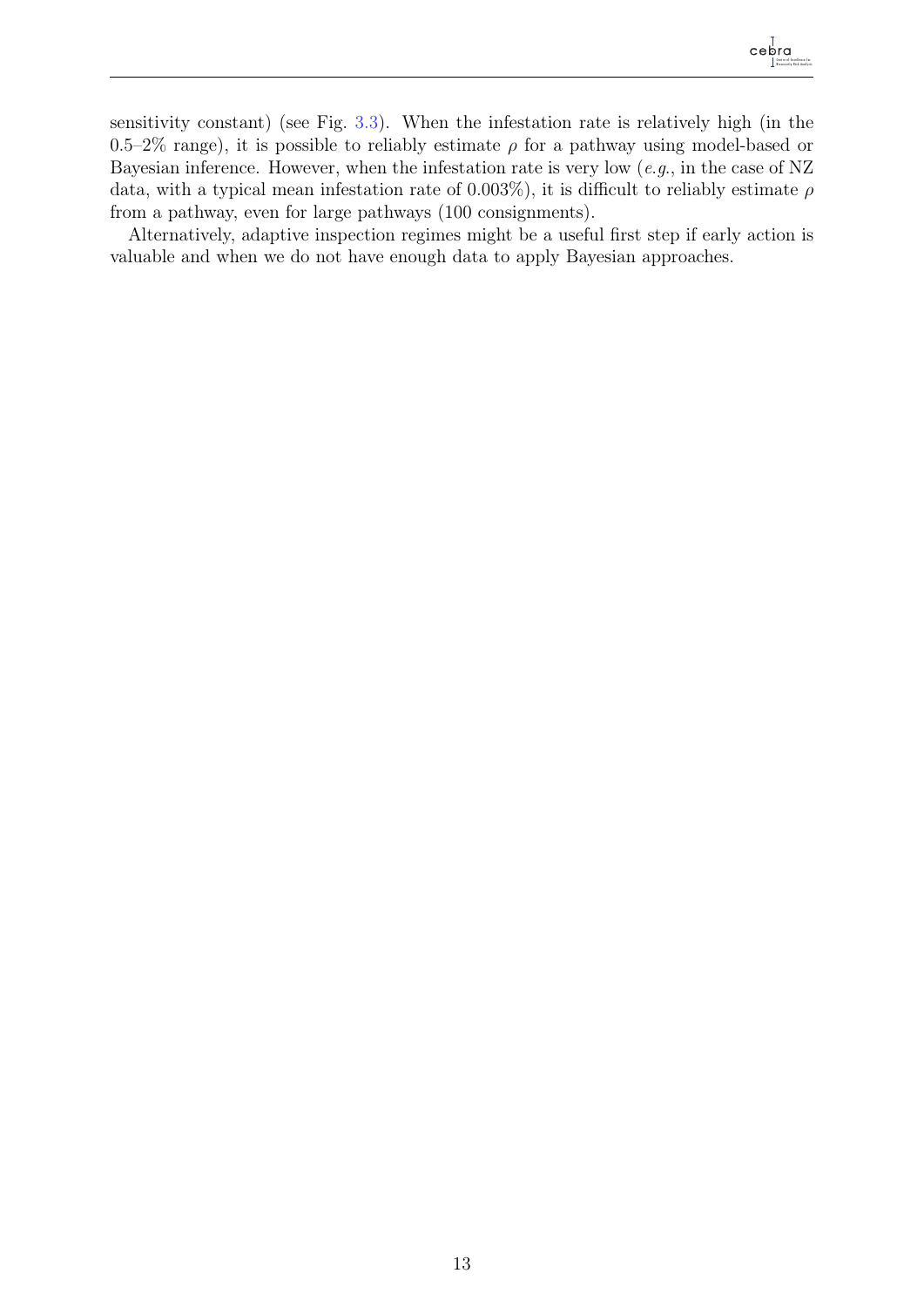sensitivity constant) (see Fig. 3.3). When the infestation rate is relatively high (in the 0.5–2% range), it is possible to reliably estimate $\rho$ for a pathway using model-based or Bayesian inference. However, when the infestation rate is very low (*e.g.*, in the case of NZ data, with a typical mean infestation rate of 0.003%), it is difficult to reliably estimate $\rho$ from a pathway, even for large pathways (100 consignments).

Alternatively, adaptive inspection regimes might be a useful first step if early action is valuable and when we do not have enough data to apply Bayesian approaches.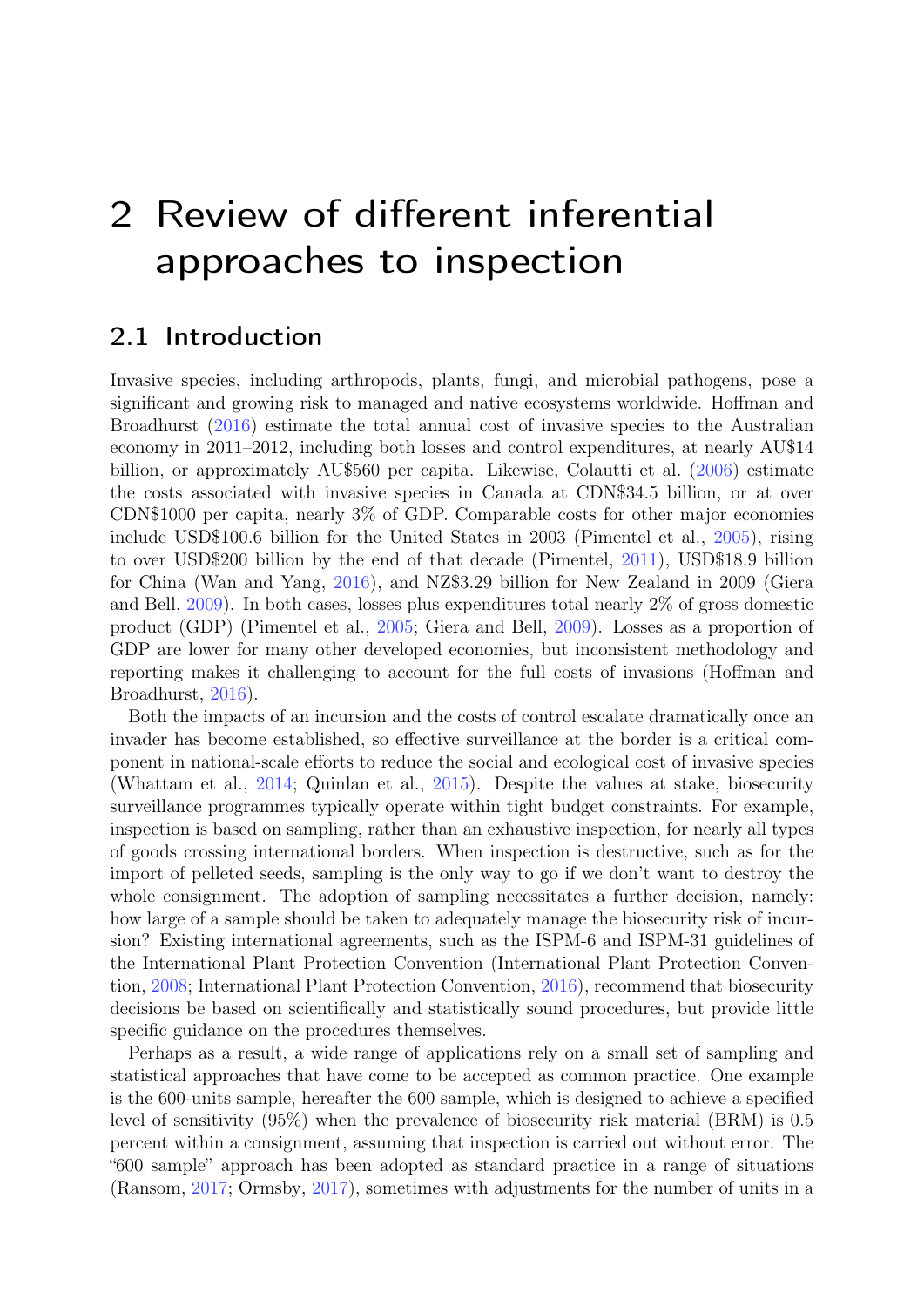# 2 Review of different inferential approaches to inspection

## 2.1 Introduction

Invasive species, including arthropods, plants, fungi, and microbial pathogens, pose a significant and growing risk to managed and native ecosystems worldwide. Hoffman and Broadhurst (2016) estimate the total annual cost of invasive species to the Australian economy in 2011–2012, including both losses and control expenditures, at nearly AU$14 billion, or approximately AU$560 per capita. Likewise, Colautti et al. (2006) estimate the costs associated with invasive species in Canada at CDN$34.5 billion, or at over CDN$1000 per capita, nearly 3% of GDP. Comparable costs for other major economies include USD$100.6 billion for the United States in 2003 (Pimentel et al., 2005), rising to over USD$200 billion by the end of that decade (Pimentel, 2011), USD$18.9 billion for China (Wan and Yang, 2016), and NZ$3.29 billion for New Zealand in 2009 (Giera and Bell, 2009). In both cases, losses plus expenditures total nearly 2% of gross domestic product (GDP) (Pimentel et al., 2005; Giera and Bell, 2009). Losses as a proportion of GDP are lower for many other developed economies, but inconsistent methodology and reporting makes it challenging to account for the full costs of invasions (Hoffman and Broadhurst, 2016).

Both the impacts of an incursion and the costs of control escalate dramatically once an invader has become established, so effective surveillance at the border is a critical component in national-scale efforts to reduce the social and ecological cost of invasive species (Whattam et al., 2014; Quinlan et al., 2015). Despite the values at stake, biosecurity surveillance programmes typically operate within tight budget constraints. For example, inspection is based on sampling, rather than an exhaustive inspection, for nearly all types of goods crossing international borders. When inspection is destructive, such as for the import of pelleted seeds, sampling is the only way to go if we don't want to destroy the whole consignment. The adoption of sampling necessitates a further decision, namely: how large of a sample should be taken to adequately manage the biosecurity risk of incursion? Existing international agreements, such as the ISPM-6 and ISPM-31 guidelines of the International Plant Protection Convention (International Plant Protection Convention, 2008; International Plant Protection Convention, 2016), recommend that biosecurity decisions be based on scientifically and statistically sound procedures, but provide little specific guidance on the procedures themselves.

Perhaps as a result, a wide range of applications rely on a small set of sampling and statistical approaches that have come to be accepted as common practice. One example is the 600-units sample, hereafter the 600 sample, which is designed to achieve a specified level of sensitivity (95%) when the prevalence of biosecurity risk material (BRM) is 0.5 percent within a consignment, assuming that inspection is carried out without error. The "600 sample" approach has been adopted as standard practice in a range of situations (Ransom, 2017; Ormsby, 2017), sometimes with adjustments for the number of units in a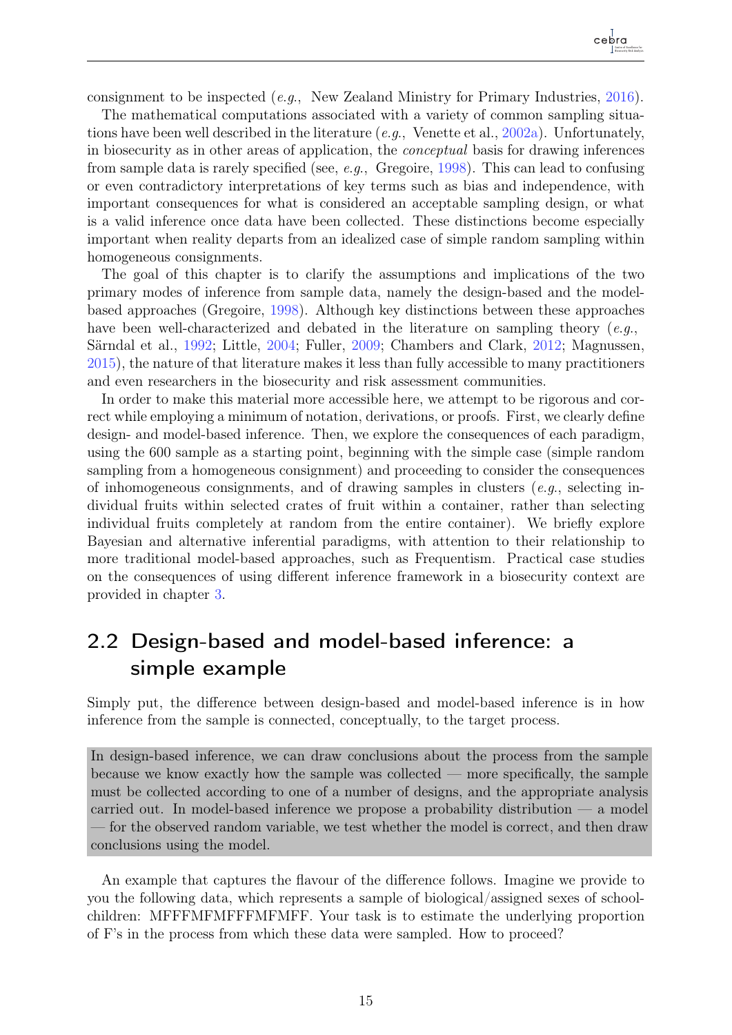consignment to be inspected (*e.g.*, New Zealand Ministry for Primary Industries, 2016).

The mathematical computations associated with a variety of common sampling situations have been well described in the literature (*e.g.*, Venette et al., 2002a). Unfortunately, in biosecurity as in other areas of application, the *conceptual* basis for drawing inferences from sample data is rarely specified (see, *e.g.*, Gregoire, 1998). This can lead to confusing or even contradictory interpretations of key terms such as bias and independence, with important consequences for what is considered an acceptable sampling design, or what is a valid inference once data have been collected. These distinctions become especially important when reality departs from an idealized case of simple random sampling within homogeneous consignments.

The goal of this chapter is to clarify the assumptions and implications of the two primary modes of inference from sample data, namely the design-based and the model-based approaches (Gregoire, 1998). Although key distinctions between these approaches have been well-characterized and debated in the literature on sampling theory (*e.g.*, Särndal et al., 1992; Little, 2004; Fuller, 2009; Chambers and Clark, 2012; Magnussen, 2015), the nature of that literature makes it less than fully accessible to many practitioners and even researchers in the biosecurity and risk assessment communities.

In order to make this material more accessible here, we attempt to be rigorous and correct while employing a minimum of notation, derivations, or proofs. First, we clearly define design- and model-based inference. Then, we explore the consequences of each paradigm, using the 600 sample as a starting point, beginning with the simple case (simple random sampling from a homogeneous consignment) and proceeding to consider the consequences of inhomogeneous consignments, and of drawing samples in clusters (*e.g.*, selecting individual fruits within selected crates of fruit within a container, rather than selecting individual fruits completely at random from the entire container). We briefly explore Bayesian and alternative inferential paradigms, with attention to their relationship to more traditional model-based approaches, such as Frequentism. Practical case studies on the consequences of using different inference framework in a biosecurity context are provided in chapter 3.

## 2.2 Design-based and model-based inference: a simple example

Simply put, the difference between design-based and model-based inference is in how inference from the sample is connected, conceptually, to the target process.

> In design-based inference, we can draw conclusions about the process from the sample because we know exactly how the sample was collected — more specifically, the sample must be collected according to one of a number of designs, and the appropriate analysis carried out. In model-based inference we propose a probability distribution — a model — for the observed random variable, we test whether the model is correct, and then draw conclusions using the model.

An example that captures the flavour of the difference follows. Imagine we provide to you the following data, which represents a sample of biological/assigned sexes of schoolchildren: MFFFMFMFFFMFMFF. Your task is to estimate the underlying proportion of F's in the process from which these data were sampled. How to proceed?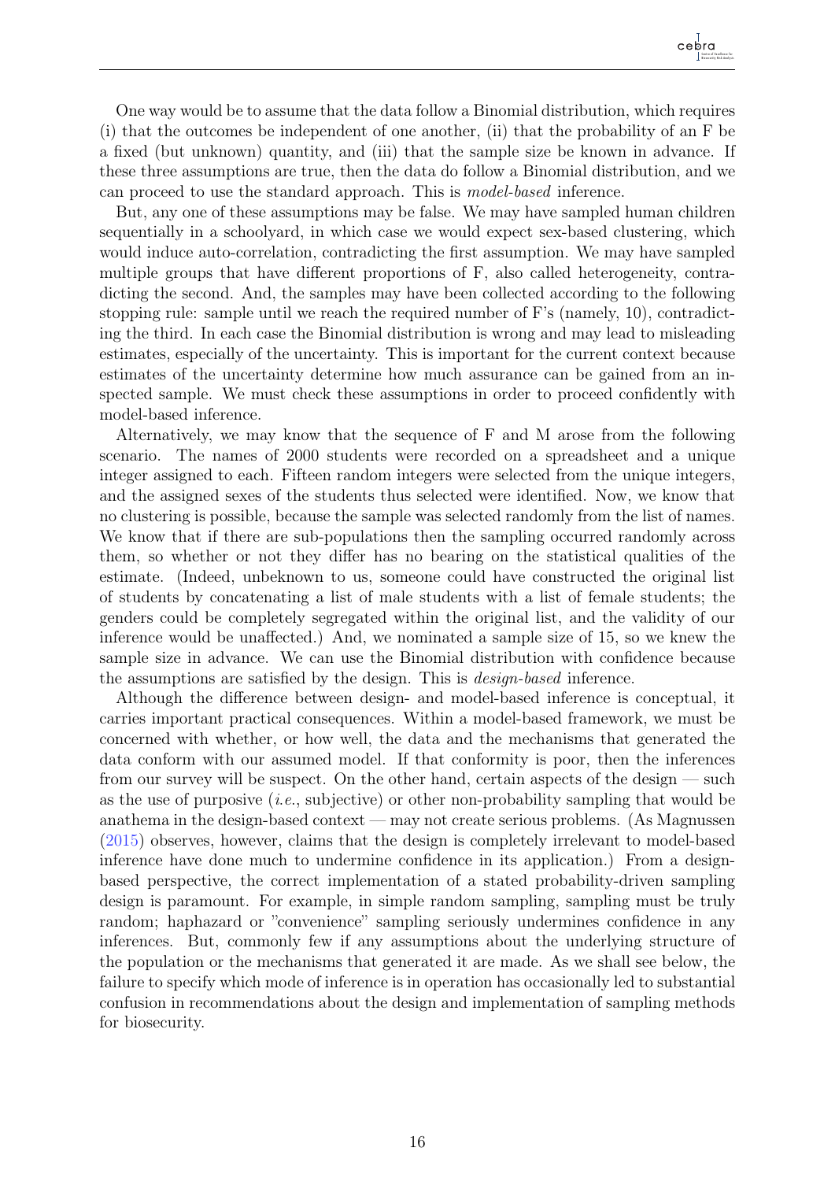One way would be to assume that the data follow a Binomial distribution, which requires (i) that the outcomes be independent of one another, (ii) that the probability of an F be a fixed (but unknown) quantity, and (iii) that the sample size be known in advance. If these three assumptions are true, then the data do follow a Binomial distribution, and we can proceed to use the standard approach. This is *model-based* inference.

But, any one of these assumptions may be false. We may have sampled human children sequentially in a schoolyard, in which case we would expect sex-based clustering, which would induce auto-correlation, contradicting the first assumption. We may have sampled multiple groups that have different proportions of F, also called heterogeneity, contradicting the second. And, the samples may have been collected according to the following stopping rule: sample until we reach the required number of F's (namely, 10), contradicting the third. In each case the Binomial distribution is wrong and may lead to misleading estimates, especially of the uncertainty. This is important for the current context because estimates of the uncertainty determine how much assurance can be gained from an inspected sample. We must check these assumptions in order to proceed confidently with model-based inference.

Alternatively, we may know that the sequence of F and M arose from the following scenario. The names of 2000 students were recorded on a spreadsheet and a unique integer assigned to each. Fifteen random integers were selected from the unique integers, and the assigned sexes of the students thus selected were identified. Now, we know that no clustering is possible, because the sample was selected randomly from the list of names. We know that if there are sub-populations then the sampling occurred randomly across them, so whether or not they differ has no bearing on the statistical qualities of the estimate. (Indeed, unbeknown to us, someone could have constructed the original list of students by concatenating a list of male students with a list of female students; the genders could be completely segregated within the original list, and the validity of our inference would be unaffected.) And, we nominated a sample size of 15, so we knew the sample size in advance. We can use the Binomial distribution with confidence because the assumptions are satisfied by the design. This is *design-based* inference.

Although the difference between design- and model-based inference is conceptual, it carries important practical consequences. Within a model-based framework, we must be concerned with whether, or how well, the data and the mechanisms that generated the data conform with our assumed model. If that conformity is poor, then the inferences from our survey will be suspect. On the other hand, certain aspects of the design — such as the use of purposive (*i.e.*, subjective) or other non-probability sampling that would be anathema in the design-based context — may not create serious problems. (As Magnussen (2015) observes, however, claims that the design is completely irrelevant to model-based inference have done much to undermine confidence in its application.) From a design-based perspective, the correct implementation of a stated probability-driven sampling design is paramount. For example, in simple random sampling, sampling must be truly random; haphazard or "convenience" sampling seriously undermines confidence in any inferences. But, commonly few if any assumptions about the underlying structure of the population or the mechanisms that generated it are made. As we shall see below, the failure to specify which mode of inference is in operation has occasionally led to substantial confusion in recommendations about the design and implementation of sampling methods for biosecurity.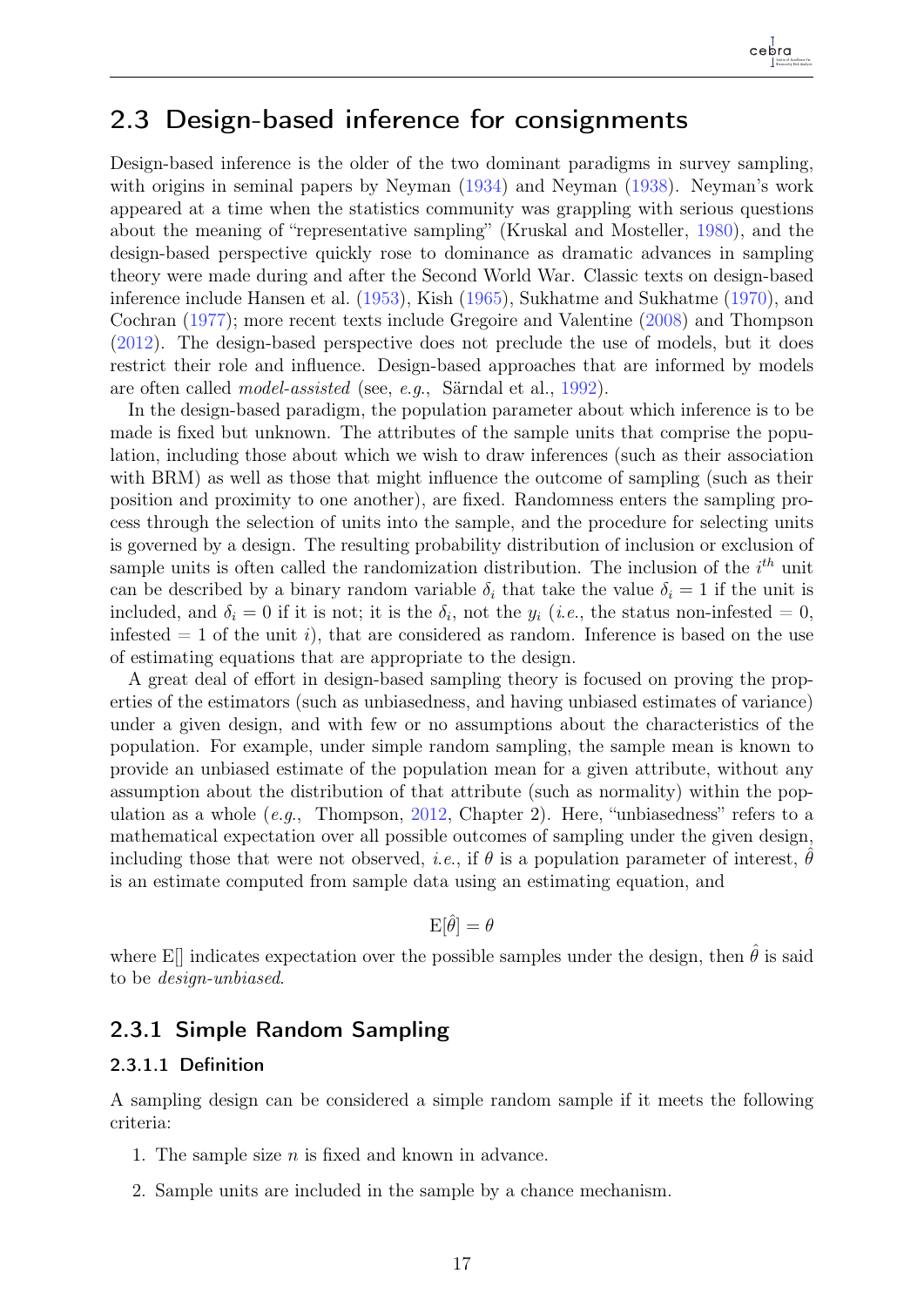## 2.3 Design-based inference for consignments

Design-based inference is the older of the two dominant paradigms in survey sampling, with origins in seminal papers by Neyman (1934) and Neyman (1938). Neyman's work appeared at a time when the statistics community was grappling with serious questions about the meaning of "representative sampling" (Kruskal and Mosteller, 1980), and the design-based perspective quickly rose to dominance as dramatic advances in sampling theory were made during and after the Second World War. Classic texts on design-based inference include Hansen et al. (1953), Kish (1965), Sukhatme and Sukhatme (1970), and Cochran (1977); more recent texts include Gregoire and Valentine (2008) and Thompson (2012). The design-based perspective does not preclude the use of models, but it does restrict their role and influence. Design-based approaches that are informed by models are often called *model-assisted* (see, *e.g.*, Särndal et al., 1992).

In the design-based paradigm, the population parameter about which inference is to be made is fixed but unknown. The attributes of the sample units that comprise the population, including those about which we wish to draw inferences (such as their association with BRM) as well as those that might influence the outcome of sampling (such as their position and proximity to one another), are fixed. Randomness enters the sampling process through the selection of units into the sample, and the procedure for selecting units is governed by a design. The resulting probability distribution of inclusion or exclusion of sample units is often called the randomization distribution. The inclusion of the $i^{th}$ unit can be described by a binary random variable $\delta_i$ that take the value $\delta_i = 1$ if the unit is included, and $\delta_i = 0$ if it is not; it is the $\delta_i$, not the $y_i$ (*i.e.*, the status non-infested $= 0$, infested $= 1$ of the unit $i$), that are considered as random. Inference is based on the use of estimating equations that are appropriate to the design.

A great deal of effort in design-based sampling theory is focused on proving the properties of the estimators (such as unbiasedness, and having unbiased estimates of variance) under a given design, and with few or no assumptions about the characteristics of the population. For example, under simple random sampling, the sample mean is known to provide an unbiased estimate of the population mean for a given attribute, without any assumption about the distribution of that attribute (such as normality) within the population as a whole (*e.g.*, Thompson, 2012, Chapter 2). Here, "unbiasedness" refers to a mathematical expectation over all possible outcomes of sampling under the given design, including those that were not observed, *i.e.*, if $\theta$ is a population parameter of interest, $\hat{\theta}$ is an estimate computed from sample data using an estimating equation, and

$$\mathrm{E}[\hat{\theta}] = \theta$$

where E[] indicates expectation over the possible samples under the design, then $\hat{\theta}$ is said to be *design-unbiased*.

### 2.3.1 Simple Random Sampling

#### 2.3.1.1 Definition

A sampling design can be considered a simple random sample if it meets the following criteria:

1. The sample size $n$ is fixed and known in advance.
2. Sample units are included in the sample by a chance mechanism.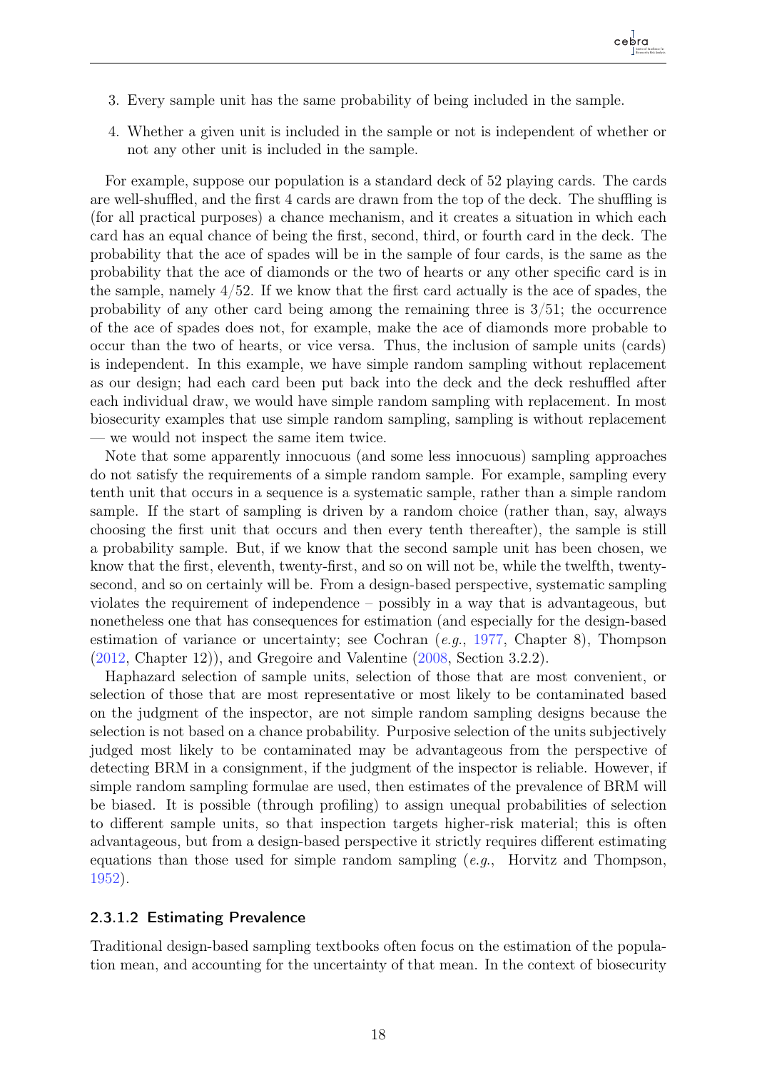3. Every sample unit has the same probability of being included in the sample.
4. Whether a given unit is included in the sample or not is independent of whether or not any other unit is included in the sample.

For example, suppose our population is a standard deck of 52 playing cards. The cards are well-shuffled, and the first 4 cards are drawn from the top of the deck. The shuffling is (for all practical purposes) a chance mechanism, and it creates a situation in which each card has an equal chance of being the first, second, third, or fourth card in the deck. The probability that the ace of spades will be in the sample of four cards, is the same as the probability that the ace of diamonds or the two of hearts or any other specific card is in the sample, namely $4/52$. If we know that the first card actually is the ace of spades, the probability of any other card being among the remaining three is $3/51$; the occurrence of the ace of spades does not, for example, make the ace of diamonds more probable to occur than the two of hearts, or vice versa. Thus, the inclusion of sample units (cards) is independent. In this example, we have simple random sampling without replacement as our design; had each card been put back into the deck and the deck reshuffled after each individual draw, we would have simple random sampling with replacement. In most biosecurity examples that use simple random sampling, sampling is without replacement — we would not inspect the same item twice.

Note that some apparently innocuous (and some less innocuous) sampling approaches do not satisfy the requirements of a simple random sample. For example, sampling every tenth unit that occurs in a sequence is a systematic sample, rather than a simple random sample. If the start of sampling is driven by a random choice (rather than, say, always choosing the first unit that occurs and then every tenth thereafter), the sample is still a probability sample. But, if we know that the second sample unit has been chosen, we know that the first, eleventh, twenty-first, and so on will not be, while the twelfth, twenty-second, and so on certainly will be. From a design-based perspective, systematic sampling violates the requirement of independence – possibly in a way that is advantageous, but nonetheless one that has consequences for estimation (and especially for the design-based estimation of variance or uncertainty; see Cochran (*e.g.*, 1977, Chapter 8), Thompson (2012, Chapter 12)), and Gregoire and Valentine (2008, Section 3.2.2).

Haphazard selection of sample units, selection of those that are most convenient, or selection of those that are most representative or most likely to be contaminated based on the judgment of the inspector, are not simple random sampling designs because the selection is not based on a chance probability. Purposive selection of the units subjectively judged most likely to be contaminated may be advantageous from the perspective of detecting BRM in a consignment, if the judgment of the inspector is reliable. However, if simple random sampling formulae are used, then estimates of the prevalence of BRM will be biased. It is possible (through profiling) to assign unequal probabilities of selection to different sample units, so that inspection targets higher-risk material; this is often advantageous, but from a design-based perspective it strictly requires different estimating equations than those used for simple random sampling (*e.g.*, Horvitz and Thompson, 1952).

#### 2.3.1.2 Estimating Prevalence

Traditional design-based sampling textbooks often focus on the estimation of the population mean, and accounting for the uncertainty of that mean. In the context of biosecurity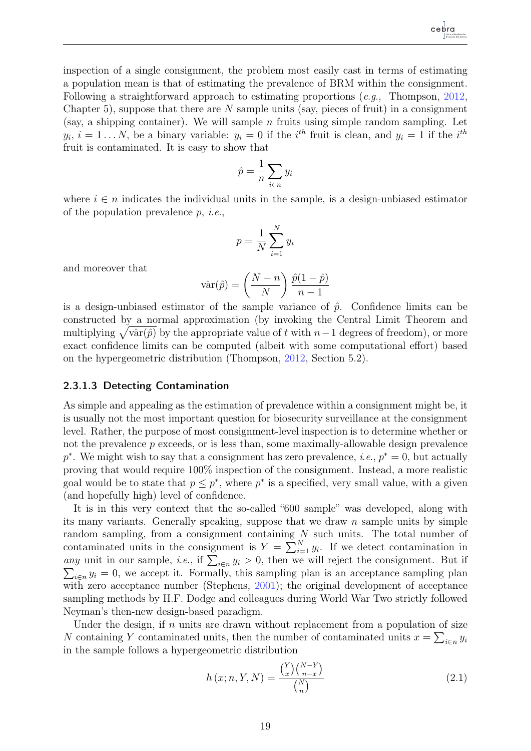inspection of a single consignment, the problem most easily cast in terms of estimating a population mean is that of estimating the prevalence of BRM within the consignment. Following a straightforward approach to estimating proportions (*e.g.*, Thompson, 2012, Chapter 5), suppose that there are $N$ sample units (say, pieces of fruit) in a consignment (say, a shipping container). We will sample $n$ fruits using simple random sampling. Let $y_i$, $i = 1 \dots N$, be a binary variable: $y_i = 0$ if the $i^{th}$ fruit is clean, and $y_i = 1$ if the $i^{th}$ fruit is contaminated. It is easy to show that

$$\hat{p} = \frac{1}{n} \sum_{i \in n} y_i$$

where $i \in n$ indicates the individual units in the sample, is a design-unbiased estimator of the population prevalence $p$, *i.e.*,

$$p = \frac{1}{N} \sum_{i=1}^{N} y_i$$

and moreover that

$$\hat{\text{var}}(\hat{p}) = \left( \frac{N-n}{N} \right) \frac{\hat{p}(1-\hat{p})}{n-1}$$

is a design-unbiased estimator of the sample variance of $\hat{p}$. Confidence limits can be constructed by a normal approximation (by invoking the Central Limit Theorem and multiplying $\sqrt{\hat{\text{var}}(\hat{p})}$ by the appropriate value of $t$ with $n-1$ degrees of freedom), or more exact confidence limits can be computed (albeit with some computational effort) based on the hypergeometric distribution (Thompson, 2012, Section 5.2).

#### 2.3.1.3 Detecting Contamination

As simple and appealing as the estimation of prevalence within a consignment might be, it is usually not the most important question for biosecurity surveillance at the consignment level. Rather, the purpose of most consignment-level inspection is to determine whether or not the prevalence $p$ exceeds, or is less than, some maximally-allowable design prevalence $p^*$. We might wish to say that a consignment has zero prevalence, *i.e.*, $p^* = 0$, but actually proving that would require 100% inspection of the consignment. Instead, a more realistic goal would be to state that $p \leq p^*$, where $p^*$ is a specified, very small value, with a given (and hopefully high) level of confidence.

It is in this very context that the so-called "600 sample" was developed, along with its many variants. Generally speaking, suppose that we draw $n$ sample units by simple random sampling, from a consignment containing $N$ such units. The total number of contaminated units in the consignment is $Y = \sum_{i=1}^{N} y_i$. If we detect contamination in *any* unit in our sample, *i.e.*, if $\sum_{i \in n} y_i > 0$, then we will reject the consignment. But if $\sum_{i \in n} y_i = 0$, we accept it. Formally, this sampling plan is an acceptance sampling plan with zero acceptance number (Stephens, 2001); the original development of acceptance sampling methods by H.F. Dodge and colleagues during World War Two strictly followed Neyman's then-new design-based paradigm.

Under the design, if $n$ units are drawn without replacement from a population of size $N$ containing $Y$ contaminated units, then the number of contaminated units $x = \sum_{i \in n} y_i$ in the sample follows a hypergeometric distribution

$$h(x; n, Y, N) = \frac{\binom{Y}{x}\binom{N-Y}{n-x}}{\binom{N}{n}} \tag{2.1}$$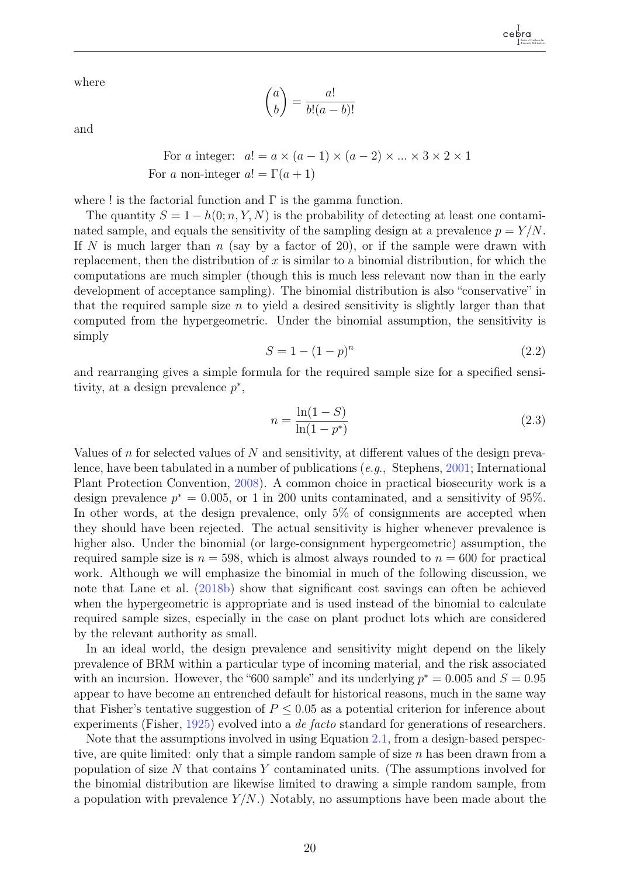where

$$\binom{a}{b} = \frac{a!}{b!(a-b)!}$$

and

$$\text{For } a \text{ integer:} \quad a! = a \times (a-1) \times (a-2) \times ... \times 3 \times 2 \times 1$$
$$\text{For } a \text{ non-integer } a! = \Gamma(a+1)$$

where ! is the factorial function and $\Gamma$ is the gamma function.

The quantity $S = 1 - h(0; n, Y, N)$ is the probability of detecting at least one contaminated sample, and equals the sensitivity of the sampling design at a prevalence $p = Y/N$. If $N$ is much larger than $n$ (say by a factor of 20), or if the sample were drawn with replacement, then the distribution of $x$ is similar to a binomial distribution, for which the computations are much simpler (though this is much less relevant now than in the early development of acceptance sampling). The binomial distribution is also "conservative" in that the required sample size $n$ to yield a desired sensitivity is slightly larger than that computed from the hypergeometric. Under the binomial assumption, the sensitivity is simply

$$S = 1 - (1-p)^n \tag{2.2}$$

and rearranging gives a simple formula for the required sample size for a specified sensitivity, at a design prevalence $p^*$,

$$n = \frac{\ln(1-S)}{\ln(1-p^*)} \tag{2.3}$$

Values of $n$ for selected values of $N$ and sensitivity, at different values of the design prevalence, have been tabulated in a number of publications (*e.g.*, Stephens, 2001; International Plant Protection Convention, 2008). A common choice in practical biosecurity work is a design prevalence $p^* = 0.005$, or 1 in 200 units contaminated, and a sensitivity of 95%. In other words, at the design prevalence, only 5% of consignments are accepted when they should have been rejected. The actual sensitivity is higher whenever prevalence is higher also. Under the binomial (or large-consignment hypergeometric) assumption, the required sample size is $n = 598$, which is almost always rounded to $n = 600$ for practical work. Although we will emphasize the binomial in much of the following discussion, we note that Lane et al. (2018b) show that significant cost savings can often be achieved when the hypergeometric is appropriate and is used instead of the binomial to calculate required sample sizes, especially in the case on plant product lots which are considered by the relevant authority as small.

In an ideal world, the design prevalence and sensitivity might depend on the likely prevalence of BRM within a particular type of incoming material, and the risk associated with an incursion. However, the "600 sample" and its underlying $p^* = 0.005$ and $S = 0.95$ appear to have become an entrenched default for historical reasons, much in the same way that Fisher's tentative suggestion of $P \leq 0.05$ as a potential criterion for inference about experiments (Fisher, 1925) evolved into a *de facto* standard for generations of researchers.

Note that the assumptions involved in using Equation 2.1, from a design-based perspective, are quite limited: only that a simple random sample of size $n$ has been drawn from a population of size $N$ that contains $Y$ contaminated units. (The assumptions involved for the binomial distribution are likewise limited to drawing a simple random sample, from a population with prevalence $Y/N$.) Notably, no assumptions have been made about the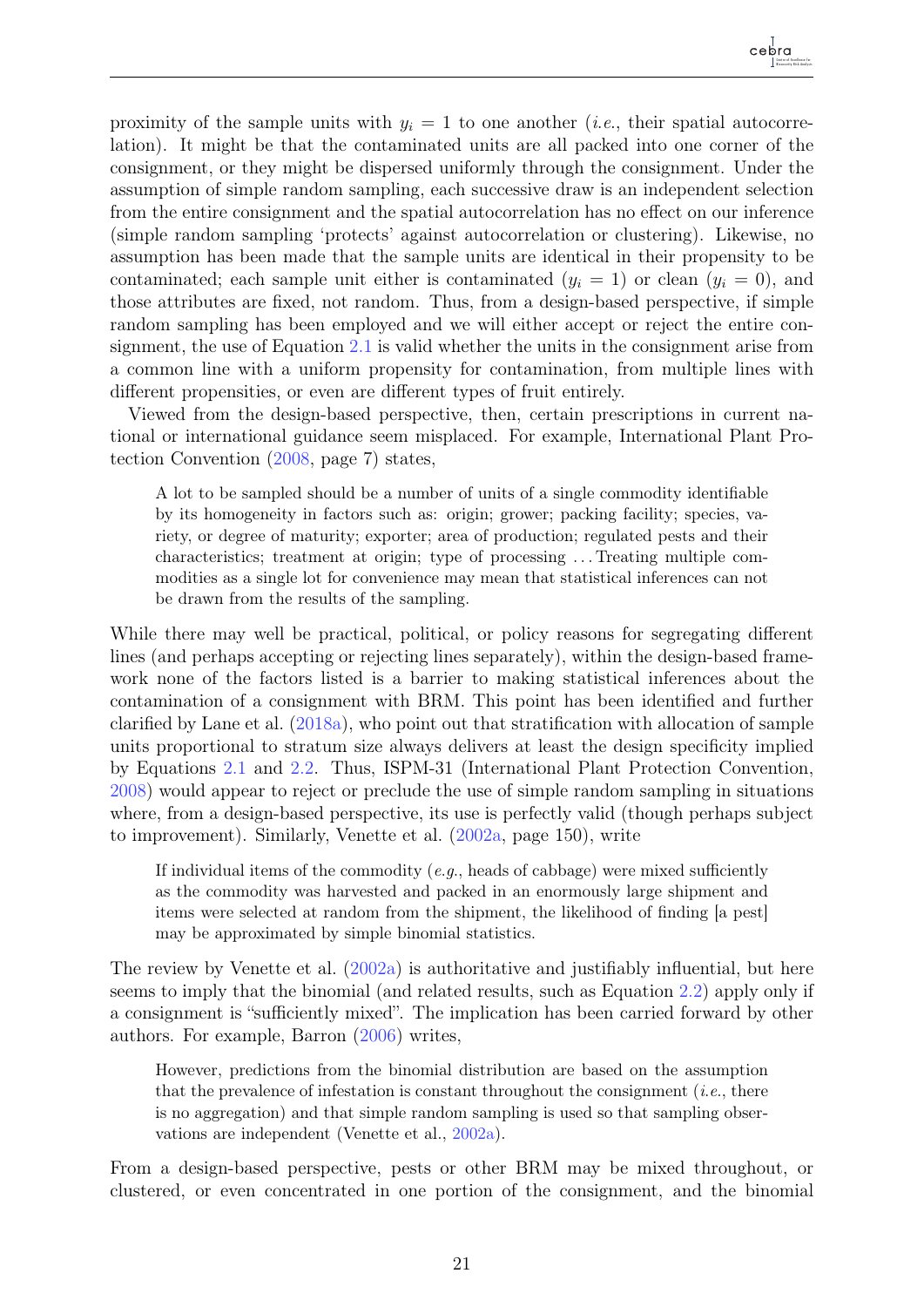proximity of the sample units with $y_i = 1$ to one another (*i.e.*, their spatial autocorrelation). It might be that the contaminated units are all packed into one corner of the consignment, or they might be dispersed uniformly through the consignment. Under the assumption of simple random sampling, each successive draw is an independent selection from the entire consignment and the spatial autocorrelation has no effect on our inference (simple random sampling 'protects' against autocorrelation or clustering). Likewise, no assumption has been made that the sample units are identical in their propensity to be contaminated; each sample unit either is contaminated ($y_i = 1$) or clean ($y_i = 0$), and those attributes are fixed, not random. Thus, from a design-based perspective, if simple random sampling has been employed and we will either accept or reject the entire consignment, the use of Equation 2.1 is valid whether the units in the consignment arise from a common line with a uniform propensity for contamination, from multiple lines with different propensities, or even are different types of fruit entirely.

Viewed from the design-based perspective, then, certain prescriptions in current national or international guidance seem misplaced. For example, International Plant Protection Convention (2008, page 7) states,

> A lot to be sampled should be a number of units of a single commodity identifiable by its homogeneity in factors such as: origin; grower; packing facility; species, variety, or degree of maturity; exporter; area of production; regulated pests and their characteristics; treatment at origin; type of processing ... Treating multiple commodities as a single lot for convenience may mean that statistical inferences can not be drawn from the results of the sampling.

While there may well be practical, political, or policy reasons for segregating different lines (and perhaps accepting or rejecting lines separately), within the design-based framework none of the factors listed is a barrier to making statistical inferences about the contamination of a consignment with BRM. This point has been identified and further clarified by Lane et al. (2018a), who point out that stratification with allocation of sample units proportional to stratum size always delivers at least the design specificity implied by Equations 2.1 and 2.2. Thus, ISPM-31 (International Plant Protection Convention, 2008) would appear to reject or preclude the use of simple random sampling in situations where, from a design-based perspective, its use is perfectly valid (though perhaps subject to improvement). Similarly, Venette et al. (2002a, page 150), write

> If individual items of the commodity (*e.g.*, heads of cabbage) were mixed sufficiently as the commodity was harvested and packed in an enormously large shipment and items were selected at random from the shipment, the likelihood of finding [a pest] may be approximated by simple binomial statistics.

The review by Venette et al. (2002a) is authoritative and justifiably influential, but here seems to imply that the binomial (and related results, such as Equation 2.2) apply only if a consignment is "sufficiently mixed". The implication has been carried forward by other authors. For example, Barron (2006) writes,

> However, predictions from the binomial distribution are based on the assumption that the prevalence of infestation is constant throughout the consignment (*i.e.*, there is no aggregation) and that simple random sampling is used so that sampling observations are independent (Venette et al., 2002a).

From a design-based perspective, pests or other BRM may be mixed throughout, or clustered, or even concentrated in one portion of the consignment, and the binomial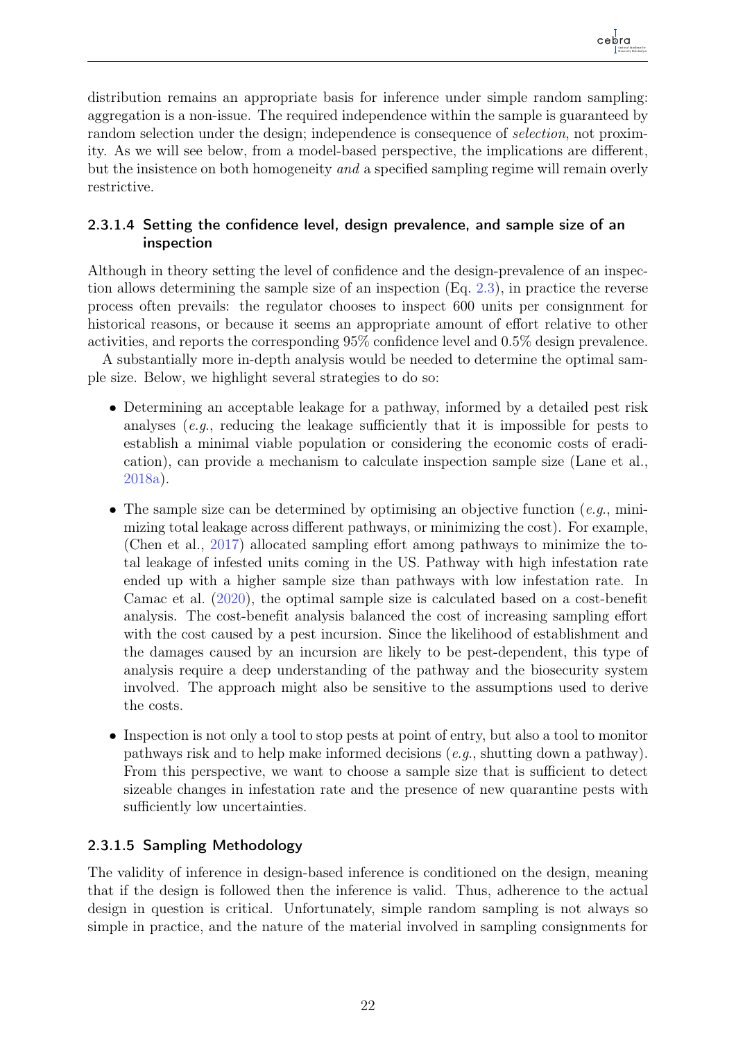distribution remains an appropriate basis for inference under simple random sampling: aggregation is a non-issue. The required independence within the sample is guaranteed by random selection under the design; independence is consequence of *selection*, not proximity. As we will see below, from a model-based perspective, the implications are different, but the insistence on both homogeneity *and* a specified sampling regime will remain overly restrictive.

#### 2.3.1.4 Setting the confidence level, design prevalence, and sample size of an inspection

Although in theory setting the level of confidence and the design-prevalence of an inspection allows determining the sample size of an inspection (Eq. 2.3), in practice the reverse process often prevails: the regulator chooses to inspect 600 units per consignment for historical reasons, or because it seems an appropriate amount of effort relative to other activities, and reports the corresponding 95% confidence level and 0.5% design prevalence.

A substantially more in-depth analysis would be needed to determine the optimal sample size. Below, we highlight several strategies to do so:

- Determining an acceptable leakage for a pathway, informed by a detailed pest risk analyses (*e.g.*, reducing the leakage sufficiently that it is impossible for pests to establish a minimal viable population or considering the economic costs of eradication), can provide a mechanism to calculate inspection sample size (Lane et al., 2018a).
- The sample size can be determined by optimising an objective function (*e.g.*, minimizing total leakage across different pathways, or minimizing the cost). For example, (Chen et al., 2017) allocated sampling effort among pathways to minimize the total leakage of infested units coming in the US. Pathway with high infestation rate ended up with a higher sample size than pathways with low infestation rate. In Camac et al. (2020), the optimal sample size is calculated based on a cost-benefit analysis. The cost-benefit analysis balanced the cost of increasing sampling effort with the cost caused by a pest incursion. Since the likelihood of establishment and the damages caused by an incursion are likely to be pest-dependent, this type of analysis require a deep understanding of the pathway and the biosecurity system involved. The approach might also be sensitive to the assumptions used to derive the costs.
- Inspection is not only a tool to stop pests at point of entry, but also a tool to monitor pathways risk and to help make informed decisions (*e.g.*, shutting down a pathway). From this perspective, we want to choose a sample size that is sufficient to detect sizeable changes in infestation rate and the presence of new quarantine pests with sufficiently low uncertainties.

#### 2.3.1.5 Sampling Methodology

The validity of inference in design-based inference is conditioned on the design, meaning that if the design is followed then the inference is valid. Thus, adherence to the actual design in question is critical. Unfortunately, simple random sampling is not always so simple in practice, and the nature of the material involved in sampling consignments for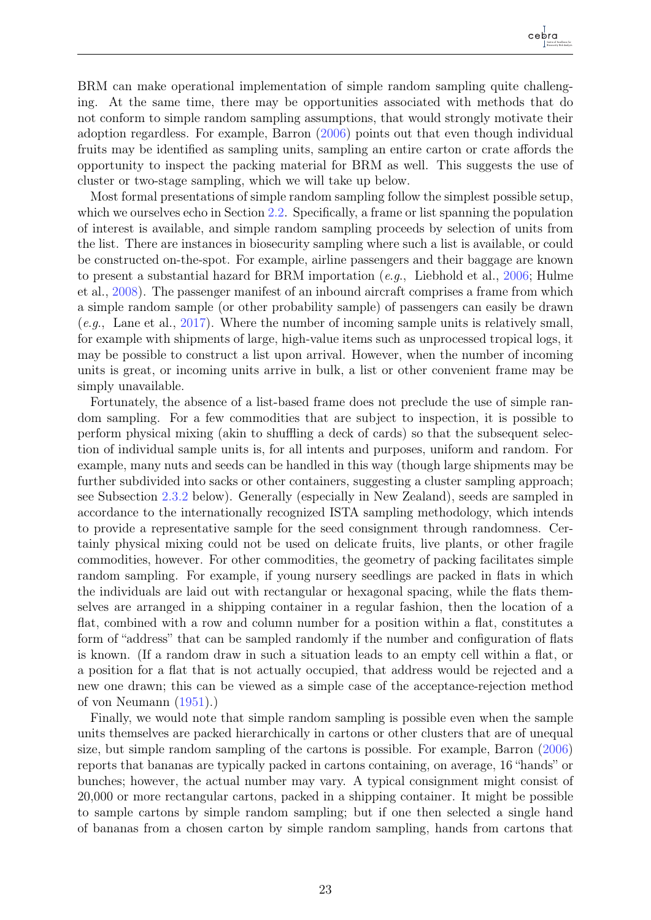BRM can make operational implementation of simple random sampling quite challenging. At the same time, there may be opportunities associated with methods that do not conform to simple random sampling assumptions, that would strongly motivate their adoption regardless. For example, Barron (2006) points out that even though individual fruits may be identified as sampling units, sampling an entire carton or crate affords the opportunity to inspect the packing material for BRM as well. This suggests the use of cluster or two-stage sampling, which we will take up below.

Most formal presentations of simple random sampling follow the simplest possible setup, which we ourselves echo in Section 2.2. Specifically, a frame or list spanning the population of interest is available, and simple random sampling proceeds by selection of units from the list. There are instances in biosecurity sampling where such a list is available, or could be constructed on-the-spot. For example, airline passengers and their baggage are known to present a substantial hazard for BRM importation (*e.g.*, Liebhold et al., 2006; Hulme et al., 2008). The passenger manifest of an inbound aircraft comprises a frame from which a simple random sample (or other probability sample) of passengers can easily be drawn (*e.g.*, Lane et al., 2017). Where the number of incoming sample units is relatively small, for example with shipments of large, high-value items such as unprocessed tropical logs, it may be possible to construct a list upon arrival. However, when the number of incoming units is great, or incoming units arrive in bulk, a list or other convenient frame may be simply unavailable.

Fortunately, the absence of a list-based frame does not preclude the use of simple random sampling. For a few commodities that are subject to inspection, it is possible to perform physical mixing (akin to shuffling a deck of cards) so that the subsequent selection of individual sample units is, for all intents and purposes, uniform and random. For example, many nuts and seeds can be handled in this way (though large shipments may be further subdivided into sacks or other containers, suggesting a cluster sampling approach; see Subsection 2.3.2 below). Generally (especially in New Zealand), seeds are sampled in accordance to the internationally recognized ISTA sampling methodology, which intends to provide a representative sample for the seed consignment through randomness. Certainly physical mixing could not be used on delicate fruits, live plants, or other fragile commodities, however. For other commodities, the geometry of packing facilitates simple random sampling. For example, if young nursery seedlings are packed in flats in which the individuals are laid out with rectangular or hexagonal spacing, while the flats themselves are arranged in a shipping container in a regular fashion, then the location of a flat, combined with a row and column number for a position within a flat, constitutes a form of "address" that can be sampled randomly if the number and configuration of flats is known. (If a random draw in such a situation leads to an empty cell within a flat, or a position for a flat that is not actually occupied, that address would be rejected and a new one drawn; this can be viewed as a simple case of the acceptance-rejection method of von Neumann (1951).)

Finally, we would note that simple random sampling is possible even when the sample units themselves are packed hierarchically in cartons or other clusters that are of unequal size, but simple random sampling of the cartons is possible. For example, Barron (2006) reports that bananas are typically packed in cartons containing, on average, 16 "hands" or bunches; however, the actual number may vary. A typical consignment might consist of 20,000 or more rectangular cartons, packed in a shipping container. It might be possible to sample cartons by simple random sampling; but if one then selected a single hand of bananas from a chosen carton by simple random sampling, hands from cartons that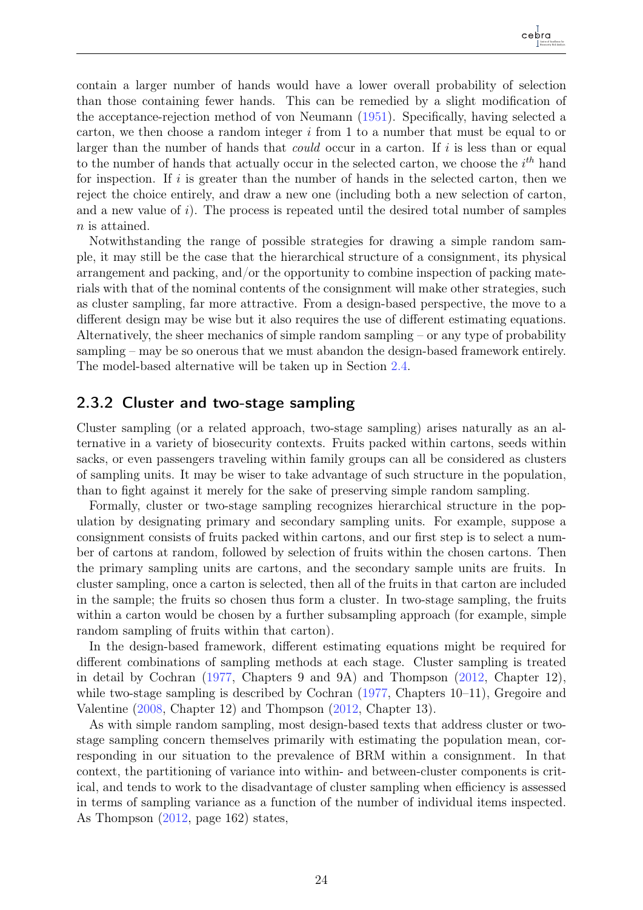contain a larger number of hands would have a lower overall probability of selection than those containing fewer hands. This can be remedied by a slight modification of the acceptance-rejection method of von Neumann (1951). Specifically, having selected a carton, we then choose a random integer $i$ from 1 to a number that must be equal to or larger than the number of hands that *could* occur in a carton. If $i$ is less than or equal to the number of hands that actually occur in the selected carton, we choose the $i^{th}$ hand for inspection. If $i$ is greater than the number of hands in the selected carton, then we reject the choice entirely, and draw a new one (including both a new selection of carton, and a new value of $i$). The process is repeated until the desired total number of samples $n$ is attained.

Notwithstanding the range of possible strategies for drawing a simple random sample, it may still be the case that the hierarchical structure of a consignment, its physical arrangement and packing, and/or the opportunity to combine inspection of packing materials with that of the nominal contents of the consignment will make other strategies, such as cluster sampling, far more attractive. From a design-based perspective, the move to a different design may be wise but it also requires the use of different estimating equations. Alternatively, the sheer mechanics of simple random sampling – or any type of probability sampling – may be so onerous that we must abandon the design-based framework entirely. The model-based alternative will be taken up in Section 2.4.

### 2.3.2 Cluster and two-stage sampling

Cluster sampling (or a related approach, two-stage sampling) arises naturally as an alternative in a variety of biosecurity contexts. Fruits packed within cartons, seeds within sacks, or even passengers traveling within family groups can all be considered as clusters of sampling units. It may be wiser to take advantage of such structure in the population, than to fight against it merely for the sake of preserving simple random sampling.

Formally, cluster or two-stage sampling recognizes hierarchical structure in the population by designating primary and secondary sampling units. For example, suppose a consignment consists of fruits packed within cartons, and our first step is to select a number of cartons at random, followed by selection of fruits within the chosen cartons. Then the primary sampling units are cartons, and the secondary sample units are fruits. In cluster sampling, once a carton is selected, then all of the fruits in that carton are included in the sample; the fruits so chosen thus form a cluster. In two-stage sampling, the fruits within a carton would be chosen by a further subsampling approach (for example, simple random sampling of fruits within that carton).

In the design-based framework, different estimating equations might be required for different combinations of sampling methods at each stage. Cluster sampling is treated in detail by Cochran (1977, Chapters 9 and 9A) and Thompson (2012, Chapter 12), while two-stage sampling is described by Cochran (1977, Chapters 10–11), Gregoire and Valentine (2008, Chapter 12) and Thompson (2012, Chapter 13).

As with simple random sampling, most design-based texts that address cluster or two-stage sampling concern themselves primarily with estimating the population mean, corresponding in our situation to the prevalence of BRM within a consignment. In that context, the partitioning of variance into within- and between-cluster components is critical, and tends to work to the disadvantage of cluster sampling when efficiency is assessed in terms of sampling variance as a function of the number of individual items inspected. As Thompson (2012, page 162) states,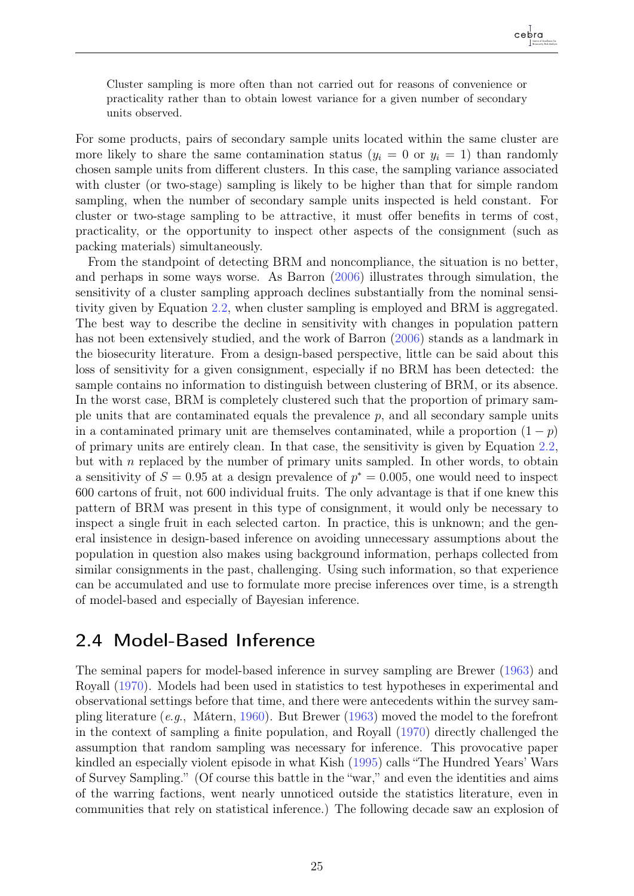> Cluster sampling is more often than not carried out for reasons of convenience or practicality rather than to obtain lowest variance for a given number of secondary units observed.

For some products, pairs of secondary sample units located within the same cluster are more likely to share the same contamination status ($y_i = 0$ or $y_i = 1$) than randomly chosen sample units from different clusters. In this case, the sampling variance associated with cluster (or two-stage) sampling is likely to be higher than that for simple random sampling, when the number of secondary sample units inspected is held constant. For cluster or two-stage sampling to be attractive, it must offer benefits in terms of cost, practicality, or the opportunity to inspect other aspects of the consignment (such as packing materials) simultaneously.

From the standpoint of detecting BRM and noncompliance, the situation is no better, and perhaps in some ways worse. As Barron (2006) illustrates through simulation, the sensitivity of a cluster sampling approach declines substantially from the nominal sensitivity given by Equation 2.2, when cluster sampling is employed and BRM is aggregated. The best way to describe the decline in sensitivity with changes in population pattern has not been extensively studied, and the work of Barron (2006) stands as a landmark in the biosecurity literature. From a design-based perspective, little can be said about this loss of sensitivity for a given consignment, especially if no BRM has been detected: the sample contains no information to distinguish between clustering of BRM, or its absence. In the worst case, BRM is completely clustered such that the proportion of primary sample units that are contaminated equals the prevalence $p$, and all secondary sample units in a contaminated primary unit are themselves contaminated, while a proportion $(1 - p)$ of primary units are entirely clean. In that case, the sensitivity is given by Equation 2.2, but with $n$ replaced by the number of primary units sampled. In other words, to obtain a sensitivity of $S = 0.95$ at a design prevalence of $p^* = 0.005$, one would need to inspect 600 cartons of fruit, not 600 individual fruits. The only advantage is that if one knew this pattern of BRM was present in this type of consignment, it would only be necessary to inspect a single fruit in each selected carton. In practice, this is unknown; and the general insistence in design-based inference on avoiding unnecessary assumptions about the population in question also makes using background information, perhaps collected from similar consignments in the past, challenging. Using such information, so that experience can be accumulated and use to formulate more precise inferences over time, is a strength of model-based and especially of Bayesian inference.

## 2.4 Model-Based Inference

The seminal papers for model-based inference in survey sampling are Brewer (1963) and Royall (1970). Models had been used in statistics to test hypotheses in experimental and observational settings before that time, and there were antecedents within the survey sampling literature (*e.g.*, Mátern, 1960). But Brewer (1963) moved the model to the forefront in the context of sampling a finite population, and Royall (1970) directly challenged the assumption that random sampling was necessary for inference. This provocative paper kindled an especially violent episode in what Kish (1995) calls "The Hundred Years' Wars of Survey Sampling." (Of course this battle in the "war," and even the identities and aims of the warring factions, went nearly unnoticed outside the statistics literature, even in communities that rely on statistical inference.) The following decade saw an explosion of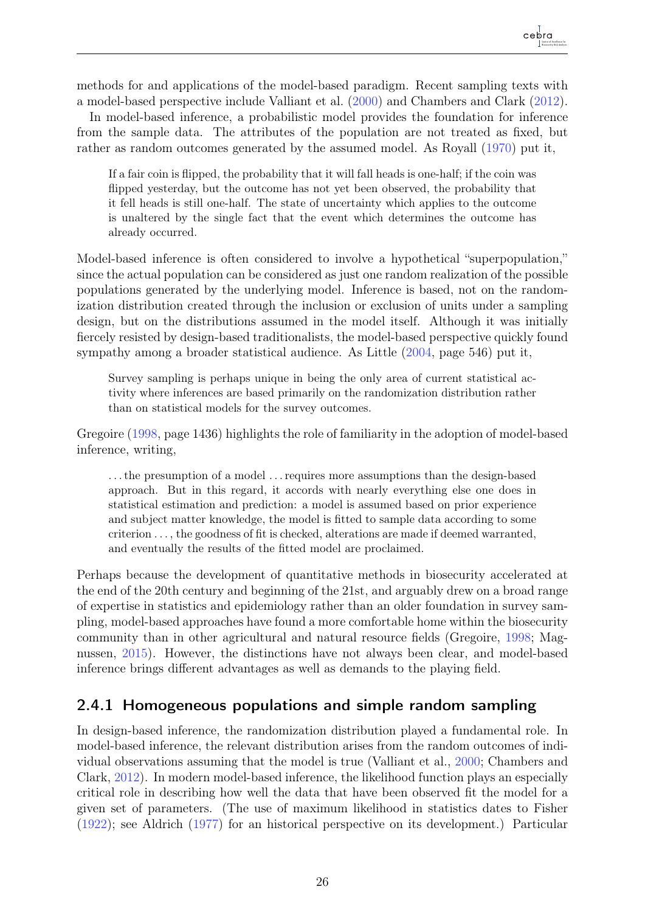methods for and applications of the model-based paradigm. Recent sampling texts with a model-based perspective include Valliant et al. (2000) and Chambers and Clark (2012).

In model-based inference, a probabilistic model provides the foundation for inference from the sample data. The attributes of the population are not treated as fixed, but rather as random outcomes generated by the assumed model. As Royall (1970) put it,

> If a fair coin is flipped, the probability that it will fall heads is one-half; if the coin was flipped yesterday, but the outcome has not yet been observed, the probability that it fell heads is still one-half. The state of uncertainty which applies to the outcome is unaltered by the single fact that the event which determines the outcome has already occurred.

Model-based inference is often considered to involve a hypothetical "superpopulation," since the actual population can be considered as just one random realization of the possible populations generated by the underlying model. Inference is based, not on the randomization distribution created through the inclusion or exclusion of units under a sampling design, but on the distributions assumed in the model itself. Although it was initially fiercely resisted by design-based traditionalists, the model-based perspective quickly found sympathy among a broader statistical audience. As Little (2004, page 546) put it,

> Survey sampling is perhaps unique in being the only area of current statistical activity where inferences are based primarily on the randomization distribution rather than on statistical models for the survey outcomes.

Gregoire (1998, page 1436) highlights the role of familiarity in the adoption of model-based inference, writing,

> ...the presumption of a model ...requires more assumptions than the design-based approach. But in this regard, it accords with nearly everything else one does in statistical estimation and prediction: a model is assumed based on prior experience and subject matter knowledge, the model is fitted to sample data according to some criterion ..., the goodness of fit is checked, alterations are made if deemed warranted, and eventually the results of the fitted model are proclaimed.

Perhaps because the development of quantitative methods in biosecurity accelerated at the end of the 20th century and beginning of the 21st, and arguably drew on a broad range of expertise in statistics and epidemiology rather than an older foundation in survey sampling, model-based approaches have found a more comfortable home within the biosecurity community than in other agricultural and natural resource fields (Gregoire, 1998; Magnussen, 2015). However, the distinctions have not always been clear, and model-based inference brings different advantages as well as demands to the playing field.

### 2.4.1 Homogeneous populations and simple random sampling

In design-based inference, the randomization distribution played a fundamental role. In model-based inference, the relevant distribution arises from the random outcomes of individual observations assuming that the model is true (Valliant et al., 2000; Chambers and Clark, 2012). In modern model-based inference, the likelihood function plays an especially critical role in describing how well the data that have been observed fit the model for a given set of parameters. (The use of maximum likelihood in statistics dates to Fisher (1922); see Aldrich (1977) for an historical perspective on its development.) Particular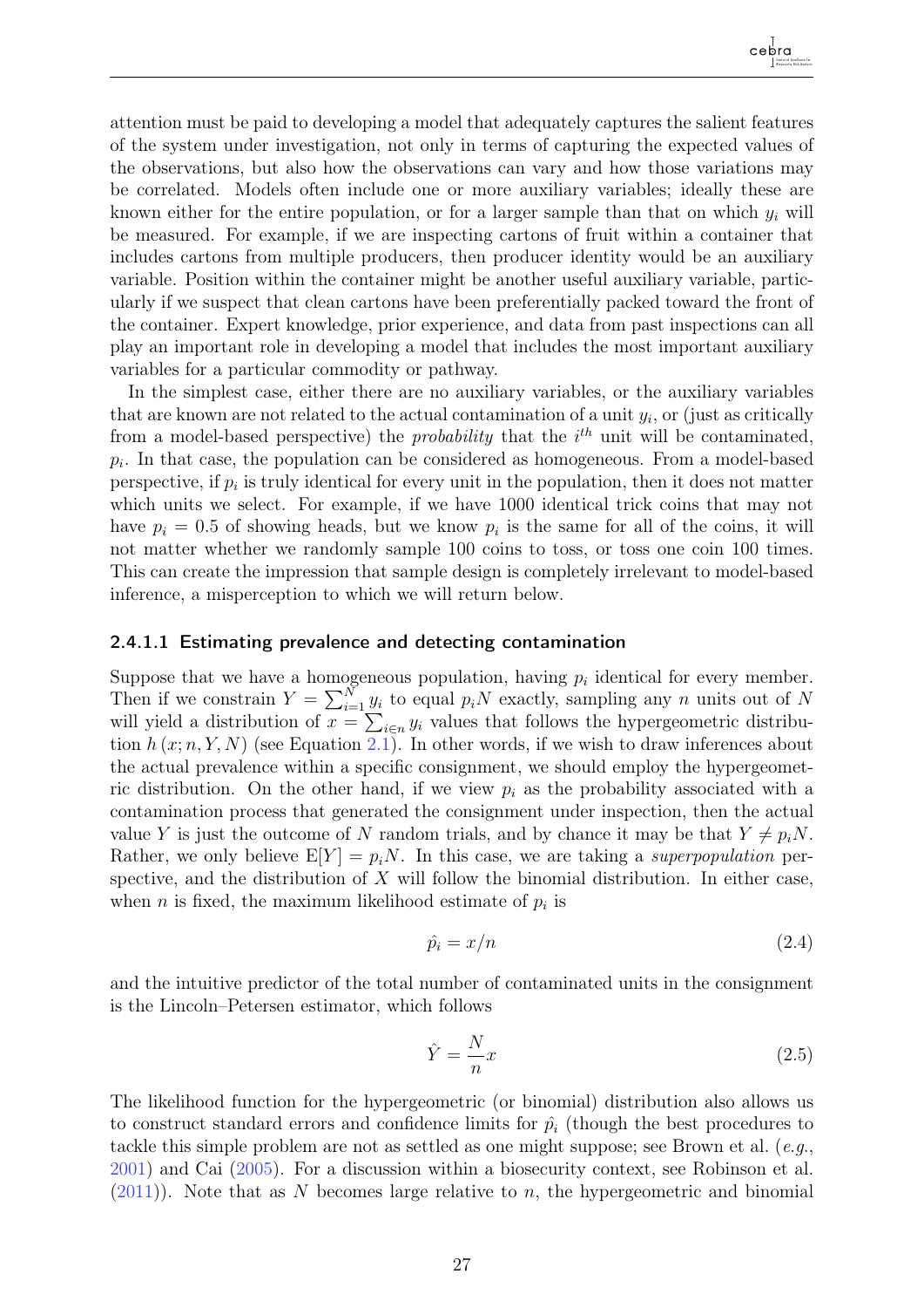attention must be paid to developing a model that adequately captures the salient features of the system under investigation, not only in terms of capturing the expected values of the observations, but also how the observations can vary and how those variations may be correlated. Models often include one or more auxiliary variables; ideally these are known either for the entire population, or for a larger sample than that on which $y_i$ will be measured. For example, if we are inspecting cartons of fruit within a container that includes cartons from multiple producers, then producer identity would be an auxiliary variable. Position within the container might be another useful auxiliary variable, particularly if we suspect that clean cartons have been preferentially packed toward the front of the container. Expert knowledge, prior experience, and data from past inspections can all play an important role in developing a model that includes the most important auxiliary variables for a particular commodity or pathway.

In the simplest case, either there are no auxiliary variables, or the auxiliary variables that are known are not related to the actual contamination of a unit $y_i$, or (just as critically from a model-based perspective) the *probability* that the $i^{th}$ unit will be contaminated, $p_i$. In that case, the population can be considered as homogeneous. From a model-based perspective, if $p_i$ is truly identical for every unit in the population, then it does not matter which units we select. For example, if we have 1000 identical trick coins that may not have $p_i = 0.5$ of showing heads, but we know $p_i$ is the same for all of the coins, it will not matter whether we randomly sample 100 coins to toss, or toss one coin 100 times. This can create the impression that sample design is completely irrelevant to model-based inference, a misperception to which we will return below.

#### 2.4.1.1 Estimating prevalence and detecting contamination

Suppose that we have a homogeneous population, having $p_i$ identical for every member. Then if we constrain $Y = \sum_{i=1}^{N} y_i$ to equal $p_i N$ exactly, sampling any $n$ units out of $N$ will yield a distribution of $x = \sum_{i \in n} y_i$ values that follows the hypergeometric distribution $h\,(x; n, Y, N)$ (see Equation 2.1). In other words, if we wish to draw inferences about the actual prevalence within a specific consignment, we should employ the hypergeometric distribution. On the other hand, if we view $p_i$ as the probability associated with a contamination process that generated the consignment under inspection, then the actual value $Y$ is just the outcome of $N$ random trials, and by chance it may be that $Y \neq p_i N$. Rather, we only believe $\mathrm{E}[Y] = p_i N$. In this case, we are taking a *superpopulation* perspective, and the distribution of $X$ will follow the binomial distribution. In either case, when $n$ is fixed, the maximum likelihood estimate of $p_i$ is

$$\hat{p_i} = x/n \tag{2.4}$$

and the intuitive predictor of the total number of contaminated units in the consignment is the Lincoln–Petersen estimator, which follows

$$\hat{Y} = \frac{N}{n}x \tag{2.5}$$

The likelihood function for the hypergeometric (or binomial) distribution also allows us to construct standard errors and confidence limits for $\hat{p_i}$ (though the best procedures to tackle this simple problem are not as settled as one might suppose; see Brown et al. (*e.g.*, 2001) and Cai (2005). For a discussion within a biosecurity context, see Robinson et al. (2011)). Note that as $N$ becomes large relative to $n$, the hypergeometric and binomial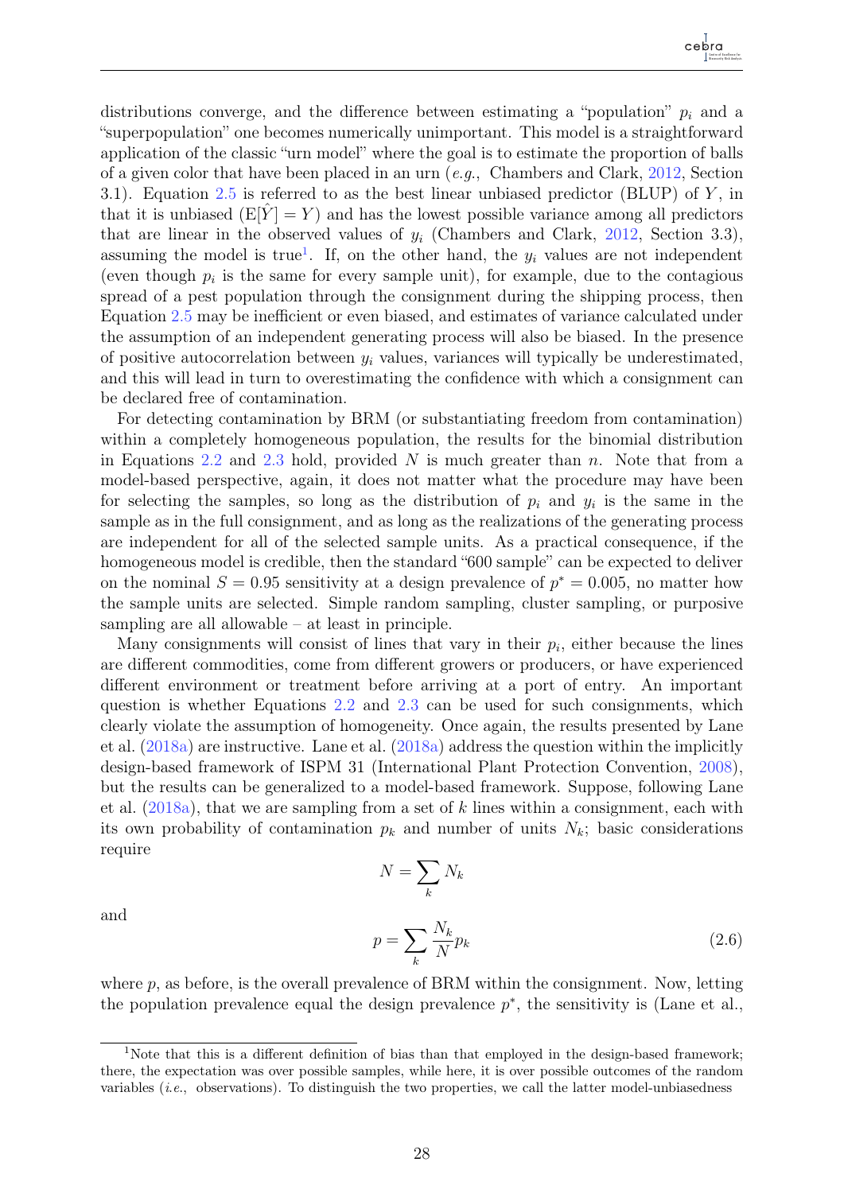distributions converge, and the difference between estimating a "population" $p_i$ and a "superpopulation" one becomes numerically unimportant. This model is a straightforward application of the classic "urn model" where the goal is to estimate the proportion of balls of a given color that have been placed in an urn (*e.g.*, Chambers and Clark, 2012, Section 3.1). Equation 2.5 is referred to as the best linear unbiased predictor (BLUP) of $Y$, in that it is unbiased ($\mathrm{E}[\hat{Y}] = Y$) and has the lowest possible variance among all predictors that are linear in the observed values of $y_i$ (Chambers and Clark, 2012, Section 3.3), assuming the model is true[1]. If, on the other hand, the $y_i$ values are not independent (even though $p_i$ is the same for every sample unit), for example, due to the contagious spread of a pest population through the consignment during the shipping process, then Equation 2.5 may be inefficient or even biased, and estimates of variance calculated under the assumption of an independent generating process will also be biased. In the presence of positive autocorrelation between $y_i$ values, variances will typically be underestimated, and this will lead in turn to overestimating the confidence with which a consignment can be declared free of contamination.

For detecting contamination by BRM (or substantiating freedom from contamination) within a completely homogeneous population, the results for the binomial distribution in Equations 2.2 and 2.3 hold, provided $N$ is much greater than $n$. Note that from a model-based perspective, again, it does not matter what the procedure may have been for selecting the samples, so long as the distribution of $p_i$ and $y_i$ is the same in the sample as in the full consignment, and as long as the realizations of the generating process are independent for all of the selected sample units. As a practical consequence, if the homogeneous model is credible, then the standard "600 sample" can be expected to deliver on the nominal $S = 0.95$ sensitivity at a design prevalence of $p^* = 0.005$, no matter how the sample units are selected. Simple random sampling, cluster sampling, or purposive sampling are all allowable – at least in principle.

Many consignments will consist of lines that vary in their $p_i$, either because the lines are different commodities, come from different growers or producers, or have experienced different environment or treatment before arriving at a port of entry. An important question is whether Equations 2.2 and 2.3 can be used for such consignments, which clearly violate the assumption of homogeneity. Once again, the results presented by Lane et al. (2018a) are instructive. Lane et al. (2018a) address the question within the implicitly design-based framework of ISPM 31 (International Plant Protection Convention, 2008), but the results can be generalized to a model-based framework. Suppose, following Lane et al. (2018a), that we are sampling from a set of $k$ lines within a consignment, each with its own probability of contamination $p_k$ and number of units $N_k$; basic considerations require

$$N = \sum_k N_k$$

and

$$p = \sum_k \frac{N_k}{N} p_k \tag{2.6}$$

where $p$, as before, is the overall prevalence of BRM within the consignment. Now, letting the population prevalence equal the design prevalence $p^*$, the sensitivity is (Lane et al.,

[1] Note that this is a different definition of bias than that employed in the design-based framework; there, the expectation was over possible samples, while here, it is over possible outcomes of the random variables (*i.e.*, observations). To distinguish the two properties, we call the latter model-unbiasedness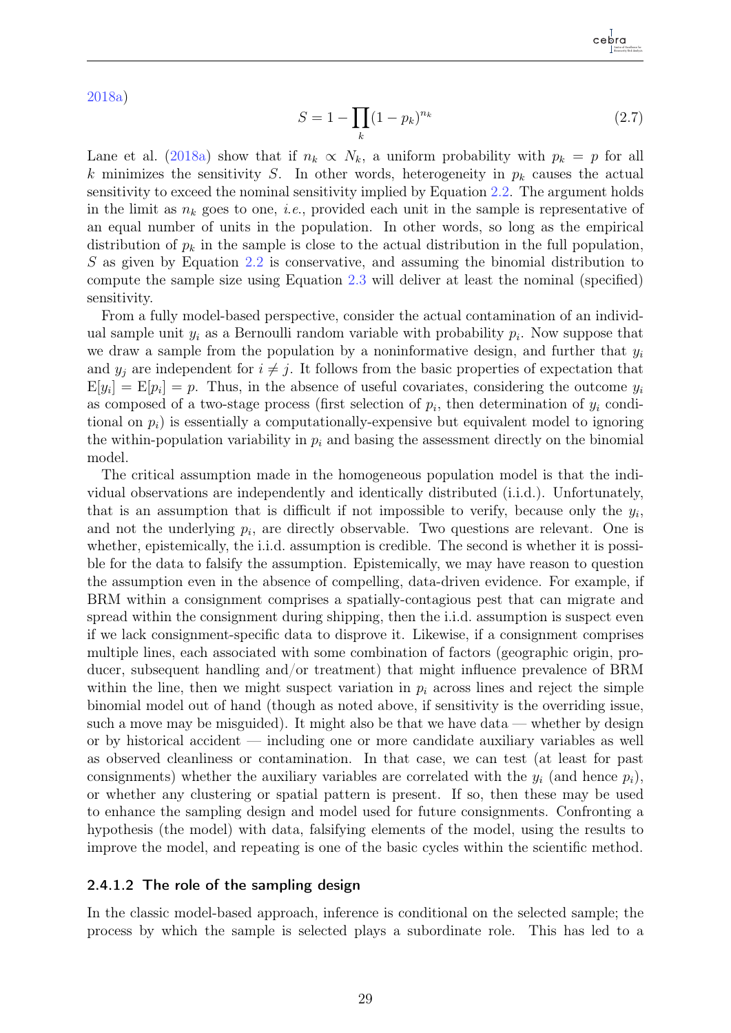2018a)

$$S = 1 - \prod_{k} (1 - p_k)^{n_k} \tag{2.7}$$

Lane et al. (2018a) show that if $n_k \propto N_k$, a uniform probability with $p_k = p$ for all $k$ minimizes the sensitivity $S$. In other words, heterogeneity in $p_k$ causes the actual sensitivity to exceed the nominal sensitivity implied by Equation 2.2. The argument holds in the limit as $n_k$ goes to one, *i.e.*, provided each unit in the sample is representative of an equal number of units in the population. In other words, so long as the empirical distribution of $p_k$ in the sample is close to the actual distribution in the full population, $S$ as given by Equation 2.2 is conservative, and assuming the binomial distribution to compute the sample size using Equation 2.3 will deliver at least the nominal (specified) sensitivity.

From a fully model-based perspective, consider the actual contamination of an individual sample unit $y_i$ as a Bernoulli random variable with probability $p_i$. Now suppose that we draw a sample from the population by a noninformative design, and further that $y_i$ and $y_j$ are independent for $i \neq j$. It follows from the basic properties of expectation that $\mathrm{E}[y_i] = \mathrm{E}[p_i] = p$. Thus, in the absence of useful covariates, considering the outcome $y_i$ as composed of a two-stage process (first selection of $p_i$, then determination of $y_i$ conditional on $p_i$) is essentially a computationally-expensive but equivalent model to ignoring the within-population variability in $p_i$ and basing the assessment directly on the binomial model.

The critical assumption made in the homogeneous population model is that the individual observations are independently and identically distributed (i.i.d.). Unfortunately, that is an assumption that is difficult if not impossible to verify, because only the $y_i$, and not the underlying $p_i$, are directly observable. Two questions are relevant. One is whether, epistemically, the i.i.d. assumption is credible. The second is whether it is possible for the data to falsify the assumption. Epistemically, we may have reason to question the assumption even in the absence of compelling, data-driven evidence. For example, if BRM within a consignment comprises a spatially-contagious pest that can migrate and spread within the consignment during shipping, then the i.i.d. assumption is suspect even if we lack consignment-specific data to disprove it. Likewise, if a consignment comprises multiple lines, each associated with some combination of factors (geographic origin, producer, subsequent handling and/or treatment) that might influence prevalence of BRM within the line, then we might suspect variation in $p_i$ across lines and reject the simple binomial model out of hand (though as noted above, if sensitivity is the overriding issue, such a move may be misguided). It might also be that we have data — whether by design or by historical accident — including one or more candidate auxiliary variables as well as observed cleanliness or contamination. In that case, we can test (at least for past consignments) whether the auxiliary variables are correlated with the $y_i$ (and hence $p_i$), or whether any clustering or spatial pattern is present. If so, then these may be used to enhance the sampling design and model used for future consignments. Confronting a hypothesis (the model) with data, falsifying elements of the model, using the results to improve the model, and repeating is one of the basic cycles within the scientific method.

#### 2.4.1.2 The role of the sampling design

In the classic model-based approach, inference is conditional on the selected sample; the process by which the sample is selected plays a subordinate role. This has led to a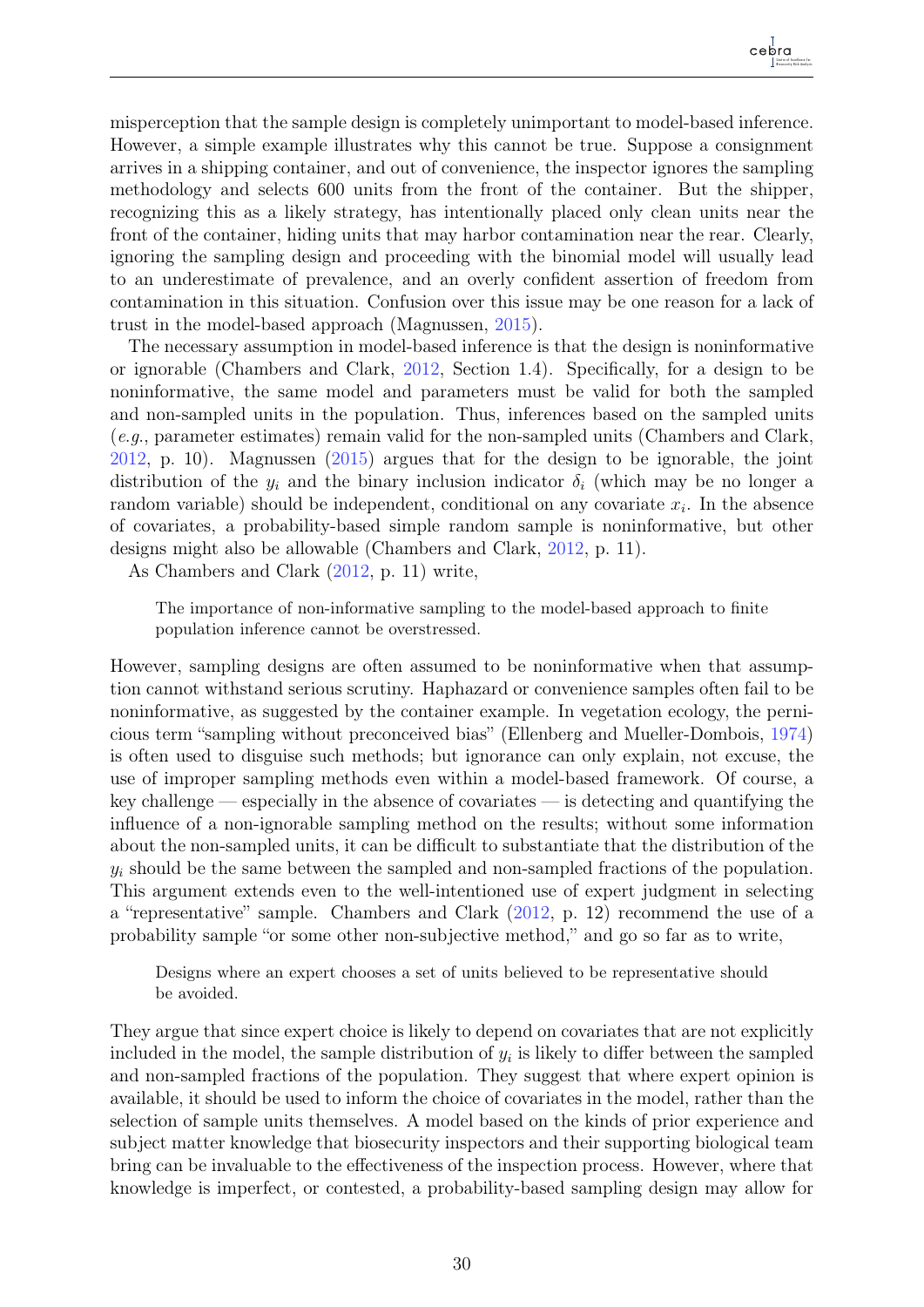misperception that the sample design is completely unimportant to model-based inference. However, a simple example illustrates why this cannot be true. Suppose a consignment arrives in a shipping container, and out of convenience, the inspector ignores the sampling methodology and selects 600 units from the front of the container. But the shipper, recognizing this as a likely strategy, has intentionally placed only clean units near the front of the container, hiding units that may harbor contamination near the rear. Clearly, ignoring the sampling design and proceeding with the binomial model will usually lead to an underestimate of prevalence, and an overly confident assertion of freedom from contamination in this situation. Confusion over this issue may be one reason for a lack of trust in the model-based approach (Magnussen, 2015).

The necessary assumption in model-based inference is that the design is noninformative or ignorable (Chambers and Clark, 2012, Section 1.4). Specifically, for a design to be noninformative, the same model and parameters must be valid for both the sampled and non-sampled units in the population. Thus, inferences based on the sampled units (*e.g.*, parameter estimates) remain valid for the non-sampled units (Chambers and Clark, 2012, p. 10). Magnussen (2015) argues that for the design to be ignorable, the joint distribution of the $y_i$ and the binary inclusion indicator $\delta_i$ (which may be no longer a random variable) should be independent, conditional on any covariate $x_i$. In the absence of covariates, a probability-based simple random sample is noninformative, but other designs might also be allowable (Chambers and Clark, 2012, p. 11).

As Chambers and Clark (2012, p. 11) write,

> The importance of non-informative sampling to the model-based approach to finite population inference cannot be overstressed.

However, sampling designs are often assumed to be noninformative when that assumption cannot withstand serious scrutiny. Haphazard or convenience samples often fail to be noninformative, as suggested by the container example. In vegetation ecology, the pernicious term "sampling without preconceived bias" (Ellenberg and Mueller-Dombois, 1974) is often used to disguise such methods; but ignorance can only explain, not excuse, the use of improper sampling methods even within a model-based framework. Of course, a key challenge — especially in the absence of covariates — is detecting and quantifying the influence of a non-ignorable sampling method on the results; without some information about the non-sampled units, it can be difficult to substantiate that the distribution of the $y_i$ should be the same between the sampled and non-sampled fractions of the population. This argument extends even to the well-intentioned use of expert judgment in selecting a "representative" sample. Chambers and Clark (2012, p. 12) recommend the use of a probability sample "or some other non-subjective method," and go so far as to write,

> Designs where an expert chooses a set of units believed to be representative should be avoided.

They argue that since expert choice is likely to depend on covariates that are not explicitly included in the model, the sample distribution of $y_i$ is likely to differ between the sampled and non-sampled fractions of the population. They suggest that where expert opinion is available, it should be used to inform the choice of covariates in the model, rather than the selection of sample units themselves. A model based on the kinds of prior experience and subject matter knowledge that biosecurity inspectors and their supporting biological team bring can be invaluable to the effectiveness of the inspection process. However, where that knowledge is imperfect, or contested, a probability-based sampling design may allow for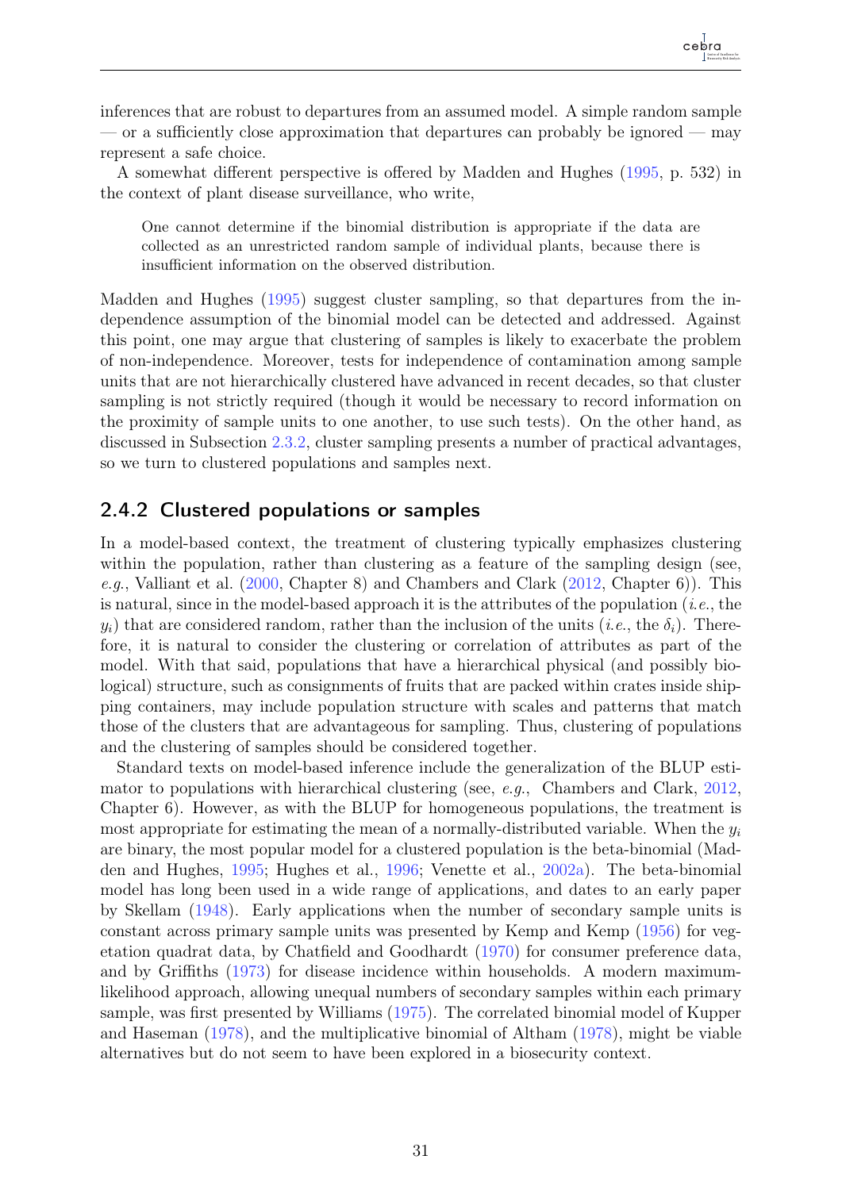inferences that are robust to departures from an assumed model. A simple random sample — or a sufficiently close approximation that departures can probably be ignored — may represent a safe choice.

A somewhat different perspective is offered by Madden and Hughes (1995, p. 532) in the context of plant disease surveillance, who write,

> One cannot determine if the binomial distribution is appropriate if the data are collected as an unrestricted random sample of individual plants, because there is insufficient information on the observed distribution.

Madden and Hughes (1995) suggest cluster sampling, so that departures from the independence assumption of the binomial model can be detected and addressed. Against this point, one may argue that clustering of samples is likely to exacerbate the problem of non-independence. Moreover, tests for independence of contamination among sample units that are not hierarchically clustered have advanced in recent decades, so that cluster sampling is not strictly required (though it would be necessary to record information on the proximity of sample units to one another, to use such tests). On the other hand, as discussed in Subsection 2.3.2, cluster sampling presents a number of practical advantages, so we turn to clustered populations and samples next.

## 2.4.2 Clustered populations or samples

In a model-based context, the treatment of clustering typically emphasizes clustering within the population, rather than clustering as a feature of the sampling design (see, *e.g.*, Valliant et al. (2000, Chapter 8) and Chambers and Clark (2012, Chapter 6)). This is natural, since in the model-based approach it is the attributes of the population (*i.e.*, the $y_i$) that are considered random, rather than the inclusion of the units (*i.e.*, the $\delta_i$). Therefore, it is natural to consider the clustering or correlation of attributes as part of the model. With that said, populations that have a hierarchical physical (and possibly biological) structure, such as consignments of fruits that are packed within crates inside shipping containers, may include population structure with scales and patterns that match those of the clusters that are advantageous for sampling. Thus, clustering of populations and the clustering of samples should be considered together.

Standard texts on model-based inference include the generalization of the BLUP estimator to populations with hierarchical clustering (see, *e.g.*, Chambers and Clark, 2012, Chapter 6). However, as with the BLUP for homogeneous populations, the treatment is most appropriate for estimating the mean of a normally-distributed variable. When the $y_i$ are binary, the most popular model for a clustered population is the beta-binomial (Madden and Hughes, 1995; Hughes et al., 1996; Venette et al., 2002a). The beta-binomial model has long been used in a wide range of applications, and dates to an early paper by Skellam (1948). Early applications when the number of secondary sample units is constant across primary sample units was presented by Kemp and Kemp (1956) for vegetation quadrat data, by Chatfield and Goodhardt (1970) for consumer preference data, and by Griffiths (1973) for disease incidence within households. A modern maximum-likelihood approach, allowing unequal numbers of secondary samples within each primary sample, was first presented by Williams (1975). The correlated binomial model of Kupper and Haseman (1978), and the multiplicative binomial of Altham (1978), might be viable alternatives but do not seem to have been explored in a biosecurity context.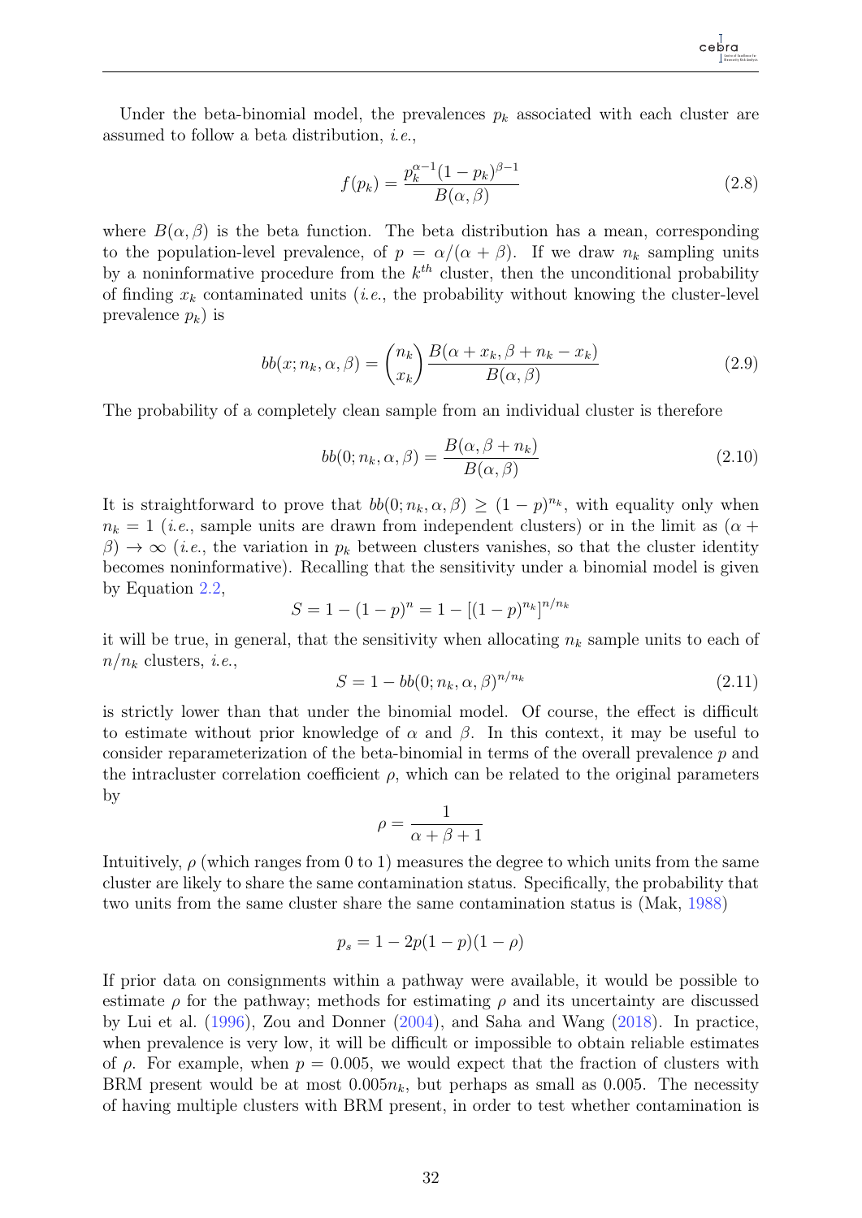Under the beta-binomial model, the prevalences $p_k$ associated with each cluster are assumed to follow a beta distribution, *i.e.*,

$$f(p_k) = \frac{p_k^{\alpha-1}(1-p_k)^{\beta-1}}{B(\alpha,\beta)} \tag{2.8}$$

where $B(\alpha, \beta)$ is the beta function. The beta distribution has a mean, corresponding to the population-level prevalence, of $p = \alpha/(\alpha + \beta)$. If we draw $n_k$ sampling units by a noninformative procedure from the $k^{th}$ cluster, then the unconditional probability of finding $x_k$ contaminated units (*i.e.*, the probability without knowing the cluster-level prevalence $p_k$) is

$$bb(x; n_k, \alpha, \beta) = \binom{n_k}{x_k} \frac{B(\alpha + x_k, \beta + n_k - x_k)}{B(\alpha, \beta)} \tag{2.9}$$

The probability of a completely clean sample from an individual cluster is therefore

$$bb(0; n_k, \alpha, \beta) = \frac{B(\alpha, \beta + n_k)}{B(\alpha, \beta)} \tag{2.10}$$

It is straightforward to prove that $bb(0; n_k, \alpha, \beta) \geq (1-p)^{n_k}$, with equality only when $n_k = 1$ (*i.e.*, sample units are drawn from independent clusters) or in the limit as $(\alpha + \beta) \to \infty$ (*i.e.*, the variation in $p_k$ between clusters vanishes, so that the cluster identity becomes noninformative). Recalling that the sensitivity under a binomial model is given by Equation 2.2,

$$S = 1 - (1-p)^n = 1 - [(1-p)^{n_k}]^{n/n_k}$$

it will be true, in general, that the sensitivity when allocating $n_k$ sample units to each of $n/n_k$ clusters, *i.e.*,

$$S = 1 - bb(0; n_k, \alpha, \beta)^{n/n_k} \tag{2.11}$$

is strictly lower than that under the binomial model. Of course, the effect is difficult to estimate without prior knowledge of $\alpha$ and $\beta$. In this context, it may be useful to consider reparameterization of the beta-binomial in terms of the overall prevalence $p$ and the intracluster correlation coefficient $\rho$, which can be related to the original parameters by

$$\rho = \frac{1}{\alpha + \beta + 1}$$

Intuitively, $\rho$ (which ranges from 0 to 1) measures the degree to which units from the same cluster are likely to share the same contamination status. Specifically, the probability that two units from the same cluster share the same contamination status is (Mak, 1988)

$$p_s = 1 - 2p(1-p)(1-\rho)$$

If prior data on consignments within a pathway were available, it would be possible to estimate $\rho$ for the pathway; methods for estimating $\rho$ and its uncertainty are discussed by Lui et al. (1996), Zou and Donner (2004), and Saha and Wang (2018). In practice, when prevalence is very low, it will be difficult or impossible to obtain reliable estimates of $\rho$. For example, when $p = 0.005$, we would expect that the fraction of clusters with BRM present would be at most $0.005n_k$, but perhaps as small as 0.005. The necessity of having multiple clusters with BRM present, in order to test whether contamination is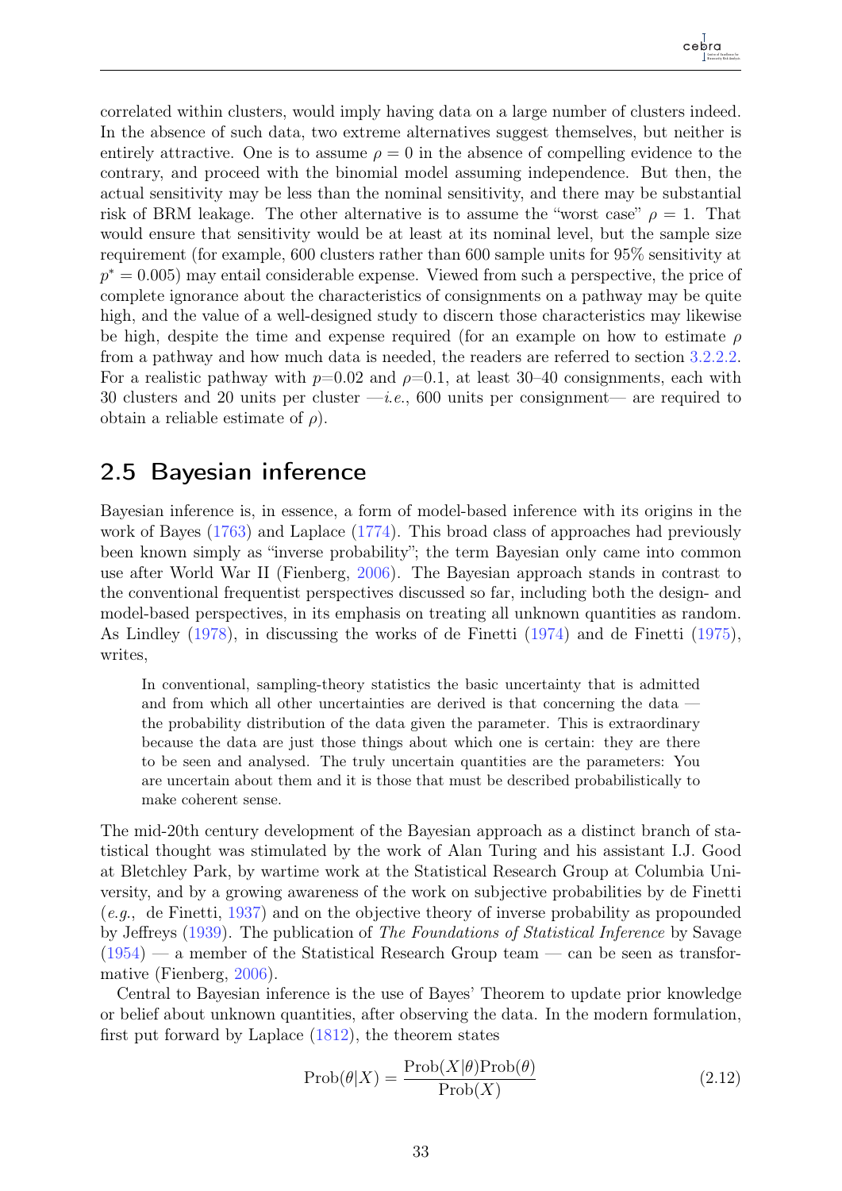correlated within clusters, would imply having data on a large number of clusters indeed. In the absence of such data, two extreme alternatives suggest themselves, but neither is entirely attractive. One is to assume $\rho = 0$ in the absence of compelling evidence to the contrary, and proceed with the binomial model assuming independence. But then, the actual sensitivity may be less than the nominal sensitivity, and there may be substantial risk of BRM leakage. The other alternative is to assume the "worst case" $\rho = 1$. That would ensure that sensitivity would be at least at its nominal level, but the sample size requirement (for example, 600 clusters rather than 600 sample units for 95% sensitivity at $p^* = 0.005$) may entail considerable expense. Viewed from such a perspective, the price of complete ignorance about the characteristics of consignments on a pathway may be quite high, and the value of a well-designed study to discern those characteristics may likewise be high, despite the time and expense required (for an example on how to estimate $\rho$ from a pathway and how much data is needed, the readers are referred to section 3.2.2.2. For a realistic pathway with $p$=0.02 and $\rho$=0.1, at least 30–40 consignments, each with 30 clusters and 20 units per cluster —*i.e.*, 600 units per consignment— are required to obtain a reliable estimate of $\rho$).

## 2.5 Bayesian inference

Bayesian inference is, in essence, a form of model-based inference with its origins in the work of Bayes (1763) and Laplace (1774). This broad class of approaches had previously been known simply as "inverse probability"; the term Bayesian only came into common use after World War II (Fienberg, 2006). The Bayesian approach stands in contrast to the conventional frequentist perspectives discussed so far, including both the design- and model-based perspectives, in its emphasis on treating all unknown quantities as random. As Lindley (1978), in discussing the works of de Finetti (1974) and de Finetti (1975), writes,

> In conventional, sampling-theory statistics the basic uncertainty that is admitted and from which all other uncertainties are derived is that concerning the data — the probability distribution of the data given the parameter. This is extraordinary because the data are just those things about which one is certain: they are there to be seen and analysed. The truly uncertain quantities are the parameters: You are uncertain about them and it is those that must be described probabilistically to make coherent sense.

The mid-20th century development of the Bayesian approach as a distinct branch of statistical thought was stimulated by the work of Alan Turing and his assistant I.J. Good at Bletchley Park, by wartime work at the Statistical Research Group at Columbia University, and by a growing awareness of the work on subjective probabilities by de Finetti (*e.g.*, de Finetti, 1937) and on the objective theory of inverse probability as propounded by Jeffreys (1939). The publication of *The Foundations of Statistical Inference* by Savage (1954) — a member of the Statistical Research Group team — can be seen as transformative (Fienberg, 2006).

Central to Bayesian inference is the use of Bayes' Theorem to update prior knowledge or belief about unknown quantities, after observing the data. In the modern formulation, first put forward by Laplace (1812), the theorem states

$$\text{Prob}(\theta|X) = \frac{\text{Prob}(X|\theta)\text{Prob}(\theta)}{\text{Prob}(X)} \tag{2.12}$$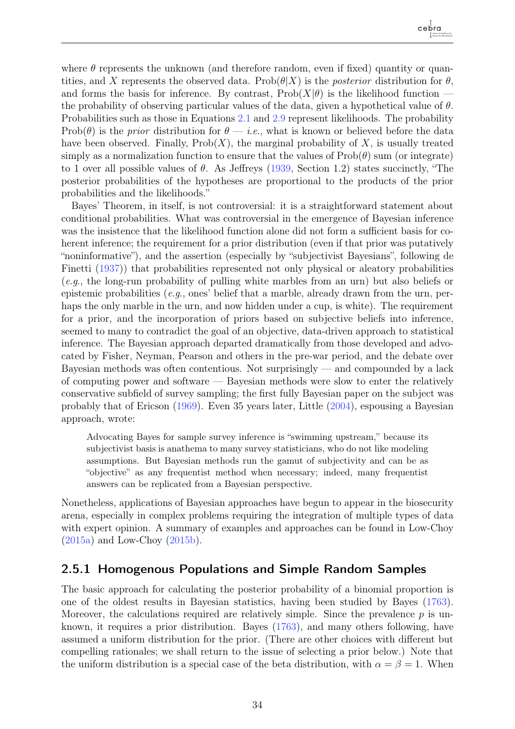where $\theta$ represents the unknown (and therefore random, even if fixed) quantity or quantities, and $X$ represents the observed data. $\text{Prob}(\theta|X)$ is the *posterior* distribution for $\theta$, and forms the basis for inference. By contrast, $\text{Prob}(X|\theta)$ is the likelihood function — the probability of observing particular values of the data, given a hypothetical value of $\theta$. Probabilities such as those in Equations 2.1 and 2.9 represent likelihoods. The probability $\text{Prob}(\theta)$ is the *prior* distribution for $\theta$ — *i.e.*, what is known or believed before the data have been observed. Finally, $\text{Prob}(X)$, the marginal probability of $X$, is usually treated simply as a normalization function to ensure that the values of $\text{Prob}(\theta)$ sum (or integrate) to 1 over all possible values of $\theta$. As Jeffreys (1939, Section 1.2) states succinctly, "The posterior probabilities of the hypotheses are proportional to the products of the prior probabilities and the likelihoods."

Bayes' Theorem, in itself, is not controversial: it is a straightforward statement about conditional probabilities. What was controversial in the emergence of Bayesian inference was the insistence that the likelihood function alone did not form a sufficient basis for coherent inference; the requirement for a prior distribution (even if that prior was putatively "noninformative"), and the assertion (especially by "subjectivist Bayesians", following de Finetti (1937)) that probabilities represented not only physical or aleatory probabilities (*e.g.*, the long-run probability of pulling white marbles from an urn) but also beliefs or epistemic probabilities (*e.g.*, ones' belief that a marble, already drawn from the urn, perhaps the only marble in the urn, and now hidden under a cup, is white). The requirement for a prior, and the incorporation of priors based on subjective beliefs into inference, seemed to many to contradict the goal of an objective, data-driven approach to statistical inference. The Bayesian approach departed dramatically from those developed and advocated by Fisher, Neyman, Pearson and others in the pre-war period, and the debate over Bayesian methods was often contentious. Not surprisingly — and compounded by a lack of computing power and software — Bayesian methods were slow to enter the relatively conservative subfield of survey sampling; the first fully Bayesian paper on the subject was probably that of Ericson (1969). Even 35 years later, Little (2004), espousing a Bayesian approach, wrote:

> Advocating Bayes for sample survey inference is "swimming upstream," because its subjectivist basis is anathema to many survey statisticians, who do not like modeling assumptions. But Bayesian methods run the gamut of subjectivity and can be as "objective" as any frequentist method when necessary; indeed, many frequentist answers can be replicated from a Bayesian perspective.

Nonetheless, applications of Bayesian approaches have begun to appear in the biosecurity arena, especially in complex problems requiring the integration of multiple types of data with expert opinion. A summary of examples and approaches can be found in Low-Choy (2015a) and Low-Choy (2015b).

### 2.5.1 Homogenous Populations and Simple Random Samples

The basic approach for calculating the posterior probability of a binomial proportion is one of the oldest results in Bayesian statistics, having been studied by Bayes (1763). Moreover, the calculations required are relatively simple. Since the prevalence $p$ is unknown, it requires a prior distribution. Bayes (1763), and many others following, have assumed a uniform distribution for the prior. (There are other choices with different but compelling rationales; we shall return to the issue of selecting a prior below.) Note that the uniform distribution is a special case of the beta distribution, with $\alpha = \beta = 1$. When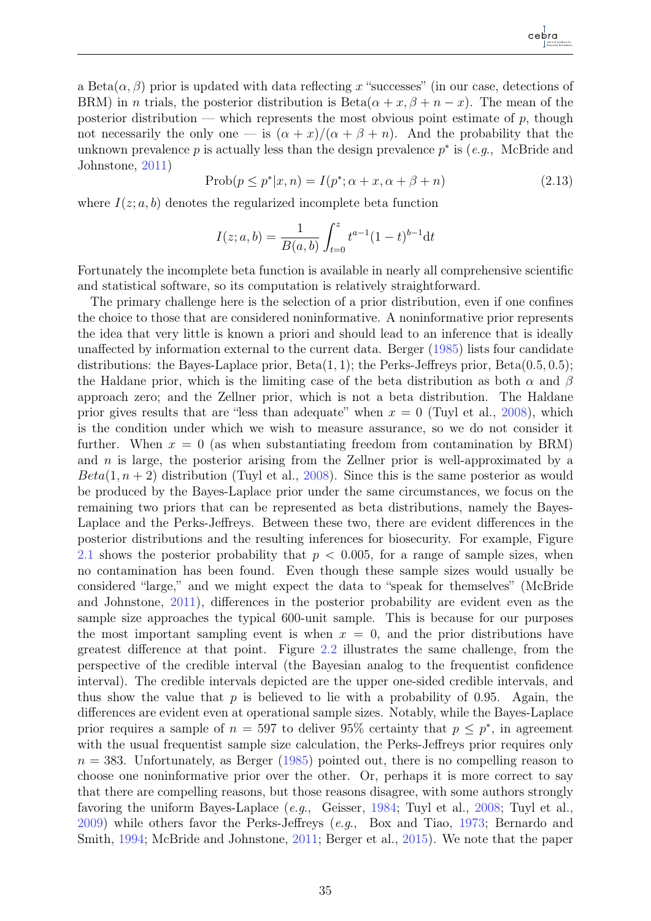a Beta($\alpha, \beta$) prior is updated with data reflecting $x$ "successes" (in our case, detections of BRM) in $n$ trials, the posterior distribution is Beta($\alpha + x, \beta + n - x$). The mean of the posterior distribution — which represents the most obvious point estimate of $p$, though not necessarily the only one — is $(\alpha + x)/(\alpha + \beta + n)$. And the probability that the unknown prevalence $p$ is actually less than the design prevalence $p^*$ is (*e.g.*, McBride and Johnstone, 2011)

$$\text{Prob}(p \leq p^*|x, n) = I(p^*; \alpha + x, \alpha + \beta + n) \tag{2.13}$$

where $I(z; a, b)$ denotes the regularized incomplete beta function

$$I(z; a, b) = \frac{1}{B(a, b)} \int_{t=0}^{z} t^{a-1}(1-t)^{b-1} \mathrm{d}t$$

Fortunately the incomplete beta function is available in nearly all comprehensive scientific and statistical software, so its computation is relatively straightforward.

The primary challenge here is the selection of a prior distribution, even if one confines the choice to those that are considered noninformative. A noninformative prior represents the idea that very little is known a priori and should lead to an inference that is ideally unaffected by information external to the current data. Berger (1985) lists four candidate distributions: the Bayes-Laplace prior, Beta(1, 1); the Perks-Jeffreys prior, Beta(0.5, 0.5); the Haldane prior, which is the limiting case of the beta distribution as both $\alpha$ and $\beta$ approach zero; and the Zellner prior, which is not a beta distribution. The Haldane prior gives results that are "less than adequate" when $x = 0$ (Tuyl et al., 2008), which is the condition under which we wish to measure assurance, so we do not consider it further. When $x = 0$ (as when substantiating freedom from contamination by BRM) and $n$ is large, the posterior arising from the Zellner prior is well-approximated by a $Beta(1, n + 2)$ distribution (Tuyl et al., 2008). Since this is the same posterior as would be produced by the Bayes-Laplace prior under the same circumstances, we focus on the remaining two priors that can be represented as beta distributions, namely the Bayes-Laplace and the Perks-Jeffreys. Between these two, there are evident differences in the posterior distributions and the resulting inferences for biosecurity. For example, Figure 2.1 shows the posterior probability that $p < 0.005$, for a range of sample sizes, when no contamination has been found. Even though these sample sizes would usually be considered "large," and we might expect the data to "speak for themselves" (McBride and Johnstone, 2011), differences in the posterior probability are evident even as the sample size approaches the typical 600-unit sample. This is because for our purposes the most important sampling event is when $x = 0$, and the prior distributions have greatest difference at that point. Figure 2.2 illustrates the same challenge, from the perspective of the credible interval (the Bayesian analog to the frequentist confidence interval). The credible intervals depicted are the upper one-sided credible intervals, and thus show the value that $p$ is believed to lie with a probability of 0.95. Again, the differences are evident even at operational sample sizes. Notably, while the Bayes-Laplace prior requires a sample of $n = 597$ to deliver 95% certainty that $p \leq p^*$, in agreement with the usual frequentist sample size calculation, the Perks-Jeffreys prior requires only $n = 383$. Unfortunately, as Berger (1985) pointed out, there is no compelling reason to choose one noninformative prior over the other. Or, perhaps it is more correct to say that there are compelling reasons, but those reasons disagree, with some authors strongly favoring the uniform Bayes-Laplace (*e.g.*, Geisser, 1984; Tuyl et al., 2008; Tuyl et al., 2009) while others favor the Perks-Jeffreys (*e.g.*, Box and Tiao, 1973; Bernardo and Smith, 1994; McBride and Johnstone, 2011; Berger et al., 2015). We note that the paper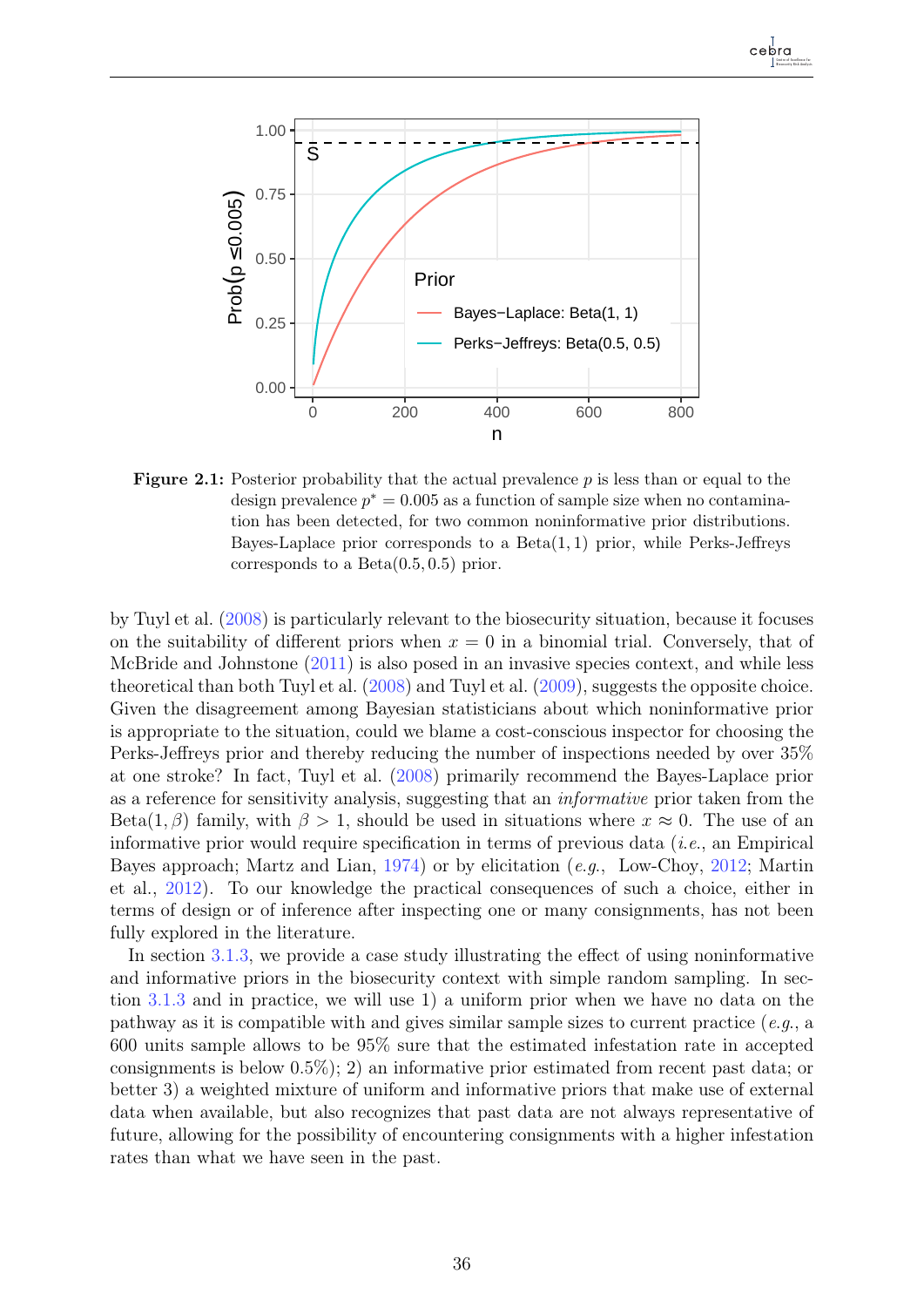**Figure 2.1:** Posterior probability that the actual prevalence $p$ is less than or equal to the design prevalence $p^* = 0.005$ as a function of sample size when no contamination has been detected, for two common noninformative prior distributions. Bayes-Laplace prior corresponds to a Beta$(1, 1)$ prior, while Perks-Jeffreys corresponds to a Beta$(0.5, 0.5)$ prior.

by Tuyl et al. (2008) is particularly relevant to the biosecurity situation, because it focuses on the suitability of different priors when $x = 0$ in a binomial trial. Conversely, that of McBride and Johnstone (2011) is also posed in an invasive species context, and while less theoretical than both Tuyl et al. (2008) and Tuyl et al. (2009), suggests the opposite choice. Given the disagreement among Bayesian statisticians about which noninformative prior is appropriate to the situation, could we blame a cost-conscious inspector for choosing the Perks-Jeffreys prior and thereby reducing the number of inspections needed by over 35% at one stroke? In fact, Tuyl et al. (2008) primarily recommend the Bayes-Laplace prior as a reference for sensitivity analysis, suggesting that an *informative* prior taken from the Beta$(1, \beta)$ family, with $\beta > 1$, should be used in situations where $x \approx 0$. The use of an informative prior would require specification in terms of previous data (*i.e.*, an Empirical Bayes approach; Martz and Lian, 1974) or by elicitation (*e.g.*, Low-Choy, 2012; Martin et al., 2012). To our knowledge the practical consequences of such a choice, either in terms of design or of inference after inspecting one or many consignments, has not been fully explored in the literature.

In section 3.1.3, we provide a case study illustrating the effect of using noninformative and informative priors in the biosecurity context with simple random sampling. In section 3.1.3 and in practice, we will use 1) a uniform prior when we have no data on the pathway as it is compatible with and gives similar sample sizes to current practice (*e.g.*, a 600 units sample allows to be 95% sure that the estimated infestation rate in accepted consignments is below 0.5%); 2) an informative prior estimated from recent past data; or better 3) a weighted mixture of uniform and informative priors that make use of external data when available, but also recognizes that past data are not always representative of future, allowing for the possibility of encountering consignments with a higher infestation rates than what we have seen in the past.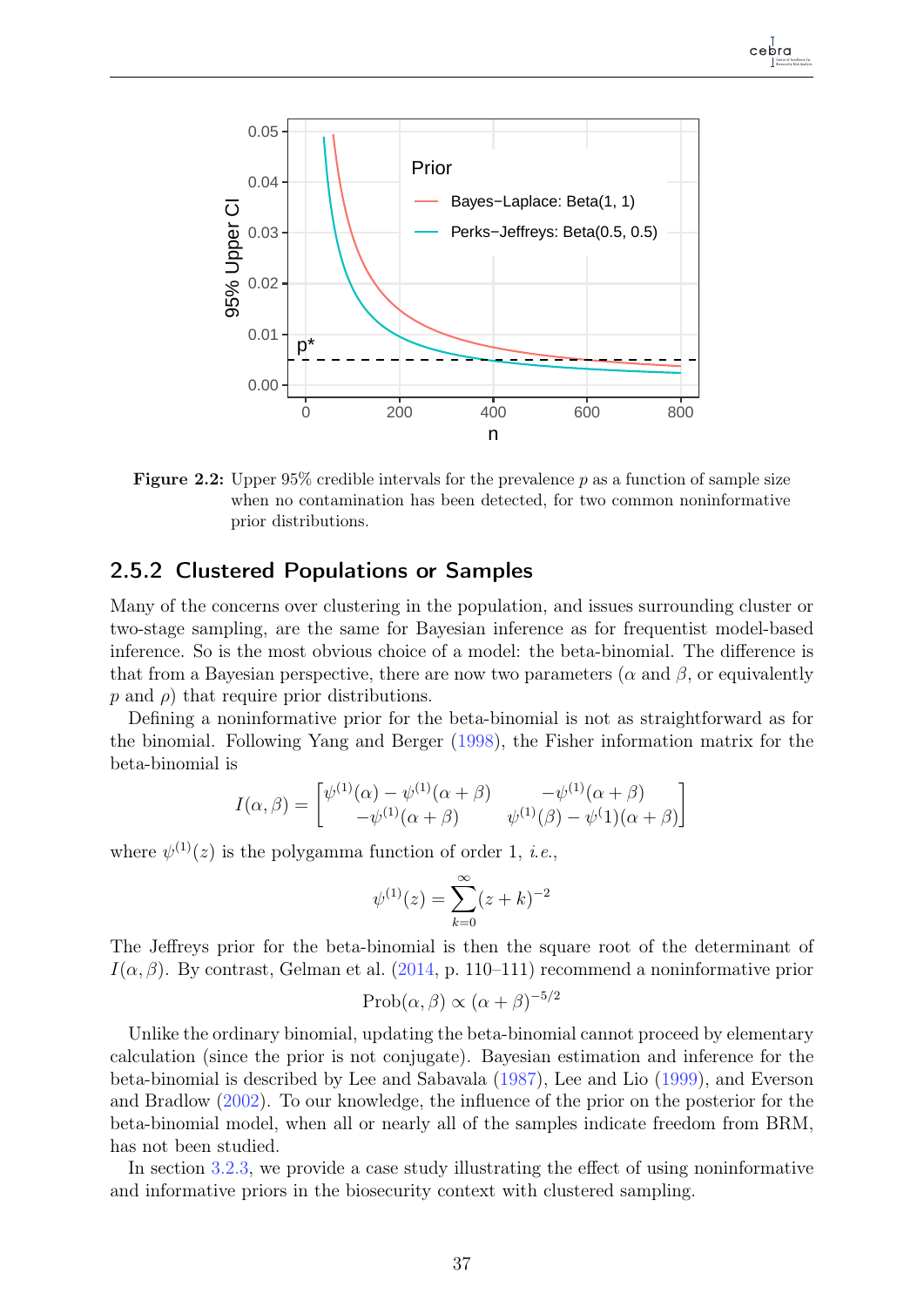**Figure 2.2:** Upper 95% credible intervals for the prevalence $p$ as a function of sample size when no contamination has been detected, for two common noninformative prior distributions.

### 2.5.2 Clustered Populations or Samples

Many of the concerns over clustering in the population, and issues surrounding cluster or two-stage sampling, are the same for Bayesian inference as for frequentist model-based inference. So is the most obvious choice of a model: the beta-binomial. The difference is that from a Bayesian perspective, there are now two parameters ($\alpha$ and $\beta$, or equivalently $p$ and $\rho$) that require prior distributions.

Defining a noninformative prior for the beta-binomial is not as straightforward as for the binomial. Following Yang and Berger (1998), the Fisher information matrix for the beta-binomial is

$$I(\alpha, \beta) = \begin{bmatrix} \psi^{(1)}(\alpha) - \psi^{(1)}(\alpha+\beta) & -\psi^{(1)}(\alpha+\beta) \\ -\psi^{(1)}(\alpha+\beta) & \psi^{(1)}(\beta) - \psi(1)(\alpha+\beta) \end{bmatrix}$$

where $\psi^{(1)}(z)$ is the polygamma function of order 1, *i.e.*,

$$\psi^{(1)}(z) = \sum_{k=0}^{\infty} (z+k)^{-2}$$

The Jeffreys prior for the beta-binomial is then the square root of the determinant of $I(\alpha, \beta)$. By contrast, Gelman et al. (2014, p. 110–111) recommend a noninformative prior

$$\text{Prob}(\alpha, \beta) \propto (\alpha+\beta)^{-5/2}$$

Unlike the ordinary binomial, updating the beta-binomial cannot proceed by elementary calculation (since the prior is not conjugate). Bayesian estimation and inference for the beta-binomial is described by Lee and Sabavala (1987), Lee and Lio (1999), and Everson and Bradlow (2002). To our knowledge, the influence of the prior on the posterior for the beta-binomial model, when all or nearly all of the samples indicate freedom from BRM, has not been studied.

In section 3.2.3, we provide a case study illustrating the effect of using noninformative and informative priors in the biosecurity context with clustered sampling.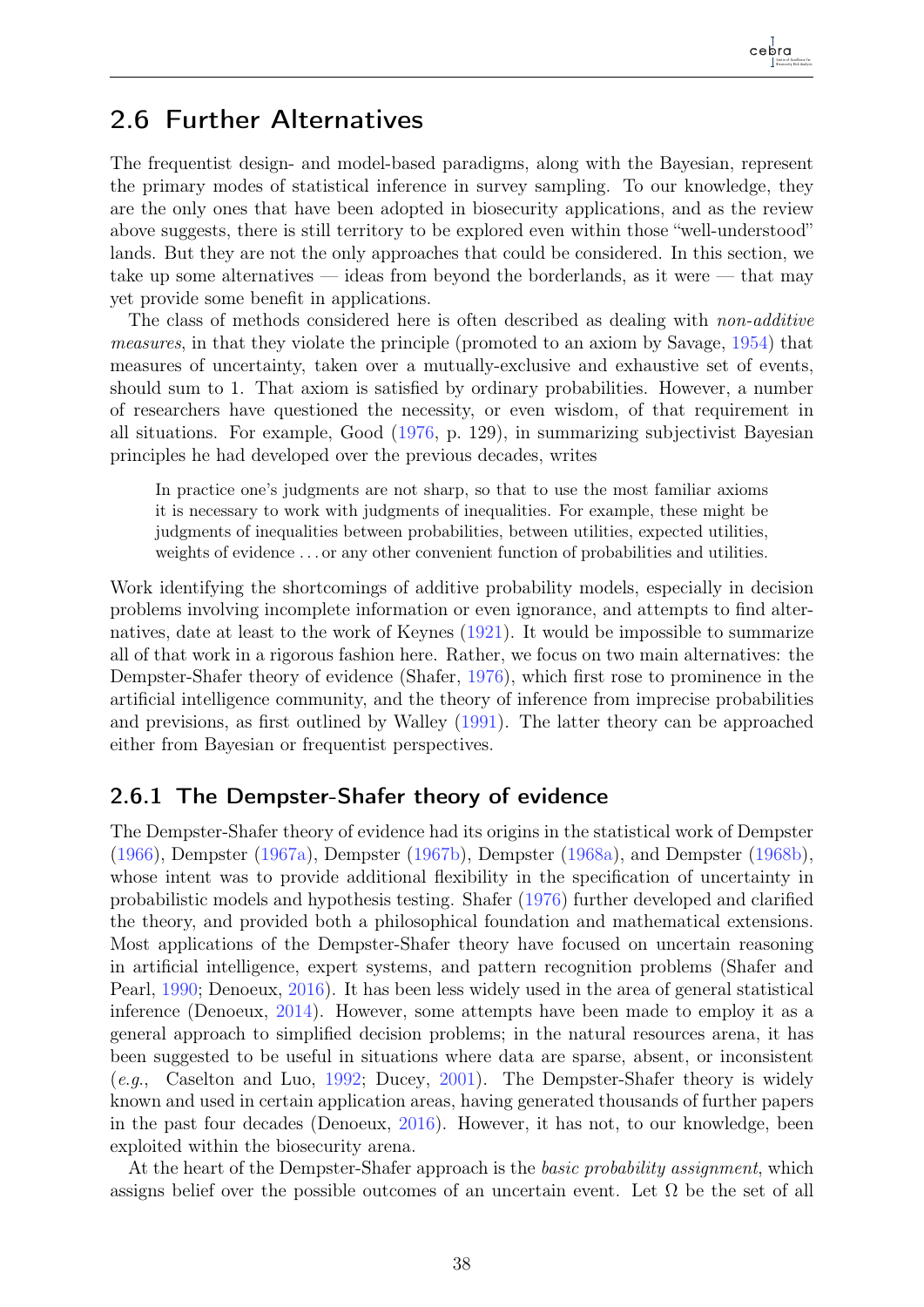## 2.6 Further Alternatives

The frequentist design- and model-based paradigms, along with the Bayesian, represent the primary modes of statistical inference in survey sampling. To our knowledge, they are the only ones that have been adopted in biosecurity applications, and as the review above suggests, there is still territory to be explored even within those "well-understood" lands. But they are not the only approaches that could be considered. In this section, we take up some alternatives — ideas from beyond the borderlands, as it were — that may yet provide some benefit in applications.

The class of methods considered here is often described as dealing with *non-additive measures*, in that they violate the principle (promoted to an axiom by Savage, 1954) that measures of uncertainty, taken over a mutually-exclusive and exhaustive set of events, should sum to 1. That axiom is satisfied by ordinary probabilities. However, a number of researchers have questioned the necessity, or even wisdom, of that requirement in all situations. For example, Good (1976, p. 129), in summarizing subjectivist Bayesian principles he had developed over the previous decades, writes

> In practice one's judgments are not sharp, so that to use the most familiar axioms it is necessary to work with judgments of inequalities. For example, these might be judgments of inequalities between probabilities, between utilities, expected utilities, weights of evidence ... or any other convenient function of probabilities and utilities.

Work identifying the shortcomings of additive probability models, especially in decision problems involving incomplete information or even ignorance, and attempts to find alternatives, date at least to the work of Keynes (1921). It would be impossible to summarize all of that work in a rigorous fashion here. Rather, we focus on two main alternatives: the Dempster-Shafer theory of evidence (Shafer, 1976), which first rose to prominence in the artificial intelligence community, and the theory of inference from imprecise probabilities and previsions, as first outlined by Walley (1991). The latter theory can be approached either from Bayesian or frequentist perspectives.

### 2.6.1 The Dempster-Shafer theory of evidence

The Dempster-Shafer theory of evidence had its origins in the statistical work of Dempster (1966), Dempster (1967a), Dempster (1967b), Dempster (1968a), and Dempster (1968b), whose intent was to provide additional flexibility in the specification of uncertainty in probabilistic models and hypothesis testing. Shafer (1976) further developed and clarified the theory, and provided both a philosophical foundation and mathematical extensions. Most applications of the Dempster-Shafer theory have focused on uncertain reasoning in artificial intelligence, expert systems, and pattern recognition problems (Shafer and Pearl, 1990; Denoeux, 2016). It has been less widely used in the area of general statistical inference (Denoeux, 2014). However, some attempts have been made to employ it as a general approach to simplified decision problems; in the natural resources arena, it has been suggested to be useful in situations where data are sparse, absent, or inconsistent (*e.g.*, Caselton and Luo, 1992; Ducey, 2001). The Dempster-Shafer theory is widely known and used in certain application areas, having generated thousands of further papers in the past four decades (Denoeux, 2016). However, it has not, to our knowledge, been exploited within the biosecurity arena.

At the heart of the Dempster-Shafer approach is the *basic probability assignment*, which assigns belief over the possible outcomes of an uncertain event. Let $\Omega$ be the set of all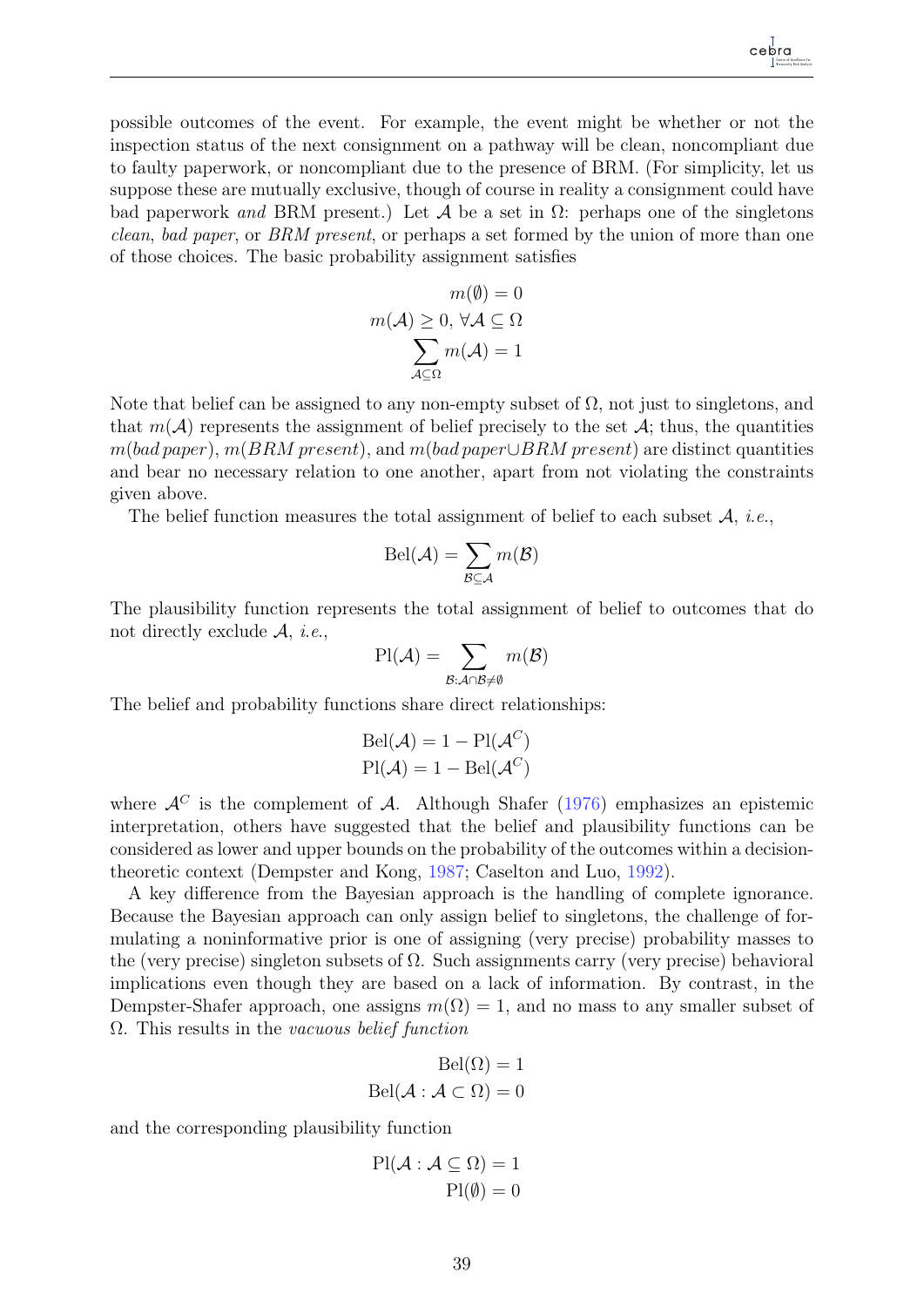possible outcomes of the event. For example, the event might be whether or not the inspection status of the next consignment on a pathway will be clean, noncompliant due to faulty paperwork, or noncompliant due to the presence of BRM. (For simplicity, let us suppose these are mutually exclusive, though of course in reality a consignment could have bad paperwork *and* BRM present.) Let $\mathcal{A}$ be a set in $\Omega$: perhaps one of the singletons *clean*, *bad paper*, or *BRM present*, or perhaps a set formed by the union of more than one of those choices. The basic probability assignment satisfies

$$
\begin{aligned}
m(\emptyset) &= 0 \\
m(\mathcal{A}) &\geq 0, \; \forall \mathcal{A} \subseteq \Omega \\
\sum_{\mathcal{A} \subseteq \Omega} m(\mathcal{A}) &= 1
\end{aligned}
$$

Note that belief can be assigned to any non-empty subset of $\Omega$, not just to singletons, and that $m(\mathcal{A})$ represents the assignment of belief precisely to the set $\mathcal{A}$; thus, the quantities $m(\mathit{bad\,paper})$, $m(\mathit{BRM\,present})$, and $m(\mathit{bad\,paper} \cup \mathit{BRM\,present})$ are distinct quantities and bear no necessary relation to one another, apart from not violating the constraints given above.

The belief function measures the total assignment of belief to each subset $\mathcal{A}$, *i.e.*,

$$
\mathrm{Bel}(\mathcal{A}) = \sum_{\mathcal{B} \subseteq \mathcal{A}} m(\mathcal{B})
$$

The plausibility function represents the total assignment of belief to outcomes that do not directly exclude $\mathcal{A}$, *i.e.*,

$$
\mathrm{Pl}(\mathcal{A}) = \sum_{\mathcal{B}: \mathcal{A} \cap \mathcal{B} \neq \emptyset} m(\mathcal{B})
$$

The belief and probability functions share direct relationships:

$$
\begin{aligned}
\mathrm{Bel}(\mathcal{A}) &= 1 - \mathrm{Pl}(\mathcal{A}^C) \\
\mathrm{Pl}(\mathcal{A}) &= 1 - \mathrm{Bel}(\mathcal{A}^C)
\end{aligned}
$$

where $\mathcal{A}^C$ is the complement of $\mathcal{A}$. Although Shafer (1976) emphasizes an epistemic interpretation, others have suggested that the belief and plausibility functions can be considered as lower and upper bounds on the probability of the outcomes within a decision-theoretic context (Dempster and Kong, 1987; Caselton and Luo, 1992).

A key difference from the Bayesian approach is the handling of complete ignorance. Because the Bayesian approach can only assign belief to singletons, the challenge of formulating a noninformative prior is one of assigning (very precise) probability masses to the (very precise) singleton subsets of $\Omega$. Such assignments carry (very precise) behavioral implications even though they are based on a lack of information. By contrast, in the Dempster-Shafer approach, one assigns $m(\Omega) = 1$, and no mass to any smaller subset of $\Omega$. This results in the *vacuous belief function*

$$
\begin{aligned}
\mathrm{Bel}(\Omega) &= 1 \\
\mathrm{Bel}(\mathcal{A} : \mathcal{A} \subset \Omega) &= 0
\end{aligned}
$$

and the corresponding plausibility function

$$
\begin{aligned}
\mathrm{Pl}(\mathcal{A} : \mathcal{A} \subseteq \Omega) &= 1 \\
\mathrm{Pl}(\emptyset) &= 0
\end{aligned}
$$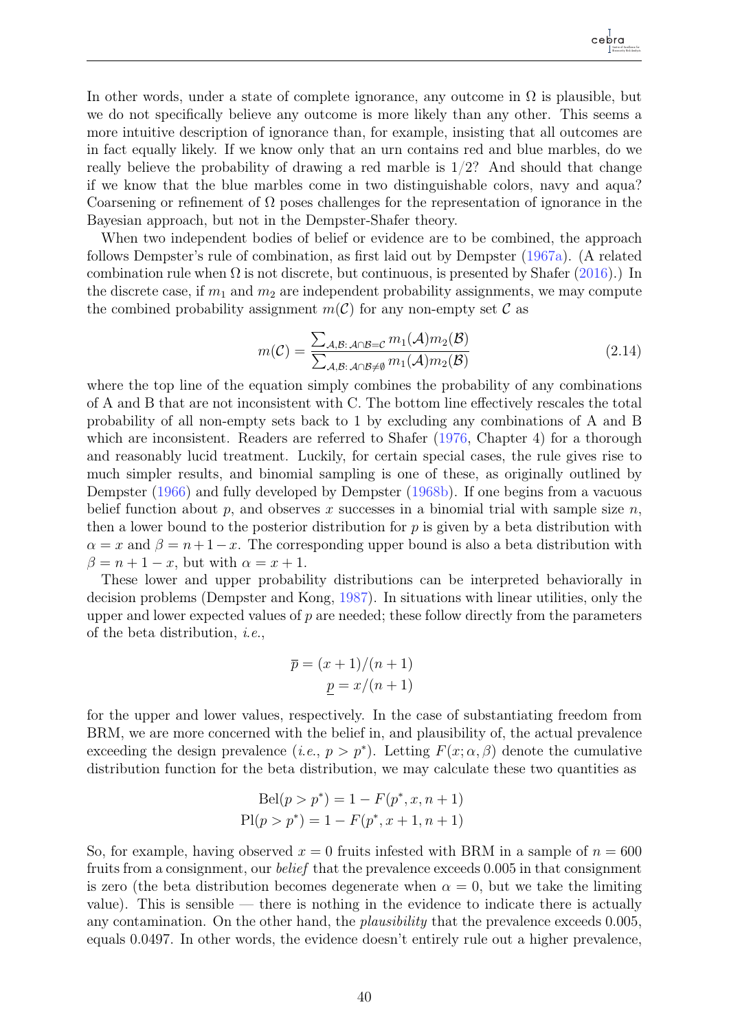In other words, under a state of complete ignorance, any outcome in $\Omega$ is plausible, but we do not specifically believe any outcome is more likely than any other. This seems a more intuitive description of ignorance than, for example, insisting that all outcomes are in fact equally likely. If we know only that an urn contains red and blue marbles, do we really believe the probability of drawing a red marble is 1/2? And should that change if we know that the blue marbles come in two distinguishable colors, navy and aqua? Coarsening or refinement of $\Omega$ poses challenges for the representation of ignorance in the Bayesian approach, but not in the Dempster-Shafer theory.

When two independent bodies of belief or evidence are to be combined, the approach follows Dempster's rule of combination, as first laid out by Dempster (1967a). (A related combination rule when $\Omega$ is not discrete, but continuous, is presented by Shafer (2016).) In the discrete case, if $m_1$ and $m_2$ are independent probability assignments, we may compute the combined probability assignment $m(\mathcal{C})$ for any non-empty set $\mathcal{C}$ as

$$m(\mathcal{C}) = \frac{\sum_{\mathcal{A},\mathcal{B}:\, \mathcal{A}\cap\mathcal{B}=\mathcal{C}} m_1(\mathcal{A})m_2(\mathcal{B})}{\sum_{\mathcal{A},\mathcal{B}:\, \mathcal{A}\cap\mathcal{B}\neq\emptyset} m_1(\mathcal{A})m_2(\mathcal{B})} \tag{2.14}$$

where the top line of the equation simply combines the probability of any combinations of A and B that are not inconsistent with C. The bottom line effectively rescales the total probability of all non-empty sets back to 1 by excluding any combinations of A and B which are inconsistent. Readers are referred to Shafer (1976, Chapter 4) for a thorough and reasonably lucid treatment. Luckily, for certain special cases, the rule gives rise to much simpler results, and binomial sampling is one of these, as originally outlined by Dempster (1966) and fully developed by Dempster (1968b). If one begins from a vacuous belief function about $p$, and observes $x$ successes in a binomial trial with sample size $n$, then a lower bound to the posterior distribution for $p$ is given by a beta distribution with $\alpha = x$ and $\beta = n+1-x$. The corresponding upper bound is also a beta distribution with $\beta = n+1-x$, but with $\alpha = x+1$.

These lower and upper probability distributions can be interpreted behaviorally in decision problems (Dempster and Kong, 1987). In situations with linear utilities, only the upper and lower expected values of $p$ are needed; these follow directly from the parameters of the beta distribution, *i.e.*,

$$\overline{p} = (x+1)/(n+1)$$
$$\underline{p} = x/(n+1)$$

for the upper and lower values, respectively. In the case of substantiating freedom from BRM, we are more concerned with the belief in, and plausibility of, the actual prevalence exceeding the design prevalence (*i.e.*, $p > p^*$). Letting $F(x;\alpha,\beta)$ denote the cumulative distribution function for the beta distribution, we may calculate these two quantities as

$$\mathrm{Bel}(p > p^*) = 1 - F(p^*, x, n+1)$$
$$\mathrm{Pl}(p > p^*) = 1 - F(p^*, x+1, n+1)$$

So, for example, having observed $x = 0$ fruits infested with BRM in a sample of $n = 600$ fruits from a consignment, our *belief* that the prevalence exceeds 0.005 in that consignment is zero (the beta distribution becomes degenerate when $\alpha = 0$, but we take the limiting value). This is sensible — there is nothing in the evidence to indicate there is actually any contamination. On the other hand, the *plausibility* that the prevalence exceeds 0.005, equals 0.0497. In other words, the evidence doesn't entirely rule out a higher prevalence,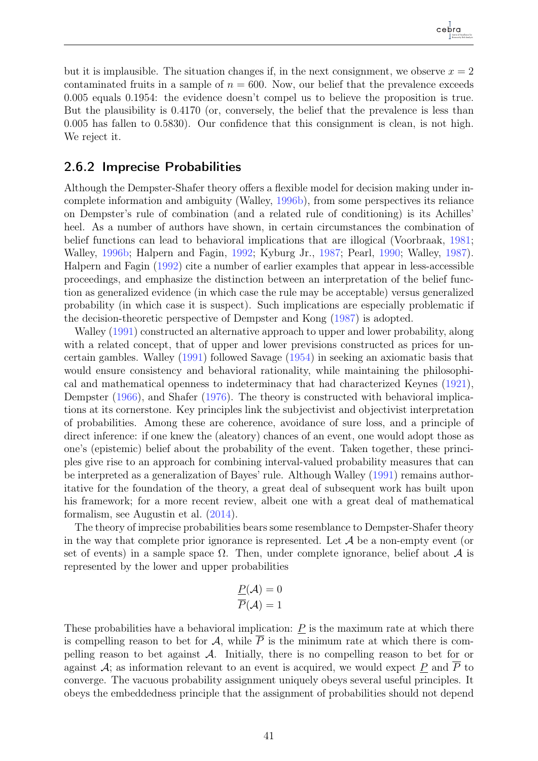but it is implausible. The situation changes if, in the next consignment, we observe $x = 2$ contaminated fruits in a sample of $n = 600$. Now, our belief that the prevalence exceeds 0.005 equals 0.1954: the evidence doesn't compel us to believe the proposition is true. But the plausibility is 0.4170 (or, conversely, the belief that the prevalence is less than 0.005 has fallen to 0.5830). Our confidence that this consignment is clean, is not high. We reject it.

### 2.6.2 Imprecise Probabilities

Although the Dempster-Shafer theory offers a flexible model for decision making under incomplete information and ambiguity (Walley, 1996b), from some perspectives its reliance on Dempster's rule of combination (and a related rule of conditioning) is its Achilles' heel. As a number of authors have shown, in certain circumstances the combination of belief functions can lead to behavioral implications that are illogical (Voorbraak, 1981; Walley, 1996b; Halpern and Fagin, 1992; Kyburg Jr., 1987; Pearl, 1990; Walley, 1987). Halpern and Fagin (1992) cite a number of earlier examples that appear in less-accessible proceedings, and emphasize the distinction between an interpretation of the belief function as generalized evidence (in which case the rule may be acceptable) versus generalized probability (in which case it is suspect). Such implications are especially problematic if the decision-theoretic perspective of Dempster and Kong (1987) is adopted.

Walley (1991) constructed an alternative approach to upper and lower probability, along with a related concept, that of upper and lower previsions constructed as prices for uncertain gambles. Walley (1991) followed Savage (1954) in seeking an axiomatic basis that would ensure consistency and behavioral rationality, while maintaining the philosophical and mathematical openness to indeterminacy that had characterized Keynes (1921), Dempster (1966), and Shafer (1976). The theory is constructed with behavioral implications at its cornerstone. Key principles link the subjectivist and objectivist interpretation of probabilities. Among these are coherence, avoidance of sure loss, and a principle of direct inference: if one knew the (aleatory) chances of an event, one would adopt those as one's (epistemic) belief about the probability of the event. Taken together, these principles give rise to an approach for combining interval-valued probability measures that can be interpreted as a generalization of Bayes' rule. Although Walley (1991) remains authoritative for the foundation of the theory, a great deal of subsequent work has built upon his framework; for a more recent review, albeit one with a great deal of mathematical formalism, see Augustin et al. (2014).

The theory of imprecise probabilities bears some resemblance to Dempster-Shafer theory in the way that complete prior ignorance is represented. Let $\mathcal{A}$ be a non-empty event (or set of events) in a sample space $\Omega$. Then, under complete ignorance, belief about $\mathcal{A}$ is represented by the lower and upper probabilities

$$\underline{P}(\mathcal{A}) = 0$$
$$\overline{P}(\mathcal{A}) = 1$$

These probabilities have a behavioral implication: $\underline{P}$ is the maximum rate at which there is compelling reason to bet for $\mathcal{A}$, while $\overline{P}$ is the minimum rate at which there is compelling reason to bet against $\mathcal{A}$. Initially, there is no compelling reason to bet for or against $\mathcal{A}$; as information relevant to an event is acquired, we would expect $\underline{P}$ and $\overline{P}$ to converge. The vacuous probability assignment uniquely obeys several useful principles. It obeys the embeddedness principle that the assignment of probabilities should not depend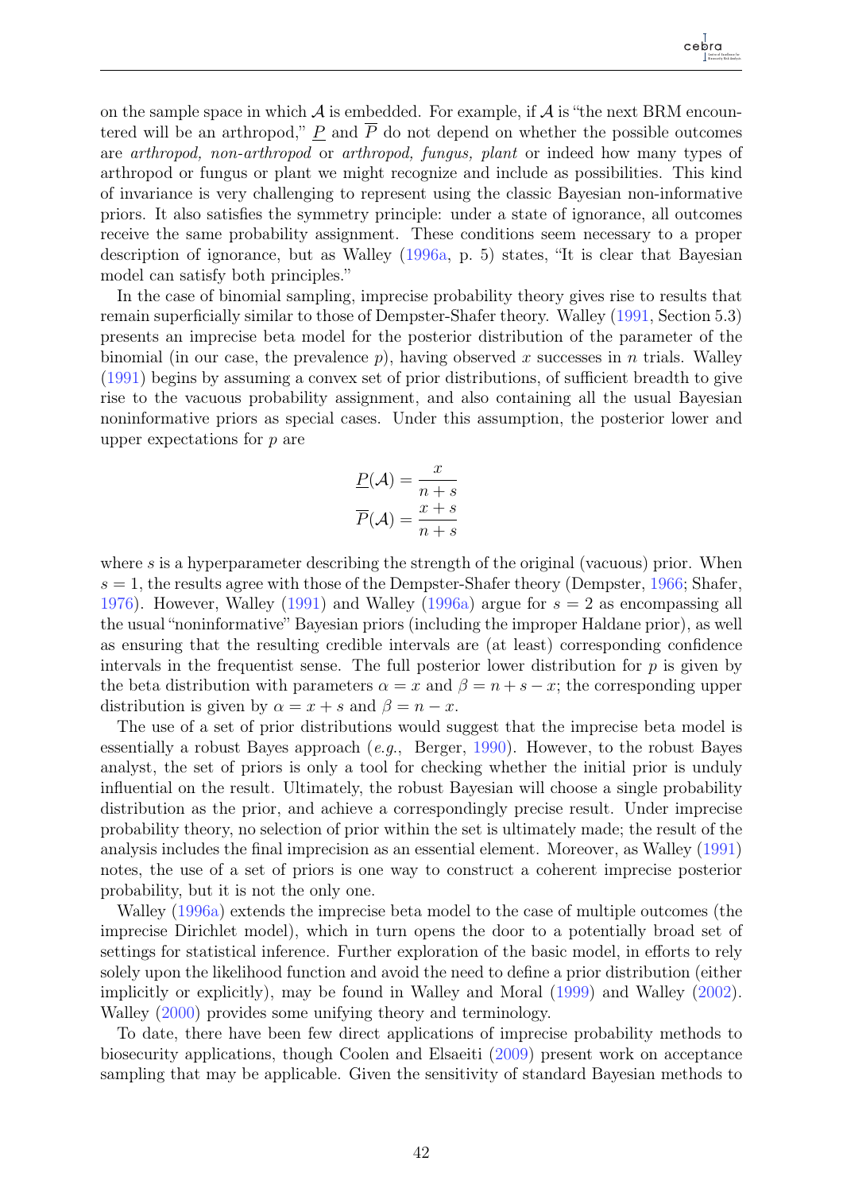on the sample space in which $\mathcal{A}$ is embedded. For example, if $\mathcal{A}$ is "the next BRM encountered will be an arthropod," $\underline{P}$ and $\overline{P}$ do not depend on whether the possible outcomes are *arthropod, non-arthropod* or *arthropod, fungus, plant* or indeed how many types of arthropod or fungus or plant we might recognize and include as possibilities. This kind of invariance is very challenging to represent using the classic Bayesian non-informative priors. It also satisfies the symmetry principle: under a state of ignorance, all outcomes receive the same probability assignment. These conditions seem necessary to a proper description of ignorance, but as Walley (1996a, p. 5) states, "It is clear that Bayesian model can satisfy both principles."

In the case of binomial sampling, imprecise probability theory gives rise to results that remain superficially similar to those of Dempster-Shafer theory. Walley (1991, Section 5.3) presents an imprecise beta model for the posterior distribution of the parameter of the binomial (in our case, the prevalence $p$), having observed $x$ successes in $n$ trials. Walley (1991) begins by assuming a convex set of prior distributions, of sufficient breadth to give rise to the vacuous probability assignment, and also containing all the usual Bayesian noninformative priors as special cases. Under this assumption, the posterior lower and upper expectations for $p$ are

$$
\underline{P}(\mathcal{A}) = \frac{x}{n+s}
$$
$$
\overline{P}(\mathcal{A}) = \frac{x+s}{n+s}
$$

where $s$ is a hyperparameter describing the strength of the original (vacuous) prior. When $s = 1$, the results agree with those of the Dempster-Shafer theory (Dempster, 1966; Shafer, 1976). However, Walley (1991) and Walley (1996a) argue for $s = 2$ as encompassing all the usual "noninformative" Bayesian priors (including the improper Haldane prior), as well as ensuring that the resulting credible intervals are (at least) corresponding confidence intervals in the frequentist sense. The full posterior lower distribution for $p$ is given by the beta distribution with parameters $\alpha = x$ and $\beta = n + s - x$; the corresponding upper distribution is given by $\alpha = x + s$ and $\beta = n - x$.

The use of a set of prior distributions would suggest that the imprecise beta model is essentially a robust Bayes approach (*e.g.*, Berger, 1990). However, to the robust Bayes analyst, the set of priors is only a tool for checking whether the initial prior is unduly influential on the result. Ultimately, the robust Bayesian will choose a single probability distribution as the prior, and achieve a correspondingly precise result. Under imprecise probability theory, no selection of prior within the set is ultimately made; the result of the analysis includes the final imprecision as an essential element. Moreover, as Walley (1991) notes, the use of a set of priors is one way to construct a coherent imprecise posterior probability, but it is not the only one.

Walley (1996a) extends the imprecise beta model to the case of multiple outcomes (the imprecise Dirichlet model), which in turn opens the door to a potentially broad set of settings for statistical inference. Further exploration of the basic model, in efforts to rely solely upon the likelihood function and avoid the need to define a prior distribution (either implicitly or explicitly), may be found in Walley and Moral (1999) and Walley (2002). Walley (2000) provides some unifying theory and terminology.

To date, there have been few direct applications of imprecise probability methods to biosecurity applications, though Coolen and Elsaeiti (2009) present work on acceptance sampling that may be applicable. Given the sensitivity of standard Bayesian methods to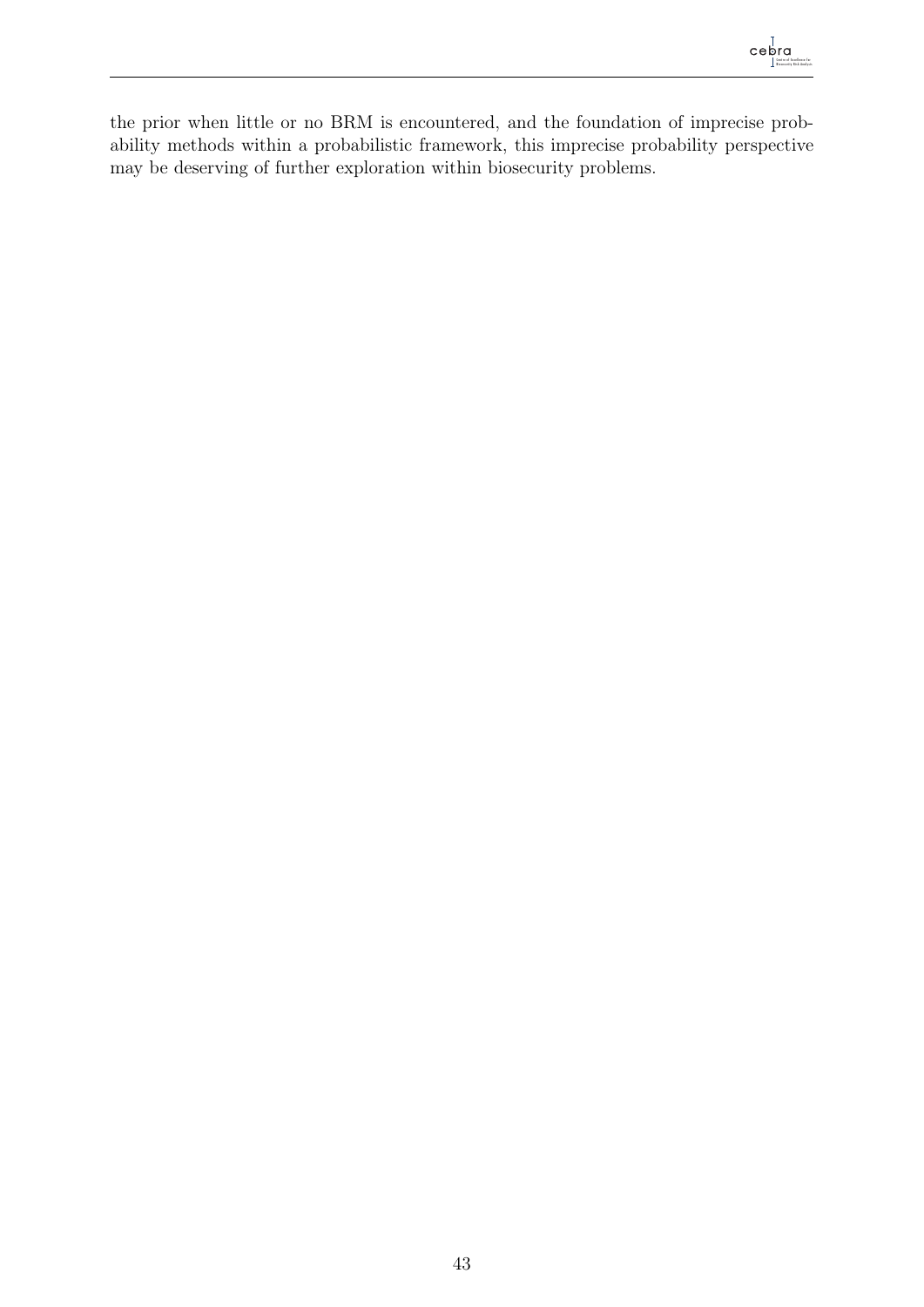the prior when little or no BRM is encountered, and the foundation of imprecise probability methods within a probabilistic framework, this imprecise probability perspective may be deserving of further exploration within biosecurity problems.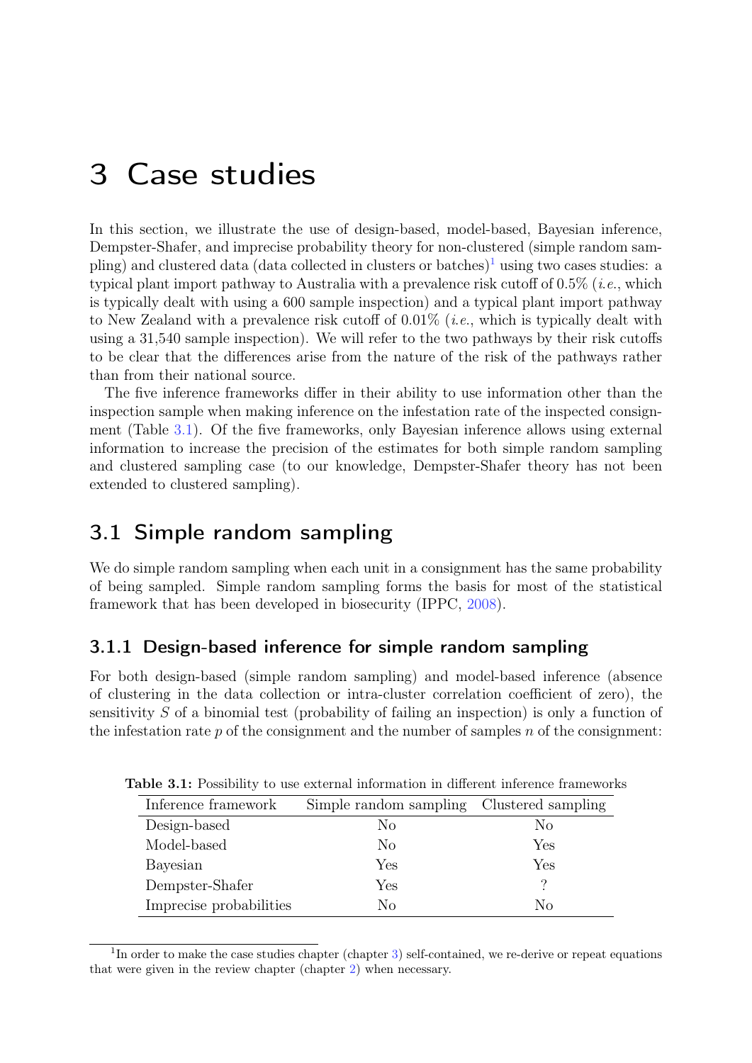# 3 Case studies

In this section, we illustrate the use of design-based, model-based, Bayesian inference, Dempster-Shafer, and imprecise probability theory for non-clustered (simple random sampling) and clustered data (data collected in clusters or batches)[1] using two cases studies: a typical plant import pathway to Australia with a prevalence risk cutoff of 0.5% (*i.e.*, which is typically dealt with using a 600 sample inspection) and a typical plant import pathway to New Zealand with a prevalence risk cutoff of 0.01% (*i.e.*, which is typically dealt with using a 31,540 sample inspection). We will refer to the two pathways by their risk cutoffs to be clear that the differences arise from the nature of the risk of the pathways rather than from their national source.

The five inference frameworks differ in their ability to use information other than the inspection sample when making inference on the infestation rate of the inspected consignment (Table 3.1). Of the five frameworks, only Bayesian inference allows using external information to increase the precision of the estimates for both simple random sampling and clustered sampling case (to our knowledge, Dempster-Shafer theory has not been extended to clustered sampling).

## 3.1 Simple random sampling

We do simple random sampling when each unit in a consignment has the same probability of being sampled. Simple random sampling forms the basis for most of the statistical framework that has been developed in biosecurity (IPPC, 2008).

### 3.1.1 Design-based inference for simple random sampling

For both design-based (simple random sampling) and model-based inference (absence of clustering in the data collection or intra-cluster correlation coefficient of zero), the sensitivity $S$ of a binomial test (probability of failing an inspection) is only a function of the infestation rate $p$ of the consignment and the number of samples $n$ of the consignment:

**Table 3.1:** Possibility to use external information in different inference frameworks

| Inference framework | Simple random sampling | Clustered sampling |
|---|---|---|
| Design-based | No | No |
| Model-based | No | Yes |
| Bayesian | Yes | Yes |
| Dempster-Shafer | Yes | ? |
| Imprecise probabilities | No | No |

[1] In order to make the case studies chapter (chapter 3) self-contained, we re-derive or repeat equations that were given in the review chapter (chapter 2) when necessary.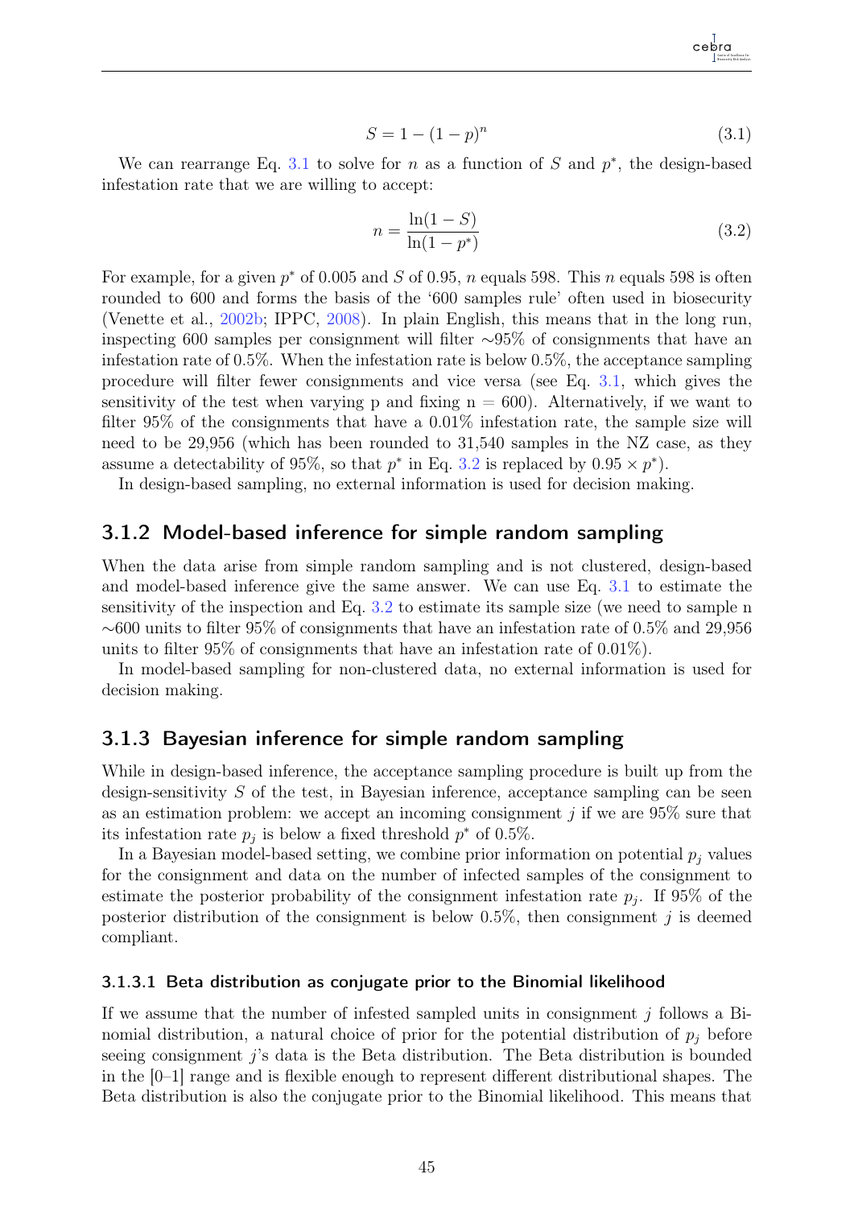$$S = 1 - (1 - p)^n \tag{3.1}$$

We can rearrange Eq. 3.1 to solve for $n$ as a function of $S$ and $p^*$, the design-based infestation rate that we are willing to accept:

$$n = \frac{\ln(1 - S)}{\ln(1 - p^*)} \tag{3.2}$$

For example, for a given $p^*$ of 0.005 and $S$ of 0.95, $n$ equals 598. This $n$ equals 598 is often rounded to 600 and forms the basis of the '600 samples rule' often used in biosecurity (Venette et al., 2002b; IPPC, 2008). In plain English, this means that in the long run, inspecting 600 samples per consignment will filter ∼95% of consignments that have an infestation rate of 0.5%. When the infestation rate is below 0.5%, the acceptance sampling procedure will filter fewer consignments and vice versa (see Eq. 3.1, which gives the sensitivity of the test when varying p and fixing n = 600). Alternatively, if we want to filter 95% of the consignments that have a 0.01% infestation rate, the sample size will need to be 29,956 (which has been rounded to 31,540 samples in the NZ case, as they assume a detectability of 95%, so that $p^*$ in Eq. 3.2 is replaced by $0.95 \times p^*$).

In design-based sampling, no external information is used for decision making.

## 3.1.2 Model-based inference for simple random sampling

When the data arise from simple random sampling and is not clustered, design-based and model-based inference give the same answer. We can use Eq. 3.1 to estimate the sensitivity of the inspection and Eq. 3.2 to estimate its sample size (we need to sample n ∼600 units to filter 95% of consignments that have an infestation rate of 0.5% and 29,956 units to filter 95% of consignments that have an infestation rate of 0.01%).

In model-based sampling for non-clustered data, no external information is used for decision making.

## 3.1.3 Bayesian inference for simple random sampling

While in design-based inference, the acceptance sampling procedure is built up from the design-sensitivity $S$ of the test, in Bayesian inference, acceptance sampling can be seen as an estimation problem: we accept an incoming consignment $j$ if we are 95% sure that its infestation rate $p_j$ is below a fixed threshold $p^*$ of 0.5%.

In a Bayesian model-based setting, we combine prior information on potential $p_j$ values for the consignment and data on the number of infected samples of the consignment to estimate the posterior probability of the consignment infestation rate $p_j$. If 95% of the posterior distribution of the consignment is below 0.5%, then consignment $j$ is deemed compliant.

### 3.1.3.1 Beta distribution as conjugate prior to the Binomial likelihood

If we assume that the number of infested sampled units in consignment $j$ follows a Binomial distribution, a natural choice of prior for the potential distribution of $p_j$ before seeing consignment $j$'s data is the Beta distribution. The Beta distribution is bounded in the [0–1] range and is flexible enough to represent different distributional shapes. The Beta distribution is also the conjugate prior to the Binomial likelihood. This means that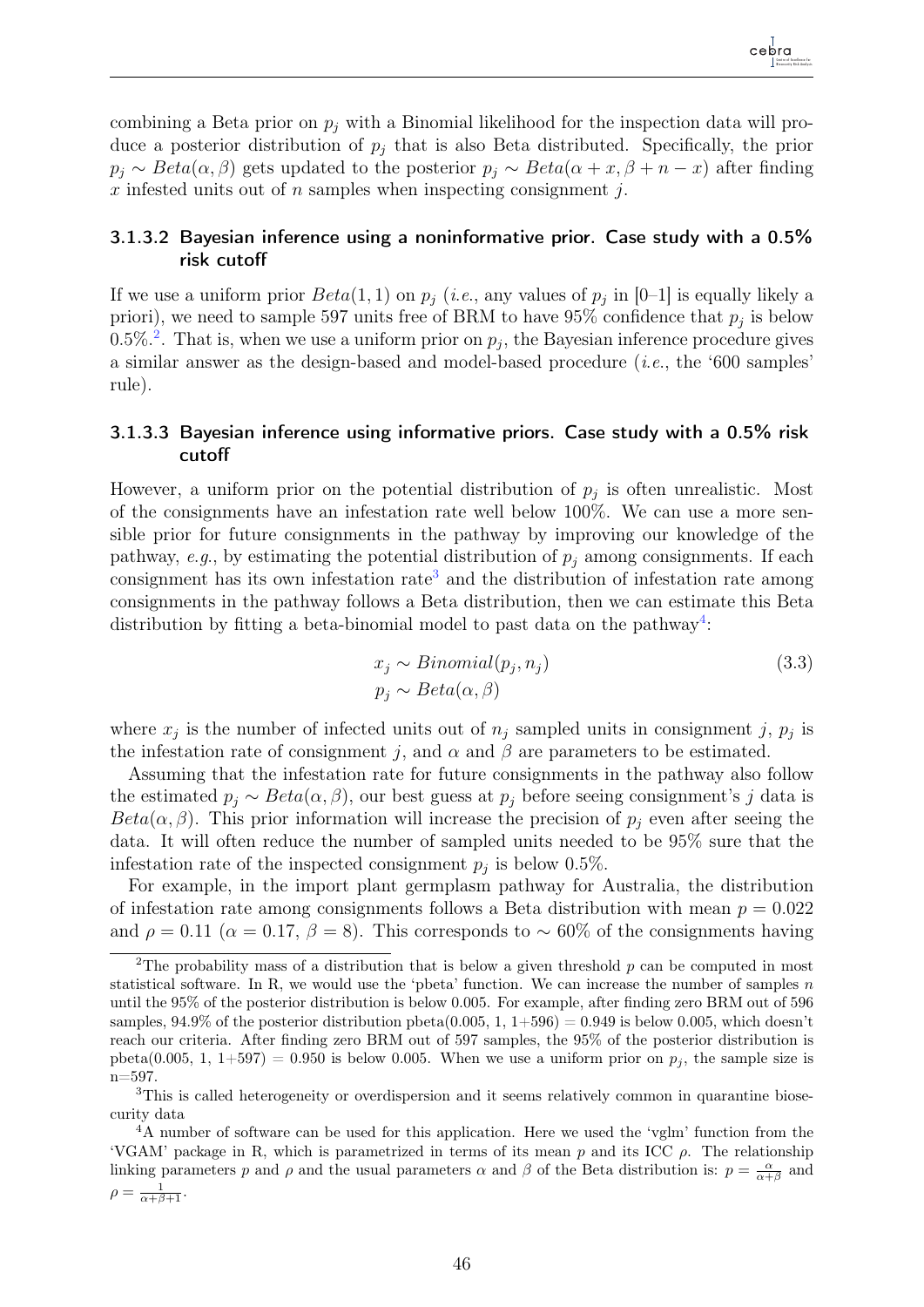combining a Beta prior on $p_j$ with a Binomial likelihood for the inspection data will produce a posterior distribution of $p_j$ that is also Beta distributed. Specifically, the prior $p_j \sim Beta(\alpha, \beta)$ gets updated to the posterior $p_j \sim Beta(\alpha + x, \beta + n - x)$ after finding $x$ infested units out of $n$ samples when inspecting consignment $j$.

#### 3.1.3.2 Bayesian inference using a noninformative prior. Case study with a 0.5% risk cutoff

If we use a uniform prior $Beta(1, 1)$ on $p_j$ (*i.e.*, any values of $p_j$ in [0–1] is equally likely a priori), we need to sample 597 units free of BRM to have 95% confidence that $p_j$ is below 0.5%.[2]. That is, when we use a uniform prior on $p_j$, the Bayesian inference procedure gives a similar answer as the design-based and model-based procedure (*i.e.*, the '600 samples' rule).

#### 3.1.3.3 Bayesian inference using informative priors. Case study with a 0.5% risk cutoff

However, a uniform prior on the potential distribution of $p_j$ is often unrealistic. Most of the consignments have an infestation rate well below 100%. We can use a more sensible prior for future consignments in the pathway by improving our knowledge of the pathway, *e.g.*, by estimating the potential distribution of $p_j$ among consignments. If each consignment has its own infestation rate[3] and the distribution of infestation rate among consignments in the pathway follows a Beta distribution, then we can estimate this Beta distribution by fitting a beta-binomial model to past data on the pathway[4]:

$$
\begin{aligned}
x_j &\sim Binomial(p_j, n_j) \\
p_j &\sim Beta(\alpha, \beta)
\end{aligned}
\tag{3.3}
$$

where $x_j$ is the number of infected units out of $n_j$ sampled units in consignment $j$, $p_j$ is the infestation rate of consignment $j$, and $\alpha$ and $\beta$ are parameters to be estimated.

Assuming that the infestation rate for future consignments in the pathway also follow the estimated $p_j \sim Beta(\alpha, \beta)$, our best guess at $p_j$ before seeing consignment's $j$ data is $Beta(\alpha, \beta)$. This prior information will increase the precision of $p_j$ even after seeing the data. It will often reduce the number of sampled units needed to be 95% sure that the infestation rate of the inspected consignment $p_j$ is below 0.5%.

For example, in the import plant germplasm pathway for Australia, the distribution of infestation rate among consignments follows a Beta distribution with mean $p = 0.022$ and $\rho = 0.11$ ($\alpha = 0.17$, $\beta = 8$). This corresponds to $\sim$ 60% of the consignments having

---

[2] The probability mass of a distribution that is below a given threshold $p$ can be computed in most statistical software. In R, we would use the 'pbeta' function. We can increase the number of samples $n$ until the 95% of the posterior distribution is below 0.005. For example, after finding zero BRM out of 596 samples, 94.9% of the posterior distribution pbeta(0.005, 1, 1+596) = 0.949 is below 0.005, which doesn't reach our criteria. After finding zero BRM out of 597 samples, the 95% of the posterior distribution is pbeta(0.005, 1, 1+597) = 0.950 is below 0.005. When we use a uniform prior on $p_j$, the sample size is n=597.

[3] This is called heterogeneity or overdispersion and it seems relatively common in quarantine biosecurity data

[4] A number of software can be used for this application. Here we used the 'vglm' function from the 'VGAM' package in R, which is parametrized in terms of its mean $p$ and its ICC $\rho$. The relationship linking parameters $p$ and $\rho$ and the usual parameters $\alpha$ and $\beta$ of the Beta distribution is: $p = \frac{\alpha}{\alpha+\beta}$ and $\rho = \frac{1}{\alpha+\beta+1}$.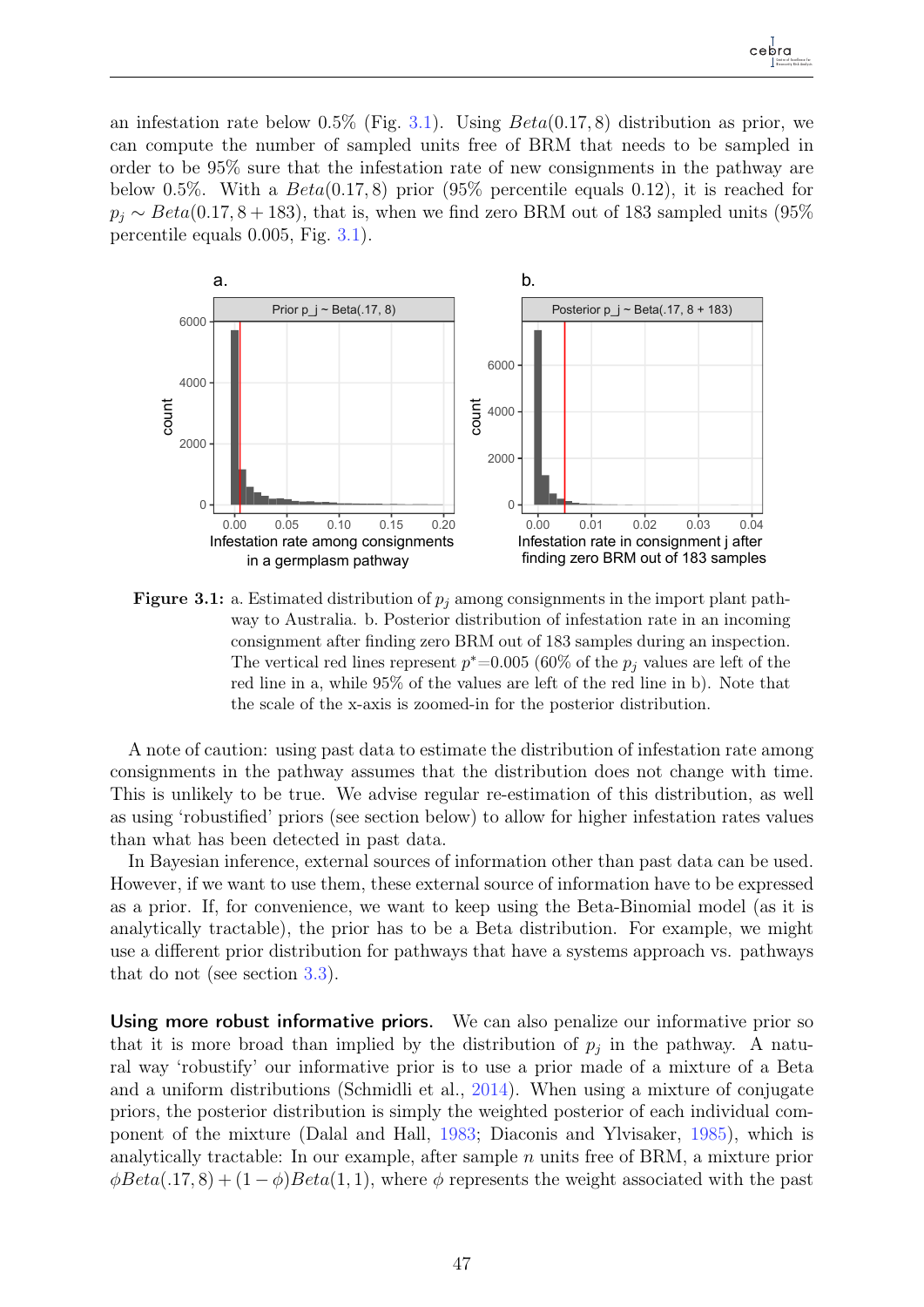an infestation rate below 0.5% (Fig. 3.1). Using $Beta(0.17, 8)$ distribution as prior, we can compute the number of sampled units free of BRM that needs to be sampled in order to be 95% sure that the infestation rate of new consignments in the pathway are below 0.5%. With a $Beta(0.17, 8)$ prior (95% percentile equals 0.12), it is reached for $p_j \sim Beta(0.17, 8 + 183)$, that is, when we find zero BRM out of 183 sampled units (95% percentile equals 0.005, Fig. 3.1).

**Figure 3.1:** a. Estimated distribution of $p_j$ among consignments in the import plant pathway to Australia. b. Posterior distribution of infestation rate in an incoming consignment after finding zero BRM out of 183 samples during an inspection. The vertical red lines represent $p^*$=0.005 (60% of the $p_j$ values are left of the red line in a, while 95% of the values are left of the red line in b). Note that the scale of the x-axis is zoomed-in for the posterior distribution.

A note of caution: using past data to estimate the distribution of infestation rate among consignments in the pathway assumes that the distribution does not change with time. This is unlikely to be true. We advise regular re-estimation of this distribution, as well as using 'robustified' priors (see section below) to allow for higher infestation rates values than what has been detected in past data.

In Bayesian inference, external sources of information other than past data can be used. However, if we want to use them, these external source of information have to be expressed as a prior. If, for convenience, we want to keep using the Beta-Binomial model (as it is analytically tractable), the prior has to be a Beta distribution. For example, we might use a different prior distribution for pathways that have a systems approach vs. pathways that do not (see section 3.3).

**Using more robust informative priors.** We can also penalize our informative prior so that it is more broad than implied by the distribution of $p_j$ in the pathway. A natural way 'robustify' our informative prior is to use a prior made of a mixture of a Beta and a uniform distributions (Schmidli et al., 2014). When using a mixture of conjugate priors, the posterior distribution is simply the weighted posterior of each individual component of the mixture (Dalal and Hall, 1983; Diaconis and Ylvisaker, 1985), which is analytically tractable: In our example, after sample $n$ units free of BRM, a mixture prior $\phi Beta(.17, 8) + (1 - \phi)Beta(1, 1)$, where $\phi$ represents the weight associated with the past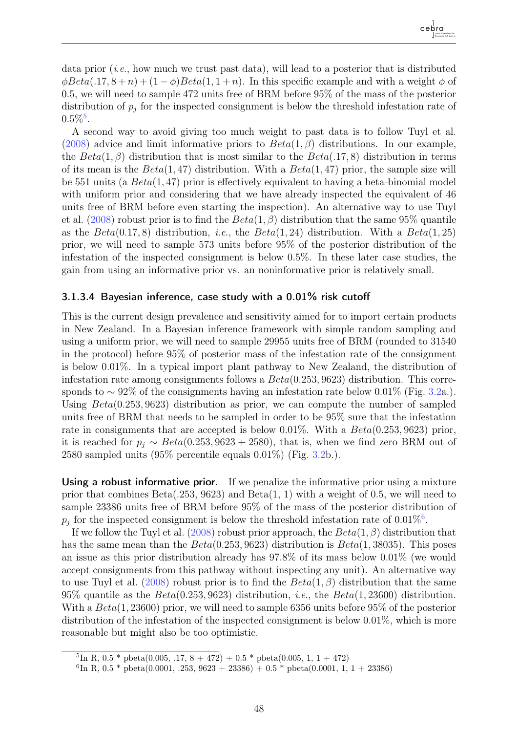data prior (*i.e.*, how much we trust past data), will lead to a posterior that is distributed $\phi Beta(.17, 8+n) + (1-\phi)Beta(1, 1+n)$. In this specific example and with a weight $\phi$ of 0.5, we will need to sample 472 units free of BRM before 95% of the mass of the posterior distribution of $p_j$ for the inspected consignment is below the threshold infestation rate of 0.5%[5].

A second way to avoid giving too much weight to past data is to follow Tuyl et al. (2008) advice and limit informative priors to $Beta(1, \beta)$ distributions. In our example, the $Beta(1, \beta)$ distribution that is most similar to the $Beta(.17, 8)$ distribution in terms of its mean is the $Beta(1, 47)$ distribution. With a $Beta(1, 47)$ prior, the sample size will be 551 units (a $Beta(1, 47)$ prior is effectively equivalent to having a beta-binomial model with uniform prior and considering that we have already inspected the equivalent of 46 units free of BRM before even starting the inspection). An alternative way to use Tuyl et al. (2008) robust prior is to find the $Beta(1, \beta)$ distribution that the same 95% quantile as the $Beta(0.17, 8)$ distribution, *i.e.*, the $Beta(1, 24)$ distribution. With a $Beta(1, 25)$ prior, we will need to sample 573 units before 95% of the posterior distribution of the infestation of the inspected consignment is below 0.5%. In these later case studies, the gain from using an informative prior vs. an noninformative prior is relatively small.

#### 3.1.3.4 Bayesian inference, case study with a 0.01% risk cutoff

This is the current design prevalence and sensitivity aimed for to import certain products in New Zealand. In a Bayesian inference framework with simple random sampling and using a uniform prior, we will need to sample 29955 units free of BRM (rounded to 31540 in the protocol) before 95% of posterior mass of the infestation rate of the consignment is below 0.01%. In a typical import plant pathway to New Zealand, the distribution of infestation rate among consignments follows a $Beta(0.253, 9623)$ distribution. This corresponds to $\sim 92\%$ of the consignments having an infestation rate below 0.01% (Fig. 3.2a.). Using $Beta(0.253, 9623)$ distribution as prior, we can compute the number of sampled units free of BRM that needs to be sampled in order to be 95% sure that the infestation rate in consignments that are accepted is below 0.01%. With a $Beta(0.253, 9623)$ prior, it is reached for $p_j \sim Beta(0.253, 9623 + 2580)$, that is, when we find zero BRM out of 2580 sampled units (95% percentile equals 0.01%) (Fig. 3.2b.).

**Using a robust informative prior.** If we penalize the informative prior using a mixture prior that combines Beta(.253, 9623) and Beta(1, 1) with a weight of 0.5, we will need to sample 23386 units free of BRM before 95% of the mass of the posterior distribution of $p_j$ for the inspected consignment is below the threshold infestation rate of 0.01%[6].

If we follow the Tuyl et al. (2008) robust prior approach, the $Beta(1, \beta)$ distribution that has the same mean than the $Beta(0.253, 9623)$ distribution is $Beta(1, 38035)$. This poses an issue as this prior distribution already has 97.8% of its mass below 0.01% (we would accept consignments from this pathway without inspecting any unit). An alternative way to use Tuyl et al. (2008) robust prior is to find the $Beta(1, \beta)$ distribution that the same 95% quantile as the $Beta(0.253, 9623)$ distribution, *i.e.*, the $Beta(1, 23600)$ distribution. With a $Beta(1, 23600)$ prior, we will need to sample 6356 units before 95% of the posterior distribution of the infestation of the inspected consignment is below 0.01%, which is more reasonable but might also be too optimistic.

---

[5] In R, 0.5 * pbeta(0.005, .17, 8 + 472) + 0.5 * pbeta(0.005, 1, 1 + 472)

[6] In R, 0.5 * pbeta(0.0001, .253, 9623 + 23386) + 0.5 * pbeta(0.0001, 1, 1 + 23386)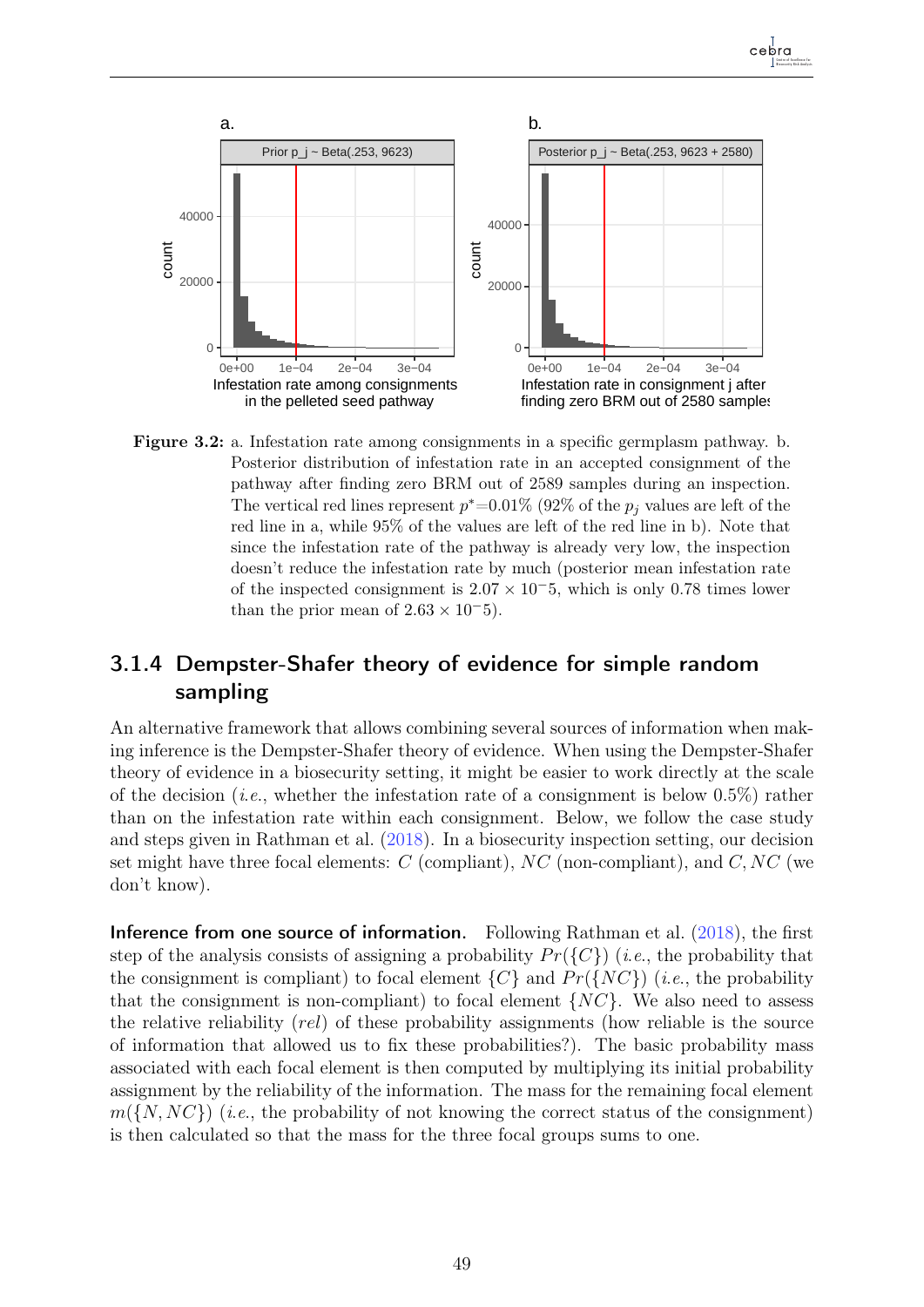**Figure 3.2:** a. Infestation rate among consignments in a specific germplasm pathway. b. Posterior distribution of infestation rate in an accepted consignment of the pathway after finding zero BRM out of 2589 samples during an inspection. The vertical red lines represent $p^*$=0.01% (92% of the $p_j$ values are left of the red line in a, while 95% of the values are left of the red line in b). Note that since the infestation rate of the pathway is already very low, the inspection doesn't reduce the infestation rate by much (posterior mean infestation rate of the inspected consignment is $2.07 \times 10^-5$, which is only 0.78 times lower than the prior mean of $2.63 \times 10^-5$).

### 3.1.4 Dempster-Shafer theory of evidence for simple random sampling

An alternative framework that allows combining several sources of information when making inference is the Dempster-Shafer theory of evidence. When using the Dempster-Shafer theory of evidence in a biosecurity setting, it might be easier to work directly at the scale of the decision (*i.e.*, whether the infestation rate of a consignment is below 0.5%) rather than on the infestation rate within each consignment. Below, we follow the case study and steps given in Rathman et al. (2018). In a biosecurity inspection setting, our decision set might have three focal elements: $C$ (compliant), $NC$ (non-compliant), and $C, NC$ (we don't know).

**Inference from one source of information.** Following Rathman et al. (2018), the first step of the analysis consists of assigning a probability $Pr(\{C\})$ (*i.e.*, the probability that the consignment is compliant) to focal element $\{C\}$ and $Pr(\{NC\})$ (*i.e.*, the probability that the consignment is non-compliant) to focal element $\{NC\}$. We also need to assess the relative reliability ($rel$) of these probability assignments (how reliable is the source of information that allowed us to fix these probabilities?). The basic probability mass associated with each focal element is then computed by multiplying its initial probability assignment by the reliability of the information. The mass for the remaining focal element $m(\{N, NC\})$ (*i.e.*, the probability of not knowing the correct status of the consignment) is then calculated so that the mass for the three focal groups sums to one.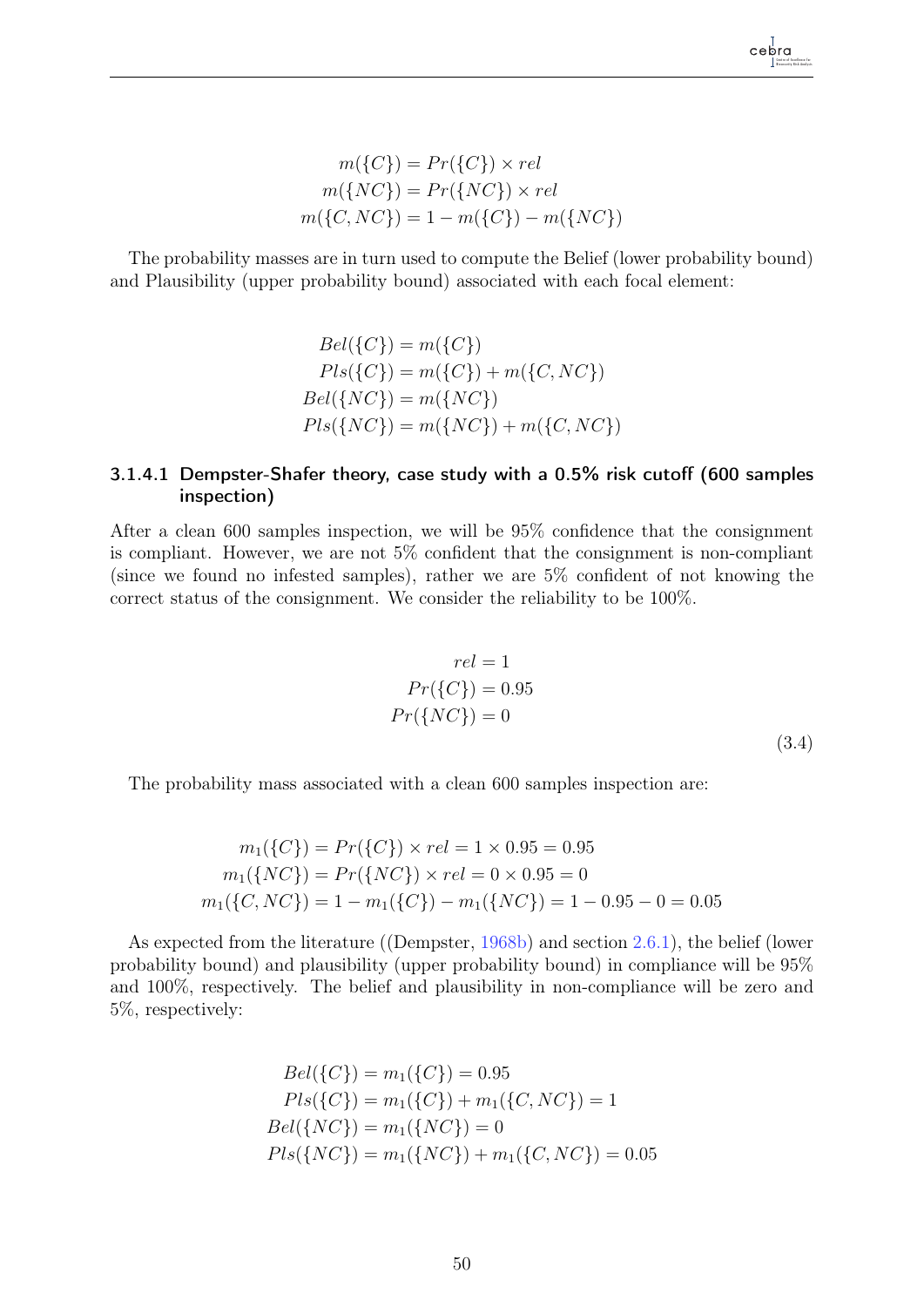$$
\begin{aligned}
m(\{C\}) &= Pr(\{C\}) \times rel \\
m(\{NC\}) &= Pr(\{NC\}) \times rel \\
m(\{C, NC\}) &= 1 - m(\{C\}) - m(\{NC\})
\end{aligned}
$$

The probability masses are in turn used to compute the Belief (lower probability bound) and Plausibility (upper probability bound) associated with each focal element:

$$
\begin{aligned}
Bel(\{C\}) &= m(\{C\}) \\
Pls(\{C\}) &= m(\{C\}) + m(\{C, NC\}) \\
Bel(\{NC\}) &= m(\{NC\}) \\
Pls(\{NC\}) &= m(\{NC\}) + m(\{C, NC\})
\end{aligned}
$$

#### 3.1.4.1 Dempster-Shafer theory, case study with a 0.5% risk cutoff (600 samples inspection)

After a clean 600 samples inspection, we will be 95% confidence that the consignment is compliant. However, we are not 5% confident that the consignment is non-compliant (since we found no infested samples), rather we are 5% confident of not knowing the correct status of the consignment. We consider the reliability to be 100%.

$$
\begin{aligned}
rel &= 1 \\
Pr(\{C\}) &= 0.95 \\
Pr(\{NC\}) &= 0
\end{aligned}
\tag{3.4}
$$

The probability mass associated with a clean 600 samples inspection are:

$$
\begin{aligned}
m_1(\{C\}) &= Pr(\{C\}) \times rel = 1 \times 0.95 = 0.95 \\
m_1(\{NC\}) &= Pr(\{NC\}) \times rel = 0 \times 0.95 = 0 \\
m_1(\{C, NC\}) &= 1 - m_1(\{C\}) - m_1(\{NC\}) = 1 - 0.95 - 0 = 0.05
\end{aligned}
$$

As expected from the literature ((Dempster, 1968b) and section 2.6.1), the belief (lower probability bound) and plausibility (upper probability bound) in compliance will be 95% and 100%, respectively. The belief and plausibility in non-compliance will be zero and 5%, respectively:

$$
\begin{aligned}
Bel(\{C\}) &= m_1(\{C\}) = 0.95 \\
Pls(\{C\}) &= m_1(\{C\}) + m_1(\{C, NC\}) = 1 \\
Bel(\{NC\}) &= m_1(\{NC\}) = 0 \\
Pls(\{NC\}) &= m_1(\{NC\}) + m_1(\{C, NC\}) = 0.05
\end{aligned}
$$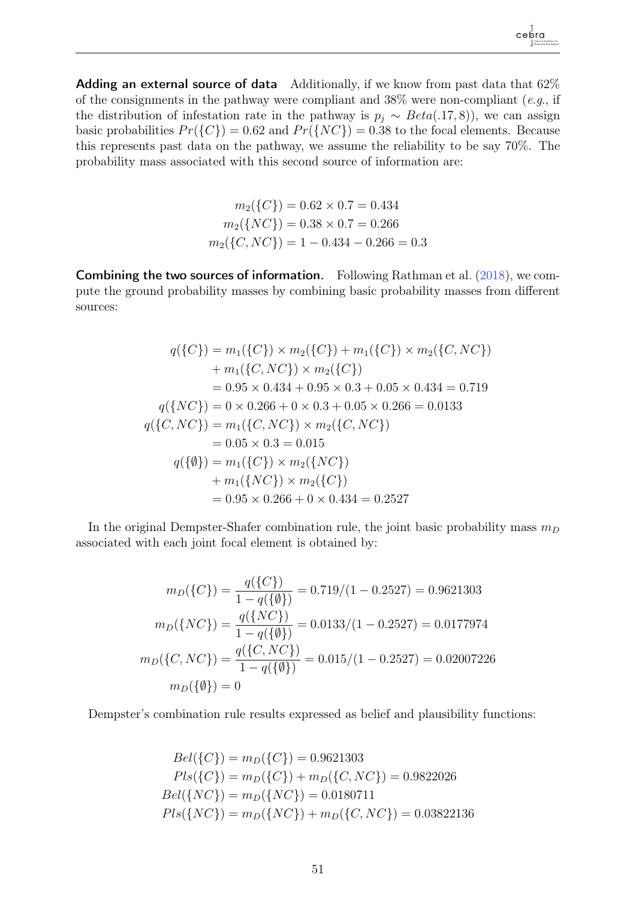**Adding an external source of data** Additionally, if we know from past data that 62% of the consignments in the pathway were compliant and 38% were non-compliant (*e.g.*, if the distribution of infestation rate in the pathway is $p_j \sim Beta(.17, 8)$), we can assign basic probabilities $Pr(\{C\}) = 0.62$ and $Pr(\{NC\}) = 0.38$ to the focal elements. Because this represents past data on the pathway, we assume the reliability to be say 70%. The probability mass associated with this second source of information are:

$$
\begin{aligned}
m_2(\{C\}) &= 0.62 \times 0.7 = 0.434 \\
m_2(\{NC\}) &= 0.38 \times 0.7 = 0.266 \\
m_2(\{C, NC\}) &= 1 - 0.434 - 0.266 = 0.3
\end{aligned}
$$

**Combining the two sources of information.** Following Rathman et al. (2018), we compute the ground probability masses by combining basic probability masses from different sources:

$$
\begin{aligned}
q(\{C\}) &= m_1(\{C\}) \times m_2(\{C\}) + m_1(\{C\}) \times m_2(\{C, NC\}) \\
&\quad + m_1(\{C, NC\}) \times m_2(\{C\}) \\
&= 0.95 \times 0.434 + 0.95 \times 0.3 + 0.05 \times 0.434 = 0.719 \\
q(\{NC\}) &= 0 \times 0.266 + 0 \times 0.3 + 0.05 \times 0.266 = 0.0133 \\
q(\{C, NC\}) &= m_1(\{C, NC\}) \times m_2(\{C, NC\}) \\
&= 0.05 \times 0.3 = 0.015 \\
q(\{\emptyset\}) &= m_1(\{C\}) \times m_2(\{NC\}) \\
&\quad + m_1(\{NC\}) \times m_2(\{C\}) \\
&= 0.95 \times 0.266 + 0 \times 0.434 = 0.2527
\end{aligned}
$$

In the original Dempster-Shafer combination rule, the joint basic probability mass $m_D$ associated with each joint focal element is obtained by:

$$
\begin{aligned}
m_D(\{C\}) &= \frac{q(\{C\})}{1 - q(\{\emptyset\})} = 0.719/(1 - 0.2527) = 0.9621303 \\
m_D(\{NC\}) &= \frac{q(\{NC\})}{1 - q(\{\emptyset\})} = 0.0133/(1 - 0.2527) = 0.0177974 \\
m_D(\{C, NC\}) &= \frac{q(\{C, NC\})}{1 - q(\{\emptyset\})} = 0.015/(1 - 0.2527) = 0.02007226 \\
m_D(\{\emptyset\}) &= 0
\end{aligned}
$$

Dempster's combination rule results expressed as belief and plausibility functions:

$$
\begin{aligned}
Bel(\{C\}) &= m_D(\{C\}) = 0.9621303 \\
Pls(\{C\}) &= m_D(\{C\}) + m_D(\{C, NC\}) = 0.9822026 \\
Bel(\{NC\}) &= m_D(\{NC\}) = 0.0180711 \\
Pls(\{NC\}) &= m_D(\{NC\}) + m_D(\{C, NC\}) = 0.03822136
\end{aligned}
$$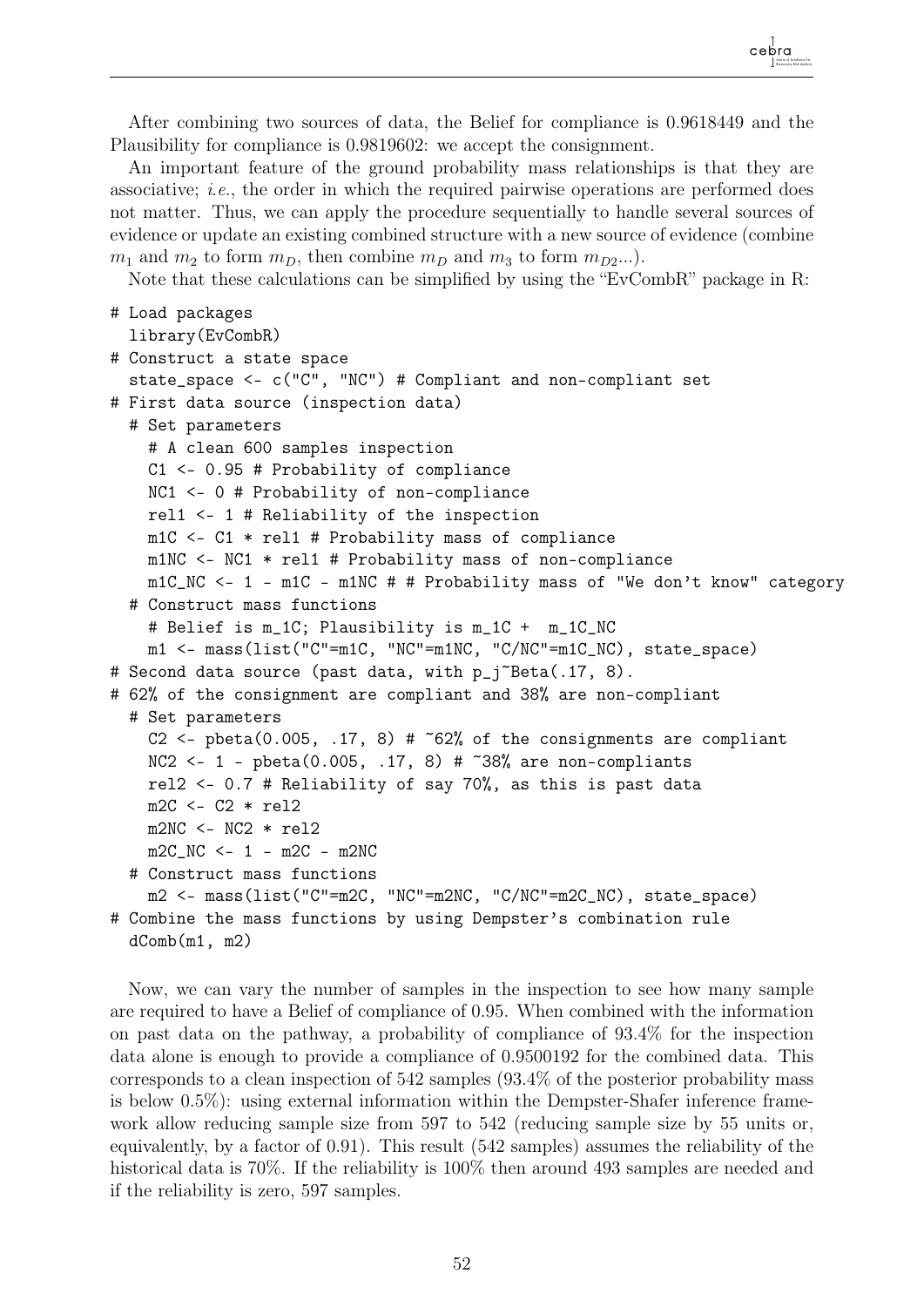After combining two sources of data, the Belief for compliance is 0.9618449 and the Plausibility for compliance is 0.9819602: we accept the consignment.

An important feature of the ground probability mass relationships is that they are associative; *i.e.*, the order in which the required pairwise operations are performed does not matter. Thus, we can apply the procedure sequentially to handle several sources of evidence or update an existing combined structure with a new source of evidence (combine $m_1$ and $m_2$ to form $m_D$, then combine $m_D$ and $m_3$ to form $m_{D2}$...).

Note that these calculations can be simplified by using the "EvCombR" package in R:

```
# Load packages
  library(EvCombR)
# Construct a state space
  state_space <- c("C", "NC") # Compliant and non-compliant set
# First data source (inspection data)
  # Set parameters
    # A clean 600 samples inspection
    C1 <- 0.95 # Probability of compliance
    NC1 <- 0 # Probability of non-compliance
    rel1 <- 1 # Reliability of the inspection
    m1C <- C1 * rel1 # Probability mass of compliance
    m1NC <- NC1 * rel1 # Probability mass of non-compliance
    m1C_NC <- 1 - m1C - m1NC # # Probability mass of "We don't know" category
  # Construct mass functions
    # Belief is m_1C; Plausibility is m_1C +  m_1C_NC
    m1 <- mass(list("C"=m1C, "NC"=m1NC, "C/NC"=m1C_NC), state_space)
# Second data source (past data, with p_j~Beta(.17, 8).
# 62% of the consignment are compliant and 38% are non-compliant
  # Set parameters
    C2 <- pbeta(0.005, .17, 8) # ~62% of the consignments are compliant
    NC2 <- 1 - pbeta(0.005, .17, 8) # ~38% are non-compliants
    rel2 <- 0.7 # Reliability of say 70%, as this is past data
    m2C <- C2 * rel2
    m2NC <- NC2 * rel2
    m2C_NC <- 1 - m2C - m2NC
  # Construct mass functions
    m2 <- mass(list("C"=m2C, "NC"=m2NC, "C/NC"=m2C_NC), state_space)
# Combine the mass functions by using Dempster's combination rule
  dComb(m1, m2)
```

Now, we can vary the number of samples in the inspection to see how many sample are required to have a Belief of compliance of 0.95. When combined with the information on past data on the pathway, a probability of compliance of 93.4% for the inspection data alone is enough to provide a compliance of 0.9500192 for the combined data. This corresponds to a clean inspection of 542 samples (93.4% of the posterior probability mass is below 0.5%): using external information within the Dempster-Shafer inference framework allow reducing sample size from 597 to 542 (reducing sample size by 55 units or, equivalently, by a factor of 0.91). This result (542 samples) assumes the reliability of the historical data is 70%. If the reliability is 100% then around 493 samples are needed and if the reliability is zero, 597 samples.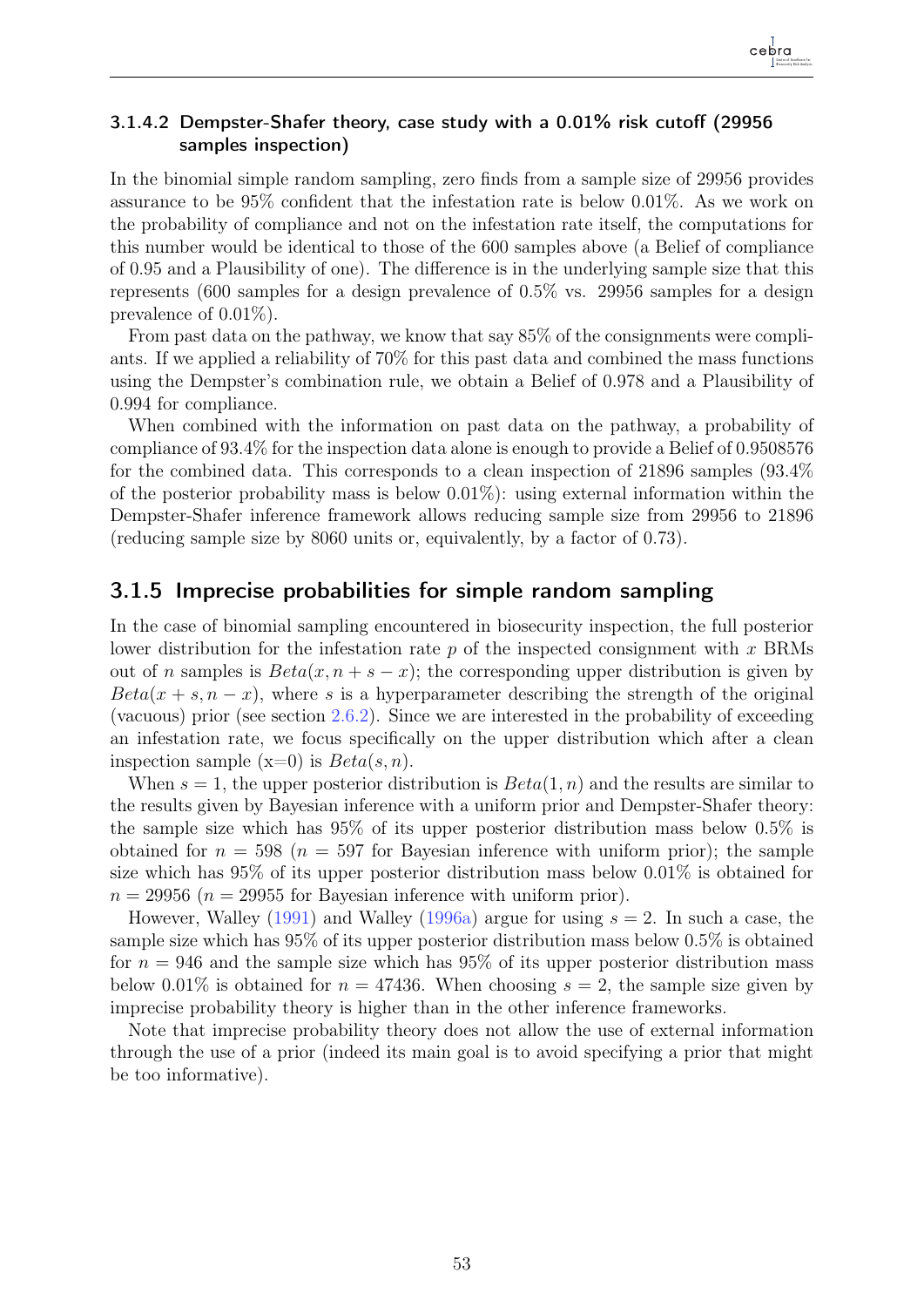#### 3.1.4.2 Dempster-Shafer theory, case study with a 0.01% risk cutoff (29956 samples inspection)

In the binomial simple random sampling, zero finds from a sample size of 29956 provides assurance to be 95% confident that the infestation rate is below 0.01%. As we work on the probability of compliance and not on the infestation rate itself, the computations for this number would be identical to those of the 600 samples above (a Belief of compliance of 0.95 and a Plausibility of one). The difference is in the underlying sample size that this represents (600 samples for a design prevalence of 0.5% vs. 29956 samples for a design prevalence of 0.01%).

From past data on the pathway, we know that say 85% of the consignments were compliants. If we applied a reliability of 70% for this past data and combined the mass functions using the Dempster's combination rule, we obtain a Belief of 0.978 and a Plausibility of 0.994 for compliance.

When combined with the information on past data on the pathway, a probability of compliance of 93.4% for the inspection data alone is enough to provide a Belief of 0.9508576 for the combined data. This corresponds to a clean inspection of 21896 samples (93.4% of the posterior probability mass is below 0.01%): using external information within the Dempster-Shafer inference framework allows reducing sample size from 29956 to 21896 (reducing sample size by 8060 units or, equivalently, by a factor of 0.73).

### 3.1.5 Imprecise probabilities for simple random sampling

In the case of binomial sampling encountered in biosecurity inspection, the full posterior lower distribution for the infestation rate $p$ of the inspected consignment with $x$ BRMs out of $n$ samples is $Beta(x, n+s-x)$; the corresponding upper distribution is given by $Beta(x+s, n-x)$, where $s$ is a hyperparameter describing the strength of the original (vacuous) prior (see section 2.6.2). Since we are interested in the probability of exceeding an infestation rate, we focus specifically on the upper distribution which after a clean inspection sample (x=0) is $Beta(s, n)$.

When $s = 1$, the upper posterior distribution is $Beta(1, n)$ and the results are similar to the results given by Bayesian inference with a uniform prior and Dempster-Shafer theory: the sample size which has 95% of its upper posterior distribution mass below 0.5% is obtained for $n = 598$ ($n = 597$ for Bayesian inference with uniform prior); the sample size which has 95% of its upper posterior distribution mass below 0.01% is obtained for $n = 29956$ ($n = 29955$ for Bayesian inference with uniform prior).

However, Walley (1991) and Walley (1996a) argue for using $s = 2$. In such a case, the sample size which has 95% of its upper posterior distribution mass below 0.5% is obtained for $n = 946$ and the sample size which has 95% of its upper posterior distribution mass below 0.01% is obtained for $n = 47436$. When choosing $s = 2$, the sample size given by imprecise probability theory is higher than in the other inference frameworks.

Note that imprecise probability theory does not allow the use of external information through the use of a prior (indeed its main goal is to avoid specifying a prior that might be too informative).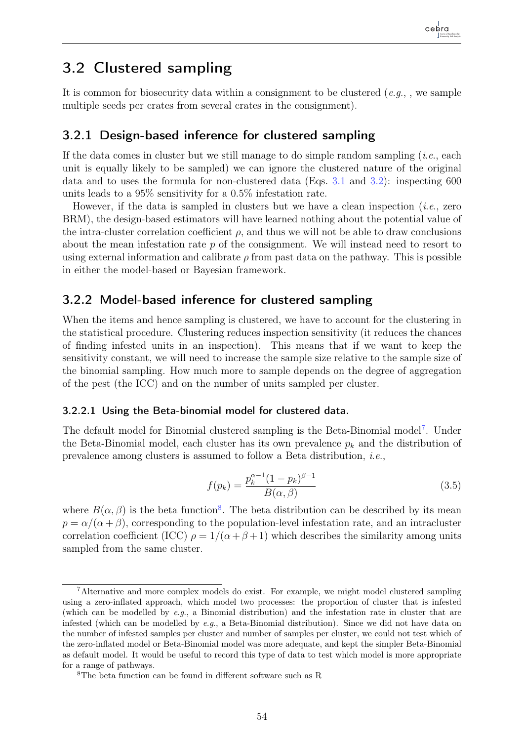## 3.2 Clustered sampling

It is common for biosecurity data within a consignment to be clustered (*e.g.*, , we sample multiple seeds per crates from several crates in the consignment).

### 3.2.1 Design-based inference for clustered sampling

If the data comes in cluster but we still manage to do simple random sampling (*i.e.*, each unit is equally likely to be sampled) we can ignore the clustered nature of the original data and to uses the formula for non-clustered data (Eqs. 3.1 and 3.2): inspecting 600 units leads to a 95% sensitivity for a 0.5% infestation rate.

However, if the data is sampled in clusters but we have a clean inspection (*i.e.*, zero BRM), the design-based estimators will have learned nothing about the potential value of the intra-cluster correlation coefficient $\rho$, and thus we will not be able to draw conclusions about the mean infestation rate $p$ of the consignment. We will instead need to resort to using external information and calibrate $\rho$ from past data on the pathway. This is possible in either the model-based or Bayesian framework.

### 3.2.2 Model-based inference for clustered sampling

When the items and hence sampling is clustered, we have to account for the clustering in the statistical procedure. Clustering reduces inspection sensitivity (it reduces the chances of finding infested units in an inspection). This means that if we want to keep the sensitivity constant, we will need to increase the sample size relative to the sample size of the binomial sampling. How much more to sample depends on the degree of aggregation of the pest (the ICC) and on the number of units sampled per cluster.

#### 3.2.2.1 Using the Beta-binomial model for clustered data.

The default model for Binomial clustered sampling is the Beta-Binomial model[7]. Under the Beta-Binomial model, each cluster has its own prevalence $p_k$ and the distribution of prevalence among clusters is assumed to follow a Beta distribution, *i.e.*,

$$f(p_k) = \frac{p_k^{\alpha-1}(1-p_k)^{\beta-1}}{B(\alpha, \beta)} \tag{3.5}$$

where $B(\alpha, \beta)$ is the beta function[8]. The beta distribution can be described by its mean $p = \alpha/(\alpha + \beta)$, corresponding to the population-level infestation rate, and an intracluster correlation coefficient (ICC) $\rho = 1/(\alpha + \beta + 1)$ which describes the similarity among units sampled from the same cluster.

---

[7] Alternative and more complex models do exist. For example, we might model clustered sampling using a zero-inflated approach, which model two processes: the proportion of cluster that is infested (which can be modelled by *e.g.*, a Binomial distribution) and the infestation rate in cluster that are infested (which can be modelled by *e.g.*, a Beta-Binomial distribution). Since we did not have data on the number of infested samples per cluster and number of samples per cluster, we could not test which of the zero-inflated model or Beta-Binomial model was more adequate, and kept the simpler Beta-Binomial as default model. It would be useful to record this type of data to test which model is more appropriate for a range of pathways.

[8] The beta function can be found in different software such as R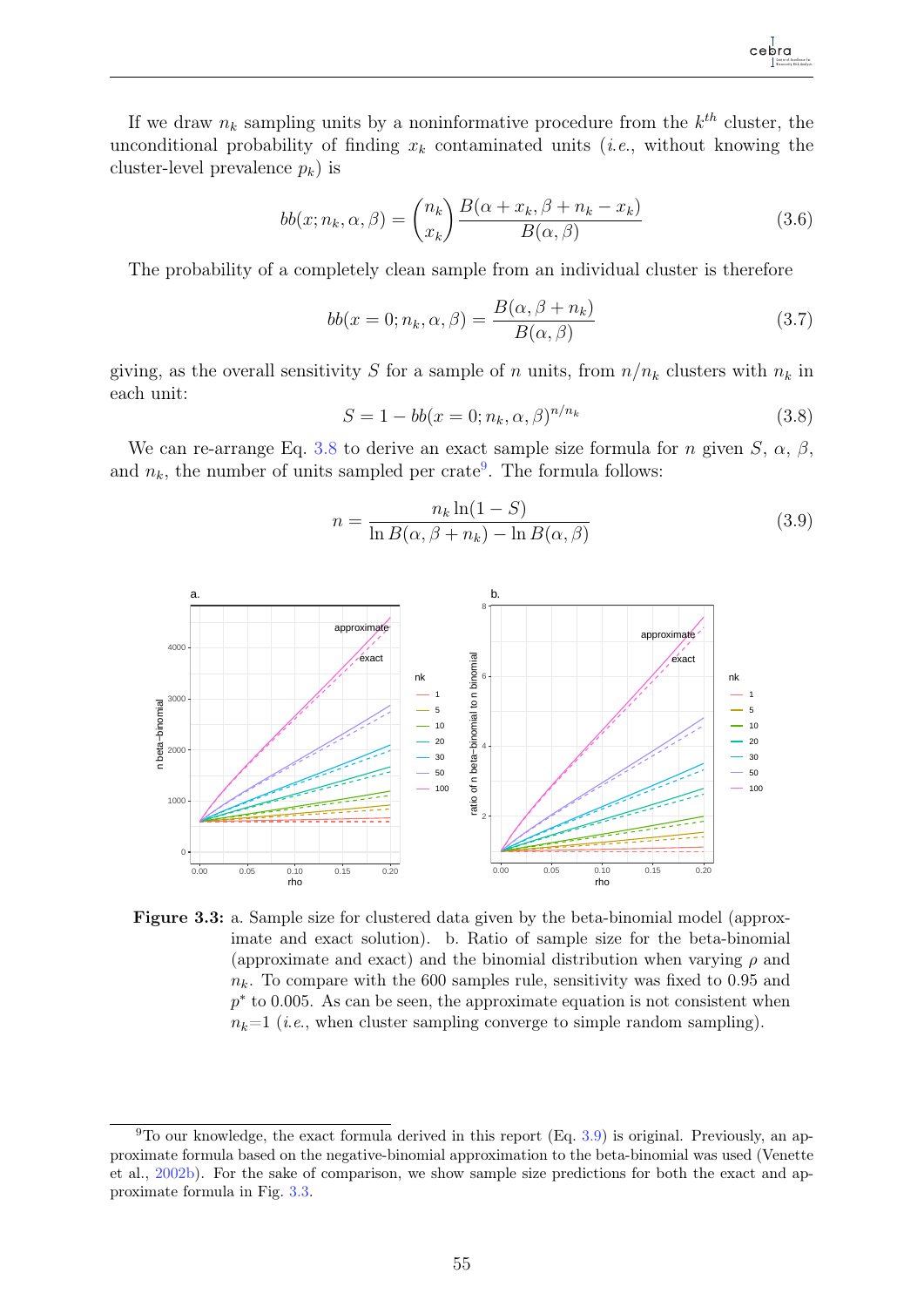If we draw $n_k$ sampling units by a noninformative procedure from the $k^{th}$ cluster, the unconditional probability of finding $x_k$ contaminated units (*i.e.*, without knowing the cluster-level prevalence $p_k$) is

$$bb(x; n_k, \alpha, \beta) = \binom{n_k}{x_k} \frac{B(\alpha + x_k, \beta + n_k - x_k)}{B(\alpha, \beta)} \tag{3.6}$$

The probability of a completely clean sample from an individual cluster is therefore

$$bb(x = 0; n_k, \alpha, \beta) = \frac{B(\alpha, \beta + n_k)}{B(\alpha, \beta)} \tag{3.7}$$

giving, as the overall sensitivity $S$ for a sample of $n$ units, from $n/n_k$ clusters with $n_k$ in each unit:

$$S = 1 - bb(x = 0; n_k, \alpha, \beta)^{n/n_k} \tag{3.8}$$

We can re-arrange Eq. 3.8 to derive an exact sample size formula for $n$ given $S$, $\alpha$, $\beta$, and $n_k$, the number of units sampled per crate[9]. The formula follows:

$$n = \frac{n_k \ln(1 - S)}{\ln B(\alpha, \beta + n_k) - \ln B(\alpha, \beta)} \tag{3.9}$$

**Figure 3.3:** a. Sample size for clustered data given by the beta-binomial model (approximate and exact solution). b. Ratio of sample size for the beta-binomial (approximate and exact) and the binomial distribution when varying $\rho$ and $n_k$. To compare with the 600 samples rule, sensitivity was fixed to 0.95 and $p^*$ to 0.005. As can be seen, the approximate equation is not consistent when $n_k$=1 (*i.e.*, when cluster sampling converge to simple random sampling).

[9]To our knowledge, the exact formula derived in this report (Eq. 3.9) is original. Previously, an approximate formula based on the negative-binomial approximation to the beta-binomial was used (Venette et al., 2002b). For the sake of comparison, we show sample size predictions for both the exact and approximate formula in Fig. 3.3.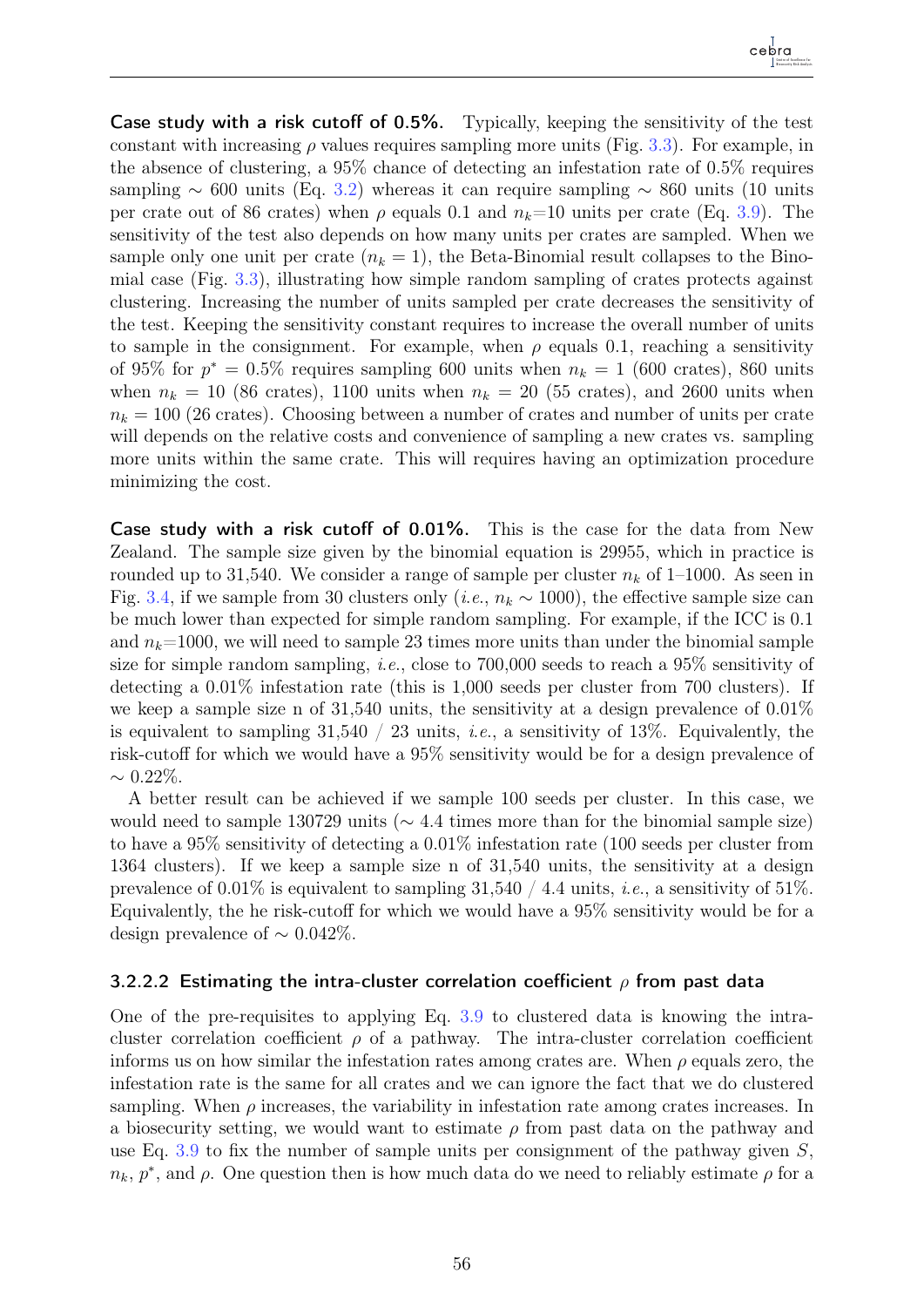**Case study with a risk cutoff of 0.5%.** Typically, keeping the sensitivity of the test constant with increasing $\rho$ values requires sampling more units (Fig. 3.3). For example, in the absence of clustering, a 95% chance of detecting an infestation rate of 0.5% requires sampling $\sim$ 600 units (Eq. 3.2) whereas it can require sampling $\sim$ 860 units (10 units per crate out of 86 crates) when $\rho$ equals 0.1 and $n_k$=10 units per crate (Eq. 3.9). The sensitivity of the test also depends on how many units per crates are sampled. When we sample only one unit per crate ($n_k = 1$), the Beta-Binomial result collapses to the Binomial case (Fig. 3.3), illustrating how simple random sampling of crates protects against clustering. Increasing the number of units sampled per crate decreases the sensitivity of the test. Keeping the sensitivity constant requires to increase the overall number of units to sample in the consignment. For example, when $\rho$ equals 0.1, reaching a sensitivity of 95% for $p^* = 0.5\%$ requires sampling 600 units when $n_k = 1$ (600 crates), 860 units when $n_k = 10$ (86 crates), 1100 units when $n_k = 20$ (55 crates), and 2600 units when $n_k = 100$ (26 crates). Choosing between a number of crates and number of units per crate will depends on the relative costs and convenience of sampling a new crates vs. sampling more units within the same crate. This will requires having an optimization procedure minimizing the cost.

**Case study with a risk cutoff of 0.01%.** This is the case for the data from New Zealand. The sample size given by the binomial equation is 29955, which in practice is rounded up to 31,540. We consider a range of sample per cluster $n_k$ of 1–1000. As seen in Fig. 3.4, if we sample from 30 clusters only (*i.e.*, $n_k \sim 1000$), the effective sample size can be much lower than expected for simple random sampling. For example, if the ICC is 0.1 and $n_k$=1000, we will need to sample 23 times more units than under the binomial sample size for simple random sampling, *i.e.*, close to 700,000 seeds to reach a 95% sensitivity of detecting a 0.01% infestation rate (this is 1,000 seeds per cluster from 700 clusters). If we keep a sample size n of 31,540 units, the sensitivity at a design prevalence of 0.01% is equivalent to sampling 31,540 / 23 units, *i.e.*, a sensitivity of 13%. Equivalently, the risk-cutoff for which we would have a 95% sensitivity would be for a design prevalence of $\sim$ 0.22%.

A better result can be achieved if we sample 100 seeds per cluster. In this case, we would need to sample 130729 units ($\sim$ 4.4 times more than for the binomial sample size) to have a 95% sensitivity of detecting a 0.01% infestation rate (100 seeds per cluster from 1364 clusters). If we keep a sample size n of 31,540 units, the sensitivity at a design prevalence of 0.01% is equivalent to sampling 31,540 / 4.4 units, *i.e.*, a sensitivity of 51%. Equivalently, the he risk-cutoff for which we would have a 95% sensitivity would be for a design prevalence of $\sim$ 0.042%.

#### 3.2.2.2 Estimating the intra-cluster correlation coefficient $\rho$ from past data

One of the pre-requisites to applying Eq. 3.9 to clustered data is knowing the intra-cluster correlation coefficient $\rho$ of a pathway. The intra-cluster correlation coefficient informs us on how similar the infestation rates among crates are. When $\rho$ equals zero, the infestation rate is the same for all crates and we can ignore the fact that we do clustered sampling. When $\rho$ increases, the variability in infestation rate among crates increases. In a biosecurity setting, we would want to estimate $\rho$ from past data on the pathway and use Eq. 3.9 to fix the number of sample units per consignment of the pathway given $S$, $n_k$, $p^*$, and $\rho$. One question then is how much data do we need to reliably estimate $\rho$ for a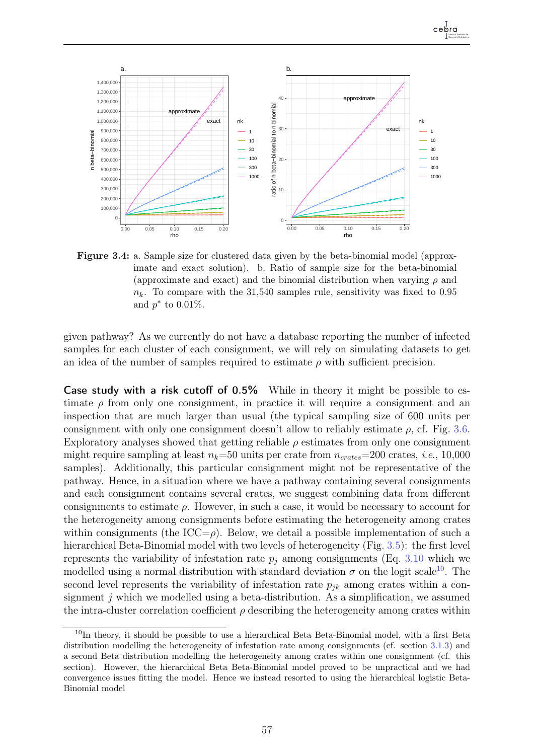**Figure 3.4:** a. Sample size for clustered data given by the beta-binomial model (approximate and exact solution). b. Ratio of sample size for the beta-binomial (approximate and exact) and the binomial distribution when varying $\rho$ and $n_k$. To compare with the 31,540 samples rule, sensitivity was fixed to 0.95 and $p^*$ to 0.01%.

given pathway? As we currently do not have a database reporting the number of infected samples for each cluster of each consignment, we will rely on simulating datasets to get an idea of the number of samples required to estimate $\rho$ with sufficient precision.

**Case study with a risk cutoff of 0.5%** While in theory it might be possible to estimate $\rho$ from only one consignment, in practice it will require a consignment and an inspection that are much larger than usual (the typical sampling size of 600 units per consignment with only one consignment doesn't allow to reliably estimate $\rho$, cf. Fig. 3.6. Exploratory analyses showed that getting reliable $\rho$ estimates from only one consignment might require sampling at least $n_k$=50 units per crate from $n_{crates}$=200 crates, *i.e.*, 10,000 samples). Additionally, this particular consignment might not be representative of the pathway. Hence, in a situation where we have a pathway containing several consignments and each consignment contains several crates, we suggest combining data from different consignments to estimate $\rho$. However, in such a case, it would be necessary to account for the heterogeneity among consignments before estimating the heterogeneity among crates within consignments (the ICC=$\rho$). Below, we detail a possible implementation of such a hierarchical Beta-Binomial model with two levels of heterogeneity (Fig. 3.5): the first level represents the variability of infestation rate $p_j$ among consignments (Eq. 3.10 which we modelled using a normal distribution with standard deviation $\sigma$ on the logit scale[10]. The second level represents the variability of infestation rate $p_{jk}$ among crates within a consignment $j$ which we modelled using a beta-distribution. As a simplification, we assumed the intra-cluster correlation coefficient $\rho$ describing the heterogeneity among crates within

[10] In theory, it should be possible to use a hierarchical Beta Beta-Binomial model, with a first Beta distribution modelling the heterogeneity of infestation rate among consignments (cf. section 3.1.3) and a second Beta distribution modelling the heterogeneity among crates within one consignment (cf. this section). However, the hierarchical Beta Beta-Binomial model proved to be unpractical and we had convergence issues fitting the model. Hence we instead resorted to using the hierarchical logistic Beta-Binomial model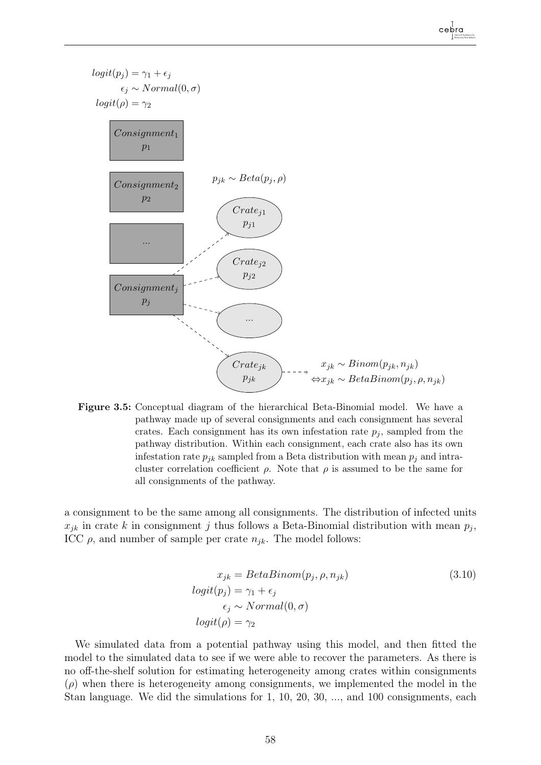$$logit(p_j) = \gamma_1 + \epsilon_j$$
$$\epsilon_j \sim Normal(0, \sigma)$$
$$logit(\rho) = \gamma_2$$

$Consignment_1$ $p_1$

$Consignment_2$ $p_2$

...

$Consignment_j$ $p_j$

$p_{jk} \sim Beta(p_j, \rho)$

$Crate_{j1}$ $p_{j1}$

$Crate_{j2}$ $p_{j2}$

...

$Crate_{jk}$ $p_{jk}$

$x_{jk} \sim Binom(p_{jk}, n_{jk})$
$\Leftrightarrow x_{jk} \sim BetaBinom(p_j, \rho, n_{jk})$

**Figure 3.5:** Conceptual diagram of the hierarchical Beta-Binomial model. We have a pathway made up of several consignments and each consignment has several crates. Each consignment has its own infestation rate $p_j$, sampled from the pathway distribution. Within each consignment, each crate also has its own infestation rate $p_{jk}$ sampled from a Beta distribution with mean $p_j$ and intra-cluster correlation coefficient $\rho$. Note that $\rho$ is assumed to be the same for all consignments of the pathway.

a consignment to be the same among all consignments. The distribution of infected units $x_{jk}$ in crate $k$ in consignment $j$ thus follows a Beta-Binomial distribution with mean $p_j$, ICC $\rho$, and number of sample per crate $n_{jk}$. The model follows:

$$\begin{aligned}
x_{jk} &= BetaBinom(p_j, \rho, n_{jk}) \\
logit(p_j) &= \gamma_1 + \epsilon_j \\
\epsilon_j &\sim Normal(0, \sigma) \\
logit(\rho) &= \gamma_2
\end{aligned} \tag{3.10}$$

We simulated data from a potential pathway using this model, and then fitted the model to the simulated data to see if we were able to recover the parameters. As there is no off-the-shelf solution for estimating heterogeneity among crates within consignments ($\rho$) when there is heterogeneity among consignments, we implemented the model in the Stan language. We did the simulations for 1, 10, 20, 30, ..., and 100 consignments, each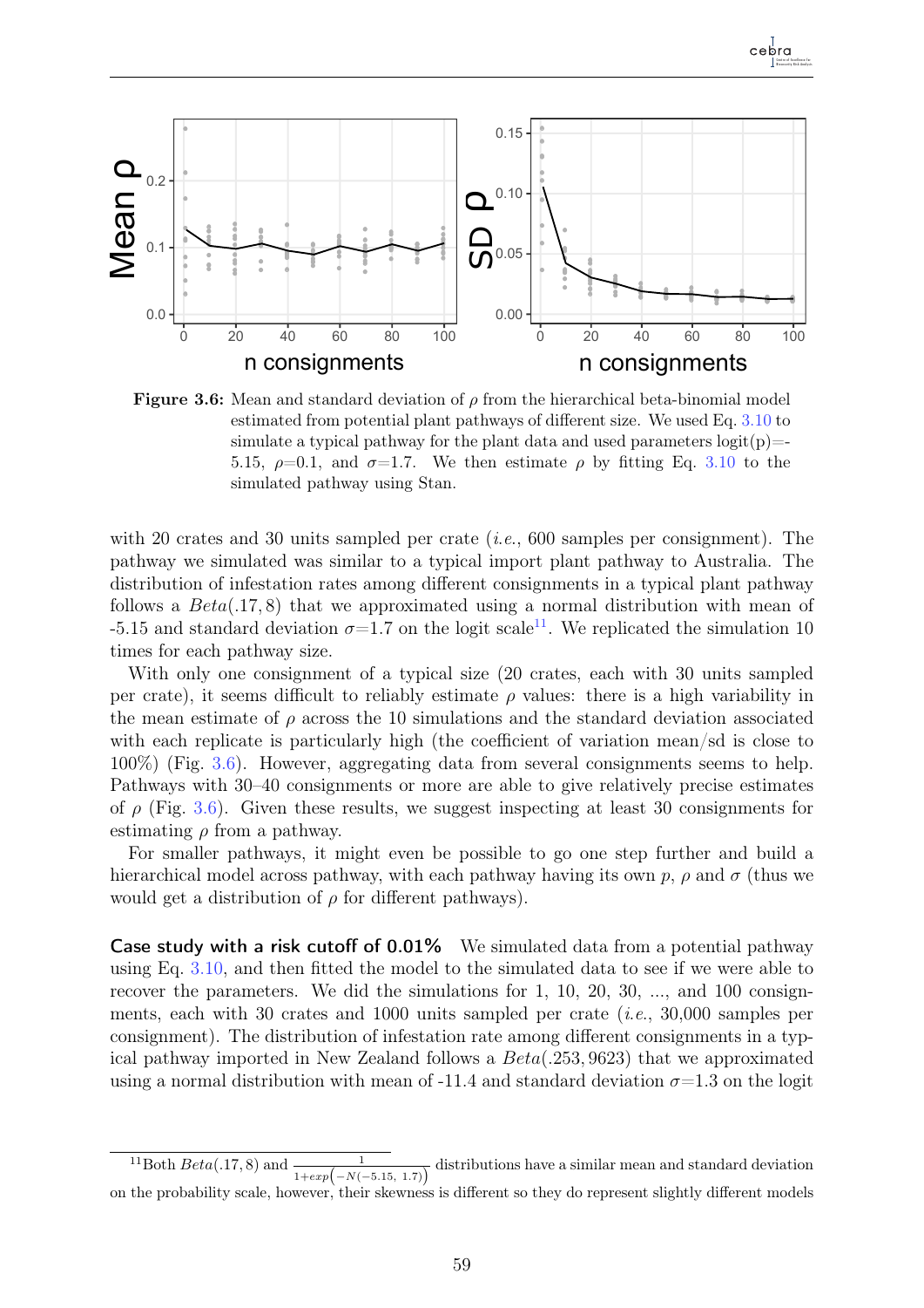**Figure 3.6:** Mean and standard deviation of $\rho$ from the hierarchical beta-binomial model estimated from potential plant pathways of different size. We used Eq. 3.10 to simulate a typical pathway for the plant data and used parameters logit(p)=-5.15, $\rho$=0.1, and $\sigma$=1.7. We then estimate $\rho$ by fitting Eq. 3.10 to the simulated pathway using Stan.

with 20 crates and 30 units sampled per crate (*i.e.*, 600 samples per consignment). The pathway we simulated was similar to a typical import plant pathway to Australia. The distribution of infestation rates among different consignments in a typical plant pathway follows a $Beta(.17, 8)$ that we approximated using a normal distribution with mean of -5.15 and standard deviation $\sigma$=1.7 on the logit scale[11]. We replicated the simulation 10 times for each pathway size.

With only one consignment of a typical size (20 crates, each with 30 units sampled per crate), it seems difficult to reliably estimate $\rho$ values: there is a high variability in the mean estimate of $\rho$ across the 10 simulations and the standard deviation associated with each replicate is particularly high (the coefficient of variation mean/sd is close to 100%) (Fig. 3.6). However, aggregating data from several consignments seems to help. Pathways with 30–40 consignments or more are able to give relatively precise estimates of $\rho$ (Fig. 3.6). Given these results, we suggest inspecting at least 30 consignments for estimating $\rho$ from a pathway.

For smaller pathways, it might even be possible to go one step further and build a hierarchical model across pathway, with each pathway having its own $p$, $\rho$ and $\sigma$ (thus we would get a distribution of $\rho$ for different pathways).

**Case study with a risk cutoff of 0.01%** We simulated data from a potential pathway using Eq. 3.10, and then fitted the model to the simulated data to see if we were able to recover the parameters. We did the simulations for 1, 10, 20, 30, ..., and 100 consignments, each with 30 crates and 1000 units sampled per crate (*i.e.*, 30,000 samples per consignment). The distribution of infestation rate among different consignments in a typical pathway imported in New Zealand follows a $Beta(.253, 9623)$ that we approximated using a normal distribution with mean of -11.4 and standard deviation $\sigma$=1.3 on the logit

[11] Both $Beta(.17, 8)$ and $\frac{1}{1+exp\left(-N(-5.15,\ 1.7)\right)}$ distributions have a similar mean and standard deviation on the probability scale, however, their skewness is different so they do represent slightly different models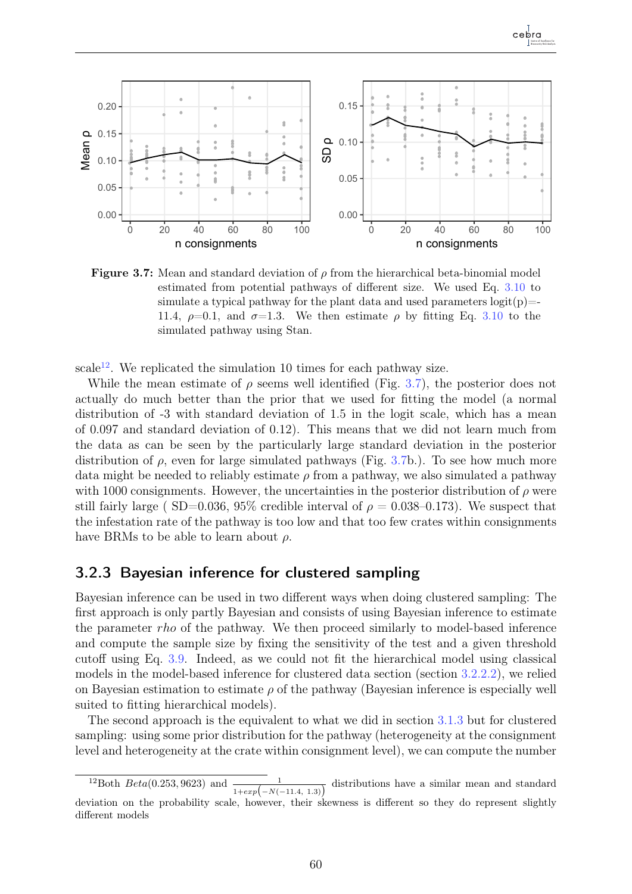**Figure 3.7:** Mean and standard deviation of $\rho$ from the hierarchical beta-binomial model estimated from potential pathways of different size. We used Eq. 3.10 to simulate a typical pathway for the plant data and used parameters logit(p)=-11.4, $\rho$=0.1, and $\sigma$=1.3. We then estimate $\rho$ by fitting Eq. 3.10 to the simulated pathway using Stan.

scale[12]. We replicated the simulation 10 times for each pathway size.

While the mean estimate of $\rho$ seems well identified (Fig. 3.7), the posterior does not actually do much better than the prior that we used for fitting the model (a normal distribution of -3 with standard deviation of 1.5 in the logit scale, which has a mean of 0.097 and standard deviation of 0.12). This means that we did not learn much from the data as can be seen by the particularly large standard deviation in the posterior distribution of $\rho$, even for large simulated pathways (Fig. 3.7b.). To see how much more data might be needed to reliably estimate $\rho$ from a pathway, we also simulated a pathway with 1000 consignments. However, the uncertainties in the posterior distribution of $\rho$ were still fairly large ( SD=0.036, 95% credible interval of $\rho$ = 0.038–0.173). We suspect that the infestation rate of the pathway is too low and that too few crates within consignments have BRMs to be able to learn about $\rho$.

### 3.2.3 Bayesian inference for clustered sampling

Bayesian inference can be used in two different ways when doing clustered sampling: The first approach is only partly Bayesian and consists of using Bayesian inference to estimate the parameter *rho* of the pathway. We then proceed similarly to model-based inference and compute the sample size by fixing the sensitivity of the test and a given threshold cutoff using Eq. 3.9. Indeed, as we could not fit the hierarchical model using classical models in the model-based inference for clustered data section (section 3.2.2.2), we relied on Bayesian estimation to estimate $\rho$ of the pathway (Bayesian inference is especially well suited to fitting hierarchical models).

The second approach is the equivalent to what we did in section 3.1.3 but for clustered sampling: using some prior distribution for the pathway (heterogeneity at the consignment level and heterogeneity at the crate within consignment level), we can compute the number

[12] Both $Beta(0.253, 9623)$ and $\frac{1}{1+exp\left(-N(-11.4,\ 1.3)\right)}$ distributions have a similar mean and standard deviation on the probability scale, however, their skewness is different so they do represent slightly different models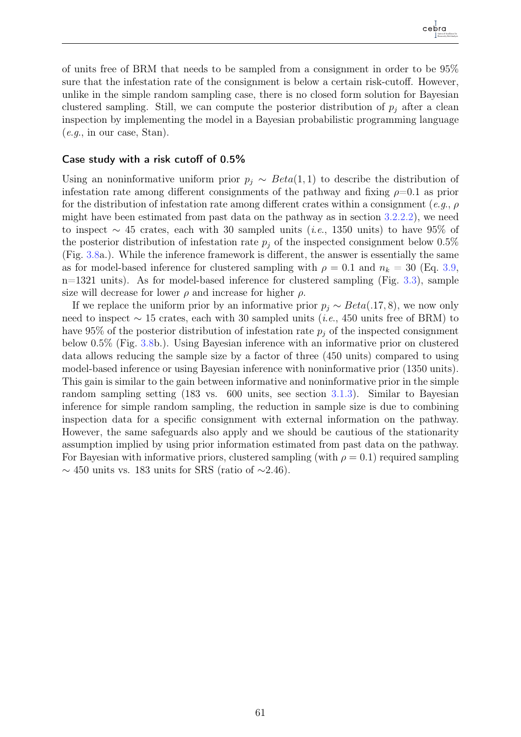of units free of BRM that needs to be sampled from a consignment in order to be 95% sure that the infestation rate of the consignment is below a certain risk-cutoff. However, unlike in the simple random sampling case, there is no closed form solution for Bayesian clustered sampling. Still, we can compute the posterior distribution of $p_j$ after a clean inspection by implementing the model in a Bayesian probabilistic programming language (*e.g.*, in our case, Stan).

### Case study with a risk cutoff of 0.5%

Using an noninformative uniform prior $p_j \sim Beta(1, 1)$ to describe the distribution of infestation rate among different consignments of the pathway and fixing $\rho$=0.1 as prior for the distribution of infestation rate among different crates within a consignment (*e.g.*, $\rho$ might have been estimated from past data on the pathway as in section 3.2.2.2), we need to inspect $\sim$ 45 crates, each with 30 sampled units (*i.e.*, 1350 units) to have 95% of the posterior distribution of infestation rate $p_j$ of the inspected consignment below 0.5% (Fig. 3.8a.). While the inference framework is different, the answer is essentially the same as for model-based inference for clustered sampling with $\rho = 0.1$ and $n_k = 30$ (Eq. 3.9, n=1321 units). As for model-based inference for clustered sampling (Fig. 3.3), sample size will decrease for lower $\rho$ and increase for higher $\rho$.

If we replace the uniform prior by an informative prior $p_j \sim Beta(.17, 8)$, we now only need to inspect $\sim$ 15 crates, each with 30 sampled units (*i.e.*, 450 units free of BRM) to have 95% of the posterior distribution of infestation rate $p_j$ of the inspected consignment below 0.5% (Fig. 3.8b.). Using Bayesian inference with an informative prior on clustered data allows reducing the sample size by a factor of three (450 units) compared to using model-based inference or using Bayesian inference with noninformative prior (1350 units). This gain is similar to the gain between informative and noninformative prior in the simple random sampling setting (183 vs. 600 units, see section 3.1.3). Similar to Bayesian inference for simple random sampling, the reduction in sample size is due to combining inspection data for a specific consignment with external information on the pathway. However, the same safeguards also apply and we should be cautious of the stationarity assumption implied by using prior information estimated from past data on the pathway. For Bayesian with informative priors, clustered sampling (with $\rho = 0.1$) required sampling $\sim$ 450 units vs. 183 units for SRS (ratio of $\sim$2.46).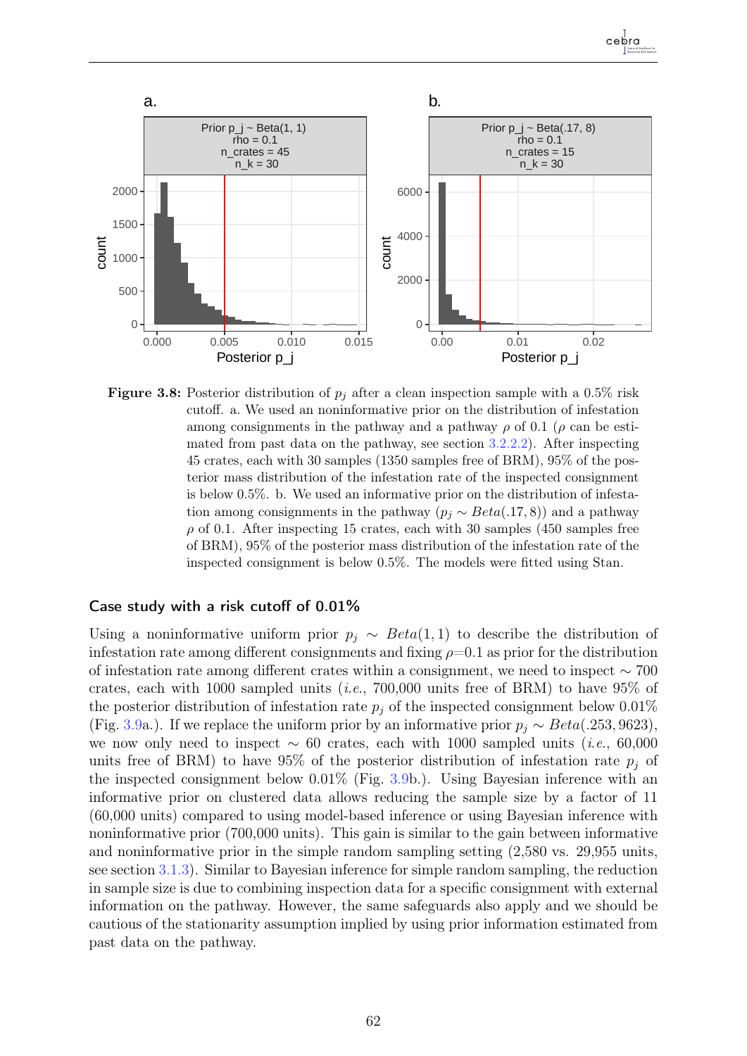**Figure 3.8:** Posterior distribution of $p_j$ after a clean inspection sample with a 0.5% risk cutoff. a. We used an noninformative prior on the distribution of infestation among consignments in the pathway and a pathway $\rho$ of 0.1 ($\rho$ can be estimated from past data on the pathway, see section 3.2.2.2). After inspecting 45 crates, each with 30 samples (1350 samples free of BRM), 95% of the posterior mass distribution of the infestation rate of the inspected consignment is below 0.5%. b. We used an informative prior on the distribution of infestation among consignments in the pathway ($p_j \sim Beta(.17, 8)$) and a pathway $\rho$ of 0.1. After inspecting 15 crates, each with 30 samples (450 samples free of BRM), 95% of the posterior mass distribution of the infestation rate of the inspected consignment is below 0.5%. The models were fitted using Stan.

### Case study with a risk cutoff of 0.01%

Using a noninformative uniform prior $p_j \sim Beta(1, 1)$ to describe the distribution of infestation rate among different consignments and fixing $\rho$=0.1 as prior for the distribution of infestation rate among different crates within a consignment, we need to inspect $\sim$ 700 crates, each with 1000 sampled units (*i.e.*, 700,000 units free of BRM) to have 95% of the posterior distribution of infestation rate $p_j$ of the inspected consignment below 0.01% (Fig. 3.9a.). If we replace the uniform prior by an informative prior $p_j \sim Beta(.253, 9623)$, we now only need to inspect $\sim$ 60 crates, each with 1000 sampled units (*i.e.*, 60,000 units free of BRM) to have 95% of the posterior distribution of infestation rate $p_j$ of the inspected consignment below 0.01% (Fig. 3.9b.). Using Bayesian inference with an informative prior on clustered data allows reducing the sample size by a factor of 11 (60,000 units) compared to using model-based inference or using Bayesian inference with noninformative prior (700,000 units). This gain is similar to the gain between informative and noninformative prior in the simple random sampling setting (2,580 vs. 29,955 units, see section 3.1.3). Similar to Bayesian inference for simple random sampling, the reduction in sample size is due to combining inspection data for a specific consignment with external information on the pathway. However, the same safeguards also apply and we should be cautious of the stationarity assumption implied by using prior information estimated from past data on the pathway.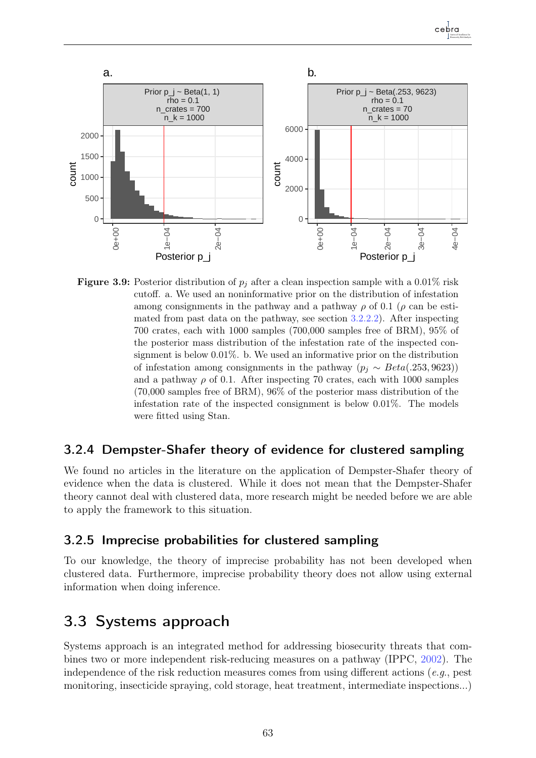**Figure 3.9:** Posterior distribution of $p_j$ after a clean inspection sample with a 0.01% risk cutoff. a. We used an noninformative prior on the distribution of infestation among consignments in the pathway and a pathway $\rho$ of 0.1 ($\rho$ can be estimated from past data on the pathway, see section 3.2.2.2). After inspecting 700 crates, each with 1000 samples (700,000 samples free of BRM), 95% of the posterior mass distribution of the infestation rate of the inspected consignment is below 0.01%. b. We used an informative prior on the distribution of infestation among consignments in the pathway ($p_j \sim Beta(.253, 9623)$) and a pathway $\rho$ of 0.1. After inspecting 70 crates, each with 1000 samples (70,000 samples free of BRM), 96% of the posterior mass distribution of the infestation rate of the inspected consignment is below 0.01%. The models were fitted using Stan.

### 3.2.4 Dempster-Shafer theory of evidence for clustered sampling

We found no articles in the literature on the application of Dempster-Shafer theory of evidence when the data is clustered. While it does not mean that the Dempster-Shafer theory cannot deal with clustered data, more research might be needed before we are able to apply the framework to this situation.

### 3.2.5 Imprecise probabilities for clustered sampling

To our knowledge, the theory of imprecise probability has not been developed when clustered data. Furthermore, imprecise probability theory does not allow using external information when doing inference.

## 3.3 Systems approach

Systems approach is an integrated method for addressing biosecurity threats that combines two or more independent risk-reducing measures on a pathway (IPPC, 2002). The independence of the risk reduction measures comes from using different actions (*e.g.*, pest monitoring, insecticide spraying, cold storage, heat treatment, intermediate inspections...)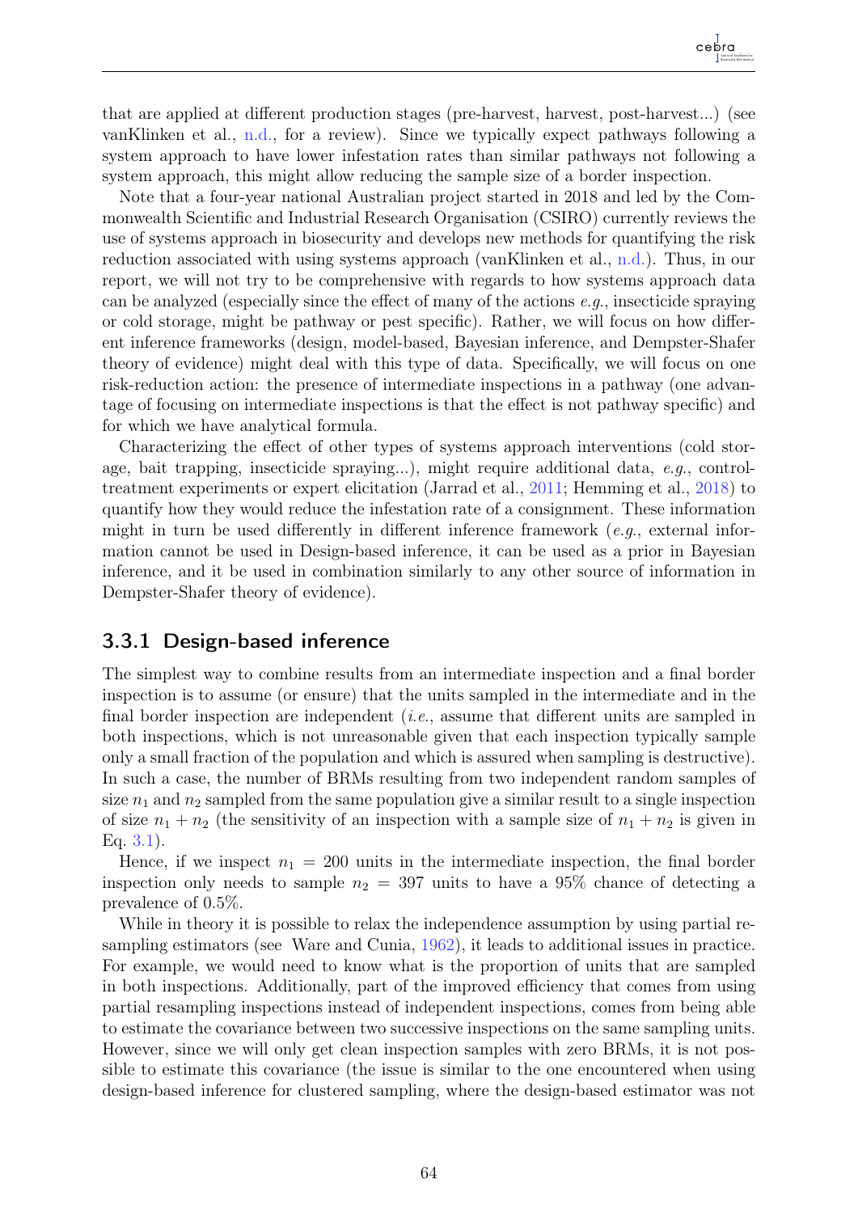that are applied at different production stages (pre-harvest, harvest, post-harvest...) (see vanKlinken et al., n.d., for a review). Since we typically expect pathways following a system approach to have lower infestation rates than similar pathways not following a system approach, this might allow reducing the sample size of a border inspection.

Note that a four-year national Australian project started in 2018 and led by the Commonwealth Scientific and Industrial Research Organisation (CSIRO) currently reviews the use of systems approach in biosecurity and develops new methods for quantifying the risk reduction associated with using systems approach (vanKlinken et al., n.d.). Thus, in our report, we will not try to be comprehensive with regards to how systems approach data can be analyzed (especially since the effect of many of the actions *e.g.*, insecticide spraying or cold storage, might be pathway or pest specific). Rather, we will focus on how different inference frameworks (design, model-based, Bayesian inference, and Dempster-Shafer theory of evidence) might deal with this type of data. Specifically, we will focus on one risk-reduction action: the presence of intermediate inspections in a pathway (one advantage of focusing on intermediate inspections is that the effect is not pathway specific) and for which we have analytical formula.

Characterizing the effect of other types of systems approach interventions (cold storage, bait trapping, insecticide spraying...), might require additional data, *e.g.*, control-treatment experiments or expert elicitation (Jarrad et al., 2011; Hemming et al., 2018) to quantify how they would reduce the infestation rate of a consignment. These information might in turn be used differently in different inference framework (*e.g.*, external information cannot be used in Design-based inference, it can be used as a prior in Bayesian inference, and it be used in combination similarly to any other source of information in Dempster-Shafer theory of evidence).

### 3.3.1 Design-based inference

The simplest way to combine results from an intermediate inspection and a final border inspection is to assume (or ensure) that the units sampled in the intermediate and in the final border inspection are independent (*i.e.*, assume that different units are sampled in both inspections, which is not unreasonable given that each inspection typically sample only a small fraction of the population and which is assured when sampling is destructive). In such a case, the number of BRMs resulting from two independent random samples of size $n_1$ and $n_2$ sampled from the same population give a similar result to a single inspection of size $n_1 + n_2$ (the sensitivity of an inspection with a sample size of $n_1 + n_2$ is given in Eq. 3.1).

Hence, if we inspect $n_1 = 200$ units in the intermediate inspection, the final border inspection only needs to sample $n_2 = 397$ units to have a 95% chance of detecting a prevalence of 0.5%.

While in theory it is possible to relax the independence assumption by using partial resampling estimators (see Ware and Cunia, 1962), it leads to additional issues in practice. For example, we would need to know what is the proportion of units that are sampled in both inspections. Additionally, part of the improved efficiency that comes from using partial resampling inspections instead of independent inspections, comes from being able to estimate the covariance between two successive inspections on the same sampling units. However, since we will only get clean inspection samples with zero BRMs, it is not possible to estimate this covariance (the issue is similar to the one encountered when using design-based inference for clustered sampling, where the design-based estimator was not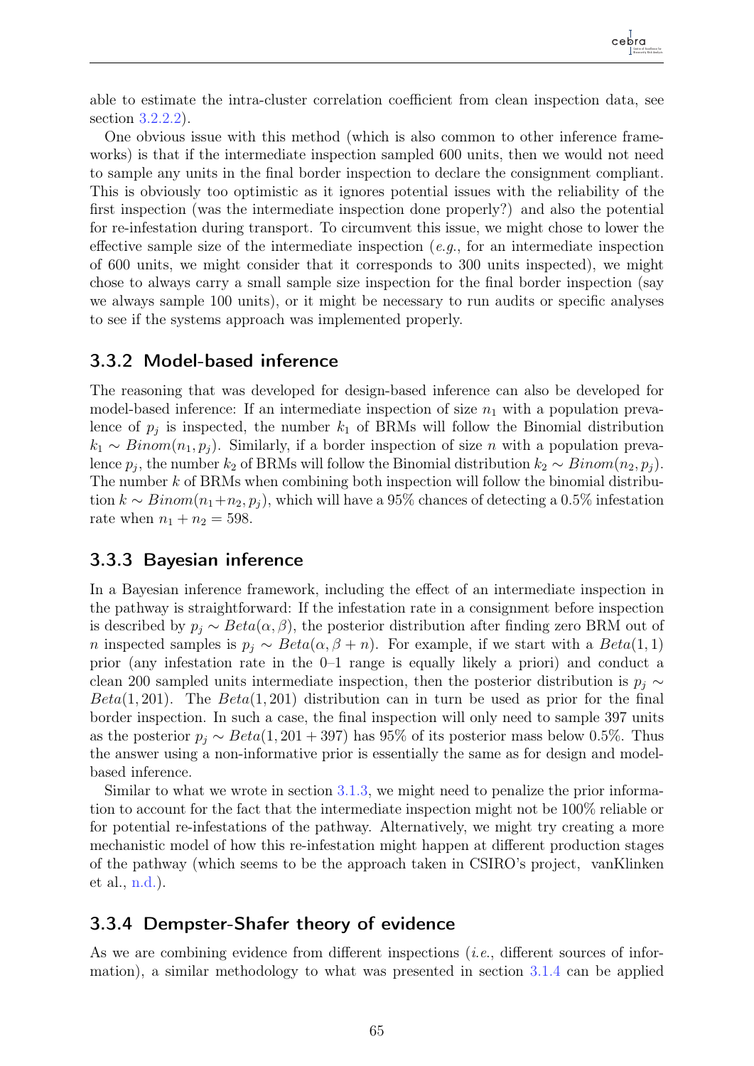able to estimate the intra-cluster correlation coefficient from clean inspection data, see section 3.2.2.2).

One obvious issue with this method (which is also common to other inference frameworks) is that if the intermediate inspection sampled 600 units, then we would not need to sample any units in the final border inspection to declare the consignment compliant. This is obviously too optimistic as it ignores potential issues with the reliability of the first inspection (was the intermediate inspection done properly?) and also the potential for re-infestation during transport. To circumvent this issue, we might chose to lower the effective sample size of the intermediate inspection (*e.g.*, for an intermediate inspection of 600 units, we might consider that it corresponds to 300 units inspected), we might chose to always carry a small sample size inspection for the final border inspection (say we always sample 100 units), or it might be necessary to run audits or specific analyses to see if the systems approach was implemented properly.

### 3.3.2 Model-based inference

The reasoning that was developed for design-based inference can also be developed for model-based inference: If an intermediate inspection of size $n_1$ with a population prevalence of $p_j$ is inspected, the number $k_1$ of BRMs will follow the Binomial distribution $k_1 \sim Binom(n_1, p_j)$. Similarly, if a border inspection of size $n$ with a population prevalence $p_j$, the number $k_2$ of BRMs will follow the Binomial distribution $k_2 \sim Binom(n_2, p_j)$. The number $k$ of BRMs when combining both inspection will follow the binomial distribution $k \sim Binom(n_1+n_2, p_j)$, which will have a 95% chances of detecting a 0.5% infestation rate when $n_1 + n_2 = 598$.

### 3.3.3 Bayesian inference

In a Bayesian inference framework, including the effect of an intermediate inspection in the pathway is straightforward: If the infestation rate in a consignment before inspection is described by $p_j \sim Beta(\alpha, \beta)$, the posterior distribution after finding zero BRM out of $n$ inspected samples is $p_j \sim Beta(\alpha, \beta + n)$. For example, if we start with a $Beta(1, 1)$ prior (any infestation rate in the 0–1 range is equally likely a priori) and conduct a clean 200 sampled units intermediate inspection, then the posterior distribution is $p_j \sim Beta(1, 201)$. The $Beta(1, 201)$ distribution can in turn be used as prior for the final border inspection. In such a case, the final inspection will only need to sample 397 units as the posterior $p_j \sim Beta(1, 201 + 397)$ has 95% of its posterior mass below 0.5%. Thus the answer using a non-informative prior is essentially the same as for design and model-based inference.

Similar to what we wrote in section 3.1.3, we might need to penalize the prior information to account for the fact that the intermediate inspection might not be 100% reliable or for potential re-infestations of the pathway. Alternatively, we might try creating a more mechanistic model of how this re-infestation might happen at different production stages of the pathway (which seems to be the approach taken in CSIRO's project, vanKlinken et al., n.d.).

### 3.3.4 Dempster-Shafer theory of evidence

As we are combining evidence from different inspections (*i.e.*, different sources of information), a similar methodology to what was presented in section 3.1.4 can be applied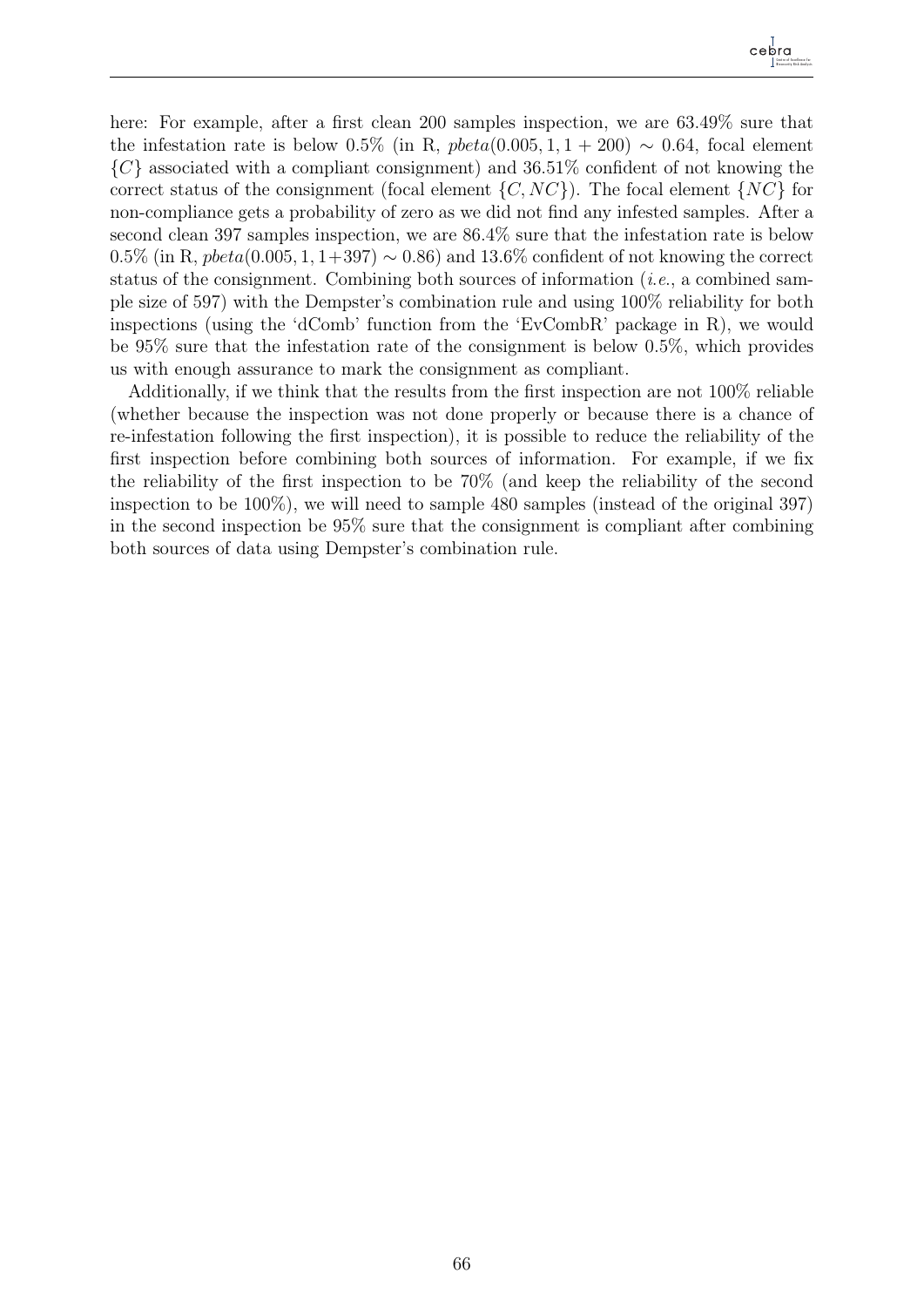here: For example, after a first clean 200 samples inspection, we are 63.49% sure that the infestation rate is below 0.5% (in R, $pbeta(0.005, 1, 1 + 200) \sim 0.64$, focal element $\{C\}$ associated with a compliant consignment) and 36.51% confident of not knowing the correct status of the consignment (focal element $\{C, NC\}$). The focal element $\{NC\}$ for non-compliance gets a probability of zero as we did not find any infested samples. After a second clean 397 samples inspection, we are 86.4% sure that the infestation rate is below 0.5% (in R, $pbeta(0.005, 1, 1{+}397) \sim 0.86$) and 13.6% confident of not knowing the correct status of the consignment. Combining both sources of information (*i.e.*, a combined sample size of 597) with the Dempster's combination rule and using 100% reliability for both inspections (using the 'dComb' function from the 'EvCombR' package in R), we would be 95% sure that the infestation rate of the consignment is below 0.5%, which provides us with enough assurance to mark the consignment as compliant.

Additionally, if we think that the results from the first inspection are not 100% reliable (whether because the inspection was not done properly or because there is a chance of re-infestation following the first inspection), it is possible to reduce the reliability of the first inspection before combining both sources of information. For example, if we fix the reliability of the first inspection to be 70% (and keep the reliability of the second inspection to be 100%), we will need to sample 480 samples (instead of the original 397) in the second inspection be 95% sure that the consignment is compliant after combining both sources of data using Dempster's combination rule.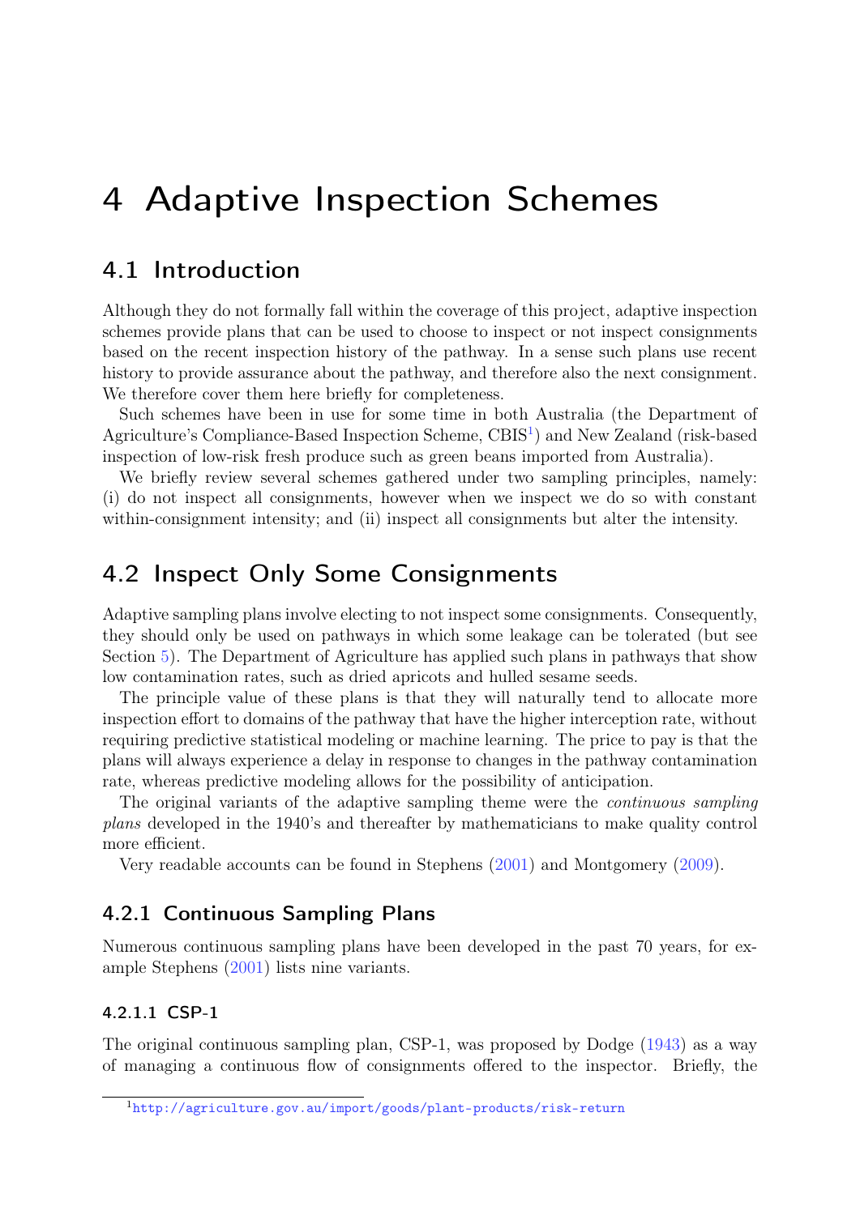# 4 Adaptive Inspection Schemes

## 4.1 Introduction

Although they do not formally fall within the coverage of this project, adaptive inspection schemes provide plans that can be used to choose to inspect or not inspect consignments based on the recent inspection history of the pathway. In a sense such plans use recent history to provide assurance about the pathway, and therefore also the next consignment. We therefore cover them here briefly for completeness.

Such schemes have been in use for some time in both Australia (the Department of Agriculture's Compliance-Based Inspection Scheme, CBIS[1]) and New Zealand (risk-based inspection of low-risk fresh produce such as green beans imported from Australia).

We briefly review several schemes gathered under two sampling principles, namely: (i) do not inspect all consignments, however when we inspect we do so with constant within-consignment intensity; and (ii) inspect all consignments but alter the intensity.

## 4.2 Inspect Only Some Consignments

Adaptive sampling plans involve electing to not inspect some consignments. Consequently, they should only be used on pathways in which some leakage can be tolerated (but see Section 5). The Department of Agriculture has applied such plans in pathways that show low contamination rates, such as dried apricots and hulled sesame seeds.

The principle value of these plans is that they will naturally tend to allocate more inspection effort to domains of the pathway that have the higher interception rate, without requiring predictive statistical modeling or machine learning. The price to pay is that the plans will always experience a delay in response to changes in the pathway contamination rate, whereas predictive modeling allows for the possibility of anticipation.

The original variants of the adaptive sampling theme were the *continuous sampling plans* developed in the 1940's and thereafter by mathematicians to make quality control more efficient.

Very readable accounts can be found in Stephens (2001) and Montgomery (2009).

### 4.2.1 Continuous Sampling Plans

Numerous continuous sampling plans have been developed in the past 70 years, for example Stephens (2001) lists nine variants.

#### 4.2.1.1 CSP-1

The original continuous sampling plan, CSP-1, was proposed by Dodge (1943) as a way of managing a continuous flow of consignments offered to the inspector. Briefly, the

[1] http://agriculture.gov.au/import/goods/plant-products/risk-return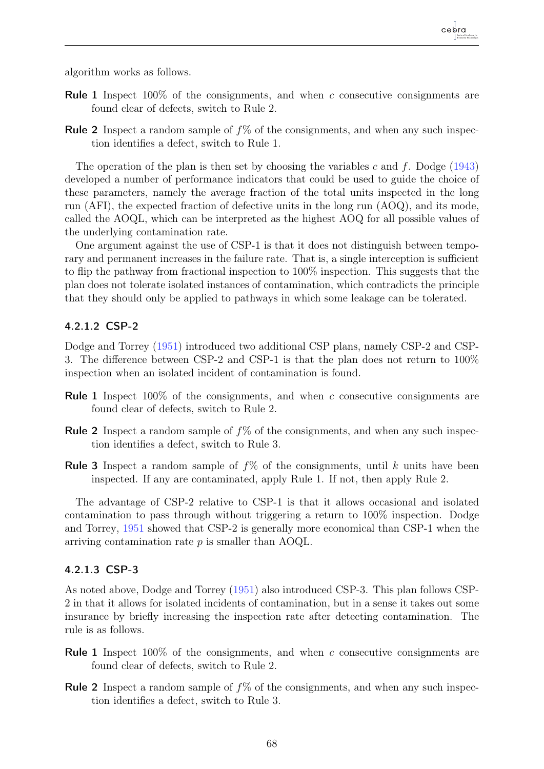algorithm works as follows.

**Rule 1** Inspect 100% of the consignments, and when $c$ consecutive consignments are found clear of defects, switch to Rule 2.

**Rule 2** Inspect a random sample of $f$% of the consignments, and when any such inspection identifies a defect, switch to Rule 1.

The operation of the plan is then set by choosing the variables $c$ and $f$. Dodge (1943) developed a number of performance indicators that could be used to guide the choice of these parameters, namely the average fraction of the total units inspected in the long run (AFI), the expected fraction of defective units in the long run (AOQ), and its mode, called the AOQL, which can be interpreted as the highest AOQ for all possible values of the underlying contamination rate.

One argument against the use of CSP-1 is that it does not distinguish between temporary and permanent increases in the failure rate. That is, a single interception is sufficient to flip the pathway from fractional inspection to 100% inspection. This suggests that the plan does not tolerate isolated instances of contamination, which contradicts the principle that they should only be applied to pathways in which some leakage can be tolerated.

#### 4.2.1.2 CSP-2

Dodge and Torrey (1951) introduced two additional CSP plans, namely CSP-2 and CSP-3. The difference between CSP-2 and CSP-1 is that the plan does not return to 100% inspection when an isolated incident of contamination is found.

**Rule 1** Inspect 100% of the consignments, and when $c$ consecutive consignments are found clear of defects, switch to Rule 2.

**Rule 2** Inspect a random sample of $f$% of the consignments, and when any such inspection identifies a defect, switch to Rule 3.

**Rule 3** Inspect a random sample of $f$% of the consignments, until $k$ units have been inspected. If any are contaminated, apply Rule 1. If not, then apply Rule 2.

The advantage of CSP-2 relative to CSP-1 is that it allows occasional and isolated contamination to pass through without triggering a return to 100% inspection. Dodge and Torrey, 1951 showed that CSP-2 is generally more economical than CSP-1 when the arriving contamination rate $p$ is smaller than AOQL.

#### 4.2.1.3 CSP-3

As noted above, Dodge and Torrey (1951) also introduced CSP-3. This plan follows CSP-2 in that it allows for isolated incidents of contamination, but in a sense it takes out some insurance by briefly increasing the inspection rate after detecting contamination. The rule is as follows.

**Rule 1** Inspect 100% of the consignments, and when $c$ consecutive consignments are found clear of defects, switch to Rule 2.

**Rule 2** Inspect a random sample of $f$% of the consignments, and when any such inspection identifies a defect, switch to Rule 3.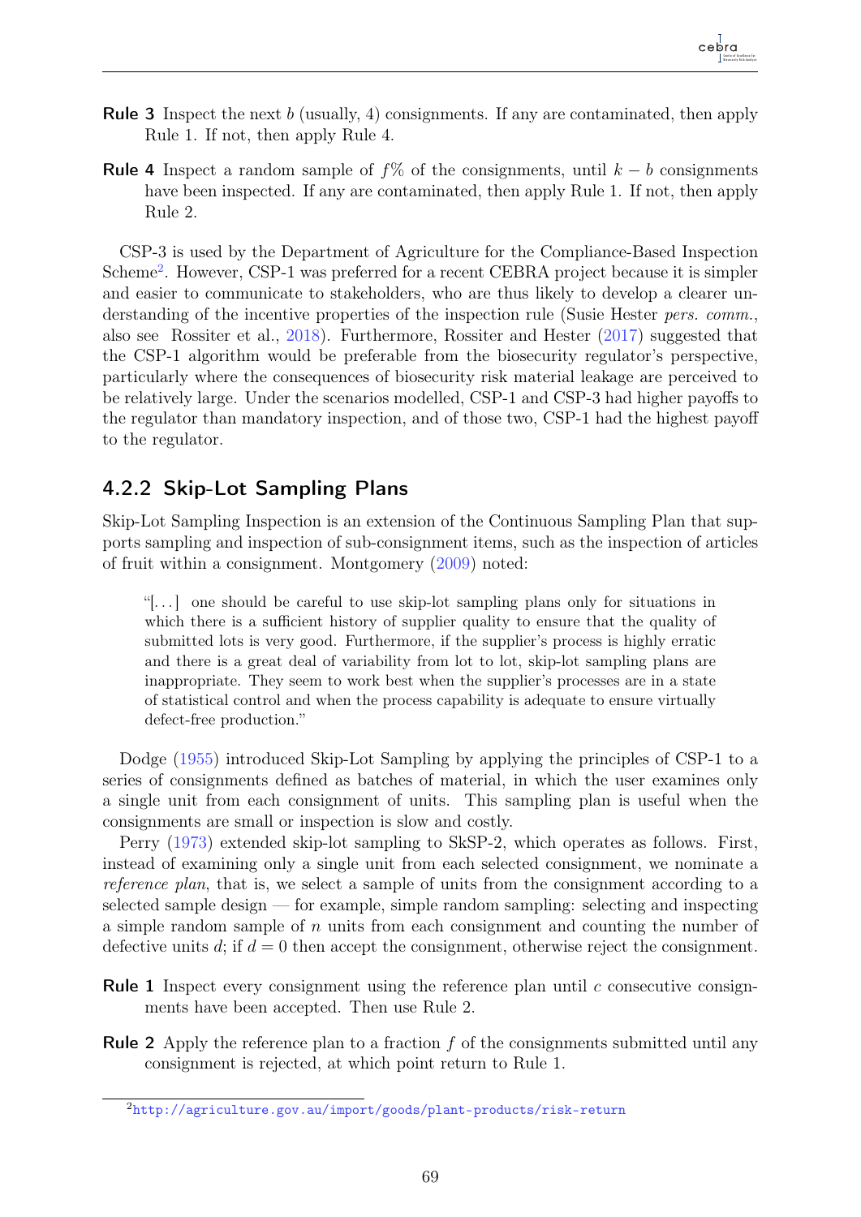**Rule 3** Inspect the next $b$ (usually, 4) consignments. If any are contaminated, then apply Rule 1. If not, then apply Rule 4.

**Rule 4** Inspect a random sample of $f$% of the consignments, until $k - b$ consignments have been inspected. If any are contaminated, then apply Rule 1. If not, then apply Rule 2.

CSP-3 is used by the Department of Agriculture for the Compliance-Based Inspection Scheme[2]. However, CSP-1 was preferred for a recent CEBRA project because it is simpler and easier to communicate to stakeholders, who are thus likely to develop a clearer understanding of the incentive properties of the inspection rule (Susie Hester *pers. comm.*, also see Rossiter et al., 2018). Furthermore, Rossiter and Hester (2017) suggested that the CSP-1 algorithm would be preferable from the biosecurity regulator's perspective, particularly where the consequences of biosecurity risk material leakage are perceived to be relatively large. Under the scenarios modelled, CSP-1 and CSP-3 had higher payoffs to the regulator than mandatory inspection, and of those two, CSP-1 had the highest payoff to the regulator.

### 4.2.2 Skip-Lot Sampling Plans

Skip-Lot Sampling Inspection is an extension of the Continuous Sampling Plan that supports sampling and inspection of sub-consignment items, such as the inspection of articles of fruit within a consignment. Montgomery (2009) noted:

> "[...] one should be careful to use skip-lot sampling plans only for situations in which there is a sufficient history of supplier quality to ensure that the quality of submitted lots is very good. Furthermore, if the supplier's process is highly erratic and there is a great deal of variability from lot to lot, skip-lot sampling plans are inappropriate. They seem to work best when the supplier's processes are in a state of statistical control and when the process capability is adequate to ensure virtually defect-free production."

Dodge (1955) introduced Skip-Lot Sampling by applying the principles of CSP-1 to a series of consignments defined as batches of material, in which the user examines only a single unit from each consignment of units. This sampling plan is useful when the consignments are small or inspection is slow and costly.

Perry (1973) extended skip-lot sampling to SkSP-2, which operates as follows. First, instead of examining only a single unit from each selected consignment, we nominate a *reference plan*, that is, we select a sample of units from the consignment according to a selected sample design — for example, simple random sampling: selecting and inspecting a simple random sample of $n$ units from each consignment and counting the number of defective units $d$; if $d = 0$ then accept the consignment, otherwise reject the consignment.

**Rule 1** Inspect every consignment using the reference plan until $c$ consecutive consignments have been accepted. Then use Rule 2.

**Rule 2** Apply the reference plan to a fraction $f$ of the consignments submitted until any consignment is rejected, at which point return to Rule 1.

[2] http://agriculture.gov.au/import/goods/plant-products/risk-return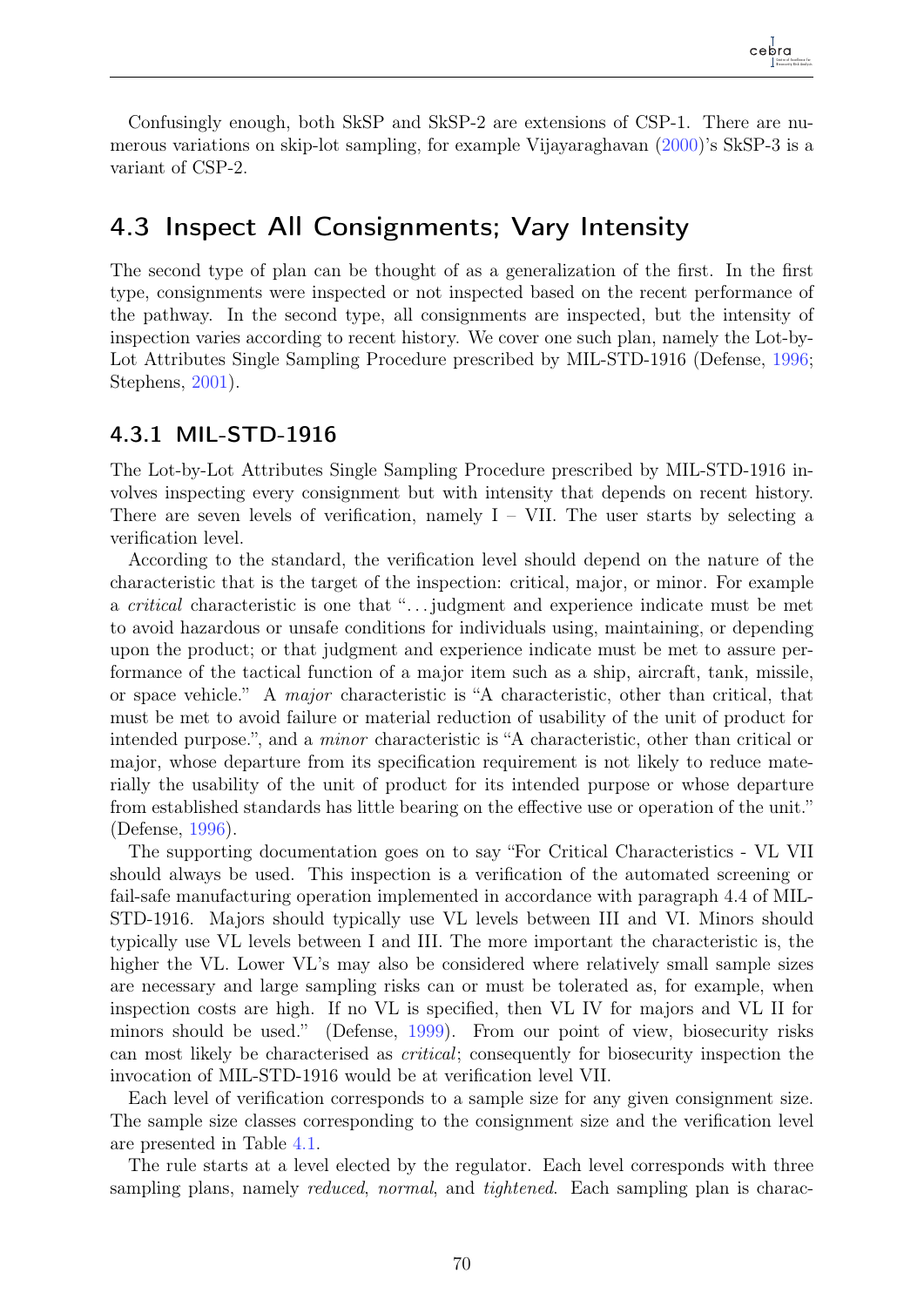Confusingly enough, both SkSP and SkSP-2 are extensions of CSP-1. There are numerous variations on skip-lot sampling, for example Vijayaraghavan (2000)'s SkSP-3 is a variant of CSP-2.

## 4.3 Inspect All Consignments; Vary Intensity

The second type of plan can be thought of as a generalization of the first. In the first type, consignments were inspected or not inspected based on the recent performance of the pathway. In the second type, all consignments are inspected, but the intensity of inspection varies according to recent history. We cover one such plan, namely the Lot-by-Lot Attributes Single Sampling Procedure prescribed by MIL-STD-1916 (Defense, 1996; Stephens, 2001).

### 4.3.1 MIL-STD-1916

The Lot-by-Lot Attributes Single Sampling Procedure prescribed by MIL-STD-1916 involves inspecting every consignment but with intensity that depends on recent history. There are seven levels of verification, namely I – VII. The user starts by selecting a verification level.

According to the standard, the verification level should depend on the nature of the characteristic that is the target of the inspection: critical, major, or minor. For example a *critical* characteristic is one that "…judgment and experience indicate must be met to avoid hazardous or unsafe conditions for individuals using, maintaining, or depending upon the product; or that judgment and experience indicate must be met to assure performance of the tactical function of a major item such as a ship, aircraft, tank, missile, or space vehicle." A *major* characteristic is "A characteristic, other than critical, that must be met to avoid failure or material reduction of usability of the unit of product for intended purpose.", and a *minor* characteristic is "A characteristic, other than critical or major, whose departure from its specification requirement is not likely to reduce materially the usability of the unit of product for its intended purpose or whose departure from established standards has little bearing on the effective use or operation of the unit." (Defense, 1996).

The supporting documentation goes on to say "For Critical Characteristics - VL VII should always be used. This inspection is a verification of the automated screening or fail-safe manufacturing operation implemented in accordance with paragraph 4.4 of MIL-STD-1916. Majors should typically use VL levels between III and VI. Minors should typically use VL levels between I and III. The more important the characteristic is, the higher the VL. Lower VL's may also be considered where relatively small sample sizes are necessary and large sampling risks can or must be tolerated as, for example, when inspection costs are high. If no VL is specified, then VL IV for majors and VL II for minors should be used." (Defense, 1999). From our point of view, biosecurity risks can most likely be characterised as *critical*; consequently for biosecurity inspection the invocation of MIL-STD-1916 would be at verification level VII.

Each level of verification corresponds to a sample size for any given consignment size. The sample size classes corresponding to the consignment size and the verification level are presented in Table 4.1.

The rule starts at a level elected by the regulator. Each level corresponds with three sampling plans, namely *reduced*, *normal*, and *tightened*. Each sampling plan is charac-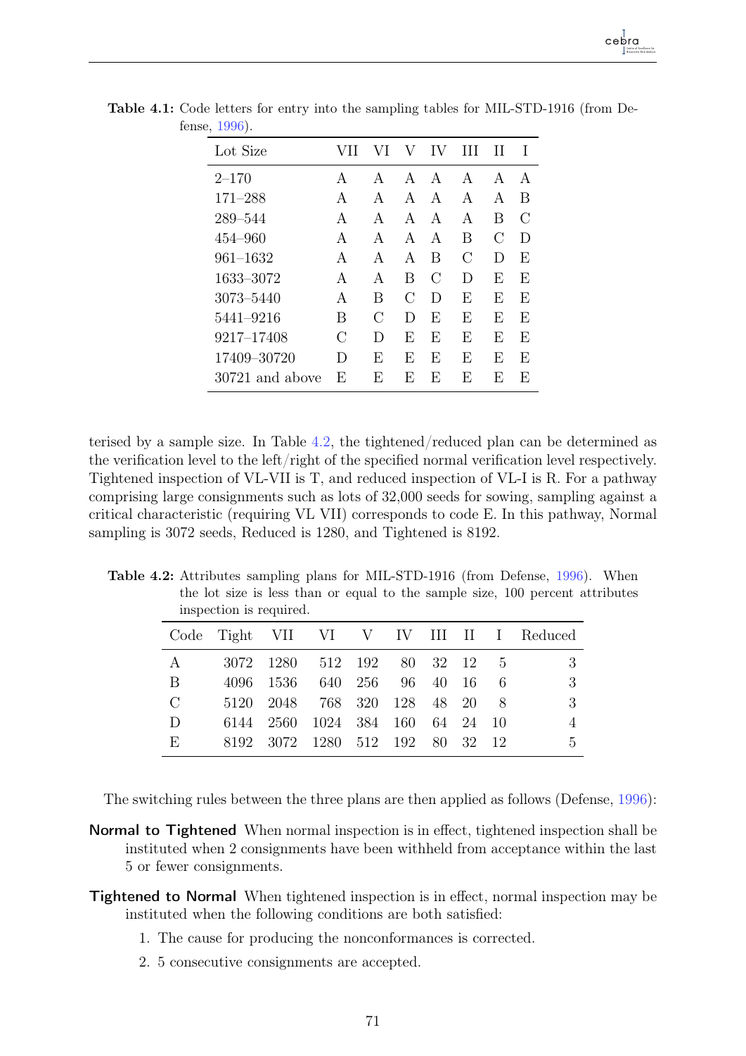**Table 4.1:** Code letters for entry into the sampling tables for MIL-STD-1916 (from Defense, 1996).

| Lot Size | VII | VI | V | IV | III | II | I |
|---|---|---|---|---|---|---|---|
| 2–170 | A | A | A | A | A | A | A |
| 171–288 | A | A | A | A | A | A | B |
| 289–544 | A | A | A | A | A | B | C |
| 454–960 | A | A | A | A | B | C | D |
| 961–1632 | A | A | A | B | C | D | E |
| 1633–3072 | A | A | B | C | D | E | E |
| 3073–5440 | A | B | C | D | E | E | E |
| 5441–9216 | B | C | D | E | E | E | E |
| 9217–17408 | C | D | E | E | E | E | E |
| 17409–30720 | D | E | E | E | E | E | E |
| 30721 and above | E | E | E | E | E | E | E |

terised by a sample size. In Table 4.2, the tightened/reduced plan can be determined as the verification level to the left/right of the specified normal verification level respectively. Tightened inspection of VL-VII is T, and reduced inspection of VL-I is R. For a pathway comprising large consignments such as lots of 32,000 seeds for sowing, sampling against a critical characteristic (requiring VL VII) corresponds to code E. In this pathway, Normal sampling is 3072 seeds, Reduced is 1280, and Tightened is 8192.

**Table 4.2:** Attributes sampling plans for MIL-STD-1916 (from Defense, 1996). When the lot size is less than or equal to the sample size, 100 percent attributes inspection is required.

| Code | Tight | VII | VI | V | IV | III | II | I | Reduced |
|---|---|---|---|---|---|---|---|---|---|
| A | 3072 | 1280 | 512 | 192 | 80 | 32 | 12 | 5 | 3 |
| B | 4096 | 1536 | 640 | 256 | 96 | 40 | 16 | 6 | 3 |
| C | 5120 | 2048 | 768 | 320 | 128 | 48 | 20 | 8 | 3 |
| D | 6144 | 2560 | 1024 | 384 | 160 | 64 | 24 | 10 | 4 |
| E | 8192 | 3072 | 1280 | 512 | 192 | 80 | 32 | 12 | 5 |

The switching rules between the three plans are then applied as follows (Defense, 1996):

**Normal to Tightened** When normal inspection is in effect, tightened inspection shall be instituted when 2 consignments have been withheld from acceptance within the last 5 or fewer consignments.

**Tightened to Normal** When tightened inspection is in effect, normal inspection may be instituted when the following conditions are both satisfied:

1. The cause for producing the nonconformances is corrected.
2. 5 consecutive consignments are accepted.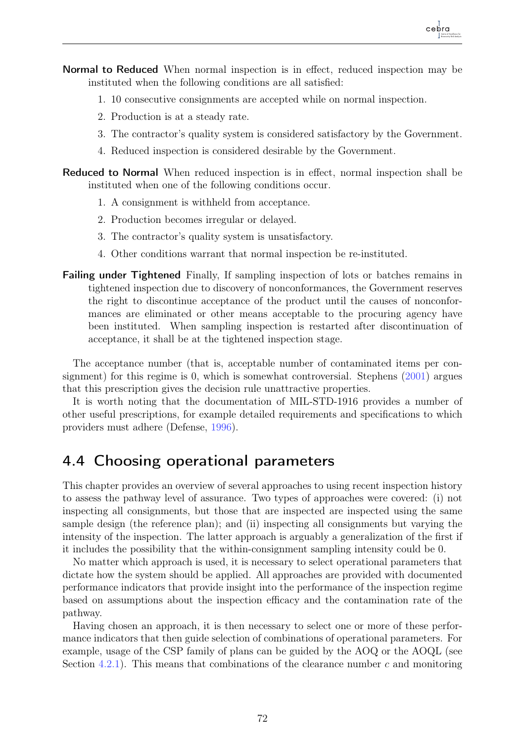**Normal to Reduced** When normal inspection is in effect, reduced inspection may be instituted when the following conditions are all satisfied:

1. 10 consecutive consignments are accepted while on normal inspection.
2. Production is at a steady rate.
3. The contractor's quality system is considered satisfactory by the Government.
4. Reduced inspection is considered desirable by the Government.

**Reduced to Normal** When reduced inspection is in effect, normal inspection shall be instituted when one of the following conditions occur.

1. A consignment is withheld from acceptance.
2. Production becomes irregular or delayed.
3. The contractor's quality system is unsatisfactory.
4. Other conditions warrant that normal inspection be re-instituted.

**Failing under Tightened** Finally, If sampling inspection of lots or batches remains in tightened inspection due to discovery of nonconformances, the Government reserves the right to discontinue acceptance of the product until the causes of nonconformances are eliminated or other means acceptable to the procuring agency have been instituted. When sampling inspection is restarted after discontinuation of acceptance, it shall be at the tightened inspection stage.

The acceptance number (that is, acceptable number of contaminated items per consignment) for this regime is 0, which is somewhat controversial. Stephens (2001) argues that this prescription gives the decision rule unattractive properties.

It is worth noting that the documentation of MIL-STD-1916 provides a number of other useful prescriptions, for example detailed requirements and specifications to which providers must adhere (Defense, 1996).

## 4.4 Choosing operational parameters

This chapter provides an overview of several approaches to using recent inspection history to assess the pathway level of assurance. Two types of approaches were covered: (i) not inspecting all consignments, but those that are inspected are inspected using the same sample design (the reference plan); and (ii) inspecting all consignments but varying the intensity of the inspection. The latter approach is arguably a generalization of the first if it includes the possibility that the within-consignment sampling intensity could be 0.

No matter which approach is used, it is necessary to select operational parameters that dictate how the system should be applied. All approaches are provided with documented performance indicators that provide insight into the performance of the inspection regime based on assumptions about the inspection efficacy and the contamination rate of the pathway.

Having chosen an approach, it is then necessary to select one or more of these performance indicators that then guide selection of combinations of operational parameters. For example, usage of the CSP family of plans can be guided by the AOQ or the AOQL (see Section 4.2.1). This means that combinations of the clearance number $c$ and monitoring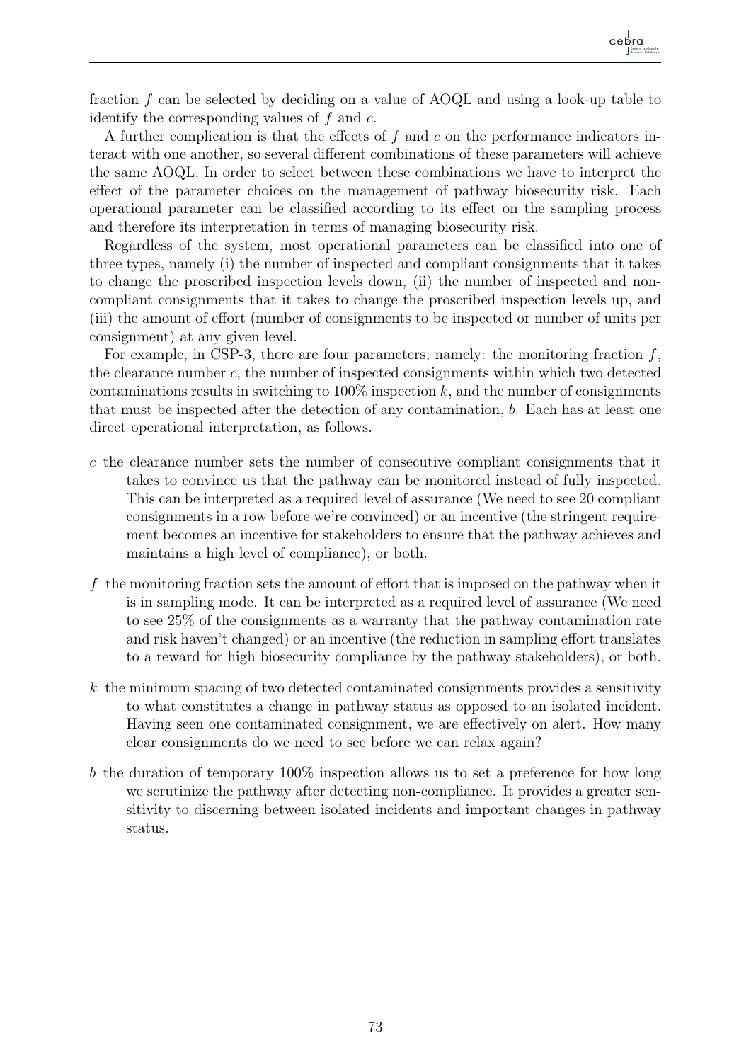fraction $f$ can be selected by deciding on a value of AOQL and using a look-up table to identify the corresponding values of $f$ and $c$.

A further complication is that the effects of $f$ and $c$ on the performance indicators interact with one another, so several different combinations of these parameters will achieve the same AOQL. In order to select between these combinations we have to interpret the effect of the parameter choices on the management of pathway biosecurity risk. Each operational parameter can be classified according to its effect on the sampling process and therefore its interpretation in terms of managing biosecurity risk.

Regardless of the system, most operational parameters can be classified into one of three types, namely (i) the number of inspected and compliant consignments that it takes to change the proscribed inspection levels down, (ii) the number of inspected and non-compliant consignments that it takes to change the proscribed inspection levels up, and (iii) the amount of effort (number of consignments to be inspected or number of units per consignment) at any given level.

For example, in CSP-3, there are four parameters, namely: the monitoring fraction $f$, the clearance number $c$, the number of inspected consignments within which two detected contaminations results in switching to 100% inspection $k$, and the number of consignments that must be inspected after the detection of any contamination, $b$. Each has at least one direct operational interpretation, as follows.

- $c$ the clearance number sets the number of consecutive compliant consignments that it takes to convince us that the pathway can be monitored instead of fully inspected. This can be interpreted as a required level of assurance (We need to see 20 compliant consignments in a row before we're convinced) or an incentive (the stringent requirement becomes an incentive for stakeholders to ensure that the pathway achieves and maintains a high level of compliance), or both.
- $f$ the monitoring fraction sets the amount of effort that is imposed on the pathway when it is in sampling mode. It can be interpreted as a required level of assurance (We need to see 25% of the consignments as a warranty that the pathway contamination rate and risk haven't changed) or an incentive (the reduction in sampling effort translates to a reward for high biosecurity compliance by the pathway stakeholders), or both.
- $k$ the minimum spacing of two detected contaminated consignments provides a sensitivity to what constitutes a change in pathway status as opposed to an isolated incident. Having seen one contaminated consignment, we are effectively on alert. How many clear consignments do we need to see before we can relax again?
- $b$ the duration of temporary 100% inspection allows us to set a preference for how long we scrutinize the pathway after detecting non-compliance. It provides a greater sensitivity to discerning between isolated incidents and important changes in pathway status.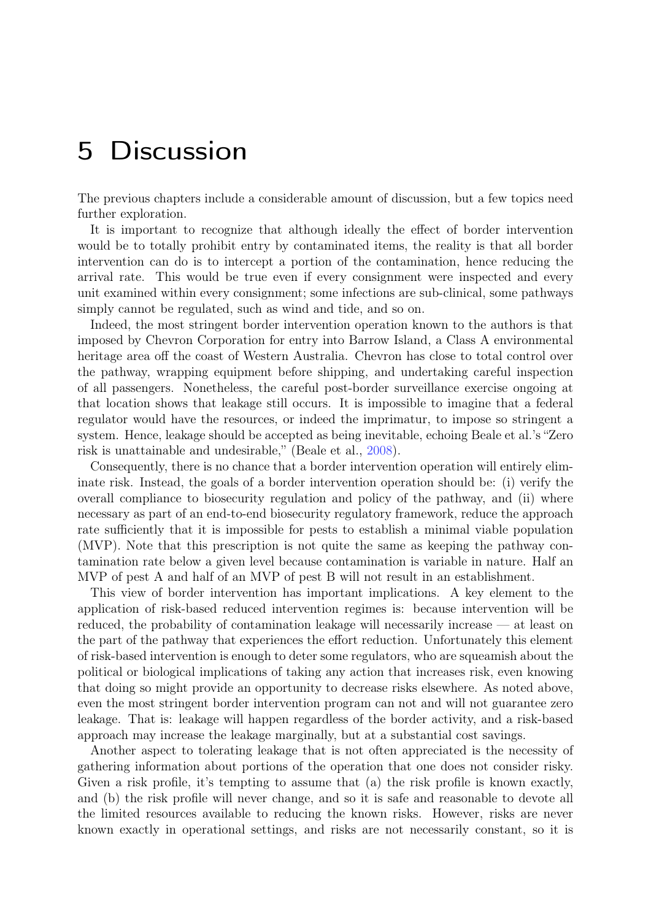# 5 Discussion

The previous chapters include a considerable amount of discussion, but a few topics need further exploration.

It is important to recognize that although ideally the effect of border intervention would be to totally prohibit entry by contaminated items, the reality is that all border intervention can do is to intercept a portion of the contamination, hence reducing the arrival rate. This would be true even if every consignment were inspected and every unit examined within every consignment; some infections are sub-clinical, some pathways simply cannot be regulated, such as wind and tide, and so on.

Indeed, the most stringent border intervention operation known to the authors is that imposed by Chevron Corporation for entry into Barrow Island, a Class A environmental heritage area off the coast of Western Australia. Chevron has close to total control over the pathway, wrapping equipment before shipping, and undertaking careful inspection of all passengers. Nonetheless, the careful post-border surveillance exercise ongoing at that location shows that leakage still occurs. It is impossible to imagine that a federal regulator would have the resources, or indeed the imprimatur, to impose so stringent a system. Hence, leakage should be accepted as being inevitable, echoing Beale et al.'s "Zero risk is unattainable and undesirable," (Beale et al., 2008).

Consequently, there is no chance that a border intervention operation will entirely eliminate risk. Instead, the goals of a border intervention operation should be: (i) verify the overall compliance to biosecurity regulation and policy of the pathway, and (ii) where necessary as part of an end-to-end biosecurity regulatory framework, reduce the approach rate sufficiently that it is impossible for pests to establish a minimal viable population (MVP). Note that this prescription is not quite the same as keeping the pathway contamination rate below a given level because contamination is variable in nature. Half an MVP of pest A and half of an MVP of pest B will not result in an establishment.

This view of border intervention has important implications. A key element to the application of risk-based reduced intervention regimes is: because intervention will be reduced, the probability of contamination leakage will necessarily increase — at least on the part of the pathway that experiences the effort reduction. Unfortunately this element of risk-based intervention is enough to deter some regulators, who are squeamish about the political or biological implications of taking any action that increases risk, even knowing that doing so might provide an opportunity to decrease risks elsewhere. As noted above, even the most stringent border intervention program can not and will not guarantee zero leakage. That is: leakage will happen regardless of the border activity, and a risk-based approach may increase the leakage marginally, but at a substantial cost savings.

Another aspect to tolerating leakage that is not often appreciated is the necessity of gathering information about portions of the operation that one does not consider risky. Given a risk profile, it's tempting to assume that (a) the risk profile is known exactly, and (b) the risk profile will never change, and so it is safe and reasonable to devote all the limited resources available to reducing the known risks. However, risks are never known exactly in operational settings, and risks are not necessarily constant, so it is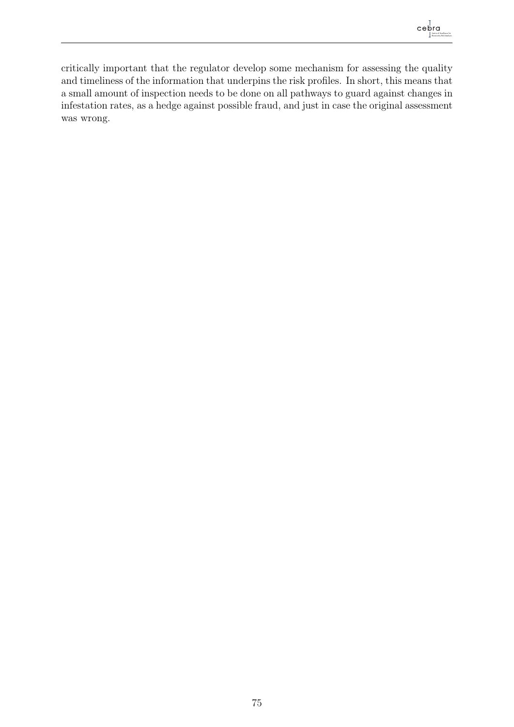critically important that the regulator develop some mechanism for assessing the quality and timeliness of the information that underpins the risk profiles. In short, this means that a small amount of inspection needs to be done on all pathways to guard against changes in infestation rates, as a hedge against possible fraud, and just in case the original assessment was wrong.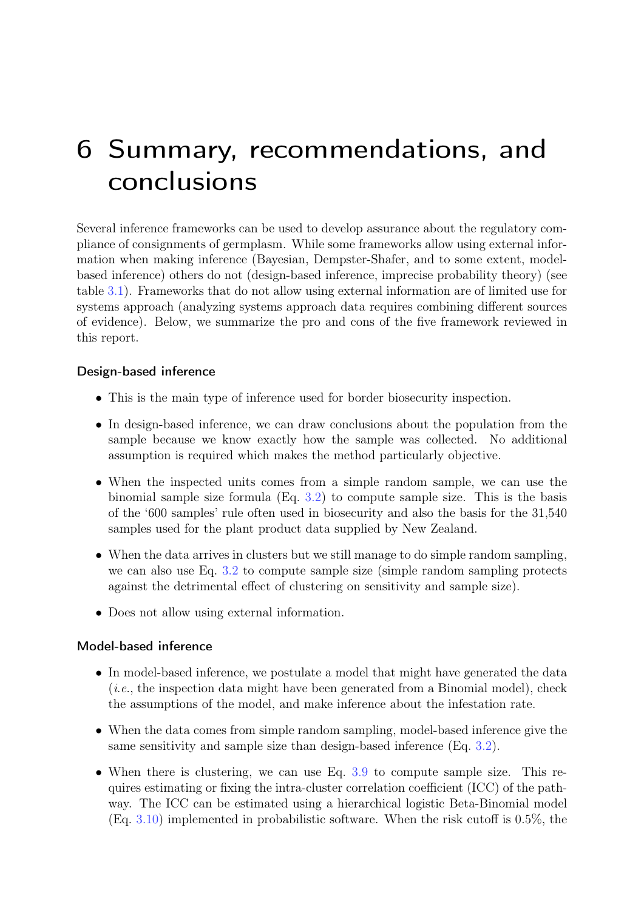# 6 Summary, recommendations, and conclusions

Several inference frameworks can be used to develop assurance about the regulatory compliance of consignments of germplasm. While some frameworks allow using external information when making inference (Bayesian, Dempster-Shafer, and to some extent, model-based inference) others do not (design-based inference, imprecise probability theory) (see table 3.1). Frameworks that do not allow using external information are of limited use for systems approach (analyzing systems approach data requires combining different sources of evidence). Below, we summarize the pro and cons of the five framework reviewed in this report.

### Design-based inference

- This is the main type of inference used for border biosecurity inspection.
- In design-based inference, we can draw conclusions about the population from the sample because we know exactly how the sample was collected. No additional assumption is required which makes the method particularly objective.
- When the inspected units comes from a simple random sample, we can use the binomial sample size formula (Eq. 3.2) to compute sample size. This is the basis of the '600 samples' rule often used in biosecurity and also the basis for the 31,540 samples used for the plant product data supplied by New Zealand.
- When the data arrives in clusters but we still manage to do simple random sampling, we can also use Eq. 3.2 to compute sample size (simple random sampling protects against the detrimental effect of clustering on sensitivity and sample size).
- Does not allow using external information.

### Model-based inference

- In model-based inference, we postulate a model that might have generated the data (*i.e.*, the inspection data might have been generated from a Binomial model), check the assumptions of the model, and make inference about the infestation rate.
- When the data comes from simple random sampling, model-based inference give the same sensitivity and sample size than design-based inference (Eq. 3.2).
- When there is clustering, we can use Eq. 3.9 to compute sample size. This requires estimating or fixing the intra-cluster correlation coefficient (ICC) of the pathway. The ICC can be estimated using a hierarchical logistic Beta-Binomial model (Eq. 3.10) implemented in probabilistic software. When the risk cutoff is 0.5%, the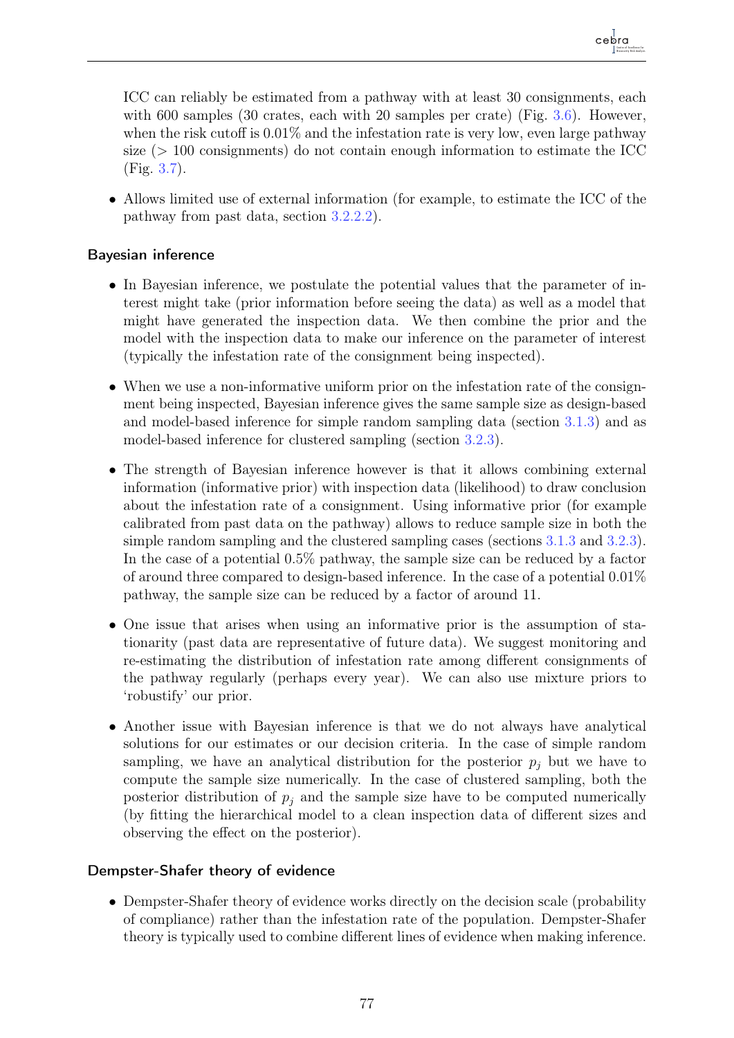ICC can reliably be estimated from a pathway with at least 30 consignments, each with 600 samples (30 crates, each with 20 samples per crate) (Fig. 3.6). However, when the risk cutoff is 0.01% and the infestation rate is very low, even large pathway size (> 100 consignments) do not contain enough information to estimate the ICC (Fig. 3.7).

- Allows limited use of external information (for example, to estimate the ICC of the pathway from past data, section 3.2.2.2).

### Bayesian inference

- In Bayesian inference, we postulate the potential values that the parameter of interest might take (prior information before seeing the data) as well as a model that might have generated the inspection data. We then combine the prior and the model with the inspection data to make our inference on the parameter of interest (typically the infestation rate of the consignment being inspected).
- When we use a non-informative uniform prior on the infestation rate of the consignment being inspected, Bayesian inference gives the same sample size as design-based and model-based inference for simple random sampling data (section 3.1.3) and as model-based inference for clustered sampling (section 3.2.3).
- The strength of Bayesian inference however is that it allows combining external information (informative prior) with inspection data (likelihood) to draw conclusion about the infestation rate of a consignment. Using informative prior (for example calibrated from past data on the pathway) allows to reduce sample size in both the simple random sampling and the clustered sampling cases (sections 3.1.3 and 3.2.3). In the case of a potential 0.5% pathway, the sample size can be reduced by a factor of around three compared to design-based inference. In the case of a potential 0.01% pathway, the sample size can be reduced by a factor of around 11.
- One issue that arises when using an informative prior is the assumption of stationarity (past data are representative of future data). We suggest monitoring and re-estimating the distribution of infestation rate among different consignments of the pathway regularly (perhaps every year). We can also use mixture priors to 'robustify' our prior.
- Another issue with Bayesian inference is that we do not always have analytical solutions for our estimates or our decision criteria. In the case of simple random sampling, we have an analytical distribution for the posterior $p_j$ but we have to compute the sample size numerically. In the case of clustered sampling, both the posterior distribution of $p_j$ and the sample size have to be computed numerically (by fitting the hierarchical model to a clean inspection data of different sizes and observing the effect on the posterior).

### Dempster-Shafer theory of evidence

- Dempster-Shafer theory of evidence works directly on the decision scale (probability of compliance) rather than the infestation rate of the population. Dempster-Shafer theory is typically used to combine different lines of evidence when making inference.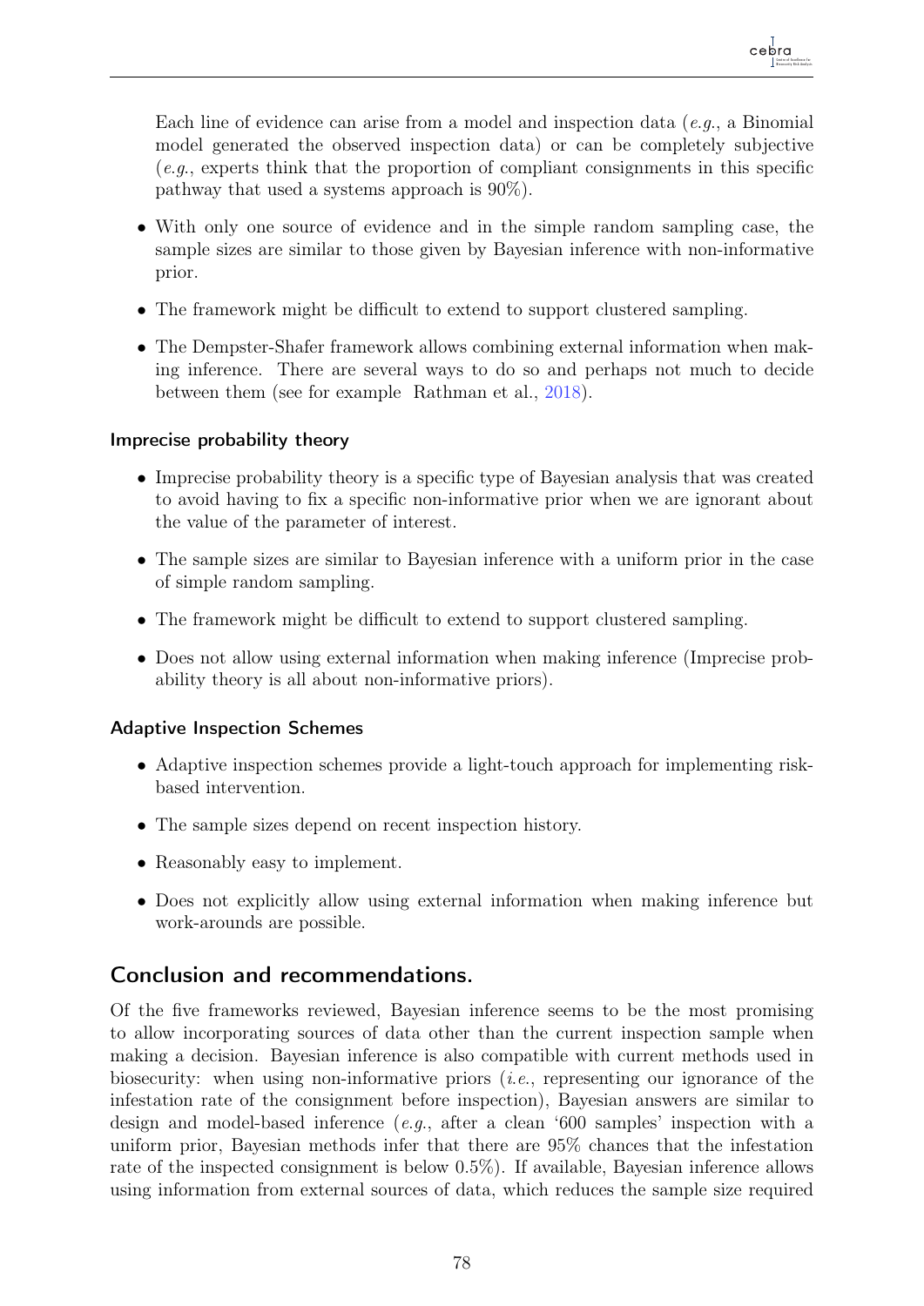Each line of evidence can arise from a model and inspection data (*e.g.*, a Binomial model generated the observed inspection data) or can be completely subjective (*e.g.*, experts think that the proportion of compliant consignments in this specific pathway that used a systems approach is 90%).

- With only one source of evidence and in the simple random sampling case, the sample sizes are similar to those given by Bayesian inference with non-informative prior.
- The framework might be difficult to extend to support clustered sampling.
- The Dempster-Shafer framework allows combining external information when making inference. There are several ways to do so and perhaps not much to decide between them (see for example Rathman et al., 2018).

#### Imprecise probability theory

- Imprecise probability theory is a specific type of Bayesian analysis that was created to avoid having to fix a specific non-informative prior when we are ignorant about the value of the parameter of interest.
- The sample sizes are similar to Bayesian inference with a uniform prior in the case of simple random sampling.
- The framework might be difficult to extend to support clustered sampling.
- Does not allow using external information when making inference (Imprecise probability theory is all about non-informative priors).

#### Adaptive Inspection Schemes

- Adaptive inspection schemes provide a light-touch approach for implementing risk-based intervention.
- The sample sizes depend on recent inspection history.
- Reasonably easy to implement.
- Does not explicitly allow using external information when making inference but work-arounds are possible.

## Conclusion and recommendations.

Of the five frameworks reviewed, Bayesian inference seems to be the most promising to allow incorporating sources of data other than the current inspection sample when making a decision. Bayesian inference is also compatible with current methods used in biosecurity: when using non-informative priors (*i.e.*, representing our ignorance of the infestation rate of the consignment before inspection), Bayesian answers are similar to design and model-based inference (*e.g.*, after a clean '600 samples' inspection with a uniform prior, Bayesian methods infer that there are 95% chances that the infestation rate of the inspected consignment is below 0.5%). If available, Bayesian inference allows using information from external sources of data, which reduces the sample size required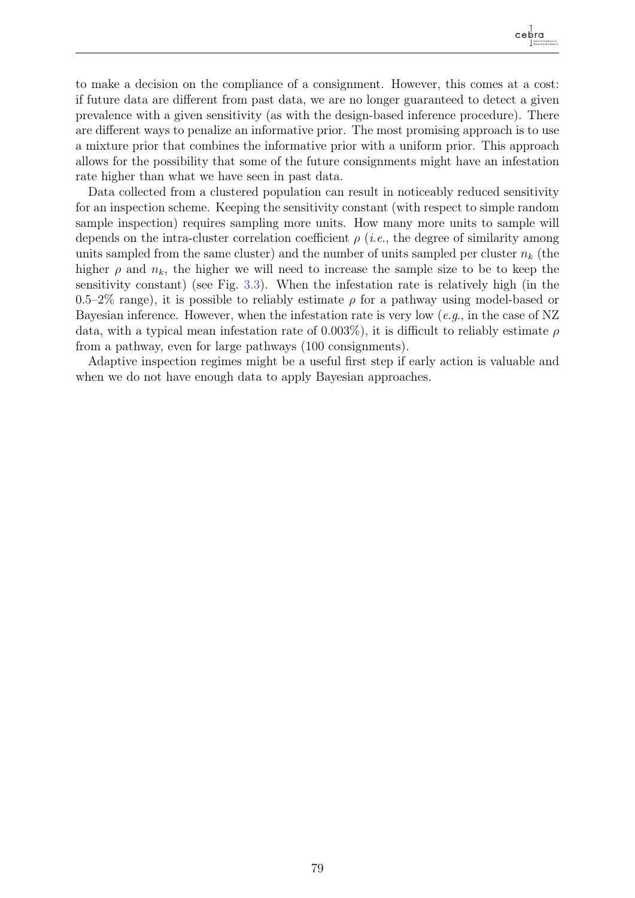to make a decision on the compliance of a consignment. However, this comes at a cost: if future data are different from past data, we are no longer guaranteed to detect a given prevalence with a given sensitivity (as with the design-based inference procedure). There are different ways to penalize an informative prior. The most promising approach is to use a mixture prior that combines the informative prior with a uniform prior. This approach allows for the possibility that some of the future consignments might have an infestation rate higher than what we have seen in past data.

Data collected from a clustered population can result in noticeably reduced sensitivity for an inspection scheme. Keeping the sensitivity constant (with respect to simple random sample inspection) requires sampling more units. How many more units to sample will depends on the intra-cluster correlation coefficient $\rho$ (*i.e.*, the degree of similarity among units sampled from the same cluster) and the number of units sampled per cluster $n_k$ (the higher $\rho$ and $n_k$, the higher we will need to increase the sample size to be to keep the sensitivity constant) (see Fig. 3.3). When the infestation rate is relatively high (in the 0.5–2% range), it is possible to reliably estimate $\rho$ for a pathway using model-based or Bayesian inference. However, when the infestation rate is very low (*e.g.*, in the case of NZ data, with a typical mean infestation rate of 0.003%), it is difficult to reliably estimate $\rho$ from a pathway, even for large pathways (100 consignments).

Adaptive inspection regimes might be a useful first step if early action is valuable and when we do not have enough data to apply Bayesian approaches.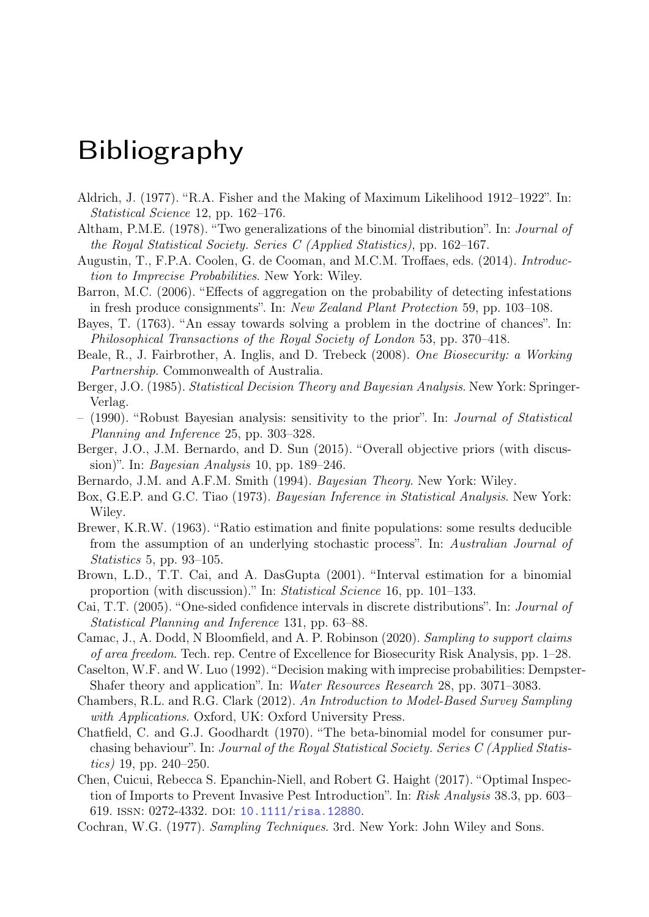# Bibliography

Aldrich, J. (1977). "R.A. Fisher and the Making of Maximum Likelihood 1912–1922". In: *Statistical Science* 12, pp. 162–176.

Altham, P.M.E. (1978). "Two generalizations of the binomial distribution". In: *Journal of the Royal Statistical Society. Series C (Applied Statistics)*, pp. 162–167.

Augustin, T., F.P.A. Coolen, G. de Cooman, and M.C.M. Troffaes, eds. (2014). *Introduction to Imprecise Probabilities*. New York: Wiley.

Barron, M.C. (2006). "Effects of aggregation on the probability of detecting infestations in fresh produce consignments". In: *New Zealand Plant Protection* 59, pp. 103–108.

Bayes, T. (1763). "An essay towards solving a problem in the doctrine of chances". In: *Philosophical Transactions of the Royal Society of London* 53, pp. 370–418.

Beale, R., J. Fairbrother, A. Inglis, and D. Trebeck (2008). *One Biosecurity: a Working Partnership*. Commonwealth of Australia.

Berger, J.O. (1985). *Statistical Decision Theory and Bayesian Analysis*. New York: Springer-Verlag.

– (1990). "Robust Bayesian analysis: sensitivity to the prior". In: *Journal of Statistical Planning and Inference* 25, pp. 303–328.

Berger, J.O., J.M. Bernardo, and D. Sun (2015). "Overall objective priors (with discussion)". In: *Bayesian Analysis* 10, pp. 189–246.

Bernardo, J.M. and A.F.M. Smith (1994). *Bayesian Theory*. New York: Wiley.

Box, G.E.P. and G.C. Tiao (1973). *Bayesian Inference in Statistical Analysis*. New York: Wiley.

Brewer, K.R.W. (1963). "Ratio estimation and finite populations: some results deducible from the assumption of an underlying stochastic process". In: *Australian Journal of Statistics* 5, pp. 93–105.

Brown, L.D., T.T. Cai, and A. DasGupta (2001). "Interval estimation for a binomial proportion (with discussion)." In: *Statistical Science* 16, pp. 101–133.

Cai, T.T. (2005). "One-sided confidence intervals in discrete distributions". In: *Journal of Statistical Planning and Inference* 131, pp. 63–88.

Camac, J., A. Dodd, N Bloomfield, and A. P. Robinson (2020). *Sampling to support claims of area freedom*. Tech. rep. Centre of Excellence for Biosecurity Risk Analysis, pp. 1–28.

Caselton, W.F. and W. Luo (1992). "Decision making with imprecise probabilities: Dempster-Shafer theory and application". In: *Water Resources Research* 28, pp. 3071–3083.

Chambers, R.L. and R.G. Clark (2012). *An Introduction to Model-Based Survey Sampling with Applications*. Oxford, UK: Oxford University Press.

Chatfield, C. and G.J. Goodhardt (1970). "The beta-binomial model for consumer purchasing behaviour". In: *Journal of the Royal Statistical Society. Series C (Applied Statistics)* 19, pp. 240–250.

Chen, Cuicui, Rebecca S. Epanchin-Niell, and Robert G. Haight (2017). "Optimal Inspection of Imports to Prevent Invasive Pest Introduction". In: *Risk Analysis* 38.3, pp. 603–619. ISSN: 0272-4332. DOI: 10.1111/risa.12880.

Cochran, W.G. (1977). *Sampling Techniques*. 3rd. New York: John Wiley and Sons.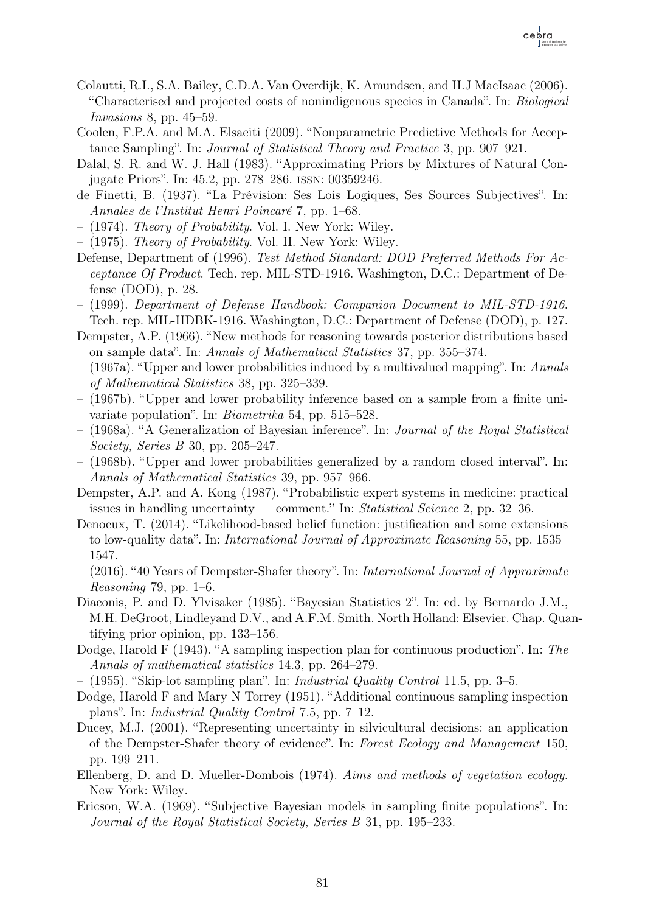Colautti, R.I., S.A. Bailey, C.D.A. Van Overdijk, K. Amundsen, and H.J MacIsaac (2006). "Characterised and projected costs of nonindigenous species in Canada". In: *Biological Invasions* 8, pp. 45–59.

Coolen, F.P.A. and M.A. Elsaeiti (2009). "Nonparametric Predictive Methods for Acceptance Sampling". In: *Journal of Statistical Theory and Practice* 3, pp. 907–921.

Dalal, S. R. and W. J. Hall (1983). "Approximating Priors by Mixtures of Natural Conjugate Priors". In: 45.2, pp. 278–286. ISSN: 00359246.

de Finetti, B. (1937). "La Prévision: Ses Lois Logiques, Ses Sources Subjectives". In: *Annales de l'Institut Henri Poincaré* 7, pp. 1–68.

– (1974). *Theory of Probability*. Vol. I. New York: Wiley.

– (1975). *Theory of Probability*. Vol. II. New York: Wiley.

Defense, Department of (1996). *Test Method Standard: DOD Preferred Methods For Acceptance Of Product*. Tech. rep. MIL-STD-1916. Washington, D.C.: Department of Defense (DOD), p. 28.

– (1999). *Department of Defense Handbook: Companion Document to MIL-STD-1916*. Tech. rep. MIL-HDBK-1916. Washington, D.C.: Department of Defense (DOD), p. 127.

Dempster, A.P. (1966). "New methods for reasoning towards posterior distributions based on sample data". In: *Annals of Mathematical Statistics* 37, pp. 355–374.

– (1967a). "Upper and lower probabilities induced by a multivalued mapping". In: *Annals of Mathematical Statistics* 38, pp. 325–339.

– (1967b). "Upper and lower probability inference based on a sample from a finite univariate population". In: *Biometrika* 54, pp. 515–528.

– (1968a). "A Generalization of Bayesian inference". In: *Journal of the Royal Statistical Society, Series B* 30, pp. 205–247.

– (1968b). "Upper and lower probabilities generalized by a random closed interval". In: *Annals of Mathematical Statistics* 39, pp. 957–966.

Dempster, A.P. and A. Kong (1987). "Probabilistic expert systems in medicine: practical issues in handling uncertainty — comment." In: *Statistical Science* 2, pp. 32–36.

Denoeux, T. (2014). "Likelihood-based belief function: justification and some extensions to low-quality data". In: *International Journal of Approximate Reasoning* 55, pp. 1535–1547.

– (2016). "40 Years of Dempster-Shafer theory". In: *International Journal of Approximate Reasoning* 79, pp. 1–6.

Diaconis, P. and D. Ylvisaker (1985). "Bayesian Statistics 2". In: ed. by Bernardo J.M., M.H. DeGroot, Lindleyand D.V., and A.F.M. Smith. North Holland: Elsevier. Chap. Quantifying prior opinion, pp. 133–156.

Dodge, Harold F (1943). "A sampling inspection plan for continuous production". In: *The Annals of mathematical statistics* 14.3, pp. 264–279.

– (1955). "Skip-lot sampling plan". In: *Industrial Quality Control* 11.5, pp. 3–5.

Dodge, Harold F and Mary N Torrey (1951). "Additional continuous sampling inspection plans". In: *Industrial Quality Control* 7.5, pp. 7–12.

Ducey, M.J. (2001). "Representing uncertainty in silvicultural decisions: an application of the Dempster-Shafer theory of evidence". In: *Forest Ecology and Management* 150, pp. 199–211.

Ellenberg, D. and D. Mueller-Dombois (1974). *Aims and methods of vegetation ecology*. New York: Wiley.

Ericson, W.A. (1969). "Subjective Bayesian models in sampling finite populations". In: *Journal of the Royal Statistical Society, Series B* 31, pp. 195–233.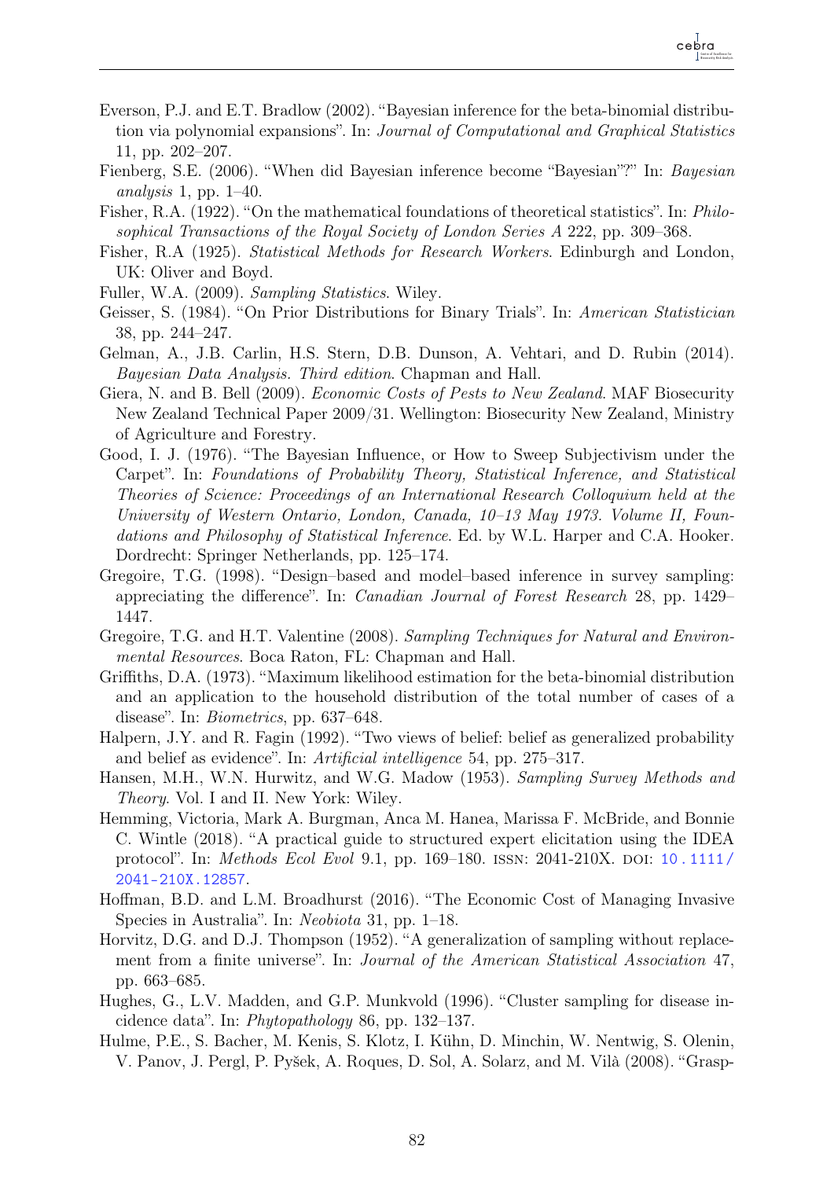Everson, P.J. and E.T. Bradlow (2002). "Bayesian inference for the beta-binomial distribution via polynomial expansions". In: *Journal of Computational and Graphical Statistics* 11, pp. 202–207.

Fienberg, S.E. (2006). "When did Bayesian inference become "Bayesian"?" In: *Bayesian analysis* 1, pp. 1–40.

Fisher, R.A. (1922). "On the mathematical foundations of theoretical statistics". In: *Philosophical Transactions of the Royal Society of London Series A* 222, pp. 309–368.

Fisher, R.A (1925). *Statistical Methods for Research Workers*. Edinburgh and London, UK: Oliver and Boyd.

Fuller, W.A. (2009). *Sampling Statistics*. Wiley.

Geisser, S. (1984). "On Prior Distributions for Binary Trials". In: *American Statistician* 38, pp. 244–247.

Gelman, A., J.B. Carlin, H.S. Stern, D.B. Dunson, A. Vehtari, and D. Rubin (2014). *Bayesian Data Analysis. Third edition*. Chapman and Hall.

Giera, N. and B. Bell (2009). *Economic Costs of Pests to New Zealand*. MAF Biosecurity New Zealand Technical Paper 2009/31. Wellington: Biosecurity New Zealand, Ministry of Agriculture and Forestry.

Good, I. J. (1976). "The Bayesian Influence, or How to Sweep Subjectivism under the Carpet". In: *Foundations of Probability Theory, Statistical Inference, and Statistical Theories of Science: Proceedings of an International Research Colloquium held at the University of Western Ontario, London, Canada, 10–13 May 1973. Volume II, Foundations and Philosophy of Statistical Inference*. Ed. by W.L. Harper and C.A. Hooker. Dordrecht: Springer Netherlands, pp. 125–174.

Gregoire, T.G. (1998). "Design–based and model–based inference in survey sampling: appreciating the difference". In: *Canadian Journal of Forest Research* 28, pp. 1429–1447.

Gregoire, T.G. and H.T. Valentine (2008). *Sampling Techniques for Natural and Environmental Resources*. Boca Raton, FL: Chapman and Hall.

Griffiths, D.A. (1973). "Maximum likelihood estimation for the beta-binomial distribution and an application to the household distribution of the total number of cases of a disease". In: *Biometrics*, pp. 637–648.

Halpern, J.Y. and R. Fagin (1992). "Two views of belief: belief as generalized probability and belief as evidence". In: *Artificial intelligence* 54, pp. 275–317.

Hansen, M.H., W.N. Hurwitz, and W.G. Madow (1953). *Sampling Survey Methods and Theory*. Vol. I and II. New York: Wiley.

Hemming, Victoria, Mark A. Burgman, Anca M. Hanea, Marissa F. McBride, and Bonnie C. Wintle (2018). "A practical guide to structured expert elicitation using the IDEA protocol". In: *Methods Ecol Evol* 9.1, pp. 169–180. ISSN: 2041-210X. DOI: 10.1111/2041-210X.12857.

Hoffman, B.D. and L.M. Broadhurst (2016). "The Economic Cost of Managing Invasive Species in Australia". In: *Neobiota* 31, pp. 1–18.

Horvitz, D.G. and D.J. Thompson (1952). "A generalization of sampling without replacement from a finite universe". In: *Journal of the American Statistical Association* 47, pp. 663–685.

Hughes, G., L.V. Madden, and G.P. Munkvold (1996). "Cluster sampling for disease incidence data". In: *Phytopathology* 86, pp. 132–137.

Hulme, P.E., S. Bacher, M. Kenis, S. Klotz, I. Kühn, D. Minchin, W. Nentwig, S. Olenin, V. Panov, J. Pergl, P. Pyšek, A. Roques, D. Sol, A. Solarz, and M. Vilà (2008). "Grasp-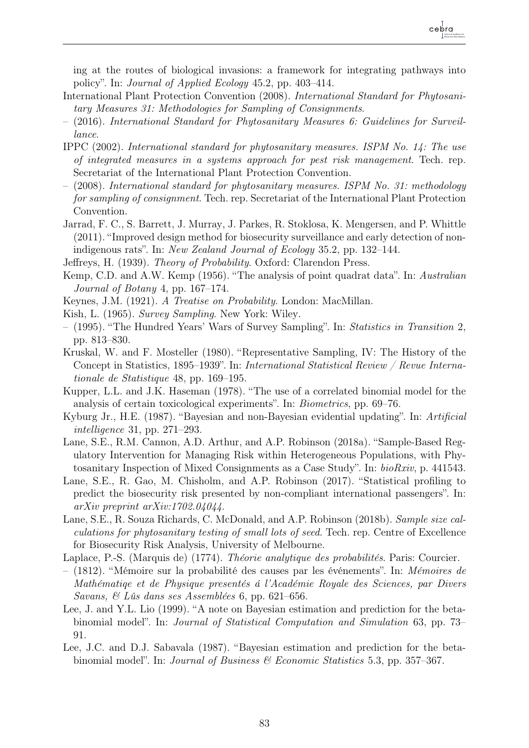ing at the routes of biological invasions: a framework for integrating pathways into policy". In: *Journal of Applied Ecology* 45.2, pp. 403–414.

International Plant Protection Convention (2008). *International Standard for Phytosanitary Measures 31: Methodologies for Sampling of Consignments*.

– (2016). *International Standard for Phytosanitary Measures 6: Guidelines for Surveillance*.

IPPC (2002). *International standard for phytosanitary measures. ISPM No. 14: The use of integrated measures in a systems approach for pest risk management*. Tech. rep. Secretariat of the International Plant Protection Convention.

– (2008). *International standard for phytosanitary measures. ISPM No. 31: methodology for sampling of consignment*. Tech. rep. Secretariat of the International Plant Protection Convention.

Jarrad, F. C., S. Barrett, J. Murray, J. Parkes, R. Stoklosa, K. Mengersen, and P. Whittle (2011). "Improved design method for biosecurity surveillance and early detection of non-indigenous rats". In: *New Zealand Journal of Ecology* 35.2, pp. 132–144.

Jeffreys, H. (1939). *Theory of Probability*. Oxford: Clarendon Press.

Kemp, C.D. and A.W. Kemp (1956). "The analysis of point quadrat data". In: *Australian Journal of Botany* 4, pp. 167–174.

Keynes, J.M. (1921). *A Treatise on Probability*. London: MacMillan.

Kish, L. (1965). *Survey Sampling*. New York: Wiley.

– (1995). "The Hundred Years' Wars of Survey Sampling". In: *Statistics in Transition* 2, pp. 813–830.

Kruskal, W. and F. Mosteller (1980). "Representative Sampling, IV: The History of the Concept in Statistics, 1895–1939". In: *International Statistical Review / Revue Internationale de Statistique* 48, pp. 169–195.

Kupper, L.L. and J.K. Haseman (1978). "The use of a correlated binomial model for the analysis of certain toxicological experiments". In: *Biometrics*, pp. 69–76.

Kyburg Jr., H.E. (1987). "Bayesian and non-Bayesian evidential updating". In: *Artificial intelligence* 31, pp. 271–293.

Lane, S.E., R.M. Cannon, A.D. Arthur, and A.P. Robinson (2018a). "Sample-Based Regulatory Intervention for Managing Risk within Heterogeneous Populations, with Phytosanitary Inspection of Mixed Consignments as a Case Study". In: *bioRxiv*, p. 441543.

Lane, S.E., R. Gao, M. Chisholm, and A.P. Robinson (2017). "Statistical profiling to predict the biosecurity risk presented by non-compliant international passengers". In: *arXiv preprint arXiv:1702.04044*.

Lane, S.E., R. Souza Richards, C. McDonald, and A.P. Robinson (2018b). *Sample size calculations for phytosanitary testing of small lots of seed*. Tech. rep. Centre of Excellence for Biosecurity Risk Analysis, University of Melbourne.

Laplace, P.-S. (Marquis de) (1774). *Théorie analytique des probabilités*. Paris: Courcier.

– (1812). "Mémoire sur la probabilité des causes par les événements". In: *Mémoires de Mathématiqe et de Physique presentés á l'Académie Royale des Sciences, par Divers Savans, & Lûs dans ses Assemblées* 6, pp. 621–656.

Lee, J. and Y.L. Lio (1999). "A note on Bayesian estimation and prediction for the beta-binomial model". In: *Journal of Statistical Computation and Simulation* 63, pp. 73–91.

Lee, J.C. and D.J. Sabavala (1987). "Bayesian estimation and prediction for the beta-binomial model". In: *Journal of Business & Economic Statistics* 5.3, pp. 357–367.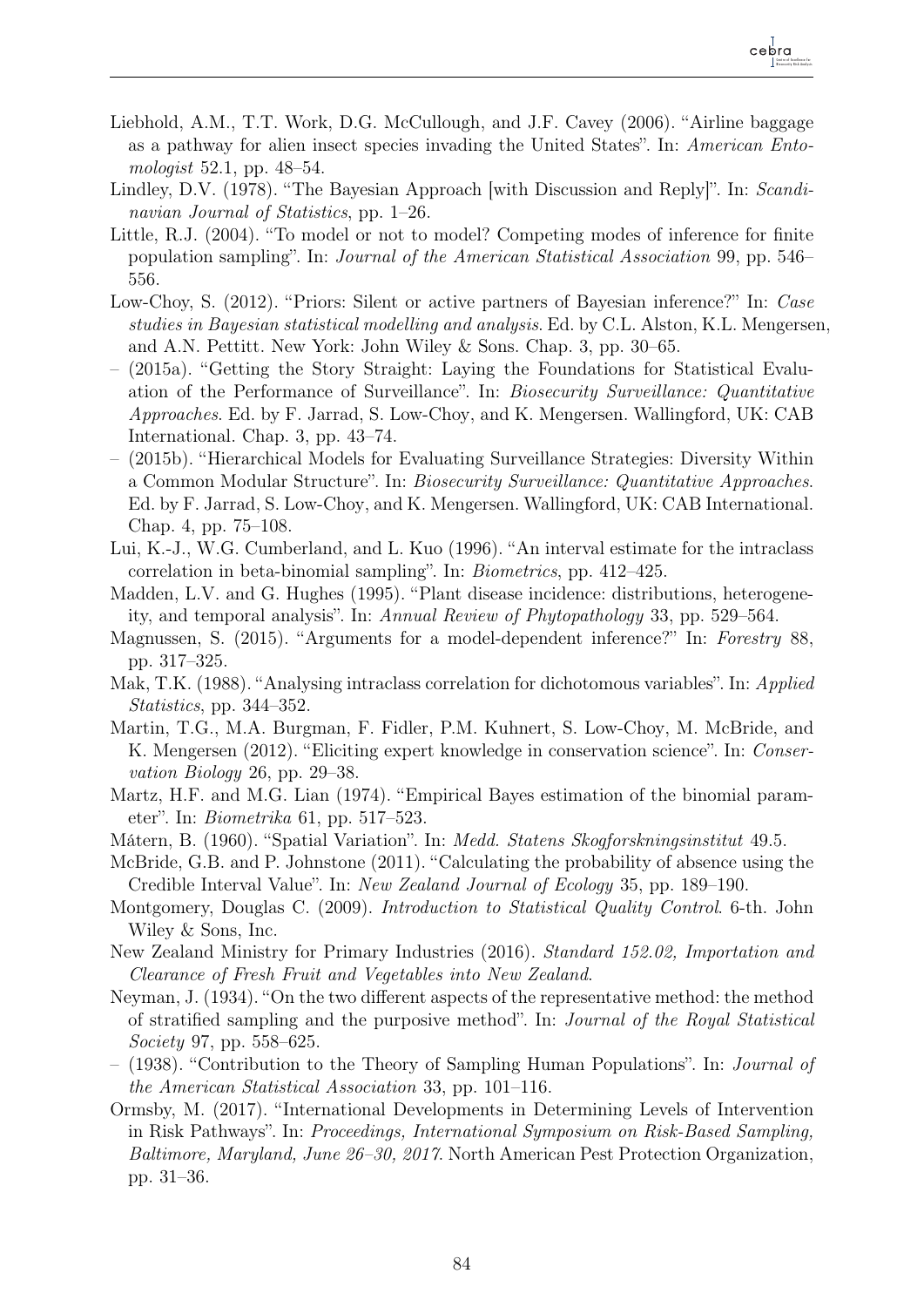Liebhold, A.M., T.T. Work, D.G. McCullough, and J.F. Cavey (2006). "Airline baggage as a pathway for alien insect species invading the United States". In: *American Entomologist* 52.1, pp. 48–54.

Lindley, D.V. (1978). "The Bayesian Approach [with Discussion and Reply]". In: *Scandinavian Journal of Statistics*, pp. 1–26.

Little, R.J. (2004). "To model or not to model? Competing modes of inference for finite population sampling". In: *Journal of the American Statistical Association* 99, pp. 546–556.

Low-Choy, S. (2012). "Priors: Silent or active partners of Bayesian inference?" In: *Case studies in Bayesian statistical modelling and analysis*. Ed. by C.L. Alston, K.L. Mengersen, and A.N. Pettitt. New York: John Wiley & Sons. Chap. 3, pp. 30–65.

– (2015a). "Getting the Story Straight: Laying the Foundations for Statistical Evaluation of the Performance of Surveillance". In: *Biosecurity Surveillance: Quantitative Approaches*. Ed. by F. Jarrad, S. Low-Choy, and K. Mengersen. Wallingford, UK: CAB International. Chap. 3, pp. 43–74.

– (2015b). "Hierarchical Models for Evaluating Surveillance Strategies: Diversity Within a Common Modular Structure". In: *Biosecurity Surveillance: Quantitative Approaches*. Ed. by F. Jarrad, S. Low-Choy, and K. Mengersen. Wallingford, UK: CAB International. Chap. 4, pp. 75–108.

Lui, K.-J., W.G. Cumberland, and L. Kuo (1996). "An interval estimate for the intraclass correlation in beta-binomial sampling". In: *Biometrics*, pp. 412–425.

Madden, L.V. and G. Hughes (1995). "Plant disease incidence: distributions, heterogeneity, and temporal analysis". In: *Annual Review of Phytopathology* 33, pp. 529–564.

Magnussen, S. (2015). "Arguments for a model-dependent inference?" In: *Forestry* 88, pp. 317–325.

Mak, T.K. (1988). "Analysing intraclass correlation for dichotomous variables". In: *Applied Statistics*, pp. 344–352.

Martin, T.G., M.A. Burgman, F. Fidler, P.M. Kuhnert, S. Low-Choy, M. McBride, and K. Mengersen (2012). "Eliciting expert knowledge in conservation science". In: *Conservation Biology* 26, pp. 29–38.

Martz, H.F. and M.G. Lian (1974). "Empirical Bayes estimation of the binomial parameter". In: *Biometrika* 61, pp. 517–523.

Mátern, B. (1960). "Spatial Variation". In: *Medd. Statens Skogforskningsinstitut* 49.5.

McBride, G.B. and P. Johnstone (2011). "Calculating the probability of absence using the Credible Interval Value". In: *New Zealand Journal of Ecology* 35, pp. 189–190.

Montgomery, Douglas C. (2009). *Introduction to Statistical Quality Control*. 6-th. John Wiley & Sons, Inc.

New Zealand Ministry for Primary Industries (2016). *Standard 152.02, Importation and Clearance of Fresh Fruit and Vegetables into New Zealand*.

Neyman, J. (1934). "On the two different aspects of the representative method: the method of stratified sampling and the purposive method". In: *Journal of the Royal Statistical Society* 97, pp. 558–625.

– (1938). "Contribution to the Theory of Sampling Human Populations". In: *Journal of the American Statistical Association* 33, pp. 101–116.

Ormsby, M. (2017). "International Developments in Determining Levels of Intervention in Risk Pathways". In: *Proceedings, International Symposium on Risk-Based Sampling, Baltimore, Maryland, June 26–30, 2017*. North American Pest Protection Organization, pp. 31–36.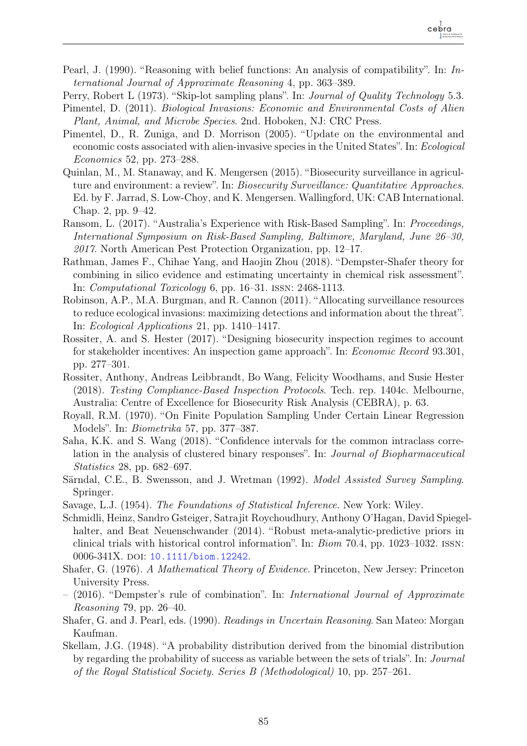Pearl, J. (1990). "Reasoning with belief functions: An analysis of compatibility". In: *International Journal of Approximate Reasoning* 4, pp. 363–389.

Perry, Robert L (1973). "Skip-lot sampling plans". In: *Journal of Quality Technology* 5.3.

Pimentel, D. (2011). *Biological Invasions: Economic and Environmental Costs of Alien Plant, Animal, and Microbe Species*. 2nd. Hoboken, NJ: CRC Press.

Pimentel, D., R. Zuniga, and D. Morrison (2005). "Update on the environmental and economic costs associated with alien-invasive species in the United States". In: *Ecological Economics* 52, pp. 273–288.

Quinlan, M., M. Stanaway, and K. Mengersen (2015). "Biosecurity surveillance in agriculture and environment: a review". In: *Biosecurity Surveillance: Quantitative Approaches*. Ed. by F. Jarrad, S. Low-Choy, and K. Mengersen. Wallingford, UK: CAB International. Chap. 2, pp. 9–42.

Ransom, L. (2017). "Australia's Experience with Risk-Based Sampling". In: *Proceedings, International Symposium on Risk-Based Sampling, Baltimore, Maryland, June 26–30, 2017*. North American Pest Protection Organization, pp. 12–17.

Rathman, James F., Chihae Yang, and Haojin Zhou (2018). "Dempster-Shafer theory for combining in silico evidence and estimating uncertainty in chemical risk assessment". In: *Computational Toxicology* 6, pp. 16–31. ISSN: 2468-1113.

Robinson, A.P., M.A. Burgman, and R. Cannon (2011). "Allocating surveillance resources to reduce ecological invasions: maximizing detections and information about the threat". In: *Ecological Applications* 21, pp. 1410–1417.

Rossiter, A. and S. Hester (2017). "Designing biosecurity inspection regimes to account for stakeholder incentives: An inspection game approach". In: *Economic Record* 93.301, pp. 277–301.

Rossiter, Anthony, Andreas Leibbrandt, Bo Wang, Felicity Woodhams, and Susie Hester (2018). *Testing Compliance-Based Inspection Protocols*. Tech. rep. 1404c. Melbourne, Australia: Centre of Excellence for Biosecurity Risk Analysis (CEBRA), p. 63.

Royall, R.M. (1970). "On Finite Population Sampling Under Certain Linear Regression Models". In: *Biometrika* 57, pp. 377–387.

Saha, K.K. and S. Wang (2018). "Confidence intervals for the common intraclass correlation in the analysis of clustered binary responses". In: *Journal of Biopharmaceutical Statistics* 28, pp. 682–697.

Särndal, C.E., B. Swensson, and J. Wretman (1992). *Model Assisted Survey Sampling*. Springer.

Savage, L.J. (1954). *The Foundations of Statistical Inference*. New York: Wiley.

Schmidli, Heinz, Sandro Gsteiger, Satrajit Roychoudhury, Anthony O'Hagan, David Spiegelhalter, and Beat Neuenschwander (2014). "Robust meta-analytic-predictive priors in clinical trials with historical control information". In: *Biom* 70.4, pp. 1023–1032. ISSN: 0006-341X. DOI: 10.1111/biom.12242.

Shafer, G. (1976). *A Mathematical Theory of Evidence*. Princeton, New Jersey: Princeton University Press.

– (2016). "Dempster's rule of combination". In: *International Journal of Approximate Reasoning* 79, pp. 26–40.

Shafer, G. and J. Pearl, eds. (1990). *Readings in Uncertain Reasoning*. San Mateo: Morgan Kaufman.

Skellam, J.G. (1948). "A probability distribution derived from the binomial distribution by regarding the probability of success as variable between the sets of trials". In: *Journal of the Royal Statistical Society. Series B (Methodological)* 10, pp. 257–261.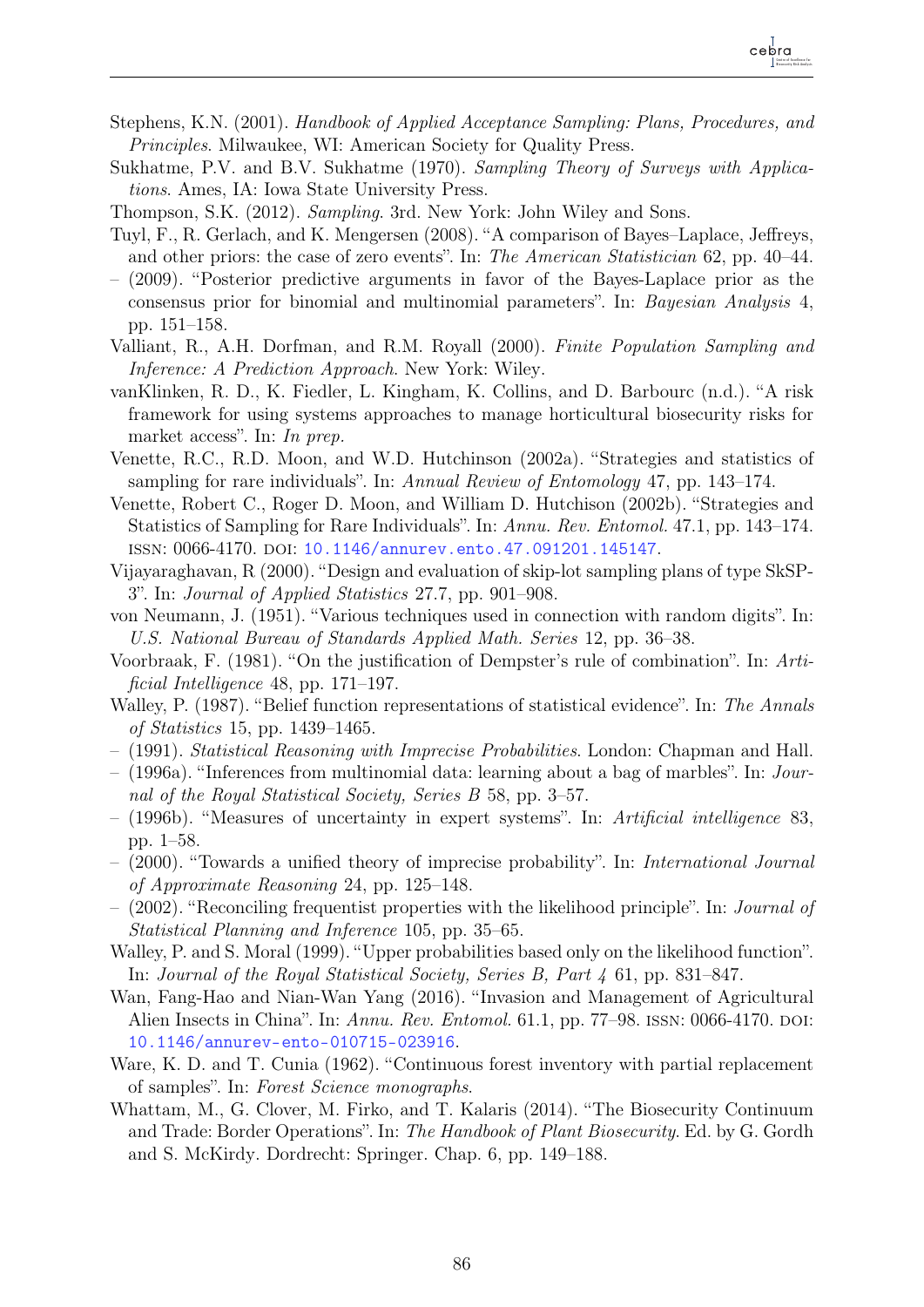Stephens, K.N. (2001). *Handbook of Applied Acceptance Sampling: Plans, Procedures, and Principles*. Milwaukee, WI: American Society for Quality Press.

Sukhatme, P.V. and B.V. Sukhatme (1970). *Sampling Theory of Surveys with Applications*. Ames, IA: Iowa State University Press.

Thompson, S.K. (2012). *Sampling*. 3rd. New York: John Wiley and Sons.

Tuyl, F., R. Gerlach, and K. Mengersen (2008). "A comparison of Bayes–Laplace, Jeffreys, and other priors: the case of zero events". In: *The American Statistician* 62, pp. 40–44.

– (2009). "Posterior predictive arguments in favor of the Bayes-Laplace prior as the consensus prior for binomial and multinomial parameters". In: *Bayesian Analysis* 4, pp. 151–158.

Valliant, R., A.H. Dorfman, and R.M. Royall (2000). *Finite Population Sampling and Inference: A Prediction Approach*. New York: Wiley.

vanKlinken, R. D., K. Fiedler, L. Kingham, K. Collins, and D. Barbourc (n.d.). "A risk framework for using systems approaches to manage horticultural biosecurity risks for market access". In: *In prep.*

Venette, R.C., R.D. Moon, and W.D. Hutchinson (2002a). "Strategies and statistics of sampling for rare individuals". In: *Annual Review of Entomology* 47, pp. 143–174.

Venette, Robert C., Roger D. Moon, and William D. Hutchison (2002b). "Strategies and Statistics of Sampling for Rare Individuals". In: *Annu. Rev. Entomol.* 47.1, pp. 143–174. ISSN: 0066-4170. DOI: 10.1146/annurev.ento.47.091201.145147.

Vijayaraghavan, R (2000). "Design and evaluation of skip-lot sampling plans of type SkSP-3". In: *Journal of Applied Statistics* 27.7, pp. 901–908.

von Neumann, J. (1951). "Various techniques used in connection with random digits". In: *U.S. National Bureau of Standards Applied Math. Series* 12, pp. 36–38.

Voorbraak, F. (1981). "On the justification of Dempster's rule of combination". In: *Artificial Intelligence* 48, pp. 171–197.

Walley, P. (1987). "Belief function representations of statistical evidence". In: *The Annals of Statistics* 15, pp. 1439–1465.

– (1991). *Statistical Reasoning with Imprecise Probabilities*. London: Chapman and Hall.

– (1996a). "Inferences from multinomial data: learning about a bag of marbles". In: *Journal of the Royal Statistical Society, Series B* 58, pp. 3–57.

– (1996b). "Measures of uncertainty in expert systems". In: *Artificial intelligence* 83, pp. 1–58.

– (2000). "Towards a unified theory of imprecise probability". In: *International Journal of Approximate Reasoning* 24, pp. 125–148.

– (2002). "Reconciling frequentist properties with the likelihood principle". In: *Journal of Statistical Planning and Inference* 105, pp. 35–65.

Walley, P. and S. Moral (1999). "Upper probabilities based only on the likelihood function". In: *Journal of the Royal Statistical Society, Series B, Part 4* 61, pp. 831–847.

Wan, Fang-Hao and Nian-Wan Yang (2016). "Invasion and Management of Agricultural Alien Insects in China". In: *Annu. Rev. Entomol.* 61.1, pp. 77–98. ISSN: 0066-4170. DOI: 10.1146/annurev-ento-010715-023916.

Ware, K. D. and T. Cunia (1962). "Continuous forest inventory with partial replacement of samples". In: *Forest Science monographs*.

Whattam, M., G. Clover, M. Firko, and T. Kalaris (2014). "The Biosecurity Continuum and Trade: Border Operations". In: *The Handbook of Plant Biosecurity*. Ed. by G. Gordh and S. McKirdy. Dordrecht: Springer. Chap. 6, pp. 149–188.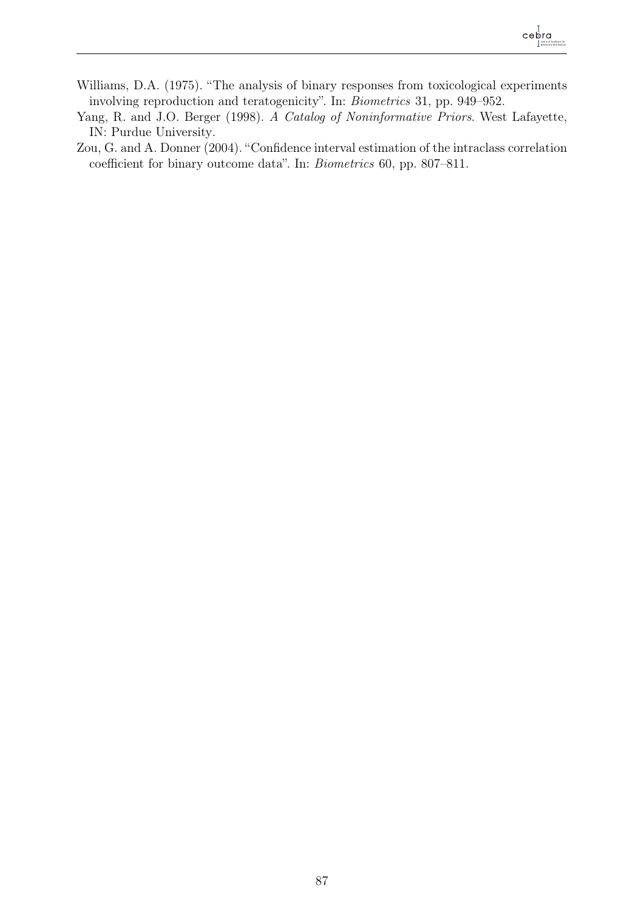Williams, D.A. (1975). "The analysis of binary responses from toxicological experiments involving reproduction and teratogenicity". In: *Biometrics* 31, pp. 949–952.

Yang, R. and J.O. Berger (1998). *A Catalog of Noninformative Priors*. West Lafayette, IN: Purdue University.

Zou, G. and A. Donner (2004). "Confidence interval estimation of the intraclass correlation coefficient for binary outcome data". In: *Biometrics* 60, pp. 807–811.